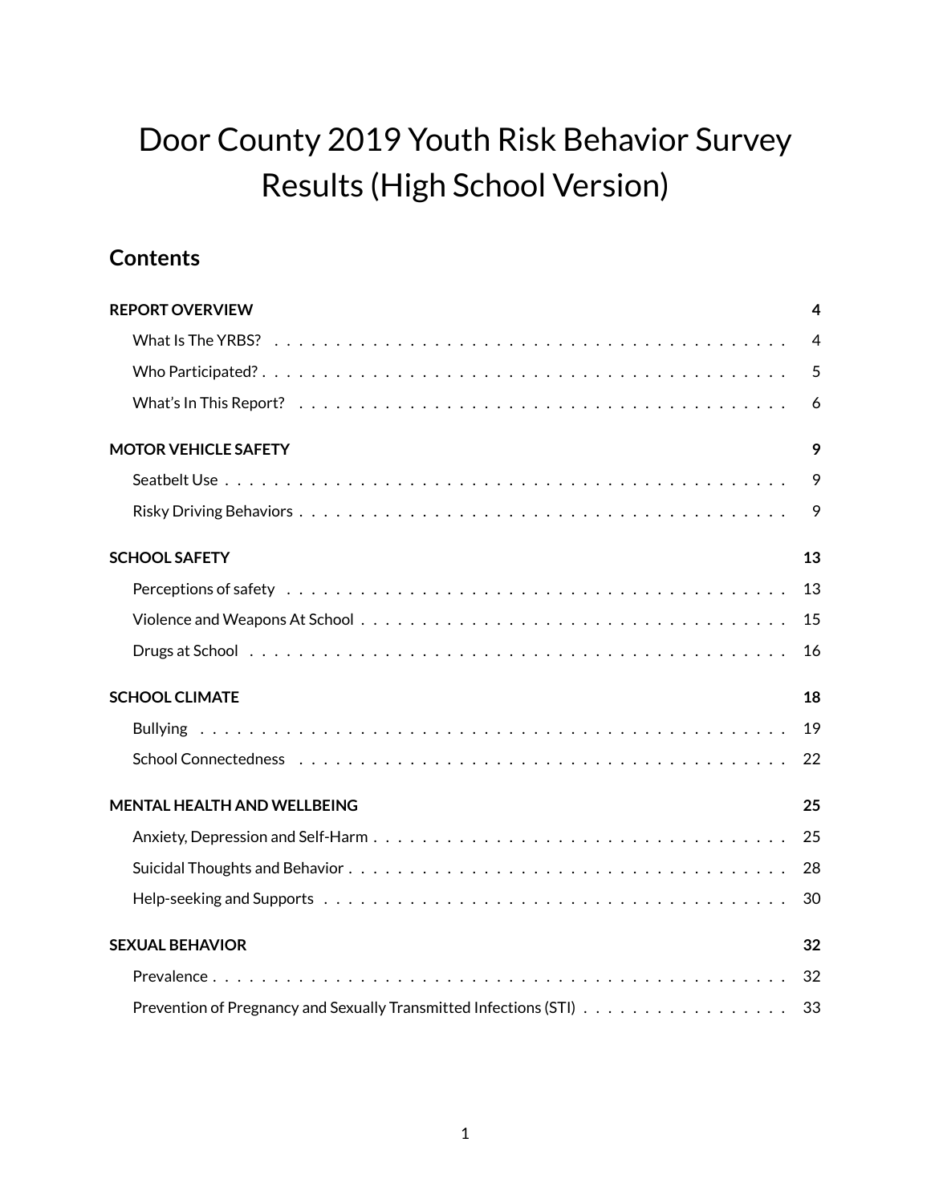# Door County 2019 Youth Risk Behavior Survey Results (High School Version)

## Contents

| | |
|---|---|
| **REPORT OVERVIEW** | **4** |
| What Is The YRBS? | 4 |
| Who Participated? | 5 |
| What's In This Report? | 6 |
| **MOTOR VEHICLE SAFETY** | **9** |
| Seatbelt Use | 9 |
| Risky Driving Behaviors | 9 |
| **SCHOOL SAFETY** | **13** |
| Perceptions of safety | 13 |
| Violence and Weapons At School | 15 |
| Drugs at School | 16 |
| **SCHOOL CLIMATE** | **18** |
| Bullying | 19 |
| School Connectedness | 22 |
| **MENTAL HEALTH AND WELLBEING** | **25** |
| Anxiety, Depression and Self-Harm | 25 |
| Suicidal Thoughts and Behavior | 28 |
| Help-seeking and Supports | 30 |
| **SEXUAL BEHAVIOR** | **32** |
| Prevalence | 32 |
| Prevention of Pregnancy and Sexually Transmitted Infections (STI) | 33 |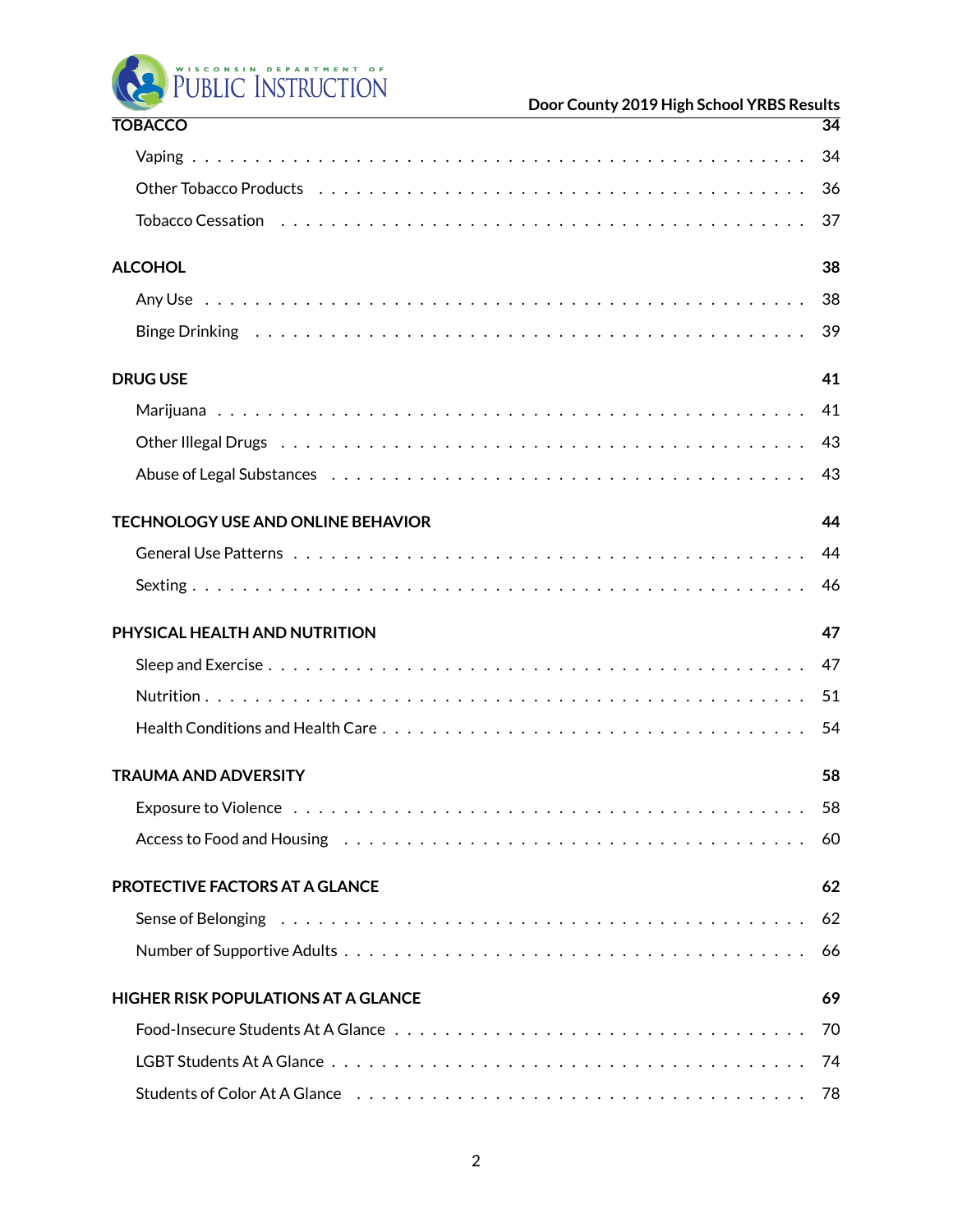| | |
|---|---|
| **TOBACCO** | **34** |
| Vaping | 34 |
| Other Tobacco Products | 36 |
| Tobacco Cessation | 37 |
| **ALCOHOL** | **38** |
| Any Use | 38 |
| Binge Drinking | 39 |
| **DRUG USE** | **41** |
| Marijuana | 41 |
| Other Illegal Drugs | 43 |
| Abuse of Legal Substances | 43 |
| **TECHNOLOGY USE AND ONLINE BEHAVIOR** | **44** |
| General Use Patterns | 44 |
| Sexting | 46 |
| **PHYSICAL HEALTH AND NUTRITION** | **47** |
| Sleep and Exercise | 47 |
| Nutrition | 51 |
| Health Conditions and Health Care | 54 |
| **TRAUMA AND ADVERSITY** | **58** |
| Exposure to Violence | 58 |
| Access to Food and Housing | 60 |
| **PROTECTIVE FACTORS AT A GLANCE** | **62** |
| Sense of Belonging | 62 |
| Number of Supportive Adults | 66 |
| **HIGHER RISK POPULATIONS AT A GLANCE** | **69** |
| Food-Insecure Students At A Glance | 70 |
| LGBT Students At A Glance | 74 |
| Students of Color At A Glance | 78 |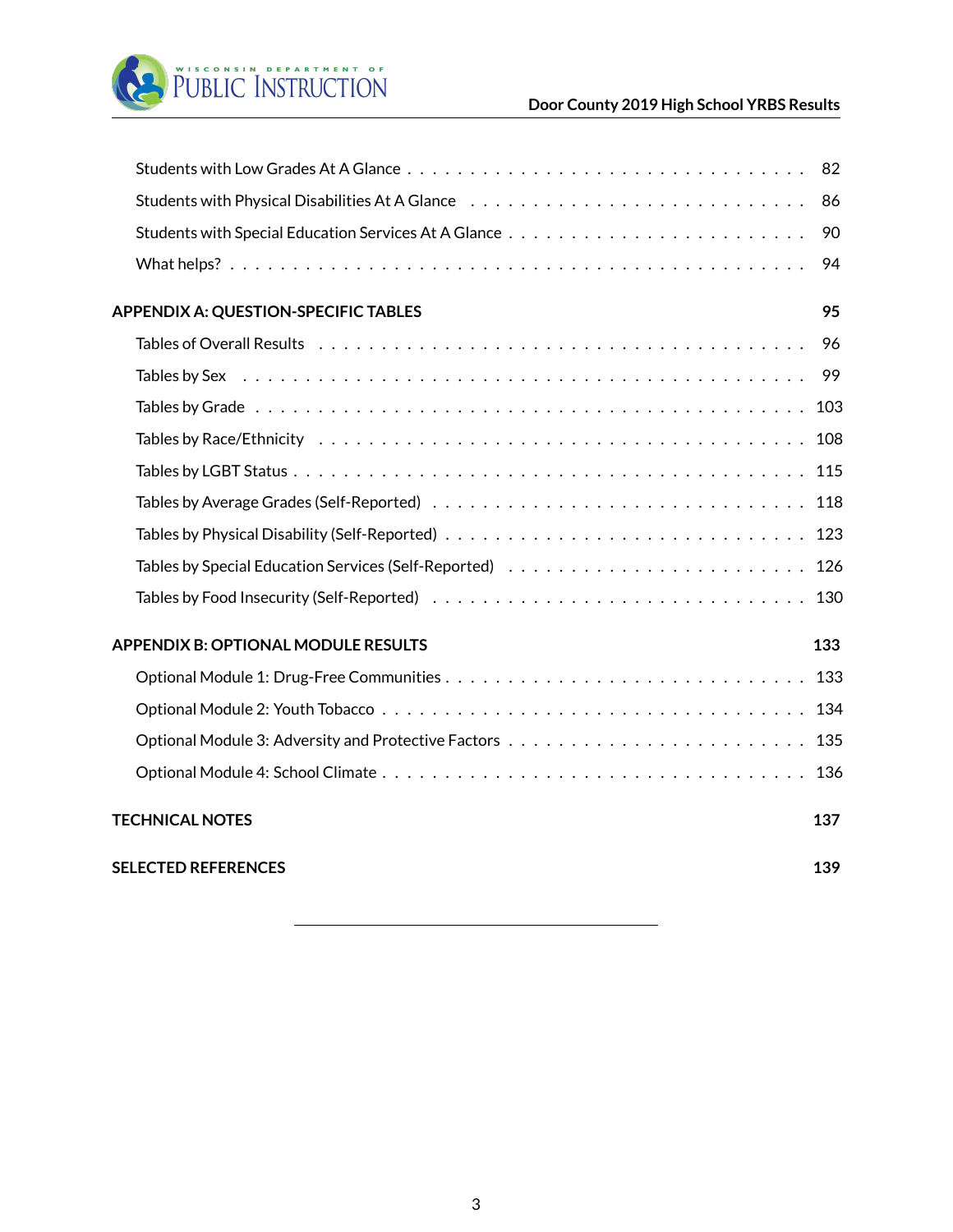- Students with Low Grades At A Glance . . . 82
- Students with Physical Disabilities At A Glance . . . 86
- Students with Special Education Services At A Glance . . . 90
- What helps? . . . 94

**APPENDIX A: QUESTION-SPECIFIC TABLES** **95**

- Tables of Overall Results . . . 96
- Tables by Sex . . . 99
- Tables by Grade . . . 103
- Tables by Race/Ethnicity . . . 108
- Tables by LGBT Status . . . 115
- Tables by Average Grades (Self-Reported) . . . 118
- Tables by Physical Disability (Self-Reported) . . . 123
- Tables by Special Education Services (Self-Reported) . . . 126
- Tables by Food Insecurity (Self-Reported) . . . 130

**APPENDIX B: OPTIONAL MODULE RESULTS** **133**

- Optional Module 1: Drug-Free Communities . . . 133
- Optional Module 2: Youth Tobacco . . . 134
- Optional Module 3: Adversity and Protective Factors . . . 135
- Optional Module 4: School Climate . . . 136

**TECHNICAL NOTES** **137**

**SELECTED REFERENCES** **139**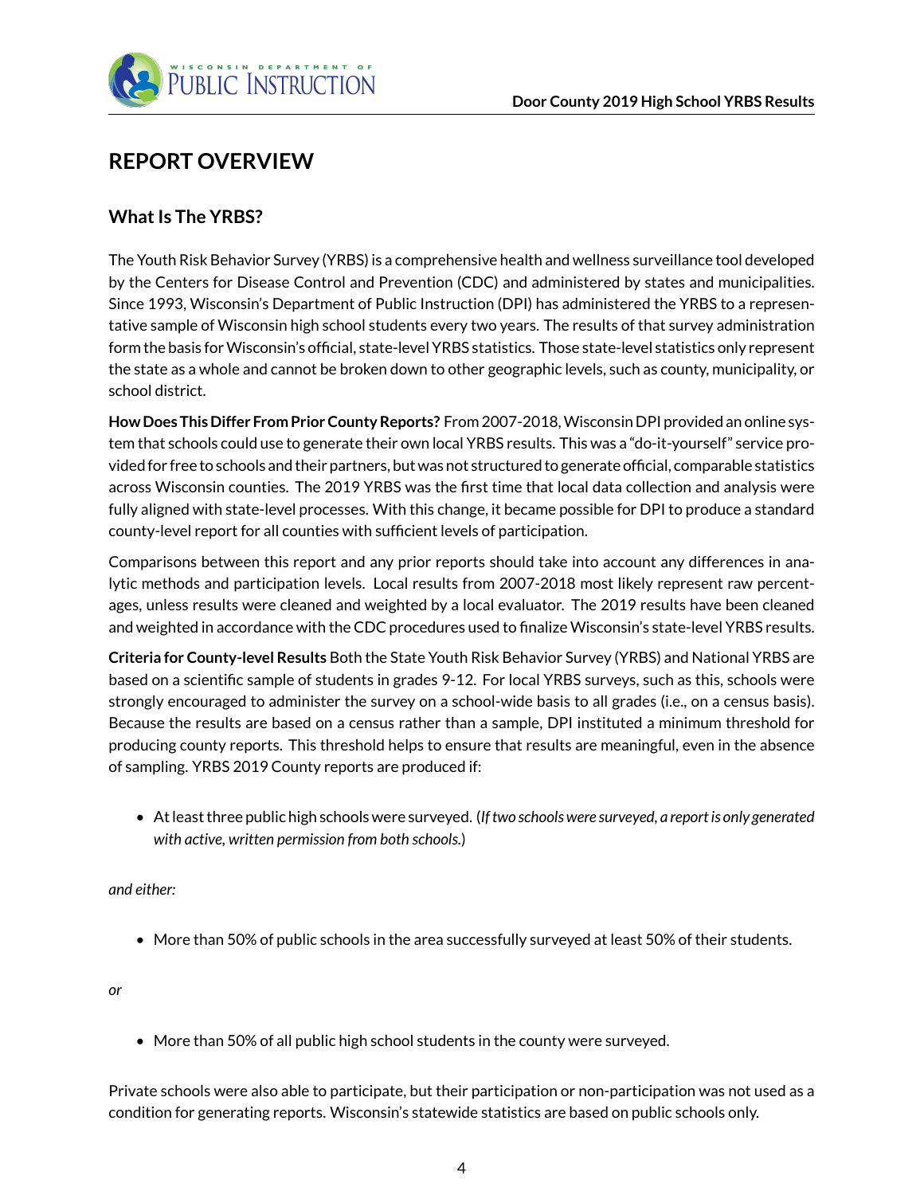# REPORT OVERVIEW

## What Is The YRBS?

The Youth Risk Behavior Survey (YRBS) is a comprehensive health and wellness surveillance tool developed by the Centers for Disease Control and Prevention (CDC) and administered by states and municipalities. Since 1993, Wisconsin's Department of Public Instruction (DPI) has administered the YRBS to a representative sample of Wisconsin high school students every two years. The results of that survey administration form the basis for Wisconsin's official, state-level YRBS statistics. Those state-level statistics only represent the state as a whole and cannot be broken down to other geographic levels, such as county, municipality, or school district.

**How Does This Differ From Prior County Reports?** From 2007-2018, Wisconsin DPI provided an online system that schools could use to generate their own local YRBS results. This was a "do-it-yourself" service provided for free to schools and their partners, but was not structured to generate official, comparable statistics across Wisconsin counties. The 2019 YRBS was the first time that local data collection and analysis were fully aligned with state-level processes. With this change, it became possible for DPI to produce a standard county-level report for all counties with sufficient levels of participation.

Comparisons between this report and any prior reports should take into account any differences in analytic methods and participation levels. Local results from 2007-2018 most likely represent raw percentages, unless results were cleaned and weighted by a local evaluator. The 2019 results have been cleaned and weighted in accordance with the CDC procedures used to finalize Wisconsin's state-level YRBS results.

**Criteria for County-level Results** Both the State Youth Risk Behavior Survey (YRBS) and National YRBS are based on a scientific sample of students in grades 9-12. For local YRBS surveys, such as this, schools were strongly encouraged to administer the survey on a school-wide basis to all grades (i.e., on a census basis). Because the results are based on a census rather than a sample, DPI instituted a minimum threshold for producing county reports. This threshold helps to ensure that results are meaningful, even in the absence of sampling. YRBS 2019 County reports are produced if:

- At least three public high schools were surveyed. (*If two schools were surveyed, a report is only generated with active, written permission from both schools.*)

*and either:*

- More than 50% of public schools in the area successfully surveyed at least 50% of their students.

*or*

- More than 50% of all public high school students in the county were surveyed.

Private schools were also able to participate, but their participation or non-participation was not used as a condition for generating reports. Wisconsin's statewide statistics are based on public schools only.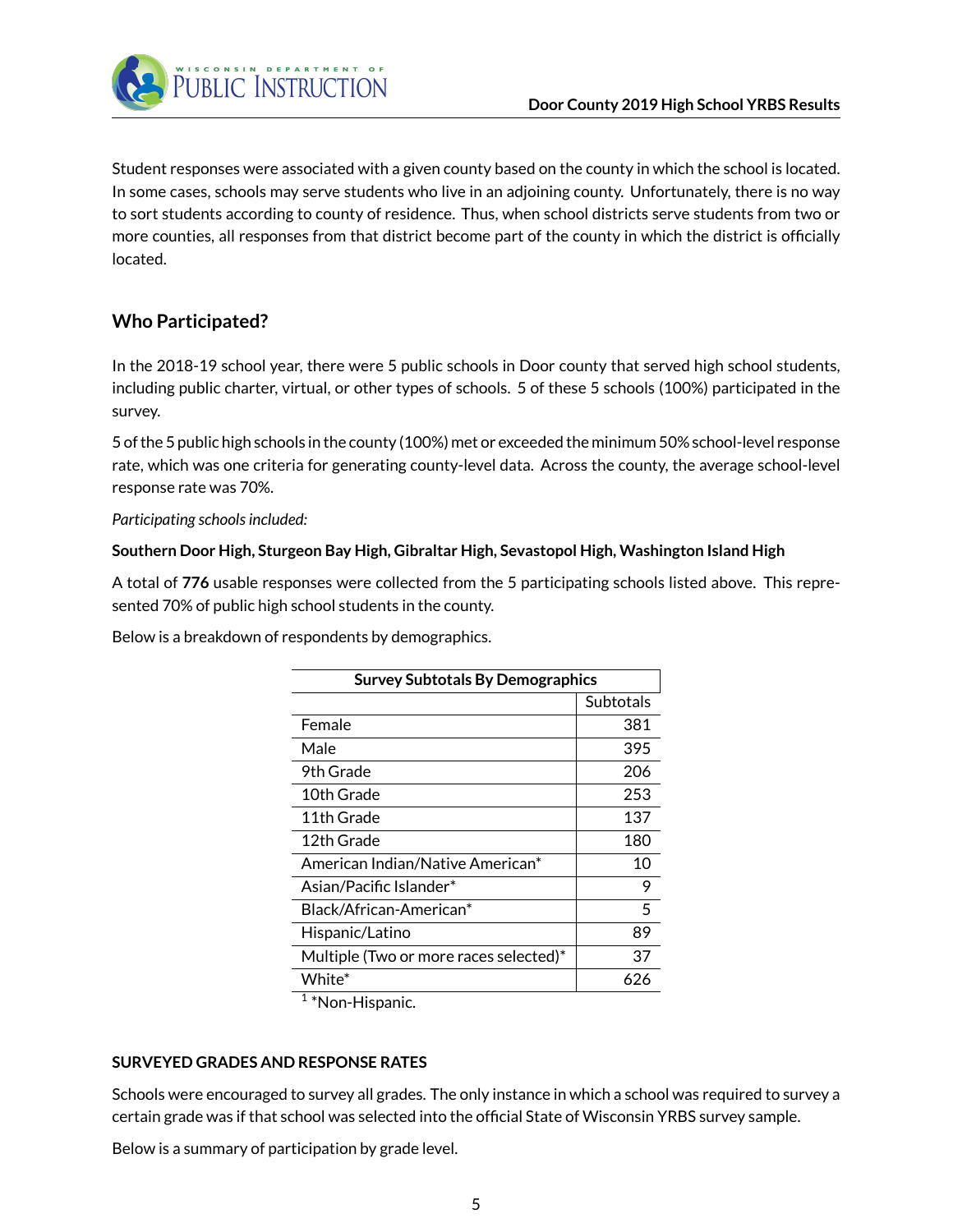Student responses were associated with a given county based on the county in which the school is located. In some cases, schools may serve students who live in an adjoining county. Unfortunately, there is no way to sort students according to county of residence. Thus, when school districts serve students from two or more counties, all responses from that district become part of the county in which the district is officially located.

## Who Participated?

In the 2018-19 school year, there were 5 public schools in Door county that served high school students, including public charter, virtual, or other types of schools. 5 of these 5 schools (100%) participated in the survey.

5 of the 5 public high schools in the county (100%) met or exceeded the minimum 50% school-level response rate, which was one criteria for generating county-level data. Across the county, the average school-level response rate was 70%.

*Participating schools included:*

**Southern Door High, Sturgeon Bay High, Gibraltar High, Sevastopol High, Washington Island High**

A total of **776** usable responses were collected from the 5 participating schools listed above. This represented 70% of public high school students in the county.

Below is a breakdown of respondents by demographics.

| Survey Subtotals By Demographics | |
|---|---|
| | Subtotals |
| Female | 381 |
| Male | 395 |
| 9th Grade | 206 |
| 10th Grade | 253 |
| 11th Grade | 137 |
| 12th Grade | 180 |
| American Indian/Native American* | 10 |
| Asian/Pacific Islander* | 9 |
| Black/African-American* | 5 |
| Hispanic/Latino | 89 |
| Multiple (Two or more races selected)* | 37 |
| White* | 626 |

[1] *Non-Hispanic.

### SURVEYED GRADES AND RESPONSE RATES

Schools were encouraged to survey all grades. The only instance in which a school was required to survey a certain grade was if that school was selected into the official State of Wisconsin YRBS survey sample.

Below is a summary of participation by grade level.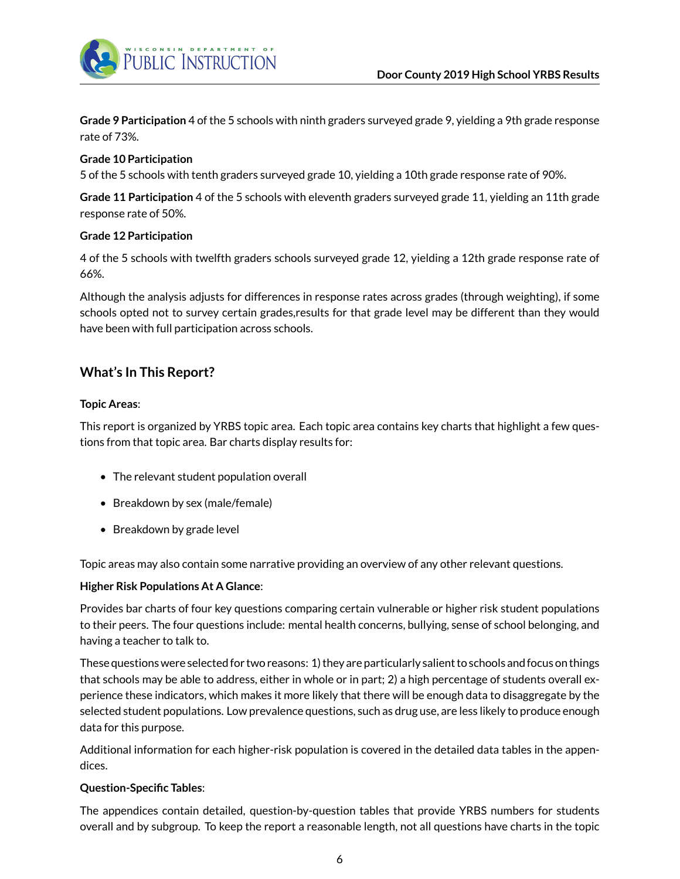**Grade 9 Participation** 4 of the 5 schools with ninth graders surveyed grade 9, yielding a 9th grade response rate of 73%.

**Grade 10 Participation**

5 of the 5 schools with tenth graders surveyed grade 10, yielding a 10th grade response rate of 90%.

**Grade 11 Participation** 4 of the 5 schools with eleventh graders surveyed grade 11, yielding an 11th grade response rate of 50%.

**Grade 12 Participation**

4 of the 5 schools with twelfth graders schools surveyed grade 12, yielding a 12th grade response rate of 66%.

Although the analysis adjusts for differences in response rates across grades (through weighting), if some schools opted not to survey certain grades,results for that grade level may be different than they would have been with full participation across schools.

## What's In This Report?

**Topic Areas**:

This report is organized by YRBS topic area. Each topic area contains key charts that highlight a few questions from that topic area. Bar charts display results for:

- The relevant student population overall
- Breakdown by sex (male/female)
- Breakdown by grade level

Topic areas may also contain some narrative providing an overview of any other relevant questions.

**Higher Risk Populations At A Glance**:

Provides bar charts of four key questions comparing certain vulnerable or higher risk student populations to their peers. The four questions include: mental health concerns, bullying, sense of school belonging, and having a teacher to talk to.

These questions were selected for two reasons: 1) they are particularly salient to schools and focus on things that schools may be able to address, either in whole or in part; 2) a high percentage of students overall experience these indicators, which makes it more likely that there will be enough data to disaggregate by the selected student populations. Low prevalence questions, such as drug use, are less likely to produce enough data for this purpose.

Additional information for each higher-risk population is covered in the detailed data tables in the appendices.

**Question-Specific Tables**:

The appendices contain detailed, question-by-question tables that provide YRBS numbers for students overall and by subgroup. To keep the report a reasonable length, not all questions have charts in the topic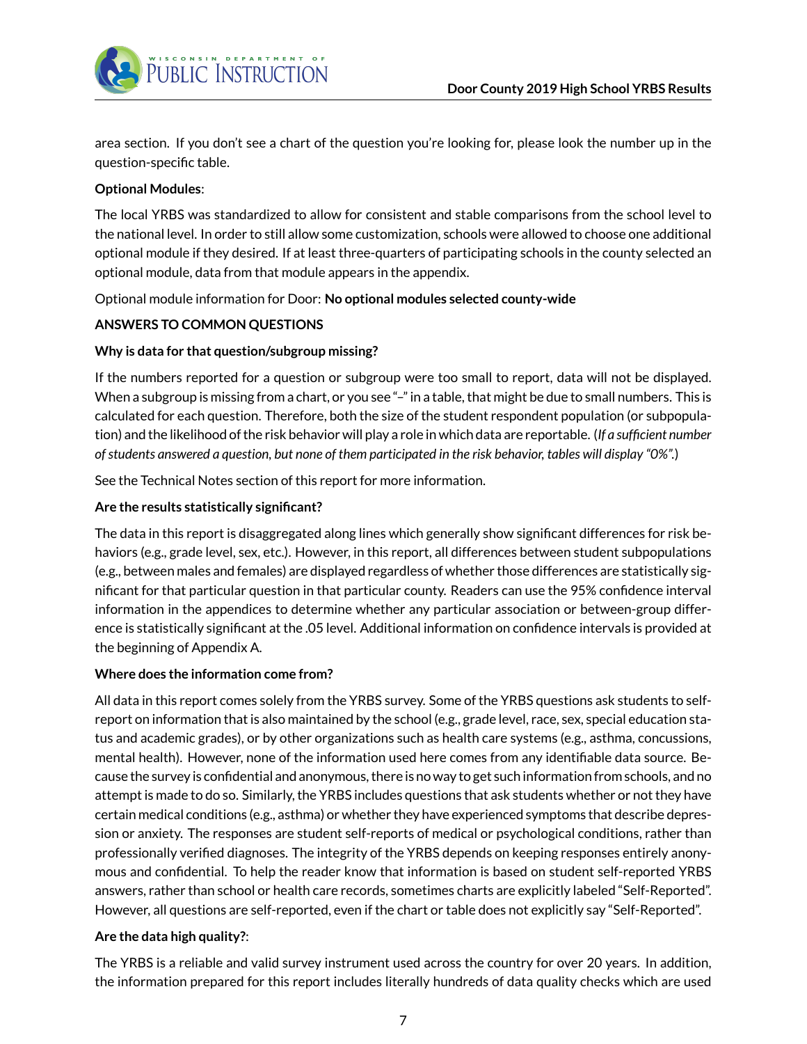area section. If you don't see a chart of the question you're looking for, please look the number up in the question-specific table.

**Optional Modules**:

The local YRBS was standardized to allow for consistent and stable comparisons from the school level to the national level. In order to still allow some customization, schools were allowed to choose one additional optional module if they desired. If at least three-quarters of participating schools in the county selected an optional module, data from that module appears in the appendix.

Optional module information for Door: **No optional modules selected county-wide**

**ANSWERS TO COMMON QUESTIONS**

**Why is data for that question/subgroup missing?**

If the numbers reported for a question or subgroup were too small to report, data will not be displayed. When a subgroup is missing from a chart, or you see "–" in a table, that might be due to small numbers. This is calculated for each question. Therefore, both the size of the student respondent population (or subpopulation) and the likelihood of the risk behavior will play a role in which data are reportable. (*If a sufficient number of students answered a question, but none of them participated in the risk behavior, tables will display "0%".*)

See the Technical Notes section of this report for more information.

**Are the results statistically significant?**

The data in this report is disaggregated along lines which generally show significant differences for risk behaviors (e.g., grade level, sex, etc.). However, in this report, all differences between student subpopulations (e.g., between males and females) are displayed regardless of whether those differences are statistically significant for that particular question in that particular county. Readers can use the 95% confidence interval information in the appendices to determine whether any particular association or between-group difference is statistically significant at the .05 level. Additional information on confidence intervals is provided at the beginning of Appendix A.

**Where does the information come from?**

All data in this report comes solely from the YRBS survey. Some of the YRBS questions ask students to self-report on information that is also maintained by the school (e.g., grade level, race, sex, special education status and academic grades), or by other organizations such as health care systems (e.g., asthma, concussions, mental health). However, none of the information used here comes from any identifiable data source. Because the survey is confidential and anonymous, there is no way to get such information from schools, and no attempt is made to do so. Similarly, the YRBS includes questions that ask students whether or not they have certain medical conditions (e.g., asthma) or whether they have experienced symptoms that describe depression or anxiety. The responses are student self-reports of medical or psychological conditions, rather than professionally verified diagnoses. The integrity of the YRBS depends on keeping responses entirely anonymous and confidential. To help the reader know that information is based on student self-reported YRBS answers, rather than school or health care records, sometimes charts are explicitly labeled "Self-Reported". However, all questions are self-reported, even if the chart or table does not explicitly say "Self-Reported".

**Are the data high quality?**:

The YRBS is a reliable and valid survey instrument used across the country for over 20 years. In addition, the information prepared for this report includes literally hundreds of data quality checks which are used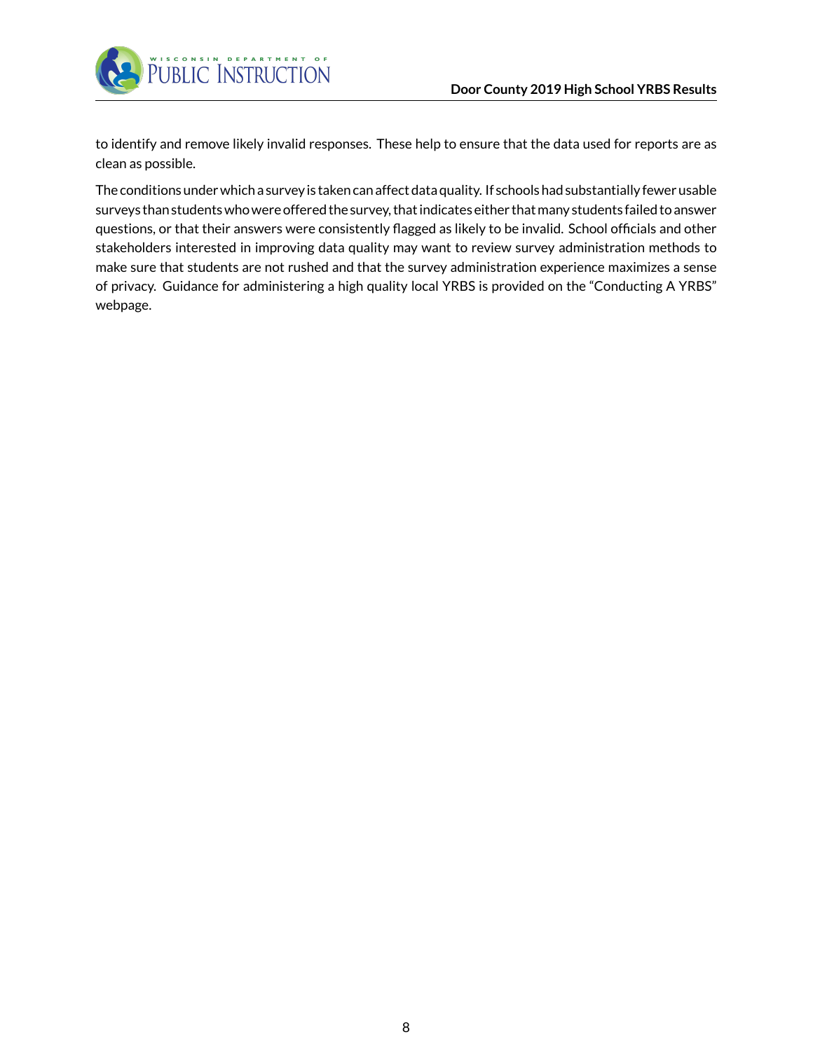to identify and remove likely invalid responses. These help to ensure that the data used for reports are as clean as possible.

The conditions under which a survey is taken can affect data quality. If schools had substantially fewer usable surveys than students who were offered the survey, that indicates either that many students failed to answer questions, or that their answers were consistently flagged as likely to be invalid. School officials and other stakeholders interested in improving data quality may want to review survey administration methods to make sure that students are not rushed and that the survey administration experience maximizes a sense of privacy. Guidance for administering a high quality local YRBS is provided on the "Conducting A YRBS" webpage.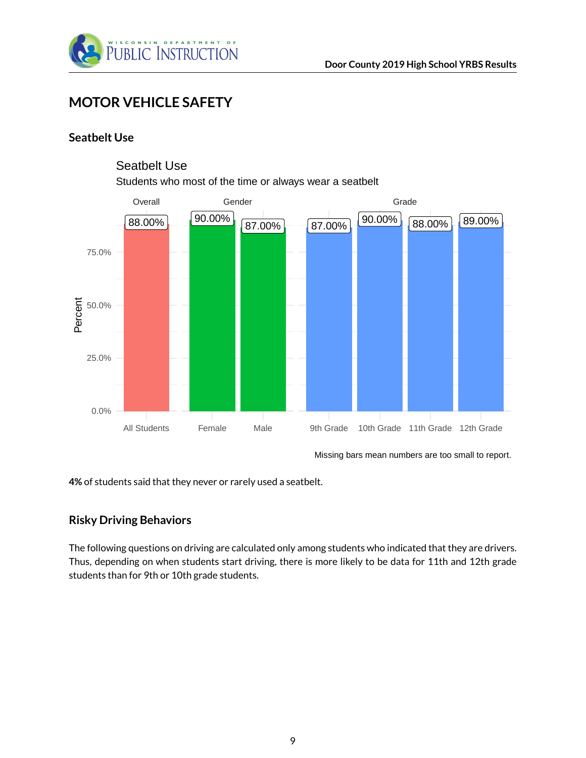# MOTOR VEHICLE SAFETY

## Seatbelt Use

Seatbelt Use

Students who most of the time or always wear a seatbelt

| Group | Category | Percent |
|---|---|---|
| Overall | All Students | 88.00% |
| Gender | Female | 90.00% |
| Gender | Male | 87.00% |
| Grade | 9th Grade | 87.00% |
| Grade | 10th Grade | 90.00% |
| Grade | 11th Grade | 88.00% |
| Grade | 12th Grade | 89.00% |

Missing bars mean numbers are too small to report.

**4%** of students said that they never or rarely used a seatbelt.

## Risky Driving Behaviors

The following questions on driving are calculated only among students who indicated that they are drivers. Thus, depending on when students start driving, there is more likely to be data for 11th and 12th grade students than for 9th or 10th grade students.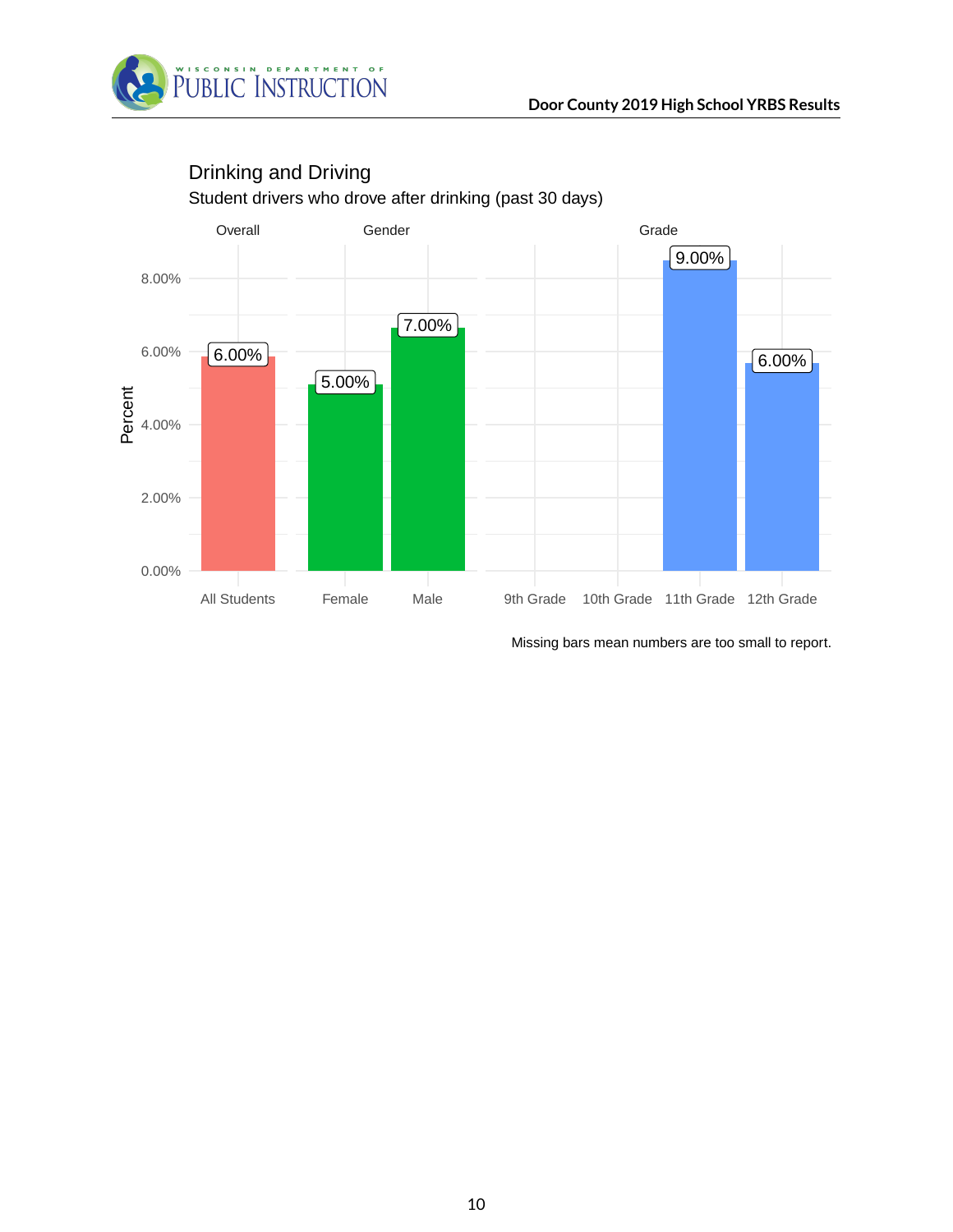## Drinking and Driving

Student drivers who drove after drinking (past 30 days)

| Group | Category | Percent |
| --- | --- | --- |
| Overall | All Students | 6.00% |
| Gender | Female | 5.00% |
| Gender | Male | 7.00% |
| Grade | 9th Grade | |
| Grade | 10th Grade | |
| Grade | 11th Grade | 9.00% |
| Grade | 12th Grade | 6.00% |

Missing bars mean numbers are too small to report.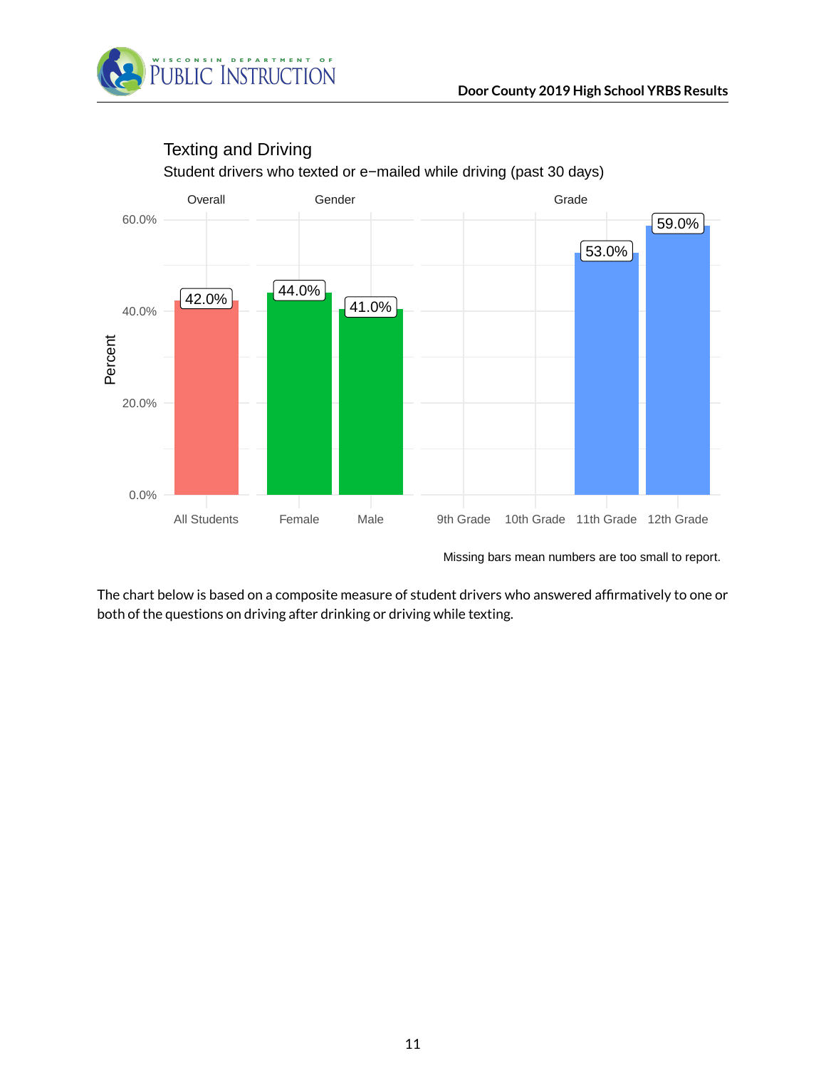## Texting and Driving

Student drivers who texted or e−mailed while driving (past 30 days)

| Group | Category | Percent |
|---|---|---|
| Overall | All Students | 42.0% |
| Gender | Female | 44.0% |
| Gender | Male | 41.0% |
| Grade | 9th Grade | |
| Grade | 10th Grade | |
| Grade | 11th Grade | 53.0% |
| Grade | 12th Grade | 59.0% |

Missing bars mean numbers are too small to report.

The chart below is based on a composite measure of student drivers who answered affirmatively to one or both of the questions on driving after drinking or driving while texting.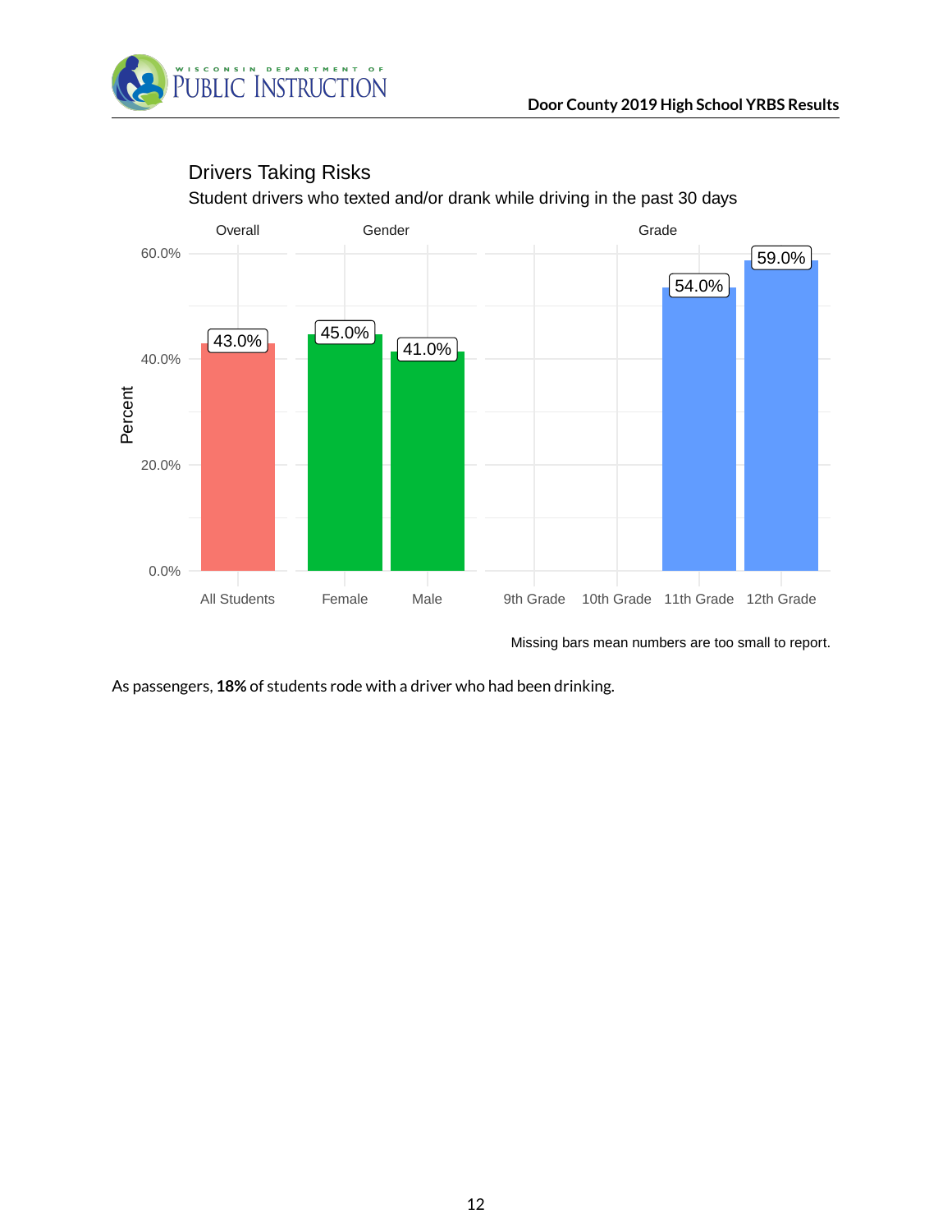## Drivers Taking Risks

Student drivers who texted and/or drank while driving in the past 30 days

| Group | Category | Percent |
|---|---|---|
| Overall | All Students | 43.0% |
| Gender | Female | 45.0% |
| Gender | Male | 41.0% |
| Grade | 9th Grade | |
| Grade | 10th Grade | |
| Grade | 11th Grade | 54.0% |
| Grade | 12th Grade | 59.0% |

Missing bars mean numbers are too small to report.

As passengers, **18%** of students rode with a driver who had been drinking.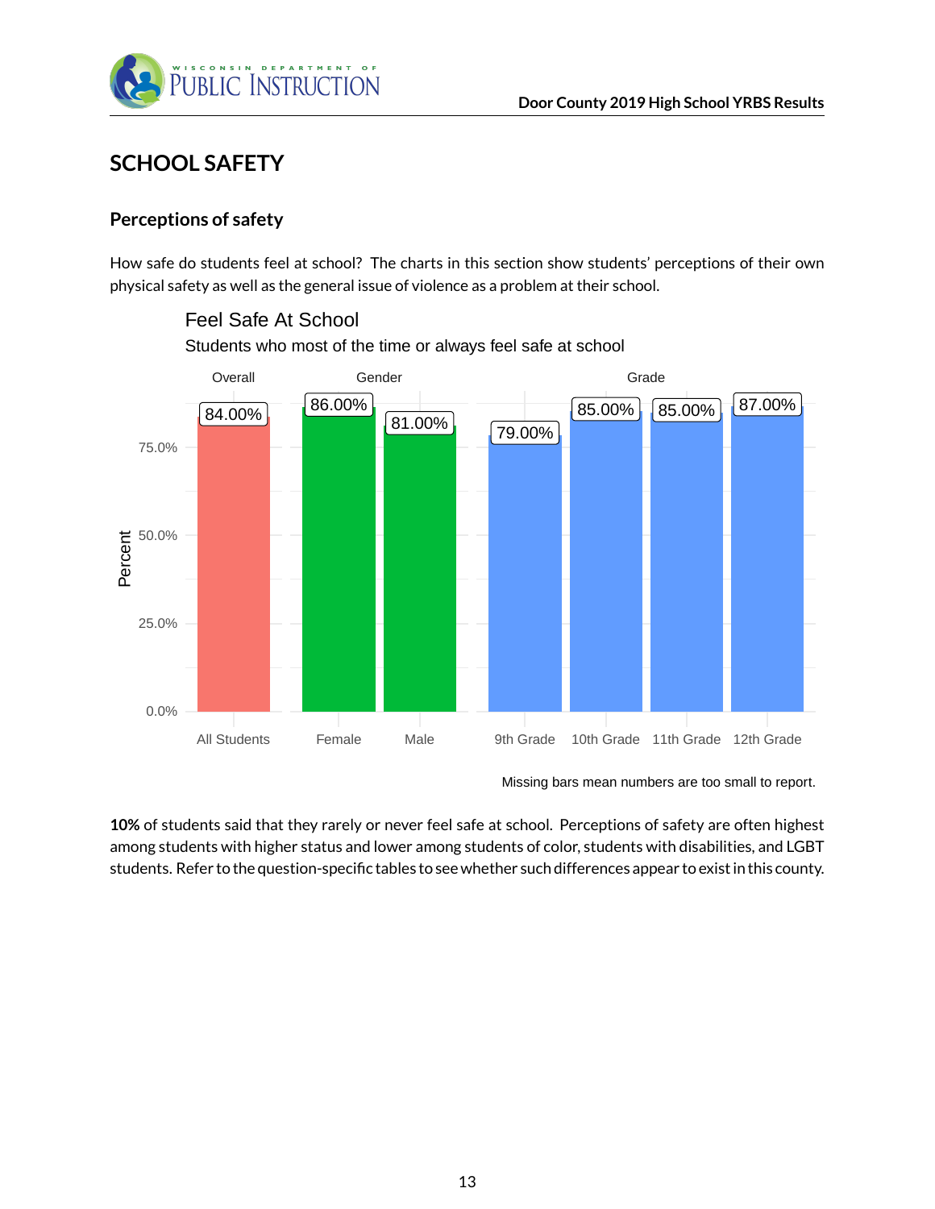# SCHOOL SAFETY

## Perceptions of safety

How safe do students feel at school? The charts in this section show students' perceptions of their own physical safety as well as the general issue of violence as a problem at their school.

**Feel Safe At School**

Students who most of the time or always feel safe at school

| Group | Category | Percent |
|---|---|---|
| Overall | All Students | 84.00% |
| Gender | Female | 86.00% |
| Gender | Male | 81.00% |
| Grade | 9th Grade | 79.00% |
| Grade | 10th Grade | 85.00% |
| Grade | 11th Grade | 85.00% |
| Grade | 12th Grade | 87.00% |

Missing bars mean numbers are too small to report.

**10%** of students said that they rarely or never feel safe at school. Perceptions of safety are often highest among students with higher status and lower among students of color, students with disabilities, and LGBT students. Refer to the question-specific tables to see whether such differences appear to exist in this county.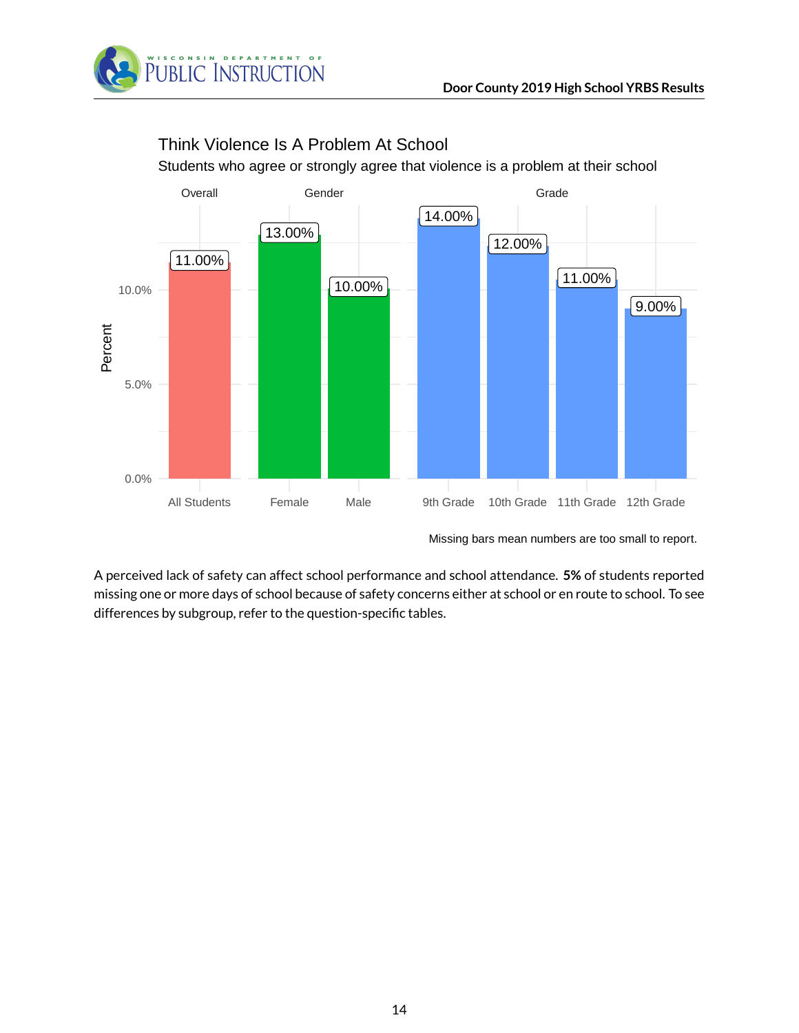## Think Violence Is A Problem At School

Students who agree or strongly agree that violence is a problem at their school

| Group | Category | Percent |
|---|---|---|
| Overall | All Students | 11.00% |
| Gender | Female | 13.00% |
| Gender | Male | 10.00% |
| Grade | 9th Grade | 14.00% |
| Grade | 10th Grade | 12.00% |
| Grade | 11th Grade | 11.00% |
| Grade | 12th Grade | 9.00% |

Missing bars mean numbers are too small to report.

A perceived lack of safety can affect school performance and school attendance. **5%** of students reported missing one or more days of school because of safety concerns either at school or en route to school. To see differences by subgroup, refer to the question-specific tables.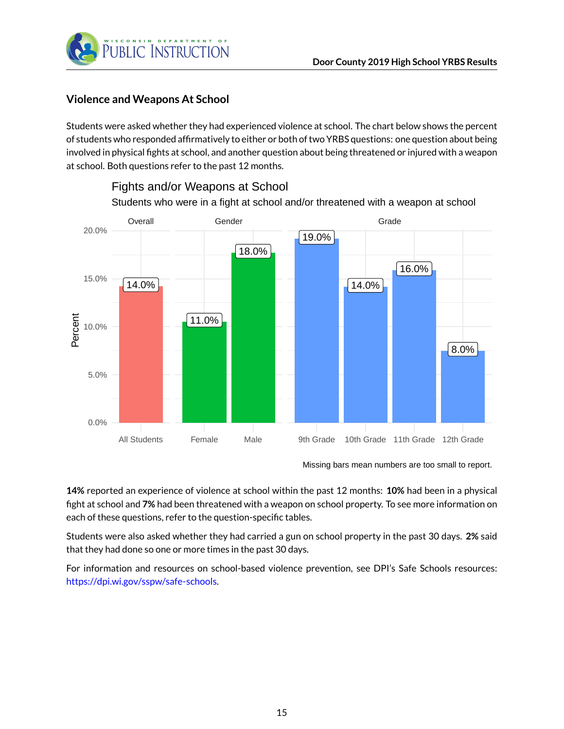## Violence and Weapons At School

Students were asked whether they had experienced violence at school. The chart below shows the percent of students who responded affirmatively to either or both of two YRBS questions: one question about being involved in physical fights at school, and another question about being threatened or injured with a weapon at school. Both questions refer to the past 12 months.

**Fights and/or Weapons at School**

Students who were in a fight at school and/or threatened with a weapon at school

| Group | Category | Percent |
|---|---|---|
| Overall | All Students | 14.0% |
| Gender | Female | 11.0% |
| Gender | Male | 18.0% |
| Grade | 9th Grade | 19.0% |
| Grade | 10th Grade | 14.0% |
| Grade | 11th Grade | 16.0% |
| Grade | 12th Grade | 8.0% |

Missing bars mean numbers are too small to report.

**14%** reported an experience of violence at school within the past 12 months: **10%** had been in a physical fight at school and **7%** had been threatened with a weapon on school property. To see more information on each of these questions, refer to the question-specific tables.

Students were also asked whether they had carried a gun on school property in the past 30 days. **2%** said that they had done so one or more times in the past 30 days.

For information and resources on school-based violence prevention, see DPI's Safe Schools resources: https://dpi.wi.gov/sspw/safe-schools.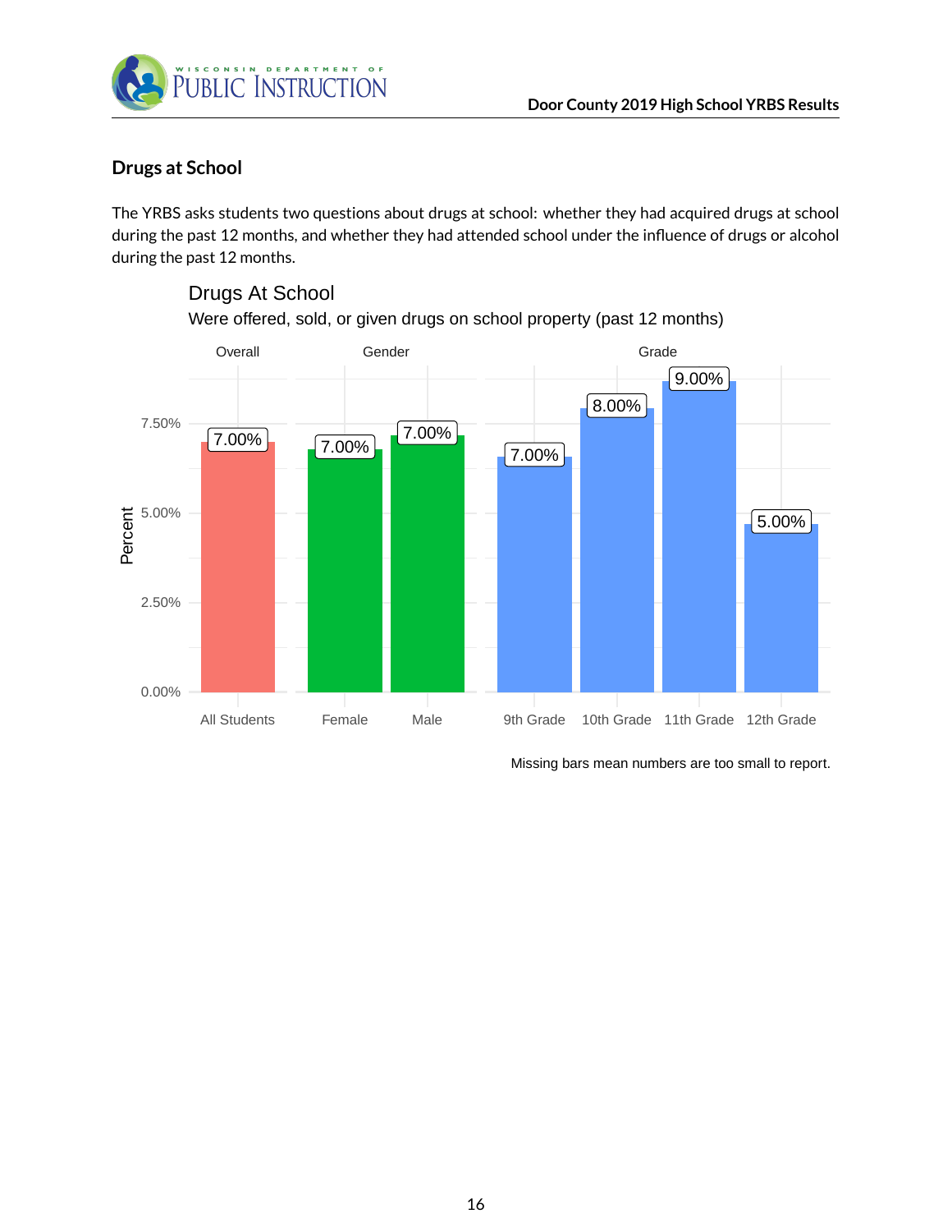## Drugs at School

The YRBS asks students two questions about drugs at school: whether they had acquired drugs at school during the past 12 months, and whether they had attended school under the influence of drugs or alcohol during the past 12 months.

Drugs At School

Were offered, sold, or given drugs on school property (past 12 months)

| Group | Category | Percent |
|---|---|---|
| Overall | All Students | 7.00% |
| Gender | Female | 7.00% |
| Gender | Male | 7.00% |
| Grade | 9th Grade | 7.00% |
| Grade | 10th Grade | 8.00% |
| Grade | 11th Grade | 9.00% |
| Grade | 12th Grade | 5.00% |

Missing bars mean numbers are too small to report.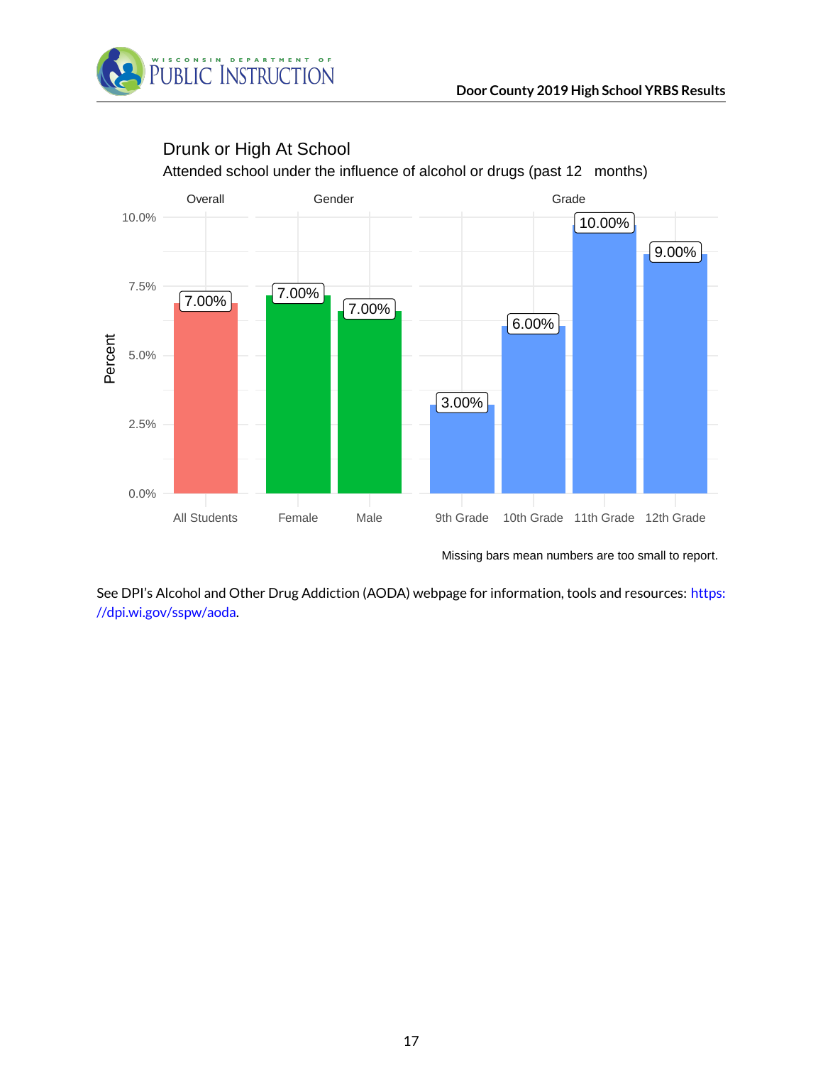## Drunk or High At School

Attended school under the influence of alcohol or drugs (past 12 months)

| Group | Category | Percent |
| --- | --- | --- |
| Overall | All Students | 7.00% |
| Gender | Female | 7.00% |
| Gender | Male | 7.00% |
| Grade | 9th Grade | 3.00% |
| Grade | 10th Grade | 6.00% |
| Grade | 11th Grade | 10.00% |
| Grade | 12th Grade | 9.00% |

Missing bars mean numbers are too small to report.

See DPI's Alcohol and Other Drug Addiction (AODA) webpage for information, tools and resources: https://dpi.wi.gov/sspw/aoda.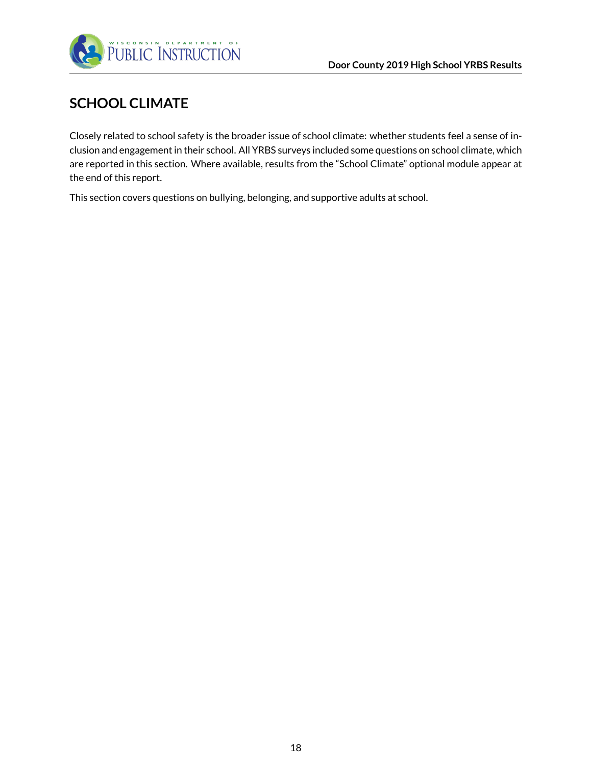# SCHOOL CLIMATE

Closely related to school safety is the broader issue of school climate: whether students feel a sense of inclusion and engagement in their school. All YRBS surveys included some questions on school climate, which are reported in this section. Where available, results from the "School Climate" optional module appear at the end of this report.

This section covers questions on bullying, belonging, and supportive adults at school.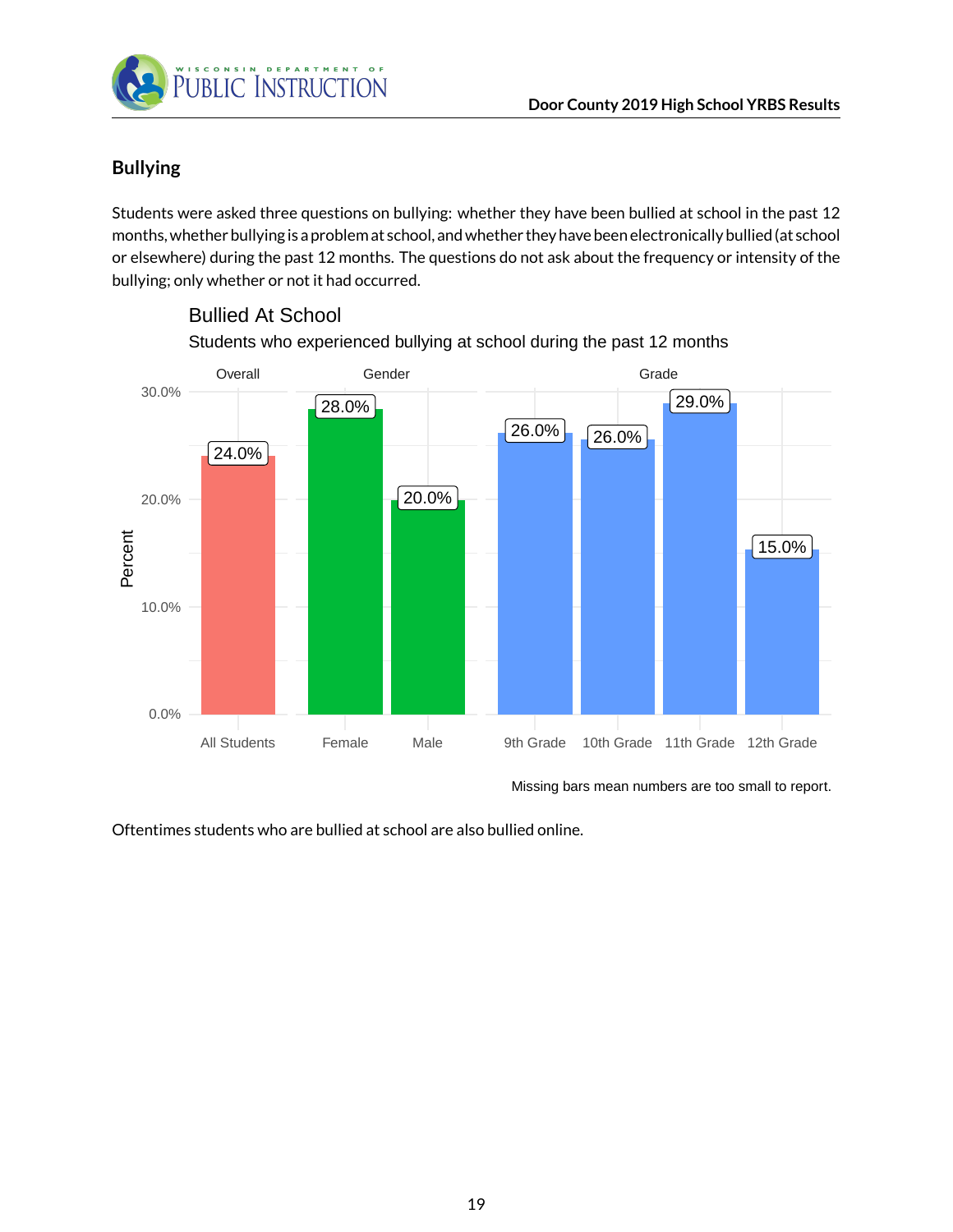## Bullying

Students were asked three questions on bullying: whether they have been bullied at school in the past 12 months, whether bullying is a problem at school, and whether they have been electronically bullied (at school or elsewhere) during the past 12 months. The questions do not ask about the frequency or intensity of the bullying; only whether or not it had occurred.

**Bullied At School**

Students who experienced bullying at school during the past 12 months

| Category | Group | Percent |
|---|---|---|
| Overall | All Students | 24.0% |
| Gender | Female | 28.0% |
| Gender | Male | 20.0% |
| Grade | 9th Grade | 26.0% |
| Grade | 10th Grade | 26.0% |
| Grade | 11th Grade | 29.0% |
| Grade | 12th Grade | 15.0% |

Missing bars mean numbers are too small to report.

Oftentimes students who are bullied at school are also bullied online.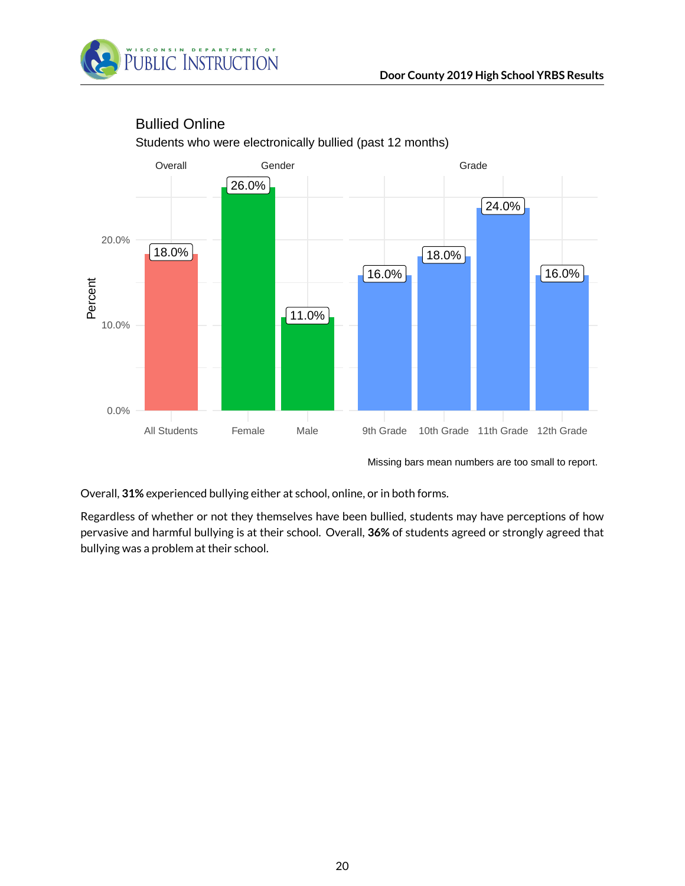## Bullied Online

Students who were electronically bullied (past 12 months)

| Group | Category | Percent |
|---|---|---|
| Overall | All Students | 18.0% |
| Gender | Female | 26.0% |
| Gender | Male | 11.0% |
| Grade | 9th Grade | 16.0% |
| Grade | 10th Grade | 18.0% |
| Grade | 11th Grade | 24.0% |
| Grade | 12th Grade | 16.0% |

Missing bars mean numbers are too small to report.

Overall, **31%** experienced bullying either at school, online, or in both forms.

Regardless of whether or not they themselves have been bullied, students may have perceptions of how pervasive and harmful bullying is at their school. Overall, **36%** of students agreed or strongly agreed that bullying was a problem at their school.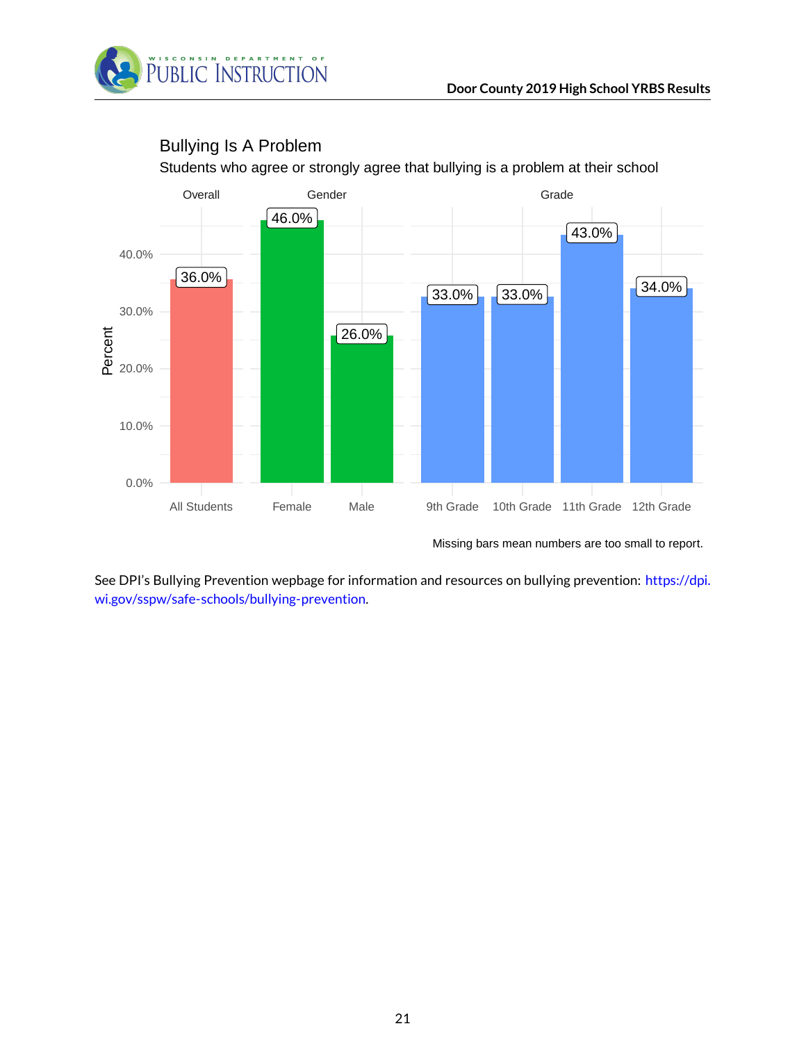## Bullying Is A Problem

Students who agree or strongly agree that bullying is a problem at their school

| Group | Category | Percent |
|---|---|---|
| Overall | All Students | 36.0% |
| Gender | Female | 46.0% |
| Gender | Male | 26.0% |
| Grade | 9th Grade | 33.0% |
| Grade | 10th Grade | 33.0% |
| Grade | 11th Grade | 43.0% |
| Grade | 12th Grade | 34.0% |

Missing bars mean numbers are too small to report.

See DPI's Bullying Prevention webpage for information and resources on bullying prevention: https://dpi.wi.gov/sspw/safe-schools/bullying-prevention.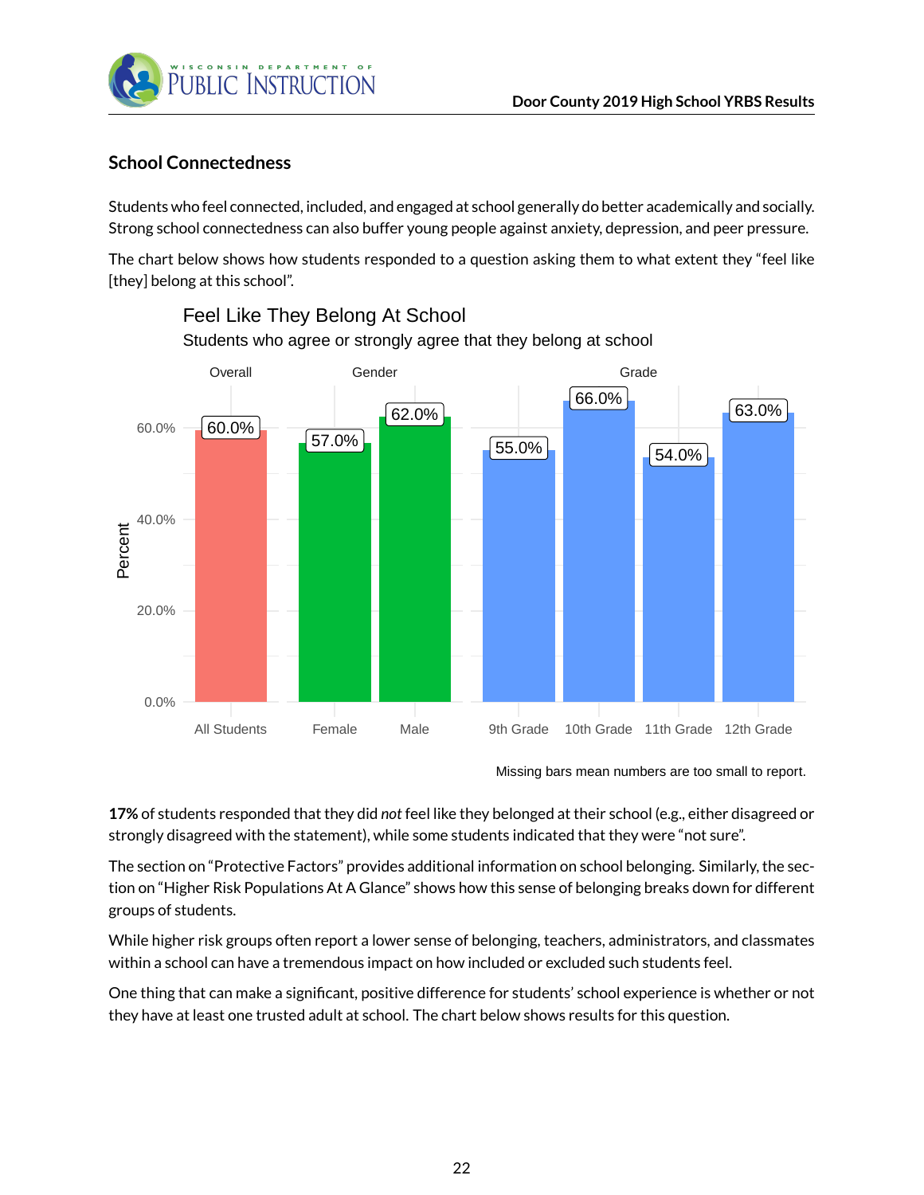## School Connectedness

Students who feel connected, included, and engaged at school generally do better academically and socially. Strong school connectedness can also buffer young people against anxiety, depression, and peer pressure.

The chart below shows how students responded to a question asking them to what extent they "feel like [they] belong at this school".

**Feel Like They Belong At School**

Students who agree or strongly agree that they belong at school

| Group | Category | Percent |
|---|---|---|
| Overall | All Students | 60.0% |
| Gender | Female | 57.0% |
| Gender | Male | 62.0% |
| Grade | 9th Grade | 55.0% |
| Grade | 10th Grade | 66.0% |
| Grade | 11th Grade | 54.0% |
| Grade | 12th Grade | 63.0% |

Missing bars mean numbers are too small to report.

**17%** of students responded that they did *not* feel like they belonged at their school (e.g., either disagreed or strongly disagreed with the statement), while some students indicated that they were "not sure".

The section on "Protective Factors" provides additional information on school belonging. Similarly, the section on "Higher Risk Populations At A Glance" shows how this sense of belonging breaks down for different groups of students.

While higher risk groups often report a lower sense of belonging, teachers, administrators, and classmates within a school can have a tremendous impact on how included or excluded such students feel.

One thing that can make a significant, positive difference for students' school experience is whether or not they have at least one trusted adult at school. The chart below shows results for this question.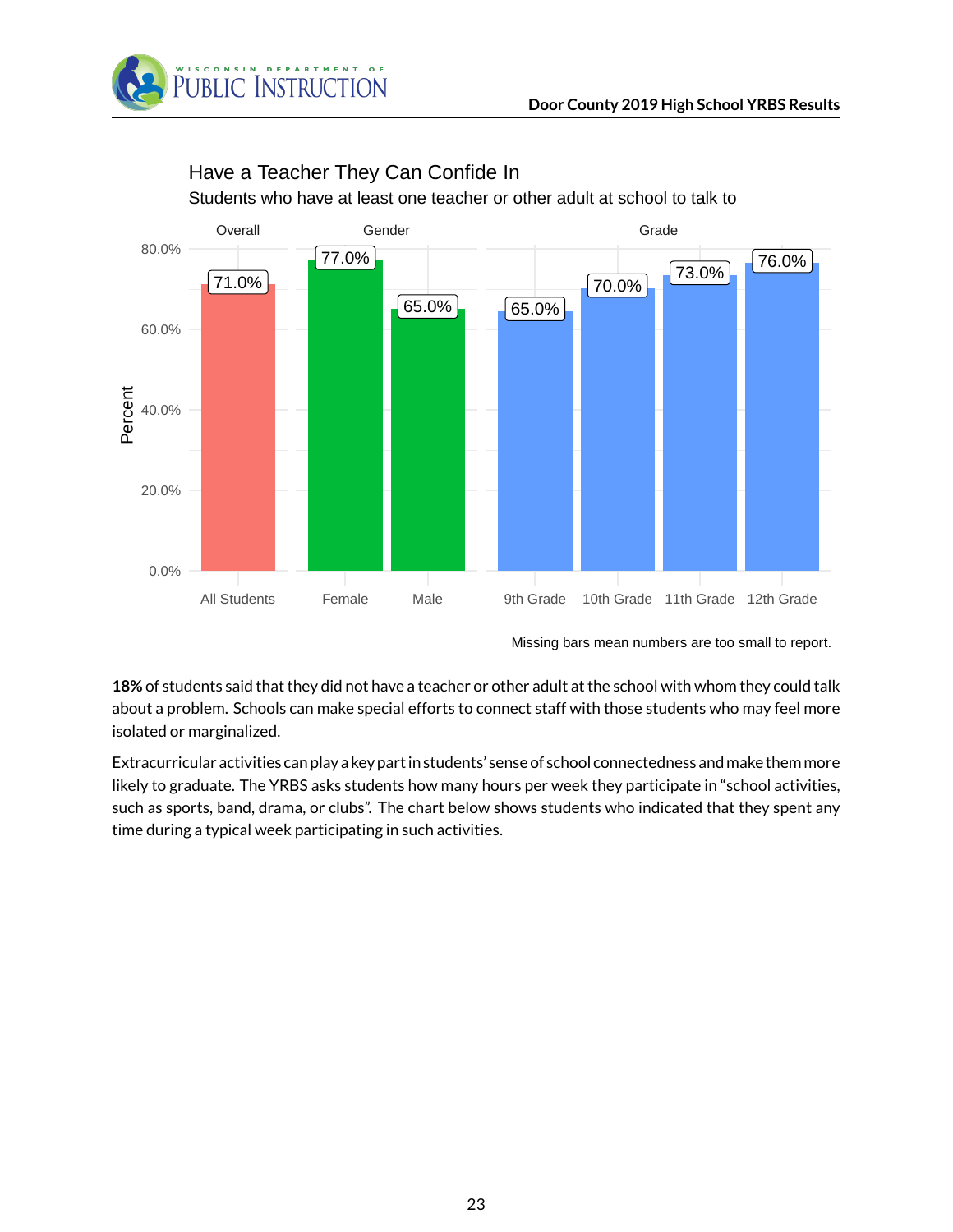## Have a Teacher They Can Confide In

Students who have at least one teacher or other adult at school to talk to

| Group | Category | Percent |
|---|---|---|
| Overall | All Students | 71.0% |
| Gender | Female | 77.0% |
| Gender | Male | 65.0% |
| Grade | 9th Grade | 65.0% |
| Grade | 10th Grade | 70.0% |
| Grade | 11th Grade | 73.0% |
| Grade | 12th Grade | 76.0% |

Missing bars mean numbers are too small to report.

**18%** of students said that they did not have a teacher or other adult at the school with whom they could talk about a problem. Schools can make special efforts to connect staff with those students who may feel more isolated or marginalized.

Extracurricular activities can play a key part in students' sense of school connectedness and make them more likely to graduate. The YRBS asks students how many hours per week they participate in "school activities, such as sports, band, drama, or clubs". The chart below shows students who indicated that they spent any time during a typical week participating in such activities.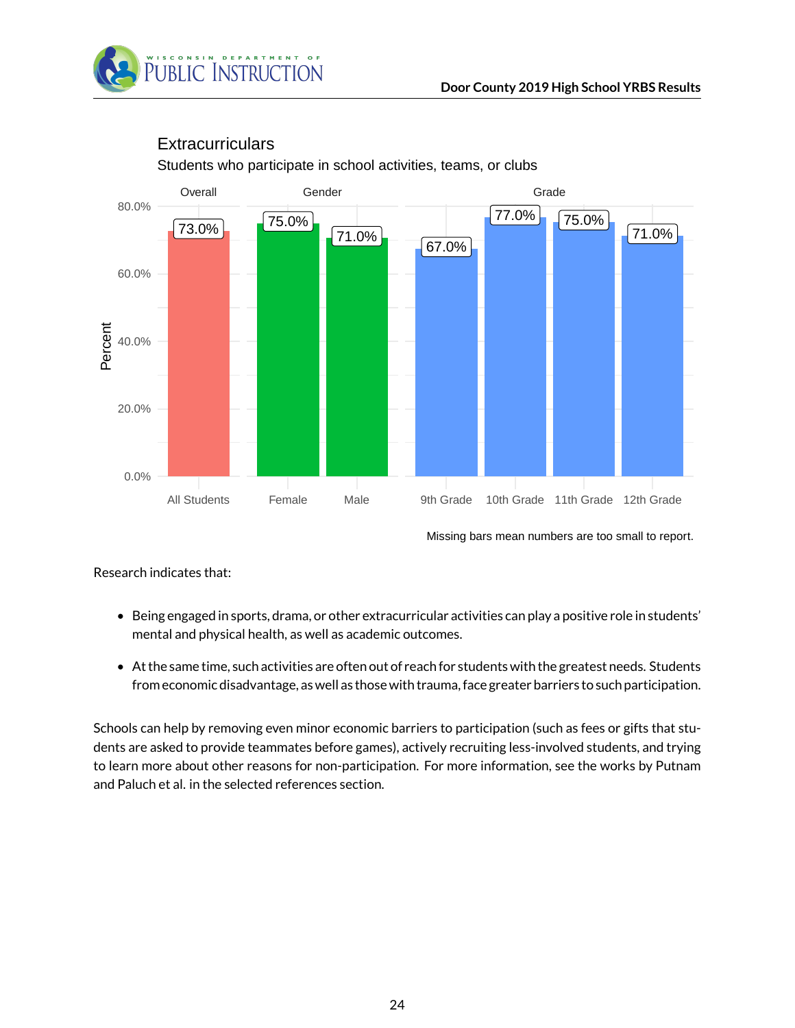## Extracurriculars

Students who participate in school activities, teams, or clubs

| Group | Category | Percent |
|---|---|---|
| Overall | All Students | 73.0% |
| Gender | Female | 75.0% |
| Gender | Male | 71.0% |
| Grade | 9th Grade | 67.0% |
| Grade | 10th Grade | 77.0% |
| Grade | 11th Grade | 75.0% |
| Grade | 12th Grade | 71.0% |

Missing bars mean numbers are too small to report.

Research indicates that:

- Being engaged in sports, drama, or other extracurricular activities can play a positive role in students' mental and physical health, as well as academic outcomes.
- At the same time, such activities are often out of reach for students with the greatest needs. Students from economic disadvantage, as well as those with trauma, face greater barriers to such participation.

Schools can help by removing even minor economic barriers to participation (such as fees or gifts that students are asked to provide teammates before games), actively recruiting less-involved students, and trying to learn more about other reasons for non-participation. For more information, see the works by Putnam and Paluch et al. in the selected references section.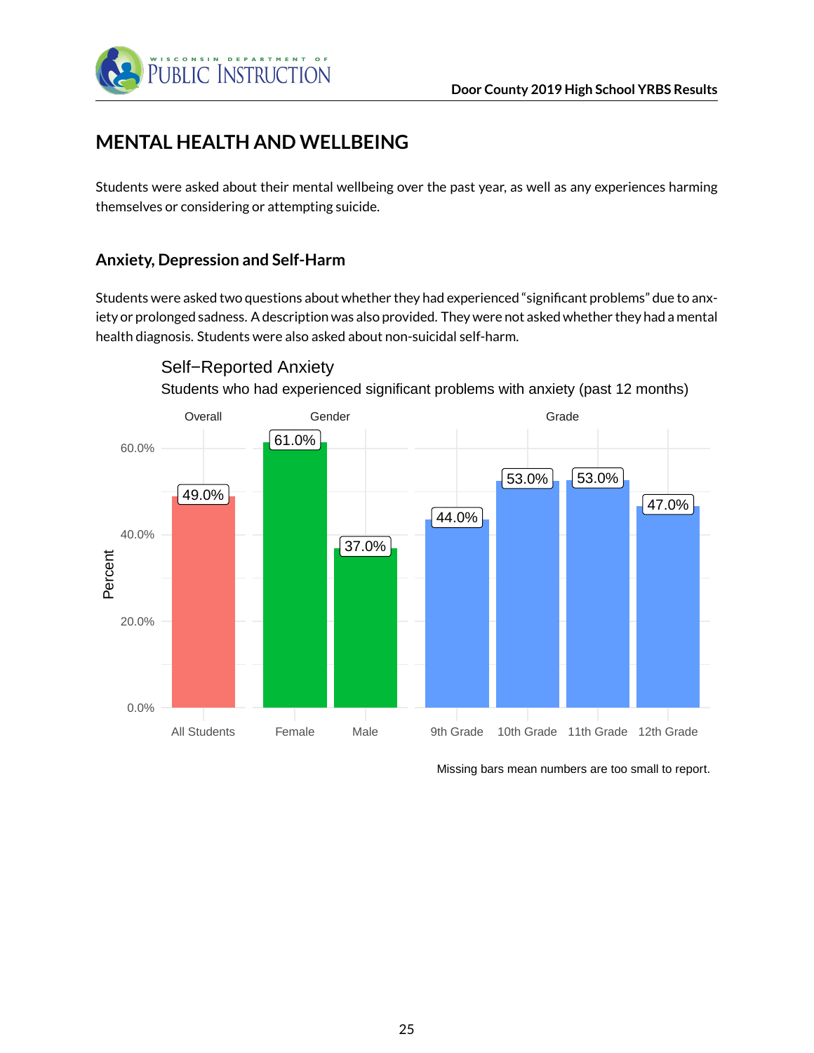# MENTAL HEALTH AND WELLBEING

Students were asked about their mental wellbeing over the past year, as well as any experiences harming themselves or considering or attempting suicide.

## Anxiety, Depression and Self-Harm

Students were asked two questions about whether they had experienced "significant problems" due to anxiety or prolonged sadness. A description was also provided. They were not asked whether they had a mental health diagnosis. Students were also asked about non-suicidal self-harm.

### Self−Reported Anxiety

Students who had experienced significant problems with anxiety (past 12 months)

| Group | Category | Percent |
|---|---|---|
| Overall | All Students | 49.0% |
| Gender | Female | 61.0% |
| Gender | Male | 37.0% |
| Grade | 9th Grade | 44.0% |
| Grade | 10th Grade | 53.0% |
| Grade | 11th Grade | 53.0% |
| Grade | 12th Grade | 47.0% |

Missing bars mean numbers are too small to report.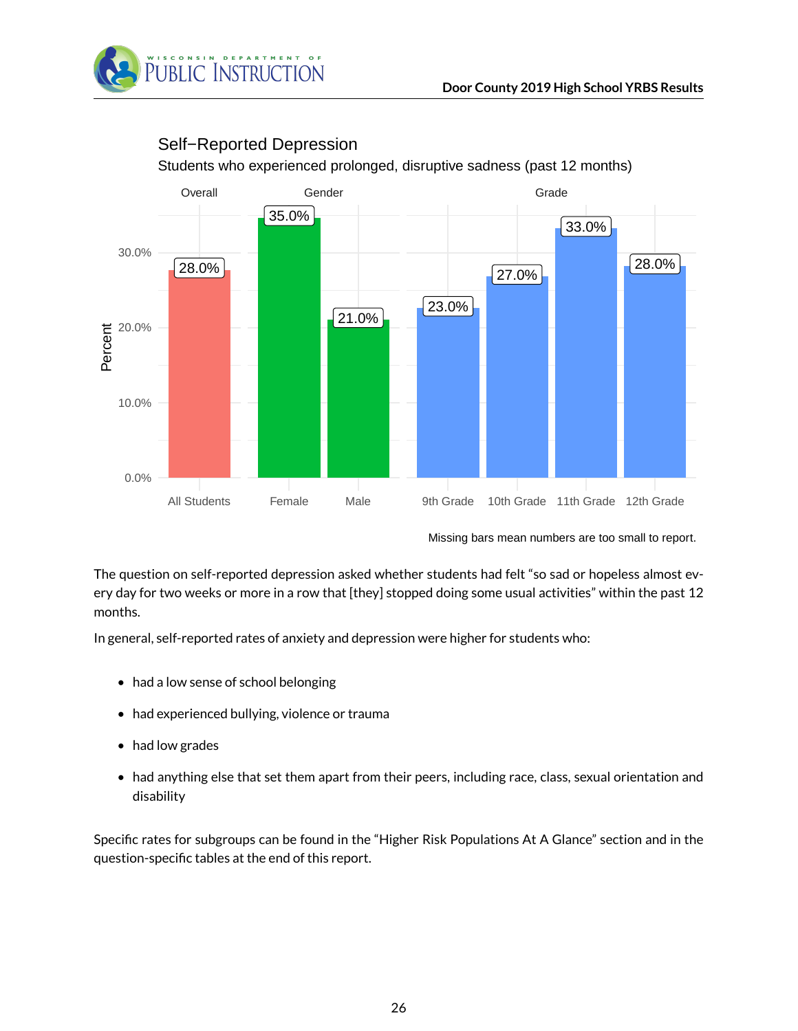## Self−Reported Depression

Students who experienced prolonged, disruptive sadness (past 12 months)

| Group | Category | Percent |
| --- | --- | --- |
| Overall | All Students | 28.0% |
| Gender | Female | 35.0% |
| Gender | Male | 21.0% |
| Grade | 9th Grade | 23.0% |
| Grade | 10th Grade | 27.0% |
| Grade | 11th Grade | 33.0% |
| Grade | 12th Grade | 28.0% |

Missing bars mean numbers are too small to report.

The question on self-reported depression asked whether students had felt "so sad or hopeless almost every day for two weeks or more in a row that [they] stopped doing some usual activities" within the past 12 months.

In general, self-reported rates of anxiety and depression were higher for students who:

- had a low sense of school belonging
- had experienced bullying, violence or trauma
- had low grades
- had anything else that set them apart from their peers, including race, class, sexual orientation and disability

Specific rates for subgroups can be found in the "Higher Risk Populations At A Glance" section and in the question-specific tables at the end of this report.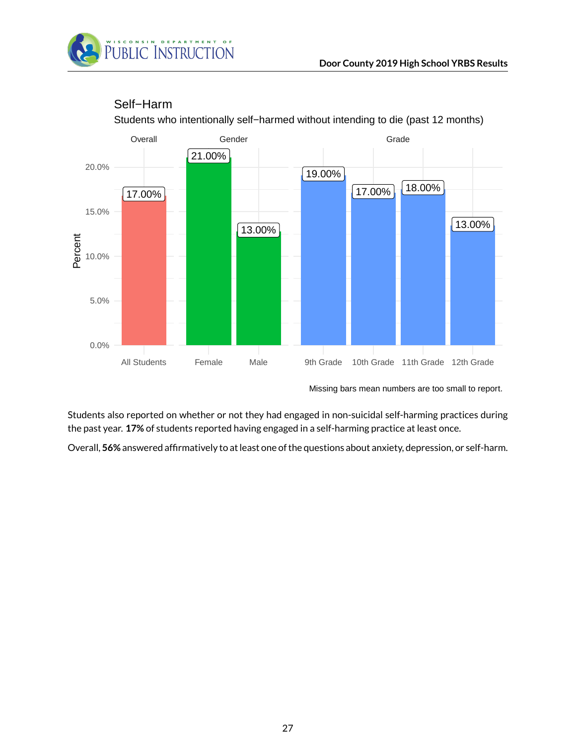## Self−Harm

Students who intentionally self−harmed without intending to die (past 12 months)

| | Overall | Gender | | Grade | | | |
|---|---|---|---|---|---|---|---|
| | All Students | Female | Male | 9th Grade | 10th Grade | 11th Grade | 12th Grade |
| Percent | 17.00% | 21.00% | 13.00% | 19.00% | 17.00% | 18.00% | 13.00% |

Missing bars mean numbers are too small to report.

Students also reported on whether or not they had engaged in non-suicidal self-harming practices during the past year. **17%** of students reported having engaged in a self-harming practice at least once.

Overall, **56%** answered affirmatively to at least one of the questions about anxiety, depression, or self-harm.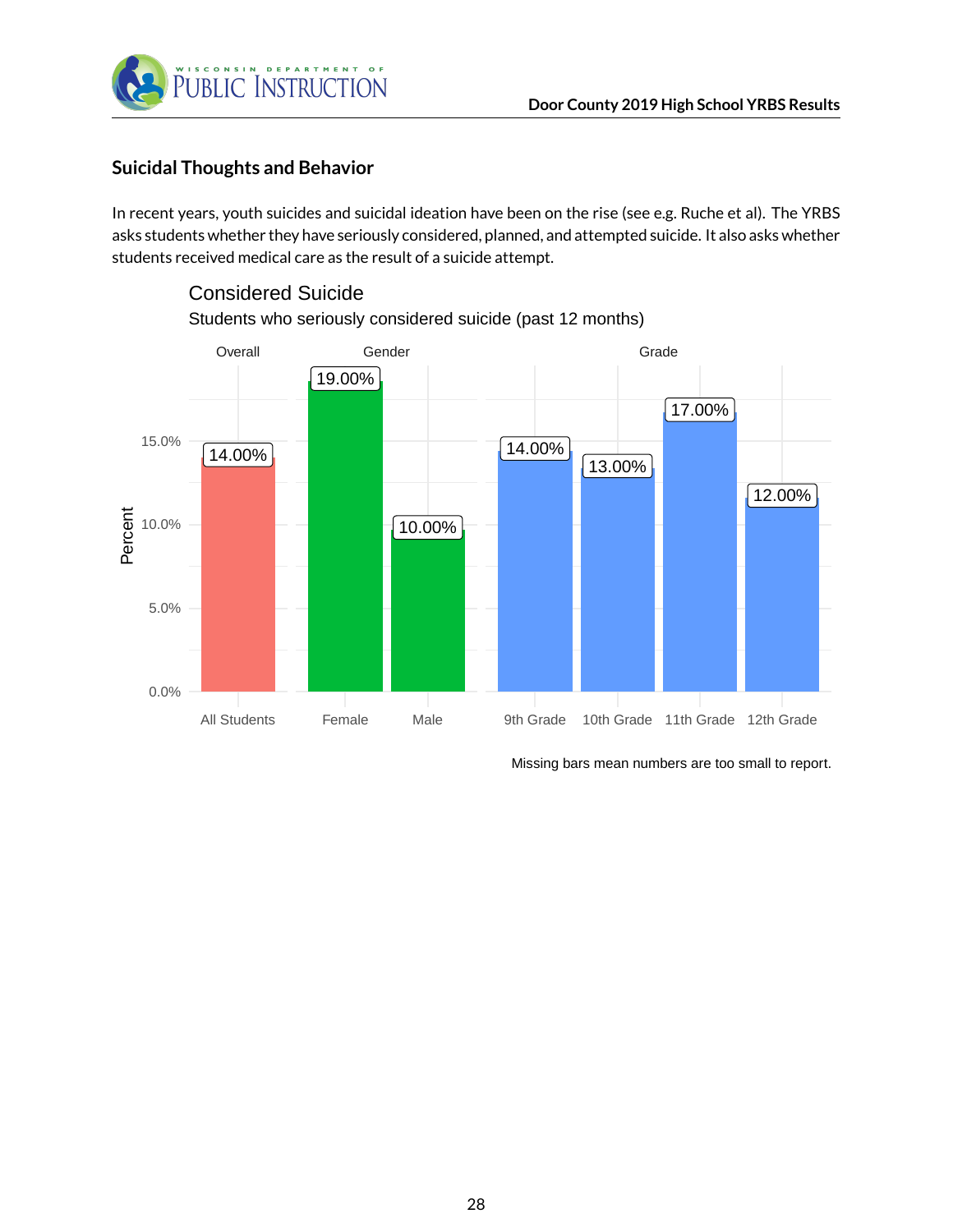## Suicidal Thoughts and Behavior

In recent years, youth suicides and suicidal ideation have been on the rise (see e.g. Ruche et al). The YRBS asks students whether they have seriously considered, planned, and attempted suicide. It also asks whether students received medical care as the result of a suicide attempt.

### Considered Suicide

Students who seriously considered suicide (past 12 months)

| Group | Category | Percent |
| --- | --- | --- |
| Overall | All Students | 14.00% |
| Gender | Female | 19.00% |
| Gender | Male | 10.00% |
| Grade | 9th Grade | 14.00% |
| Grade | 10th Grade | 13.00% |
| Grade | 11th Grade | 17.00% |
| Grade | 12th Grade | 12.00% |

Missing bars mean numbers are too small to report.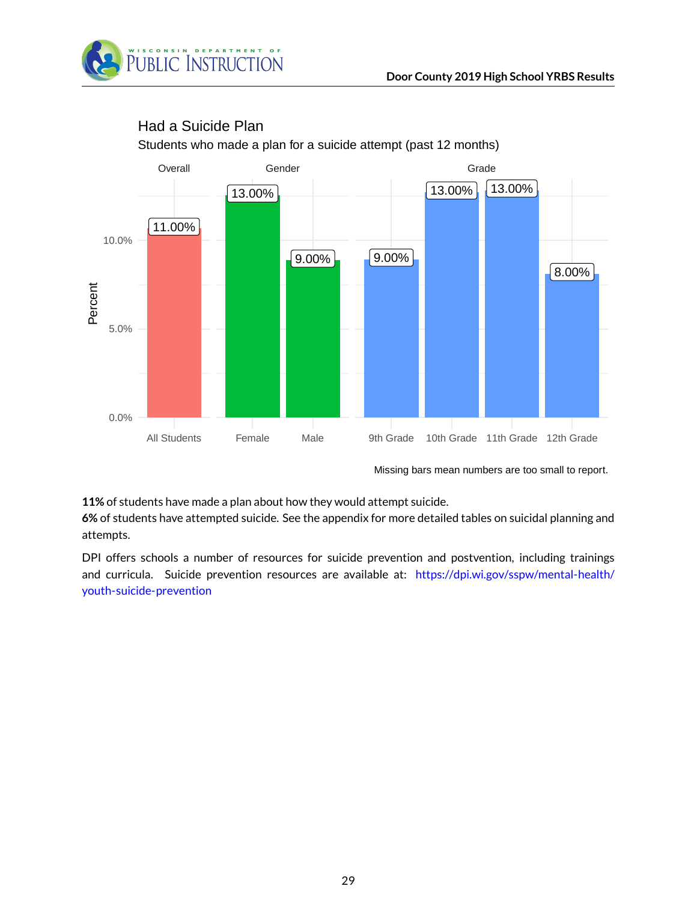## Had a Suicide Plan

Students who made a plan for a suicide attempt (past 12 months)

| Group | Category | Percent |
|---|---|---|
| Overall | All Students | 11.00% |
| Gender | Female | 13.00% |
| Gender | Male | 9.00% |
| Grade | 9th Grade | 9.00% |
| Grade | 10th Grade | 13.00% |
| Grade | 11th Grade | 13.00% |
| Grade | 12th Grade | 8.00% |

Missing bars mean numbers are too small to report.

**11%** of students have made a plan about how they would attempt suicide.
**6%** of students have attempted suicide. See the appendix for more detailed tables on suicidal planning and attempts.

DPI offers schools a number of resources for suicide prevention and postvention, including trainings and curricula. Suicide prevention resources are available at: https://dpi.wi.gov/sspw/mental-health/youth-suicide-prevention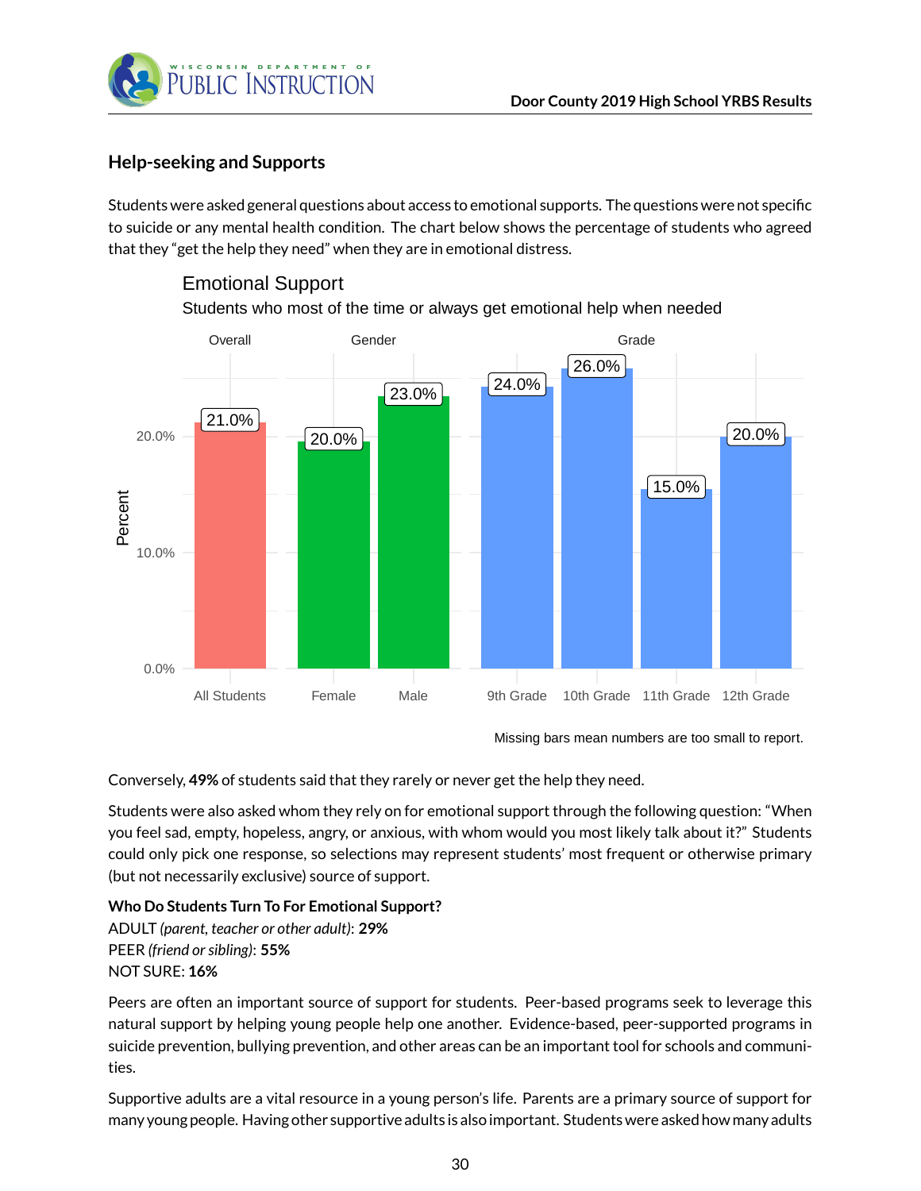## Help-seeking and Supports

Students were asked general questions about access to emotional supports. The questions were not specific to suicide or any mental health condition. The chart below shows the percentage of students who agreed that they "get the help they need" when they are in emotional distress.

**Emotional Support**

Students who most of the time or always get emotional help when needed

| Group | Category | Percent |
|---|---|---|
| Overall | All Students | 21.0% |
| Gender | Female | 20.0% |
| Gender | Male | 23.0% |
| Grade | 9th Grade | 24.0% |
| Grade | 10th Grade | 26.0% |
| Grade | 11th Grade | 15.0% |
| Grade | 12th Grade | 20.0% |

Missing bars mean numbers are too small to report.

Conversely, **49%** of students said that they rarely or never get the help they need.

Students were also asked whom they rely on for emotional support through the following question: "When you feel sad, empty, hopeless, angry, or anxious, with whom would you most likely talk about it?" Students could only pick one response, so selections may represent students' most frequent or otherwise primary (but not necessarily exclusive) source of support.

**Who Do Students Turn To For Emotional Support?**
ADULT *(parent, teacher or other adult)*: **29%**
PEER *(friend or sibling)*: **55%**
NOT SURE: **16%**

Peers are often an important source of support for students. Peer-based programs seek to leverage this natural support by helping young people help one another. Evidence-based, peer-supported programs in suicide prevention, bullying prevention, and other areas can be an important tool for schools and communities.

Supportive adults are a vital resource in a young person's life. Parents are a primary source of support for many young people. Having other supportive adults is also important. Students were asked how many adults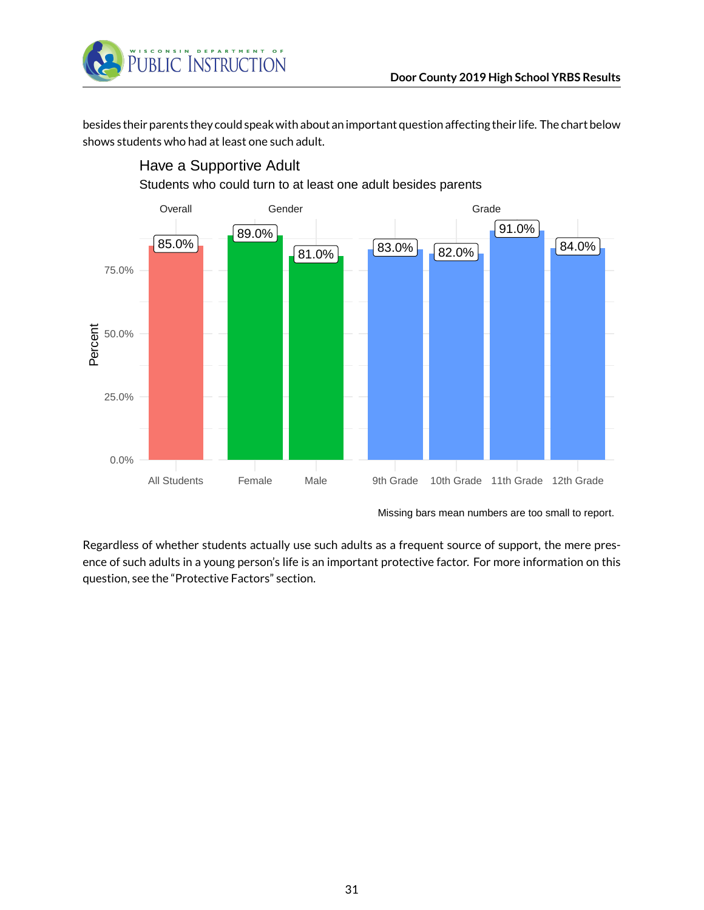besides their parents they could speak with about an important question affecting their life. The chart below shows students who had at least one such adult.

**Have a Supportive Adult**

Students who could turn to at least one adult besides parents

| Group | Category | Percent |
| --- | --- | --- |
| Overall | All Students | 85.0% |
| Gender | Female | 89.0% |
| Gender | Male | 81.0% |
| Grade | 9th Grade | 83.0% |
| Grade | 10th Grade | 82.0% |
| Grade | 11th Grade | 91.0% |
| Grade | 12th Grade | 84.0% |

Missing bars mean numbers are too small to report.

Regardless of whether students actually use such adults as a frequent source of support, the mere presence of such adults in a young person's life is an important protective factor. For more information on this question, see the "Protective Factors" section.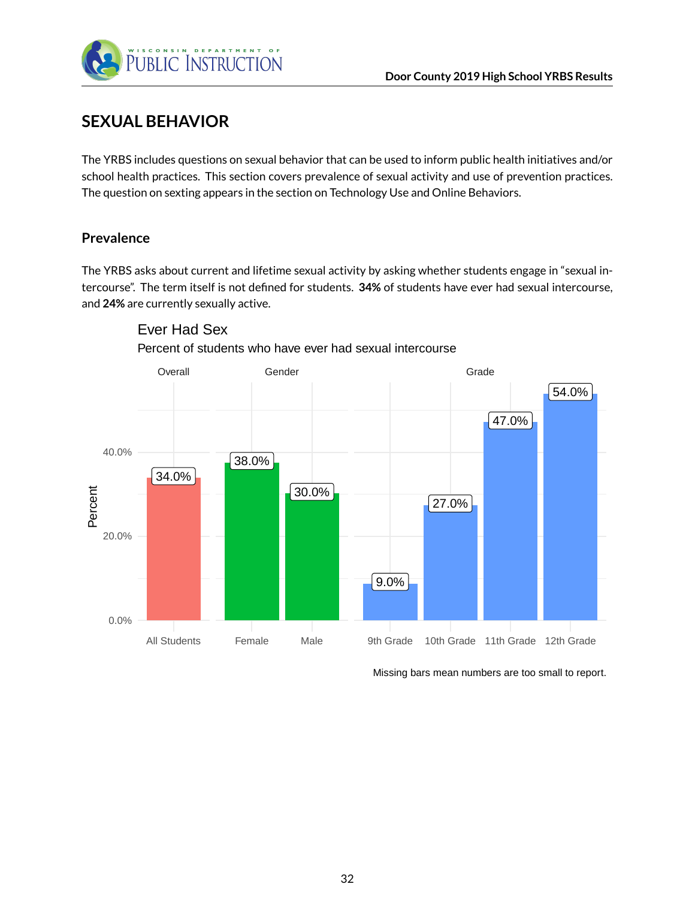# SEXUAL BEHAVIOR

The YRBS includes questions on sexual behavior that can be used to inform public health initiatives and/or school health practices. This section covers prevalence of sexual activity and use of prevention practices. The question on sexting appears in the section on Technology Use and Online Behaviors.

## Prevalence

The YRBS asks about current and lifetime sexual activity by asking whether students engage in "sexual intercourse". The term itself is not defined for students. **34%** of students have ever had sexual intercourse, and **24%** are currently sexually active.

**Ever Had Sex**

Percent of students who have ever had sexual intercourse

| Group | Category | Percent |
|---|---|---|
| Overall | All Students | 34.0% |
| Gender | Female | 38.0% |
| Gender | Male | 30.0% |
| Grade | 9th Grade | 9.0% |
| Grade | 10th Grade | 27.0% |
| Grade | 11th Grade | 47.0% |
| Grade | 12th Grade | 54.0% |

Missing bars mean numbers are too small to report.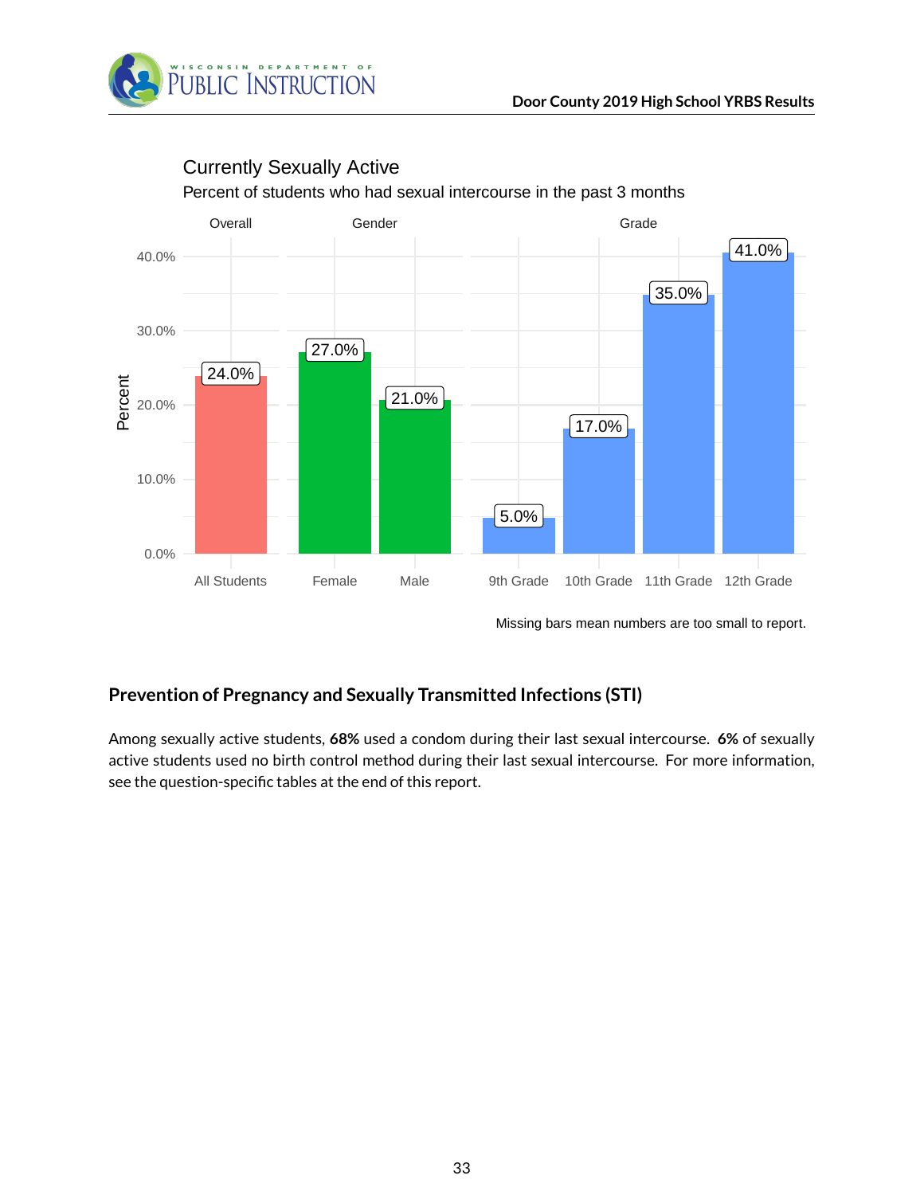## Currently Sexually Active

Percent of students who had sexual intercourse in the past 3 months

| Group | Category | Percent |
|---|---|---|
| Overall | All Students | 24.0% |
| Gender | Female | 27.0% |
| Gender | Male | 21.0% |
| Grade | 9th Grade | 5.0% |
| Grade | 10th Grade | 17.0% |
| Grade | 11th Grade | 35.0% |
| Grade | 12th Grade | 41.0% |

Missing bars mean numbers are too small to report.

## Prevention of Pregnancy and Sexually Transmitted Infections (STI)

Among sexually active students, **68%** used a condom during their last sexual intercourse. **6%** of sexually active students used no birth control method during their last sexual intercourse. For more information, see the question-specific tables at the end of this report.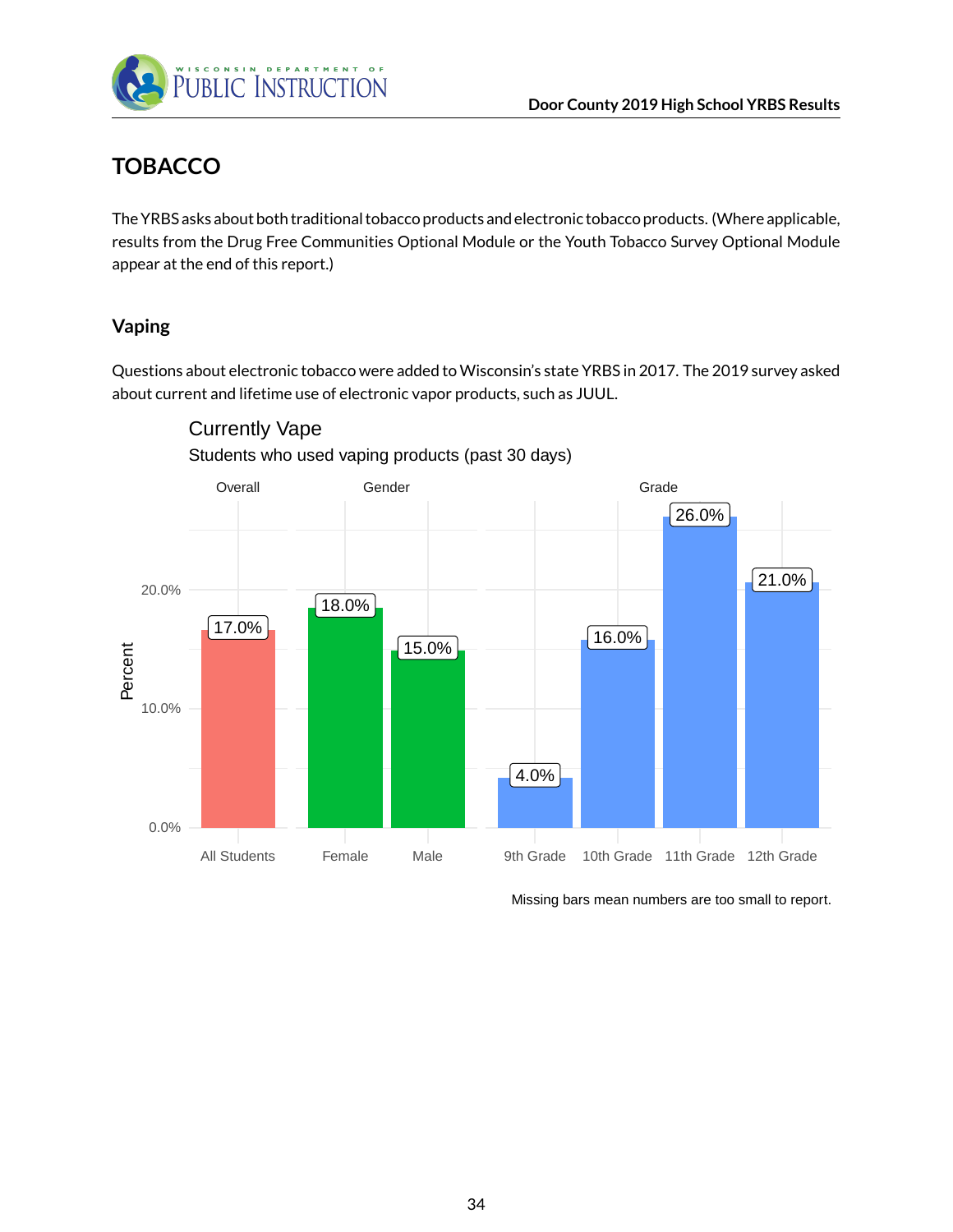# TOBACCO

The YRBS asks about both traditional tobacco products and electronic tobacco products. (Where applicable, results from the Drug Free Communities Optional Module or the Youth Tobacco Survey Optional Module appear at the end of this report.)

## Vaping

Questions about electronic tobacco were added to Wisconsin's state YRBS in 2017. The 2019 survey asked about current and lifetime use of electronic vapor products, such as JUUL.

### Currently Vape

Students who used vaping products (past 30 days)

| Group | Category | Percent |
|---|---|---|
| Overall | All Students | 17.0% |
| Gender | Female | 18.0% |
| Gender | Male | 15.0% |
| Grade | 9th Grade | 4.0% |
| Grade | 10th Grade | 16.0% |
| Grade | 11th Grade | 26.0% |
| Grade | 12th Grade | 21.0% |

Missing bars mean numbers are too small to report.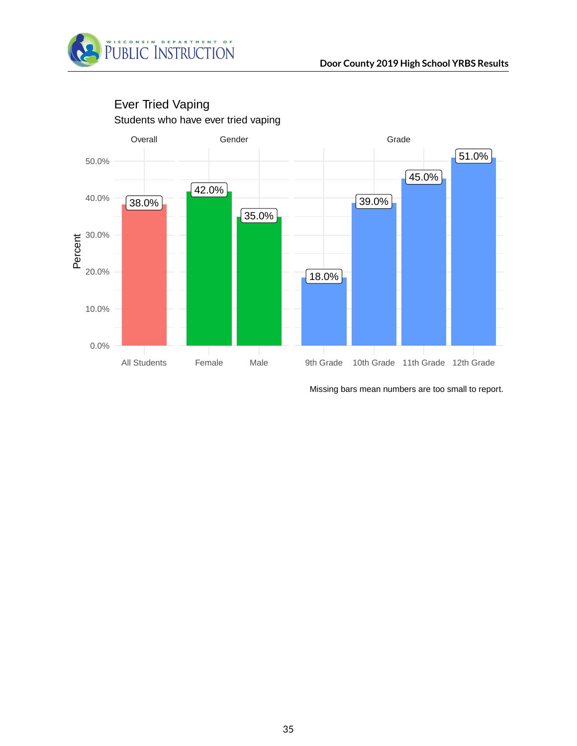## Ever Tried Vaping

Students who have ever tried vaping

| Category | Group | Percent |
|---|---|---|
| Overall | All Students | 38.0% |
| Gender | Female | 42.0% |
| Gender | Male | 35.0% |
| Grade | 9th Grade | 18.0% |
| Grade | 10th Grade | 39.0% |
| Grade | 11th Grade | 45.0% |
| Grade | 12th Grade | 51.0% |

Missing bars mean numbers are too small to report.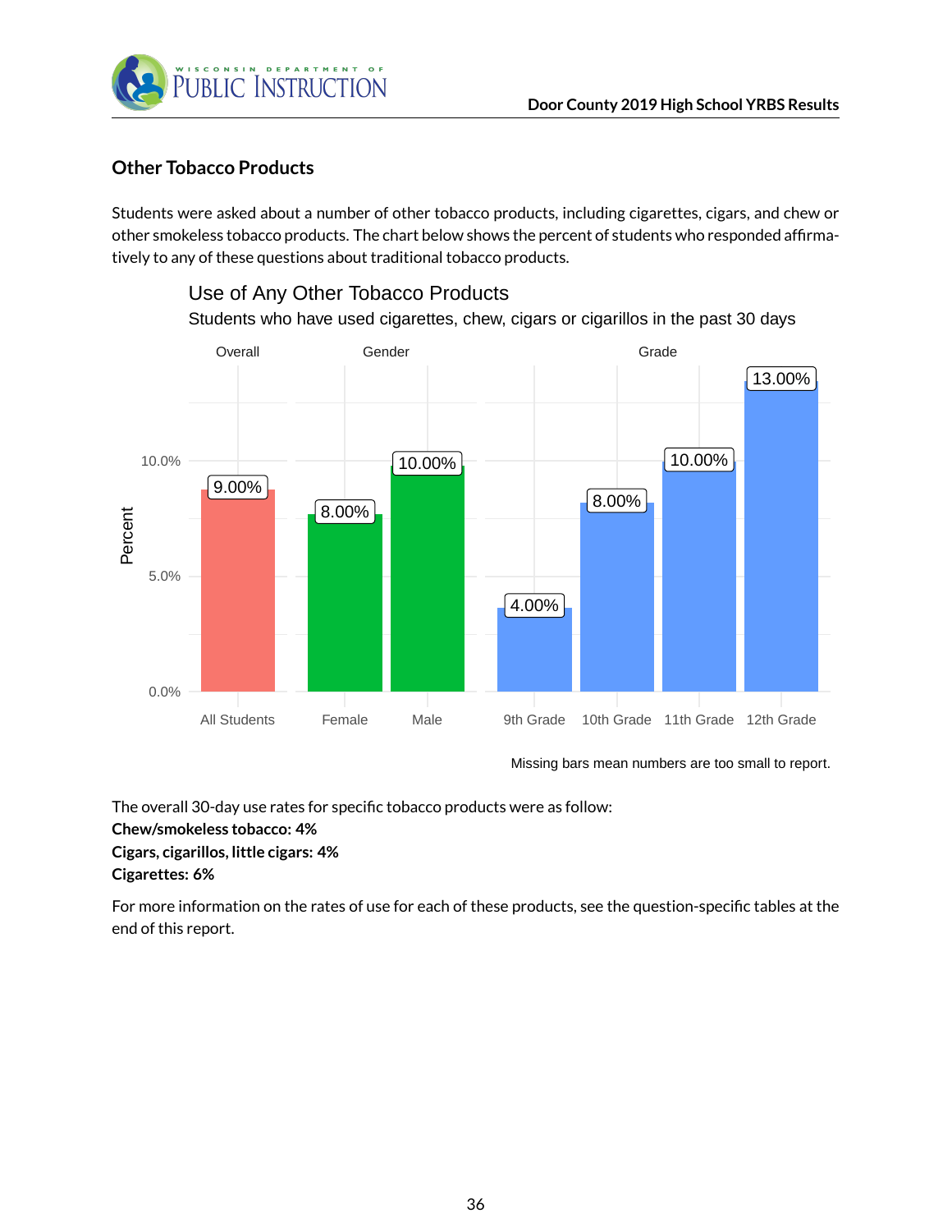## Other Tobacco Products

Students were asked about a number of other tobacco products, including cigarettes, cigars, and chew or other smokeless tobacco products. The chart below shows the percent of students who responded affirmatively to any of these questions about traditional tobacco products.

**Use of Any Other Tobacco Products**

Students who have used cigarettes, chew, cigars or cigarillos in the past 30 days

| Group | Category | Percent |
|---|---|---|
| Overall | All Students | 9.00% |
| Gender | Female | 8.00% |
| Gender | Male | 10.00% |
| Grade | 9th Grade | 4.00% |
| Grade | 10th Grade | 8.00% |
| Grade | 11th Grade | 10.00% |
| Grade | 12th Grade | 13.00% |

Missing bars mean numbers are too small to report.

The overall 30-day use rates for specific tobacco products were as follow:  
**Chew/smokeless tobacco: 4%**  
**Cigars, cigarillos, little cigars: 4%**  
**Cigarettes: 6%**

For more information on the rates of use for each of these products, see the question-specific tables at the end of this report.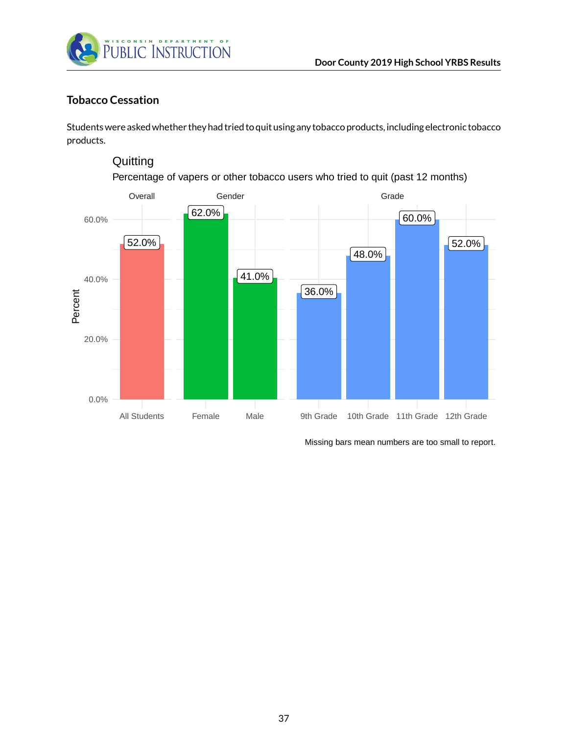## Tobacco Cessation

Students were asked whether they had tried to quit using any tobacco products, including electronic tobacco products.

### Quitting

Percentage of vapers or other tobacco users who tried to quit (past 12 months)

| Group | Category | Percent |
|---|---|---|
| Overall | All Students | 52.0% |
| Gender | Female | 62.0% |
| Gender | Male | 41.0% |
| Grade | 9th Grade | 36.0% |
| Grade | 10th Grade | 48.0% |
| Grade | 11th Grade | 60.0% |
| Grade | 12th Grade | 52.0% |

Missing bars mean numbers are too small to report.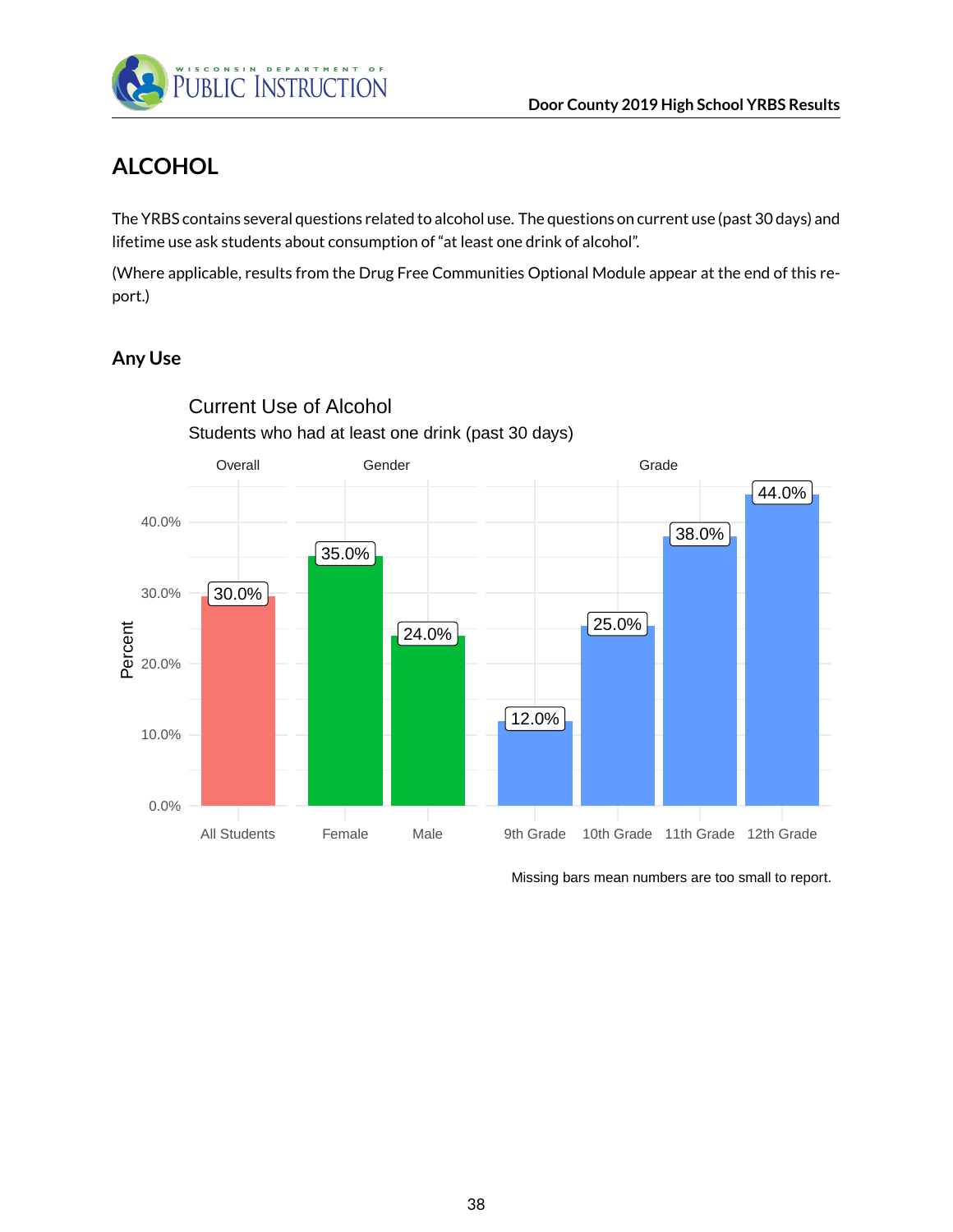## ALCOHOL

The YRBS contains several questions related to alcohol use. The questions on current use (past 30 days) and lifetime use ask students about consumption of "at least one drink of alcohol".

(Where applicable, results from the Drug Free Communities Optional Module appear at the end of this report.)

### Any Use

**Current Use of Alcohol**

Students who had at least one drink (past 30 days)

| Group | Category | Percent |
|---|---|---|
| Overall | All Students | 30.0% |
| Gender | Female | 35.0% |
| Gender | Male | 24.0% |
| Grade | 9th Grade | 12.0% |
| Grade | 10th Grade | 25.0% |
| Grade | 11th Grade | 38.0% |
| Grade | 12th Grade | 44.0% |

Missing bars mean numbers are too small to report.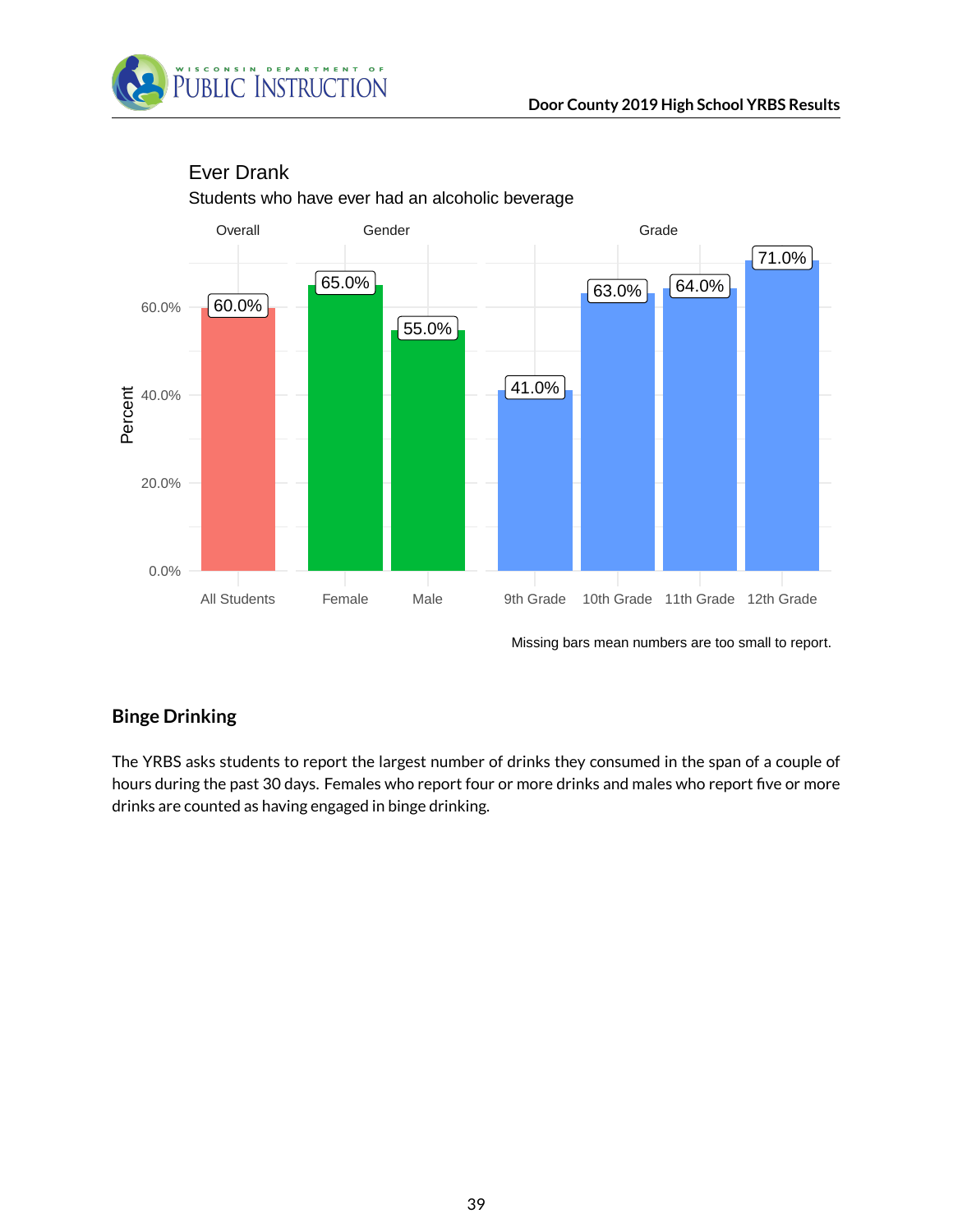### Ever Drank

Students who have ever had an alcoholic beverage

| Group | Category | Percent |
|---|---|---|
| Overall | All Students | 60.0% |
| Gender | Female | 65.0% |
| Gender | Male | 55.0% |
| Grade | 9th Grade | 41.0% |
| Grade | 10th Grade | 63.0% |
| Grade | 11th Grade | 64.0% |
| Grade | 12th Grade | 71.0% |

Missing bars mean numbers are too small to report.

## Binge Drinking

The YRBS asks students to report the largest number of drinks they consumed in the span of a couple of hours during the past 30 days. Females who report four or more drinks and males who report five or more drinks are counted as having engaged in binge drinking.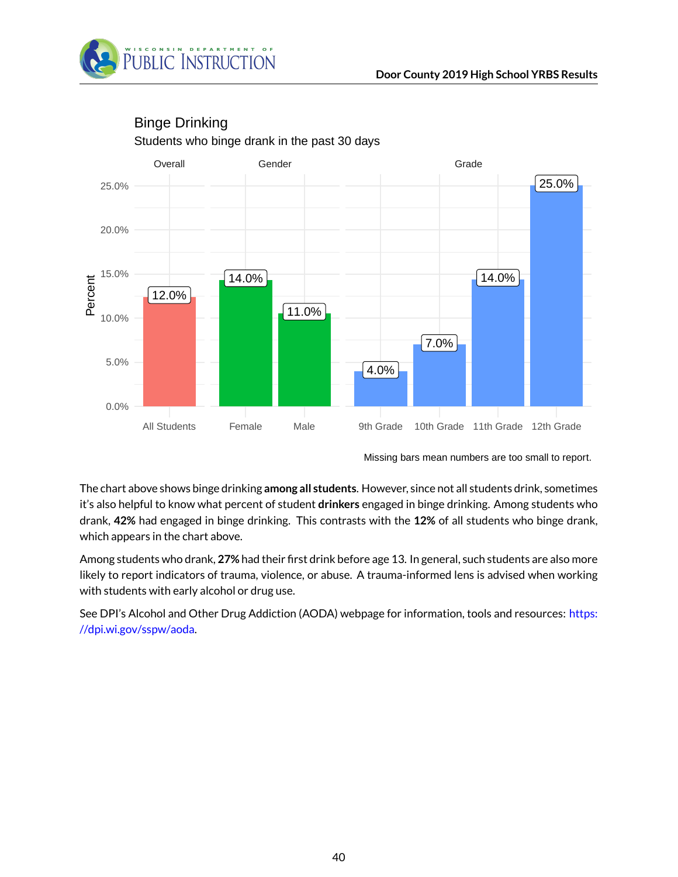## Binge Drinking

Students who binge drank in the past 30 days

| Group | Category | Percent |
|---|---|---|
| Overall | All Students | 12.0% |
| Gender | Female | 14.0% |
| Gender | Male | 11.0% |
| Grade | 9th Grade | 4.0% |
| Grade | 10th Grade | 7.0% |
| Grade | 11th Grade | 14.0% |
| Grade | 12th Grade | 25.0% |

Missing bars mean numbers are too small to report.

The chart above shows binge drinking **among all students**. However, since not all students drink, sometimes it's also helpful to know what percent of student **drinkers** engaged in binge drinking. Among students who drank, **42%** had engaged in binge drinking. This contrasts with the **12%** of all students who binge drank, which appears in the chart above.

Among students who drank, **27%** had their first drink before age 13. In general, such students are also more likely to report indicators of trauma, violence, or abuse. A trauma-informed lens is advised when working with students with early alcohol or drug use.

See DPI's Alcohol and Other Drug Addiction (AODA) webpage for information, tools and resources: https://dpi.wi.gov/sspw/aoda.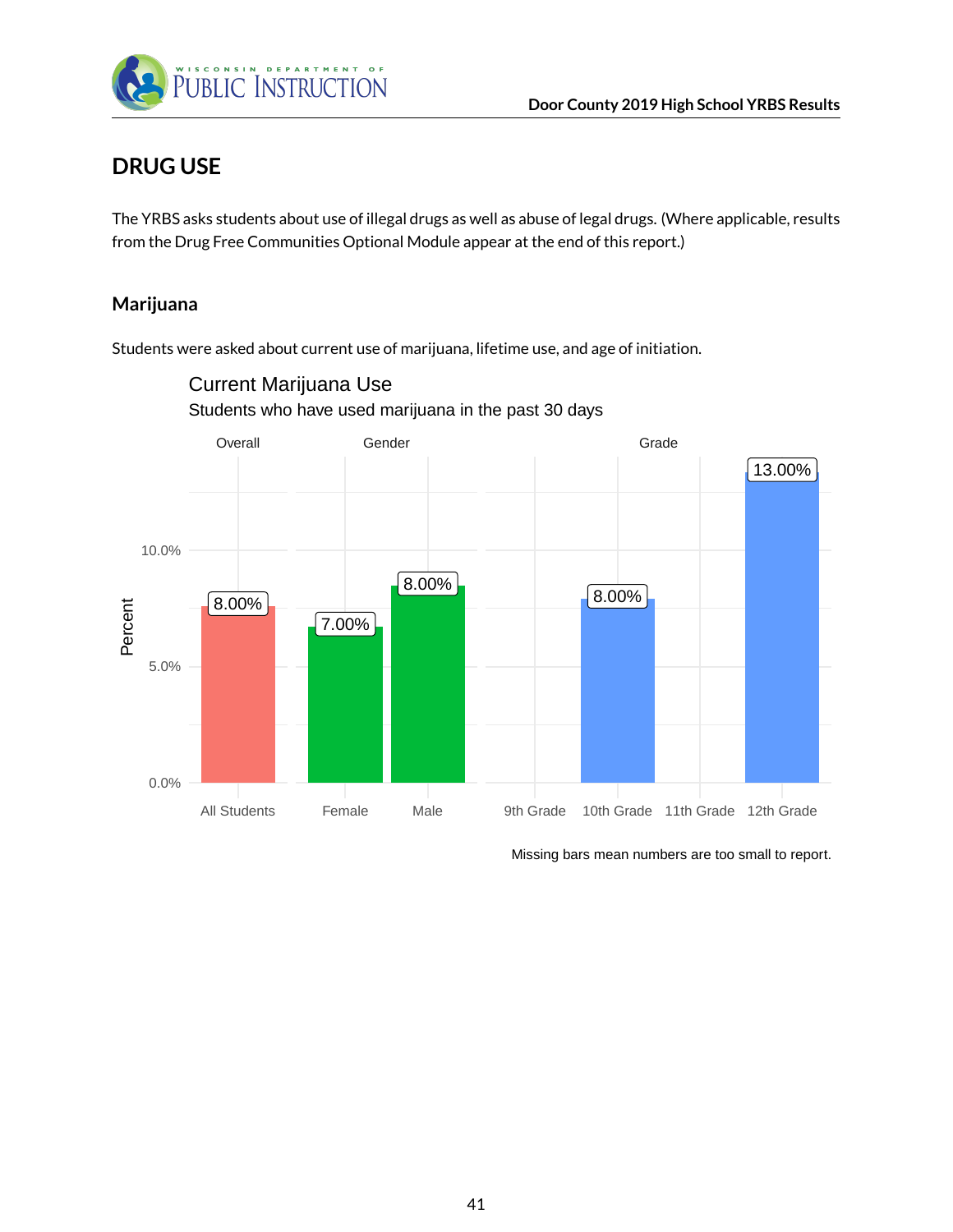# DRUG USE

The YRBS asks students about use of illegal drugs as well as abuse of legal drugs. (Where applicable, results from the Drug Free Communities Optional Module appear at the end of this report.)

## Marijuana

Students were asked about current use of marijuana, lifetime use, and age of initiation.

### Current Marijuana Use

Students who have used marijuana in the past 30 days

| Group | Category | Percent |
|---|---|---|
| Overall | All Students | 8.00% |
| Gender | Female | 7.00% |
| Gender | Male | 8.00% |
| Grade | 9th Grade | |
| Grade | 10th Grade | 8.00% |
| Grade | 11th Grade | |
| Grade | 12th Grade | 13.00% |

Missing bars mean numbers are too small to report.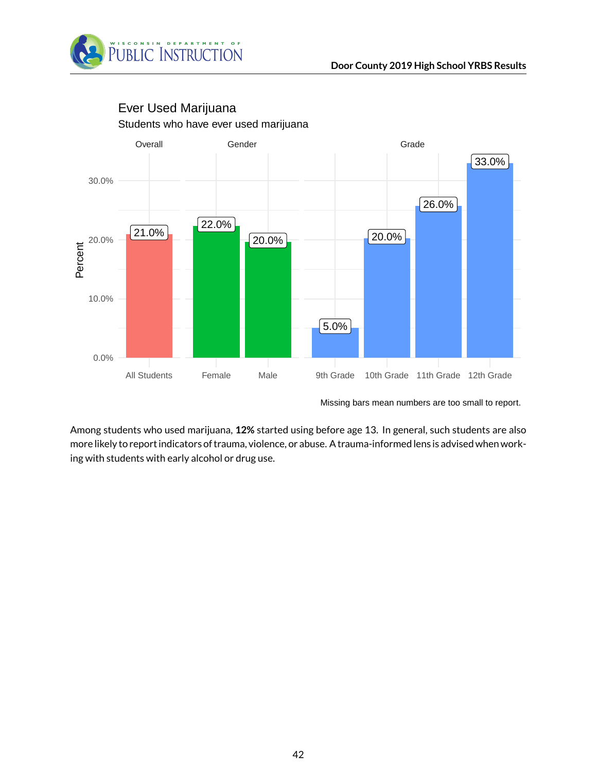## Ever Used Marijuana

Students who have ever used marijuana

| Group | Category | Percent |
|---|---|---|
| Overall | All Students | 21.0% |
| Gender | Female | 22.0% |
| Gender | Male | 20.0% |
| Grade | 9th Grade | 5.0% |
| Grade | 10th Grade | 20.0% |
| Grade | 11th Grade | 26.0% |
| Grade | 12th Grade | 33.0% |

Missing bars mean numbers are too small to report.

Among students who used marijuana, **12%** started using before age 13. In general, such students are also more likely to report indicators of trauma, violence, or abuse. A trauma-informed lens is advised when working with students with early alcohol or drug use.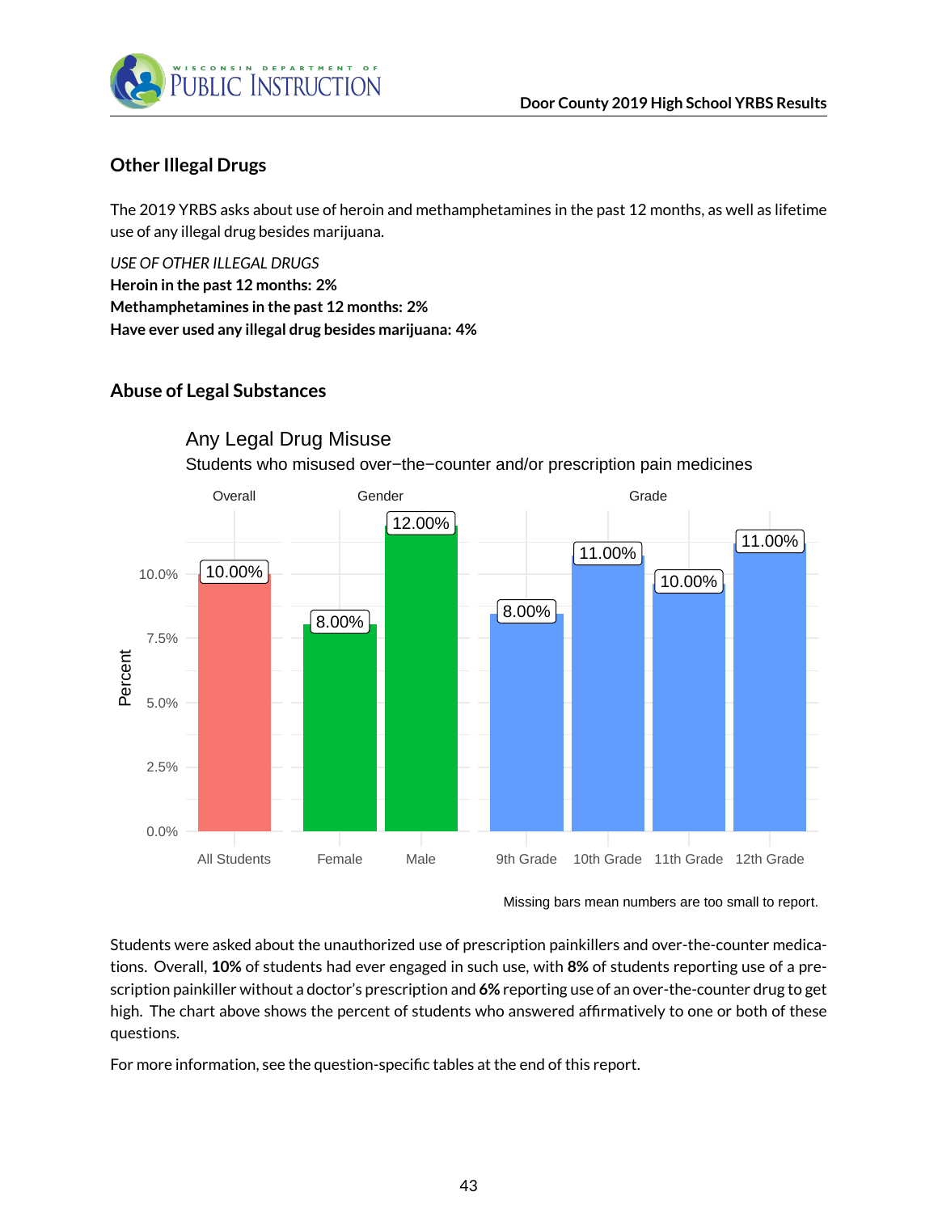## Other Illegal Drugs

The 2019 YRBS asks about use of heroin and methamphetamines in the past 12 months, as well as lifetime use of any illegal drug besides marijuana.

*USE OF OTHER ILLEGAL DRUGS*
**Heroin in the past 12 months: 2%**
**Methamphetamines in the past 12 months: 2%**
**Have ever used any illegal drug besides marijuana: 4%**

## Abuse of Legal Substances

Any Legal Drug Misuse

Students who misused over−the−counter and/or prescription pain medicines

| Group | Category | Percent |
|---|---|---|
| Overall | All Students | 10.00% |
| Gender | Female | 8.00% |
| Gender | Male | 12.00% |
| Grade | 9th Grade | 8.00% |
| Grade | 10th Grade | 11.00% |
| Grade | 11th Grade | 10.00% |
| Grade | 12th Grade | 11.00% |

Missing bars mean numbers are too small to report.

Students were asked about the unauthorized use of prescription painkillers and over-the-counter medications. Overall, **10%** of students had ever engaged in such use, with **8%** of students reporting use of a prescription painkiller without a doctor's prescription and **6%** reporting use of an over-the-counter drug to get high. The chart above shows the percent of students who answered affirmatively to one or both of these questions.

For more information, see the question-specific tables at the end of this report.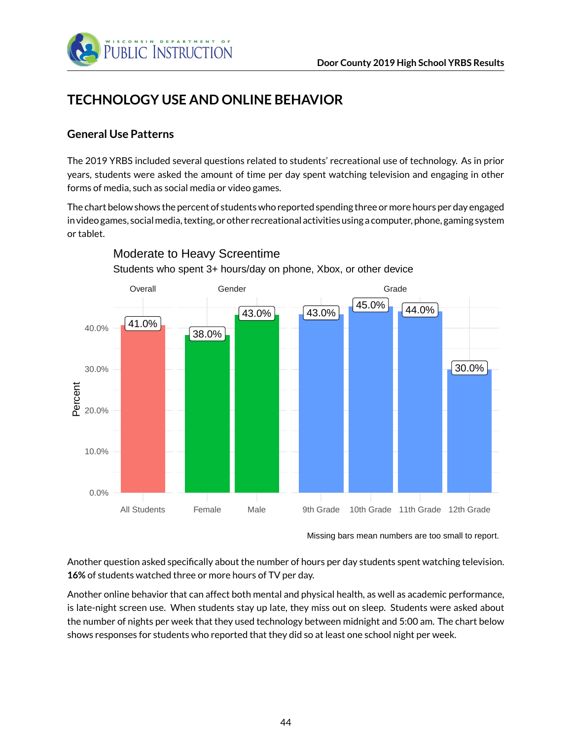# TECHNOLOGY USE AND ONLINE BEHAVIOR

## General Use Patterns

The 2019 YRBS included several questions related to students' recreational use of technology. As in prior years, students were asked the amount of time per day spent watching television and engaging in other forms of media, such as social media or video games.

The chart below shows the percent of students who reported spending three or more hours per day engaged in video games, social media, texting, or other recreational activities using a computer, phone, gaming system or tablet.

**Moderate to Heavy Screentime**

Students who spent 3+ hours/day on phone, Xbox, or other device

| Group | Category | Percent |
|---|---|---|
| Overall | All Students | 41.0% |
| Gender | Female | 38.0% |
| Gender | Male | 43.0% |
| Grade | 9th Grade | 43.0% |
| Grade | 10th Grade | 45.0% |
| Grade | 11th Grade | 44.0% |
| Grade | 12th Grade | 30.0% |

Missing bars mean numbers are too small to report.

Another question asked specifically about the number of hours per day students spent watching television. **16%** of students watched three or more hours of TV per day.

Another online behavior that can affect both mental and physical health, as well as academic performance, is late-night screen use. When students stay up late, they miss out on sleep. Students were asked about the number of nights per week that they used technology between midnight and 5:00 am. The chart below shows responses for students who reported that they did so at least one school night per week.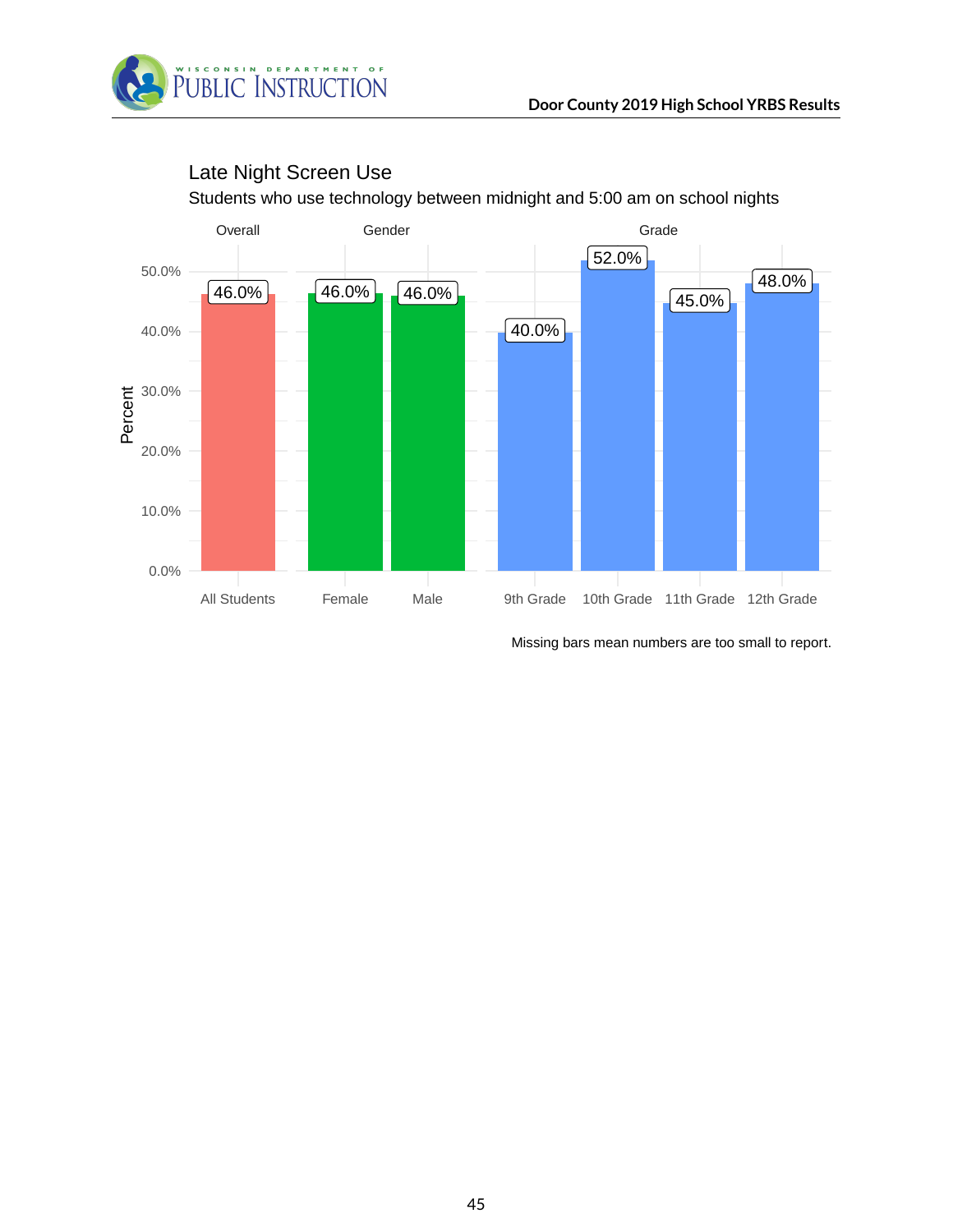## Late Night Screen Use

Students who use technology between midnight and 5:00 am on school nights

| Group | Category | Percent |
|---|---|---|
| Overall | All Students | 46.0% |
| Gender | Female | 46.0% |
| Gender | Male | 46.0% |
| Grade | 9th Grade | 40.0% |
| Grade | 10th Grade | 52.0% |
| Grade | 11th Grade | 45.0% |
| Grade | 12th Grade | 48.0% |

Missing bars mean numbers are too small to report.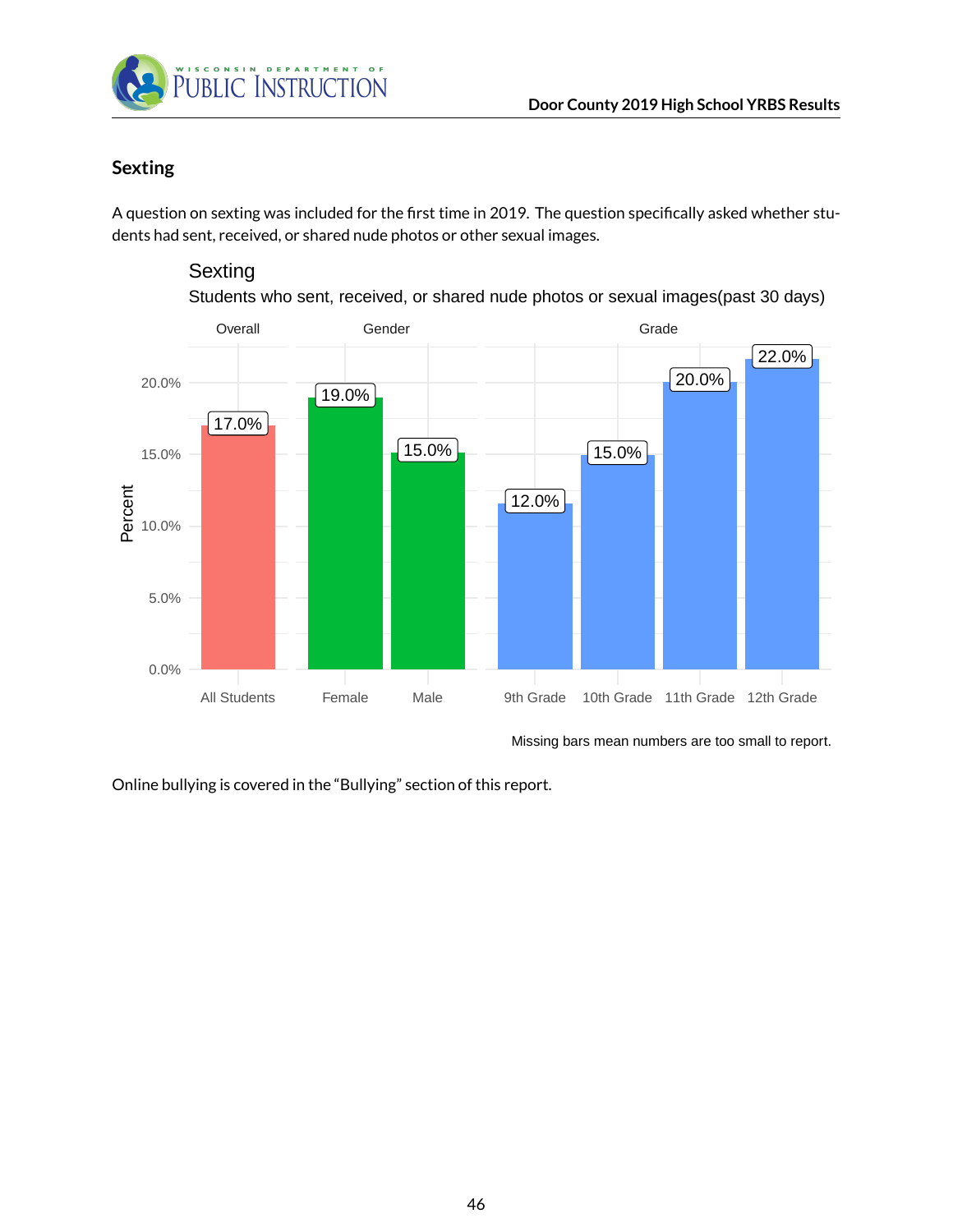## Sexting

A question on sexting was included for the first time in 2019. The question specifically asked whether students had sent, received, or shared nude photos or other sexual images.

**Sexting**

Students who sent, received, or shared nude photos or sexual images(past 30 days)

| Group | Category | Percent |
|---|---|---|
| Overall | All Students | 17.0% |
| Gender | Female | 19.0% |
| Gender | Male | 15.0% |
| Grade | 9th Grade | 12.0% |
| Grade | 10th Grade | 15.0% |
| Grade | 11th Grade | 20.0% |
| Grade | 12th Grade | 22.0% |

Missing bars mean numbers are too small to report.

Online bullying is covered in the "Bullying" section of this report.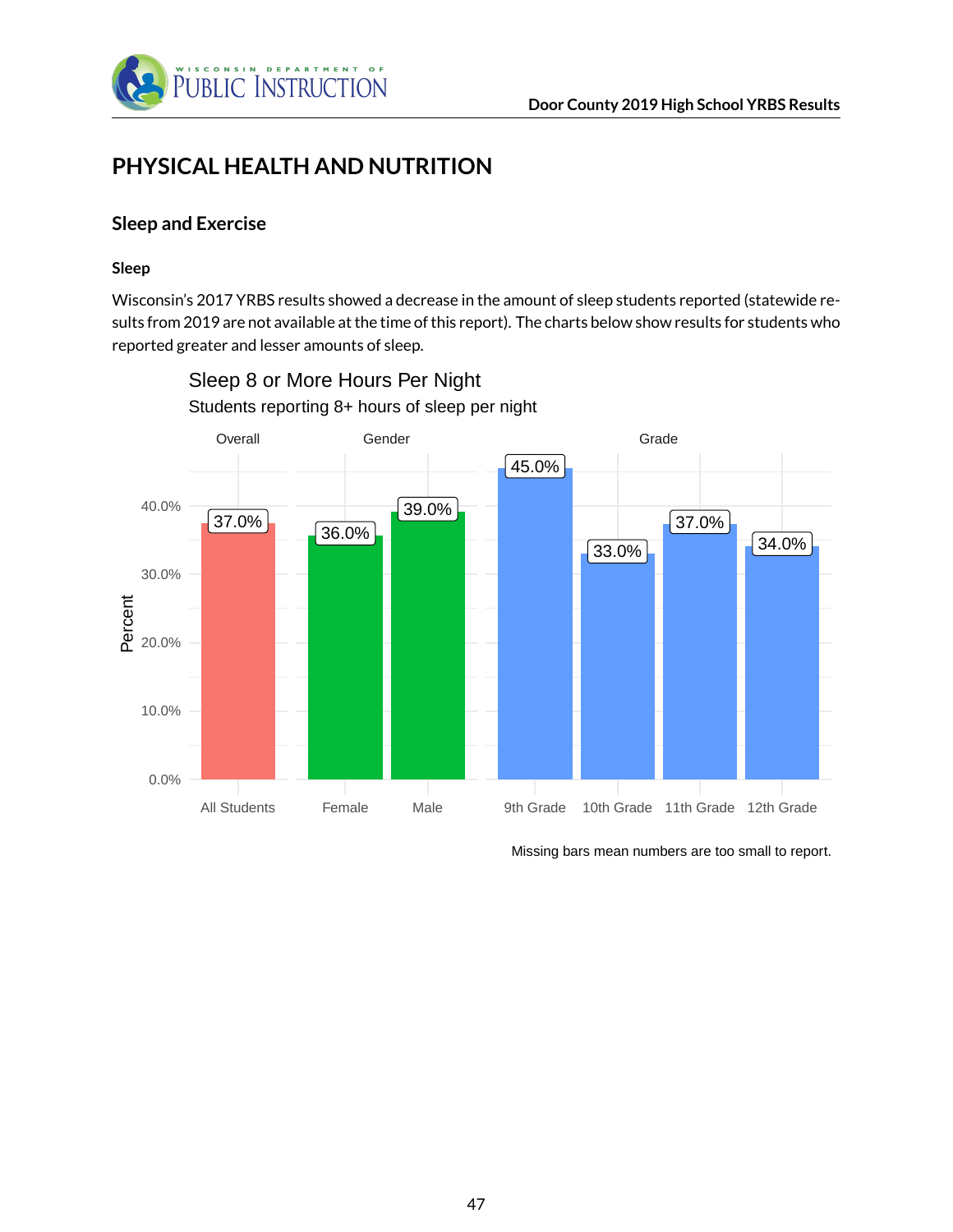# PHYSICAL HEALTH AND NUTRITION

## Sleep and Exercise

### Sleep

Wisconsin's 2017 YRBS results showed a decrease in the amount of sleep students reported (statewide results from 2019 are not available at the time of this report). The charts below show results for students who reported greater and lesser amounts of sleep.

**Sleep 8 or More Hours Per Night**

Students reporting 8+ hours of sleep per night

| Group | Category | Percent |
|---|---|---|
| Overall | All Students | 37.0% |
| Gender | Female | 36.0% |
| Gender | Male | 39.0% |
| Grade | 9th Grade | 45.0% |
| Grade | 10th Grade | 33.0% |
| Grade | 11th Grade | 37.0% |
| Grade | 12th Grade | 34.0% |

Missing bars mean numbers are too small to report.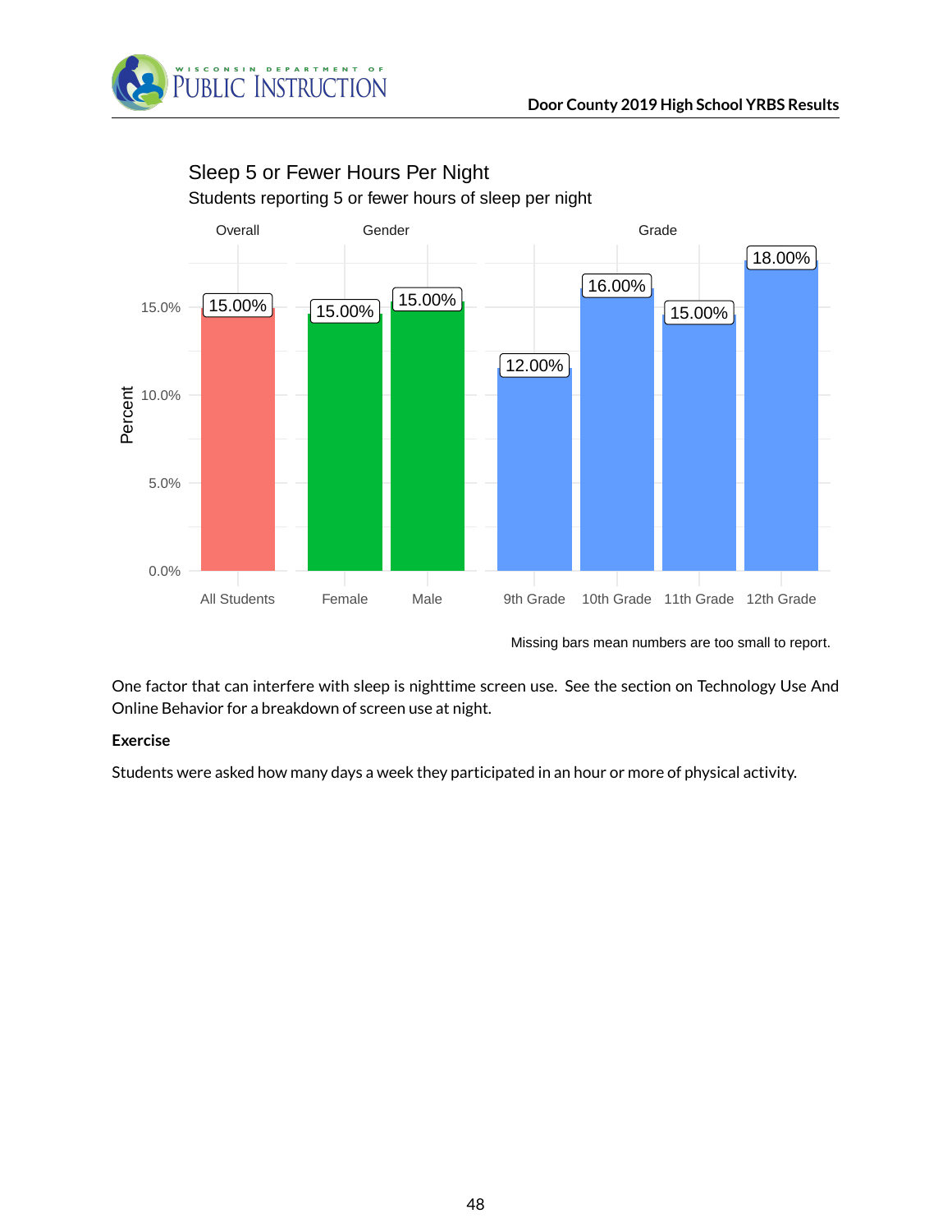## Sleep 5 or Fewer Hours Per Night

Students reporting 5 or fewer hours of sleep per night

| Group | Category | Percent |
|---|---|---|
| Overall | All Students | 15.00% |
| Gender | Female | 15.00% |
| Gender | Male | 15.00% |
| Grade | 9th Grade | 12.00% |
| Grade | 10th Grade | 16.00% |
| Grade | 11th Grade | 15.00% |
| Grade | 12th Grade | 18.00% |

Missing bars mean numbers are too small to report.

One factor that can interfere with sleep is nighttime screen use. See the section on Technology Use And Online Behavior for a breakdown of screen use at night.

**Exercise**

Students were asked how many days a week they participated in an hour or more of physical activity.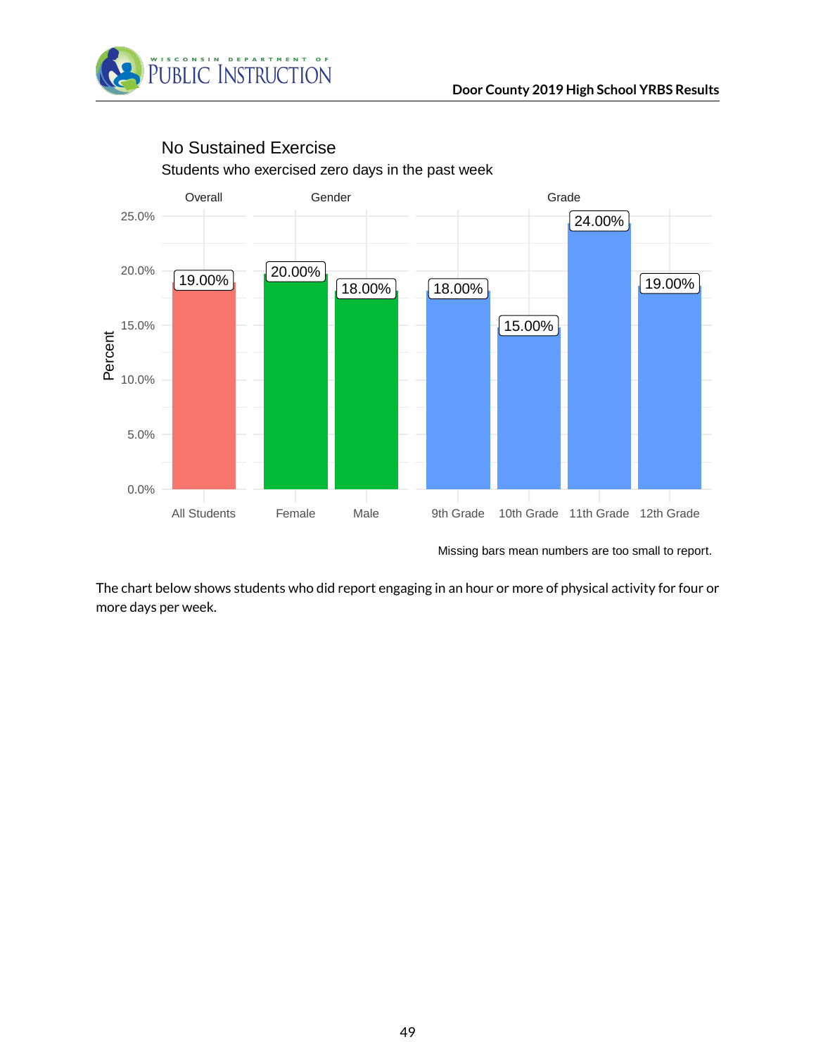## No Sustained Exercise

Students who exercised zero days in the past week

| Group | Category | Percent |
|---|---|---|
| Overall | All Students | 19.00% |
| Gender | Female | 20.00% |
| Gender | Male | 18.00% |
| Grade | 9th Grade | 18.00% |
| Grade | 10th Grade | 15.00% |
| Grade | 11th Grade | 24.00% |
| Grade | 12th Grade | 19.00% |

Missing bars mean numbers are too small to report.

The chart below shows students who did report engaging in an hour or more of physical activity for four or more days per week.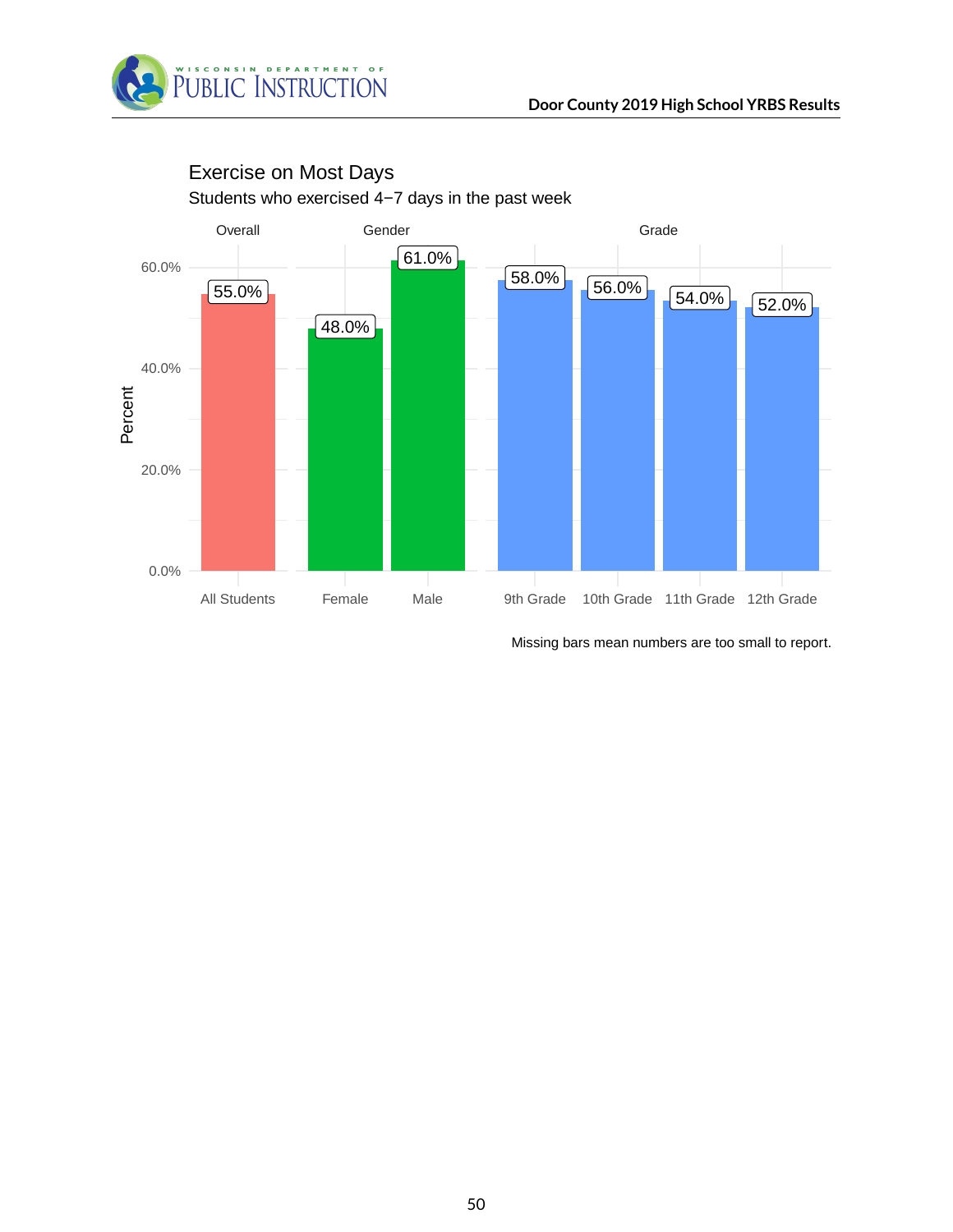## Exercise on Most Days

Students who exercised 4−7 days in the past week

| | Overall | Gender | | Grade | | | |
|---|---|---|---|---|---|---|---|
| | All Students | Female | Male | 9th Grade | 10th Grade | 11th Grade | 12th Grade |
| Percent | 55.0% | 48.0% | 61.0% | 58.0% | 56.0% | 54.0% | 52.0% |

Missing bars mean numbers are too small to report.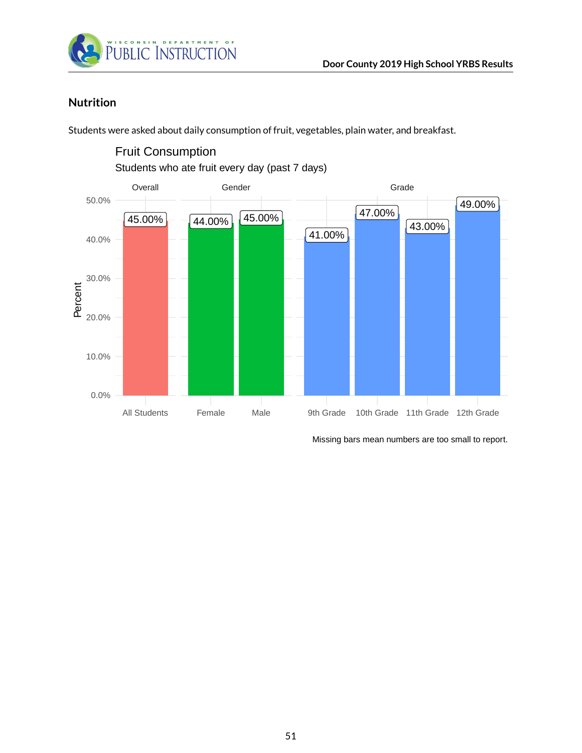## Nutrition

Students were asked about daily consumption of fruit, vegetables, plain water, and breakfast.

### Fruit Consumption

Students who ate fruit every day (past 7 days)

| Group | Category | Percent |
|---|---|---|
| Overall | All Students | 45.00% |
| Gender | Female | 44.00% |
| Gender | Male | 45.00% |
| Grade | 9th Grade | 41.00% |
| Grade | 10th Grade | 47.00% |
| Grade | 11th Grade | 43.00% |
| Grade | 12th Grade | 49.00% |

Missing bars mean numbers are too small to report.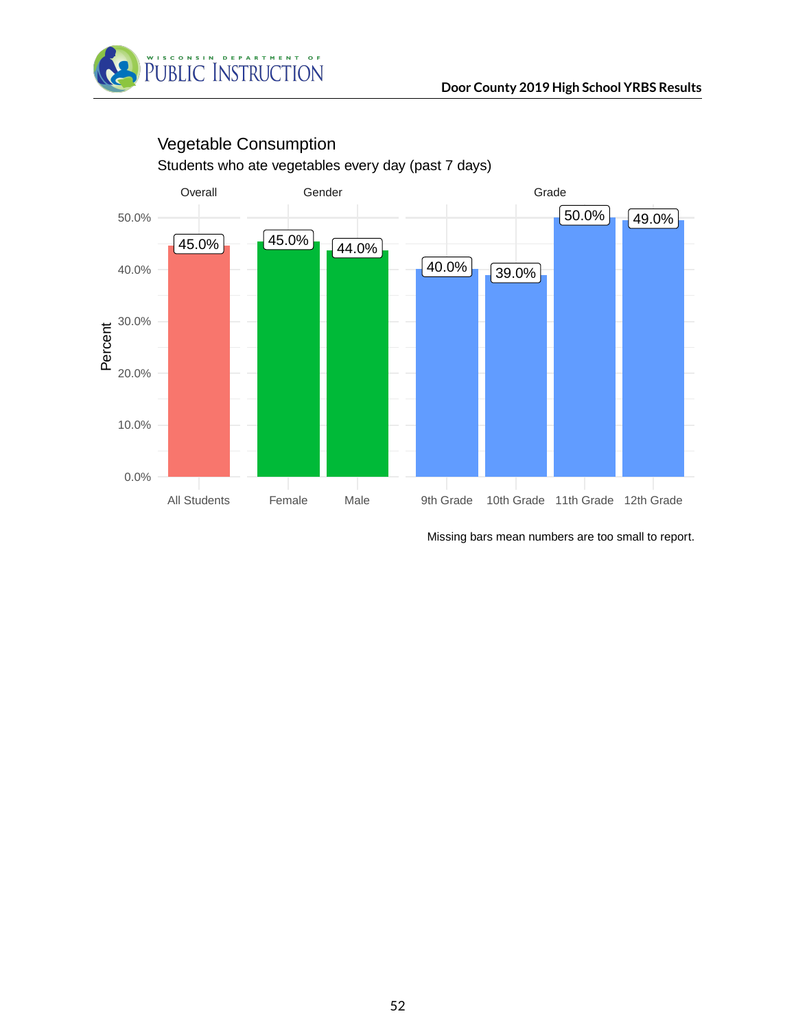## Vegetable Consumption

Students who ate vegetables every day (past 7 days)

| Group | Category | Percent |
|---|---|---|
| Overall | All Students | 45.0% |
| Gender | Female | 45.0% |
| Gender | Male | 44.0% |
| Grade | 9th Grade | 40.0% |
| Grade | 10th Grade | 39.0% |
| Grade | 11th Grade | 50.0% |
| Grade | 12th Grade | 49.0% |

Missing bars mean numbers are too small to report.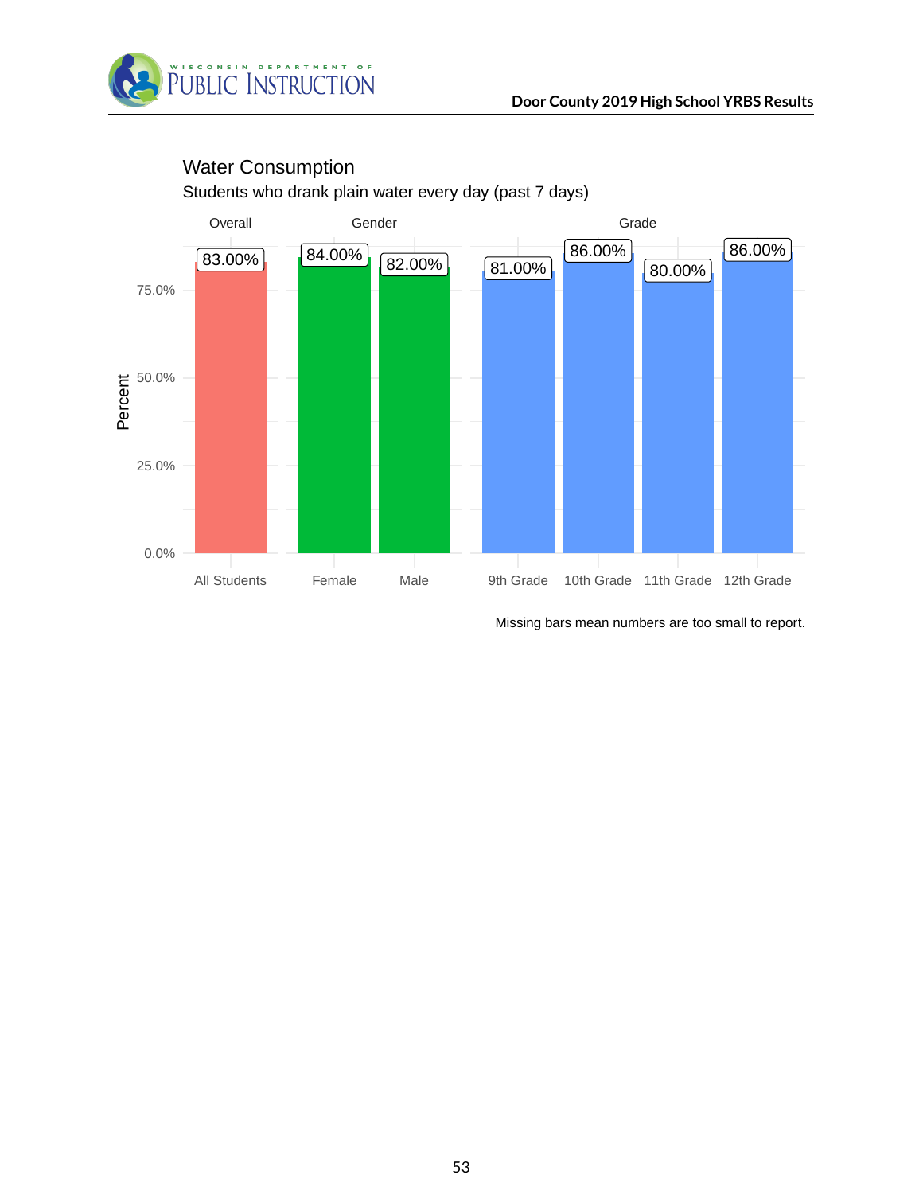## Water Consumption

Students who drank plain water every day (past 7 days)

| Group | Category | Percent |
|---|---|---|
| Overall | All Students | 83.00% |
| Gender | Female | 84.00% |
| Gender | Male | 82.00% |
| Grade | 9th Grade | 81.00% |
| Grade | 10th Grade | 86.00% |
| Grade | 11th Grade | 80.00% |
| Grade | 12th Grade | 86.00% |

Missing bars mean numbers are too small to report.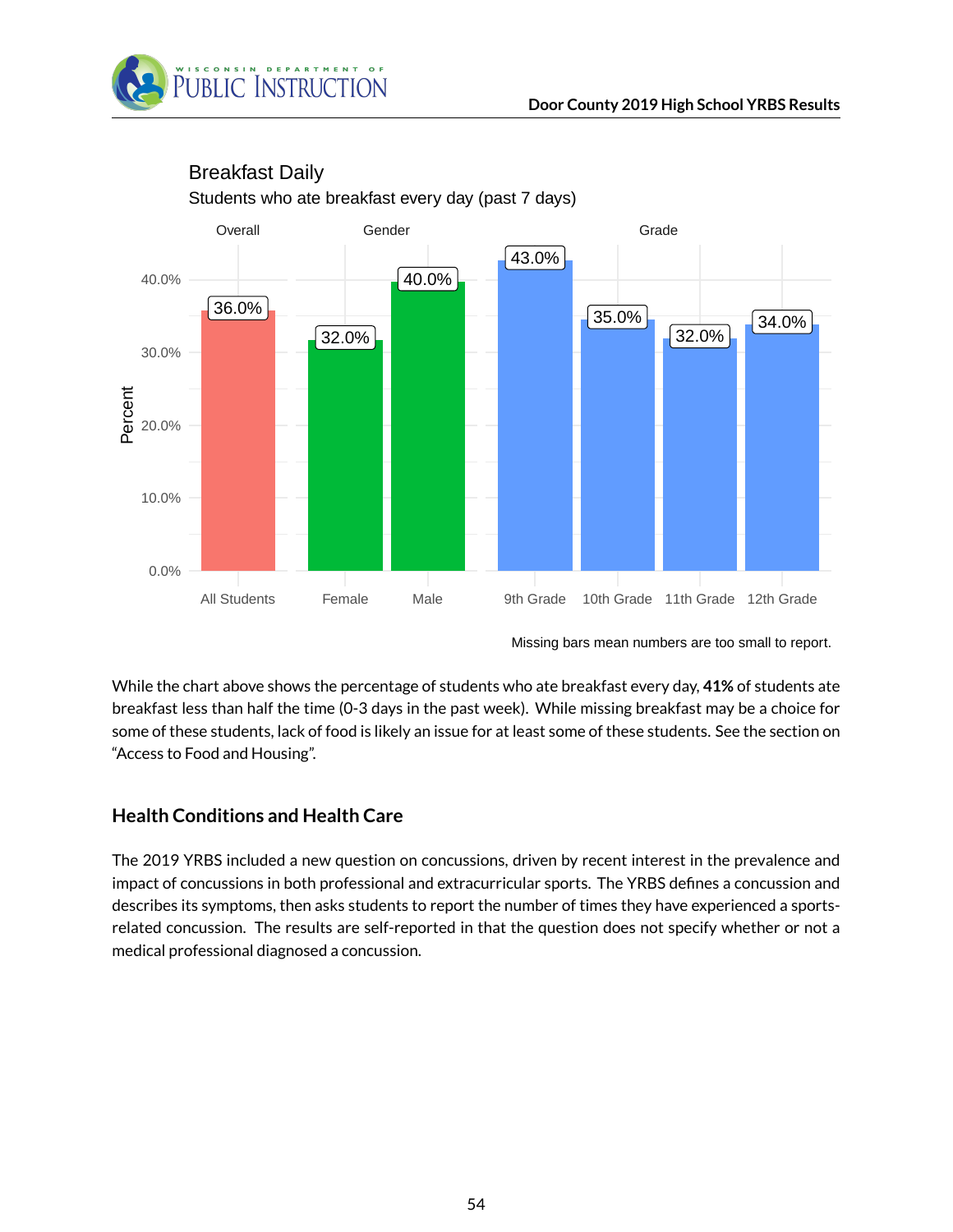Breakfast Daily

Students who ate breakfast every day (past 7 days)

| Group | Category | Percent |
| --- | --- | --- |
| Overall | All Students | 36.0% |
| Gender | Female | 32.0% |
| Gender | Male | 40.0% |
| Grade | 9th Grade | 43.0% |
| Grade | 10th Grade | 35.0% |
| Grade | 11th Grade | 32.0% |
| Grade | 12th Grade | 34.0% |

Missing bars mean numbers are too small to report.

While the chart above shows the percentage of students who ate breakfast every day, **41%** of students ate breakfast less than half the time (0-3 days in the past week). While missing breakfast may be a choice for some of these students, lack of food is likely an issue for at least some of these students. See the section on "Access to Food and Housing".

## Health Conditions and Health Care

The 2019 YRBS included a new question on concussions, driven by recent interest in the prevalence and impact of concussions in both professional and extracurricular sports. The YRBS defines a concussion and describes its symptoms, then asks students to report the number of times they have experienced a sports-related concussion. The results are self-reported in that the question does not specify whether or not a medical professional diagnosed a concussion.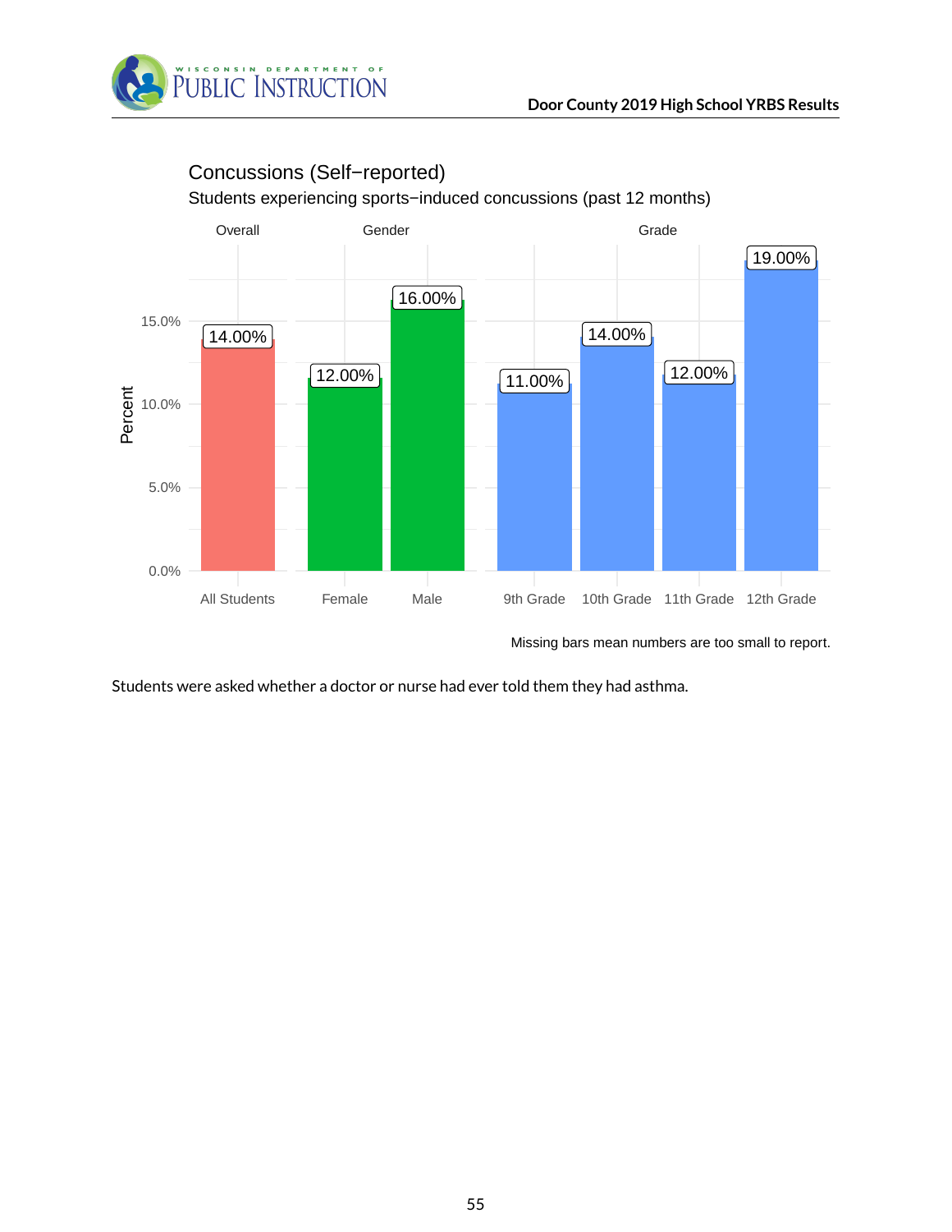## Concussions (Self−reported)

Students experiencing sports−induced concussions (past 12 months)

| Category | Group | Percent |
|---|---|---|
| Overall | All Students | 14.00% |
| Gender | Female | 12.00% |
| Gender | Male | 16.00% |
| Grade | 9th Grade | 11.00% |
| Grade | 10th Grade | 14.00% |
| Grade | 11th Grade | 12.00% |
| Grade | 12th Grade | 19.00% |

Missing bars mean numbers are too small to report.

Students were asked whether a doctor or nurse had ever told them they had asthma.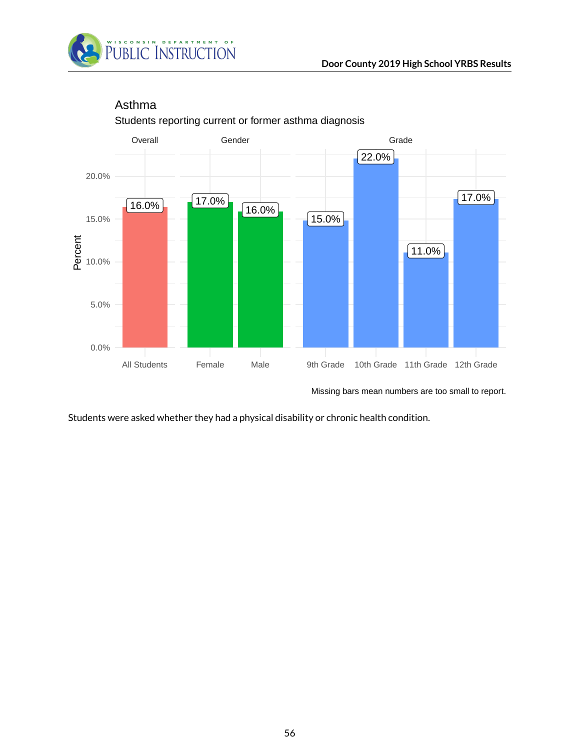## Asthma

Students reporting current or former asthma diagnosis

| Group | Category | Percent |
|---|---|---|
| Overall | All Students | 16.0% |
| Gender | Female | 17.0% |
| Gender | Male | 16.0% |
| Grade | 9th Grade | 15.0% |
| Grade | 10th Grade | 22.0% |
| Grade | 11th Grade | 11.0% |
| Grade | 12th Grade | 17.0% |

Missing bars mean numbers are too small to report.

Students were asked whether they had a physical disability or chronic health condition.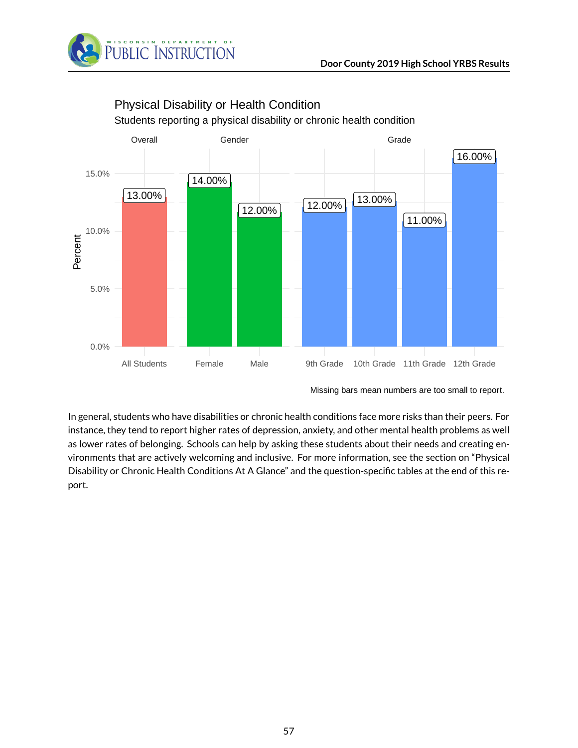## Physical Disability or Health Condition

Students reporting a physical disability or chronic health condition

| Group | Category | Percent |
|---|---|---|
| Overall | All Students | 13.00% |
| Gender | Female | 14.00% |
| Gender | Male | 12.00% |
| Grade | 9th Grade | 12.00% |
| Grade | 10th Grade | 13.00% |
| Grade | 11th Grade | 11.00% |
| Grade | 12th Grade | 16.00% |

Missing bars mean numbers are too small to report.

In general, students who have disabilities or chronic health conditions face more risks than their peers. For instance, they tend to report higher rates of depression, anxiety, and other mental health problems as well as lower rates of belonging. Schools can help by asking these students about their needs and creating environments that are actively welcoming and inclusive. For more information, see the section on "Physical Disability or Chronic Health Conditions At A Glance" and the question-specific tables at the end of this report.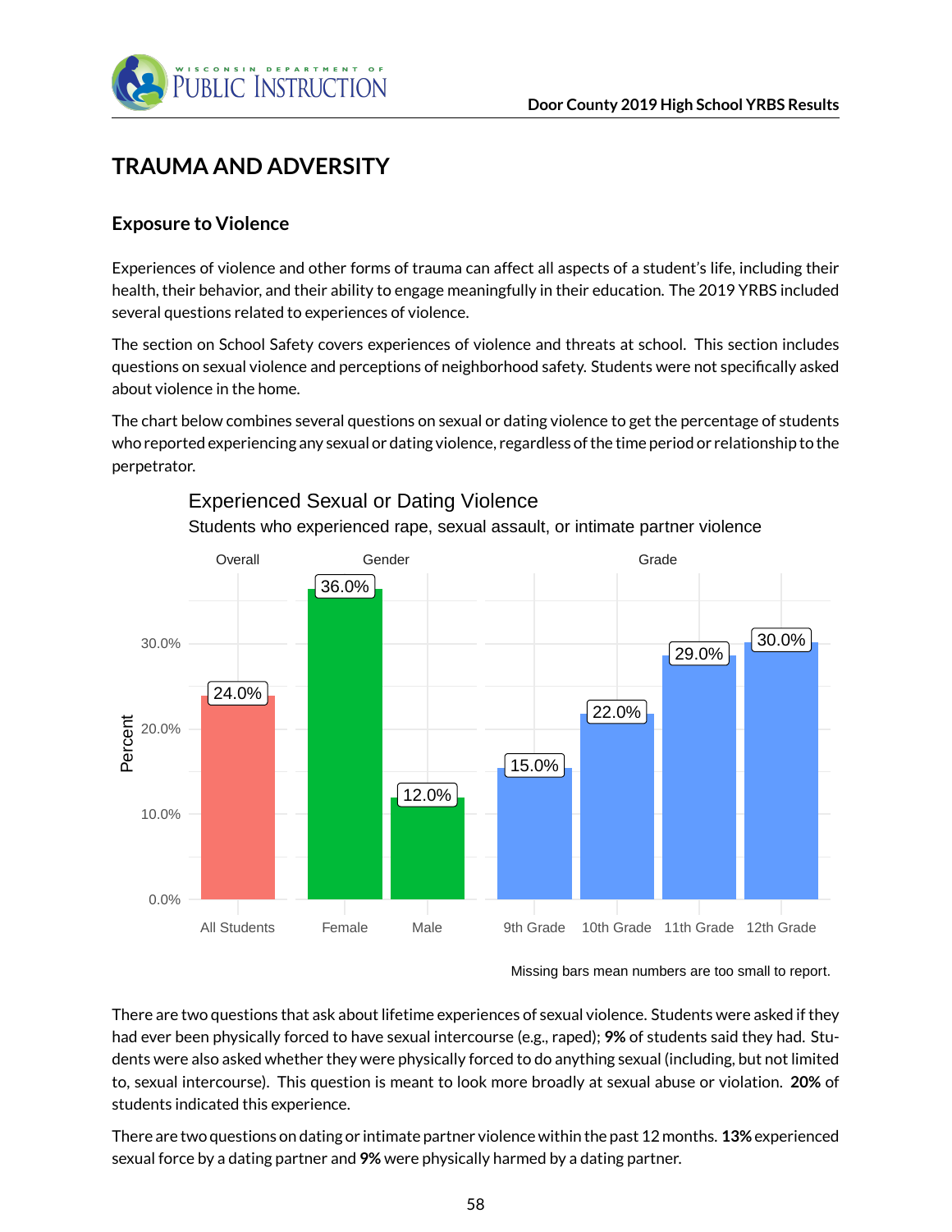# TRAUMA AND ADVERSITY

## Exposure to Violence

Experiences of violence and other forms of trauma can affect all aspects of a student's life, including their health, their behavior, and their ability to engage meaningfully in their education. The 2019 YRBS included several questions related to experiences of violence.

The section on School Safety covers experiences of violence and threats at school. This section includes questions on sexual violence and perceptions of neighborhood safety. Students were not specifically asked about violence in the home.

The chart below combines several questions on sexual or dating violence to get the percentage of students who reported experiencing any sexual or dating violence, regardless of the time period or relationship to the perpetrator.

**Experienced Sexual or Dating Violence**

Students who experienced rape, sexual assault, or intimate partner violence

| Group | Category | Percent |
|---|---|---|
| Overall | All Students | 24.0% |
| Gender | Female | 36.0% |
| Gender | Male | 12.0% |
| Grade | 9th Grade | 15.0% |
| Grade | 10th Grade | 22.0% |
| Grade | 11th Grade | 29.0% |
| Grade | 12th Grade | 30.0% |

Missing bars mean numbers are too small to report.

There are two questions that ask about lifetime experiences of sexual violence. Students were asked if they had ever been physically forced to have sexual intercourse (e.g., raped); **9%** of students said they had. Students were also asked whether they were physically forced to do anything sexual (including, but not limited to, sexual intercourse). This question is meant to look more broadly at sexual abuse or violation. **20%** of students indicated this experience.

There are two questions on dating or intimate partner violence within the past 12 months. **13%** experienced sexual force by a dating partner and **9%** were physically harmed by a dating partner.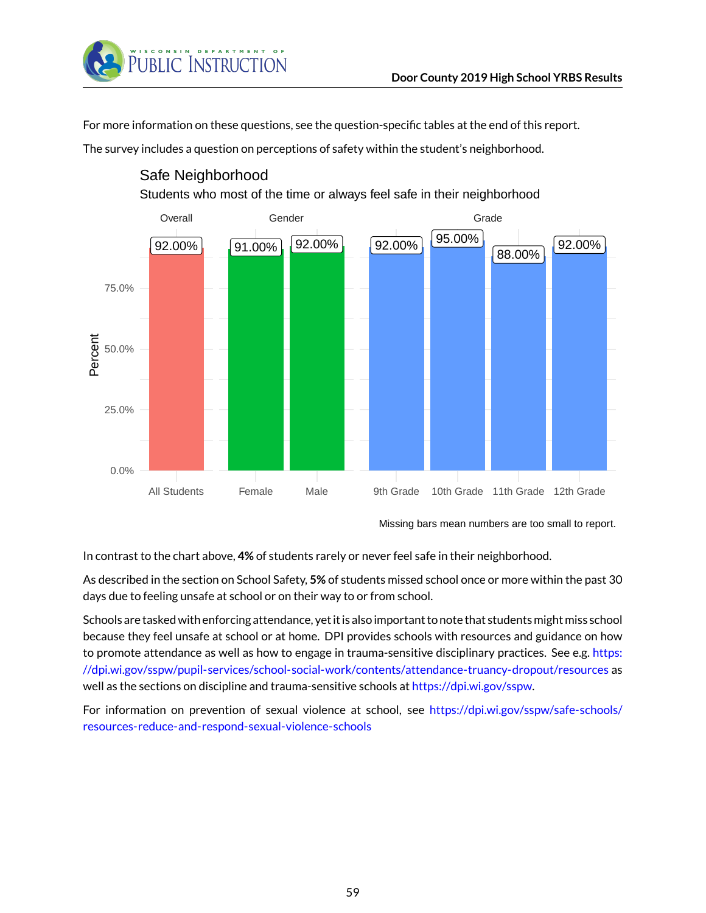For more information on these questions, see the question-specific tables at the end of this report.

The survey includes a question on perceptions of safety within the student's neighborhood.

**Safe Neighborhood**

Students who most of the time or always feel safe in their neighborhood

| Group | Category | Percent |
|---|---|---|
| Overall | All Students | 92.00% |
| Gender | Female | 91.00% |
| Gender | Male | 92.00% |
| Grade | 9th Grade | 92.00% |
| Grade | 10th Grade | 95.00% |
| Grade | 11th Grade | 88.00% |
| Grade | 12th Grade | 92.00% |

Missing bars mean numbers are too small to report.

In contrast to the chart above, **4%** of students rarely or never feel safe in their neighborhood.

As described in the section on School Safety, **5%** of students missed school once or more within the past 30 days due to feeling unsafe at school or on their way to or from school.

Schools are tasked with enforcing attendance, yet it is also important to note that students might miss school because they feel unsafe at school or at home. DPI provides schools with resources and guidance on how to promote attendance as well as how to engage in trauma-sensitive disciplinary practices. See e.g. https://dpi.wi.gov/sspw/pupil-services/school-social-work/contents/attendance-truancy-dropout/resources as well as the sections on discipline and trauma-sensitive schools at https://dpi.wi.gov/sspw.

For information on prevention of sexual violence at school, see https://dpi.wi.gov/sspw/safe-schools/resources-reduce-and-respond-sexual-violence-schools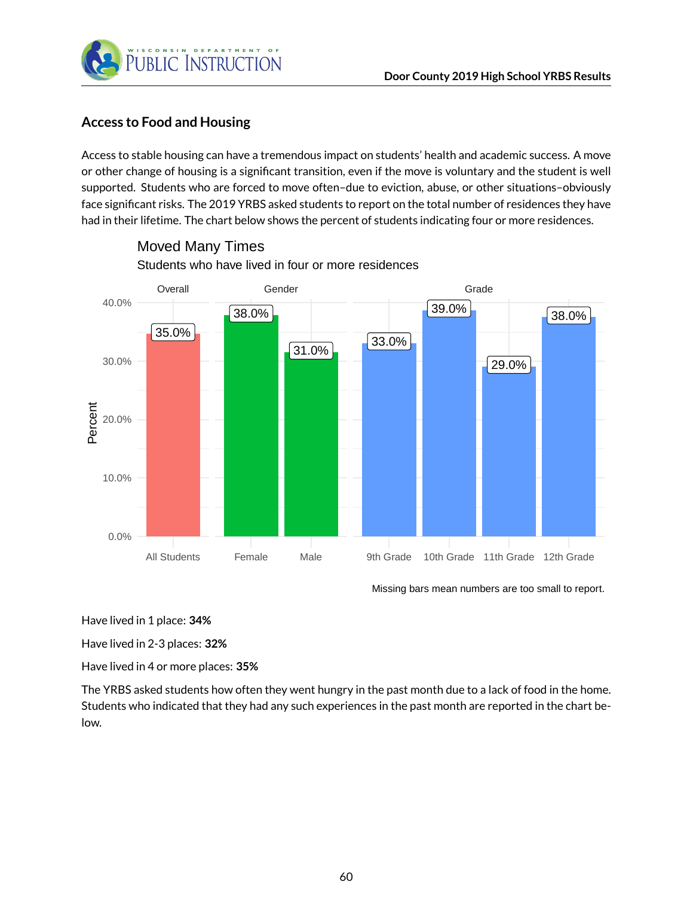## Access to Food and Housing

Access to stable housing can have a tremendous impact on students' health and academic success. A move or other change of housing is a significant transition, even if the move is voluntary and the student is well supported. Students who are forced to move often–due to eviction, abuse, or other situations–obviously face significant risks. The 2019 YRBS asked students to report on the total number of residences they have had in their lifetime. The chart below shows the percent of students indicating four or more residences.

**Moved Many Times**

Students who have lived in four or more residences

| Group | Category | Percent |
|---|---|---|
| Overall | All Students | 35.0% |
| Gender | Female | 38.0% |
| Gender | Male | 31.0% |
| Grade | 9th Grade | 33.0% |
| Grade | 10th Grade | 39.0% |
| Grade | 11th Grade | 29.0% |
| Grade | 12th Grade | 38.0% |

Missing bars mean numbers are too small to report.

Have lived in 1 place: **34%**

Have lived in 2-3 places: **32%**

Have lived in 4 or more places: **35%**

The YRBS asked students how often they went hungry in the past month due to a lack of food in the home. Students who indicated that they had any such experiences in the past month are reported in the chart below.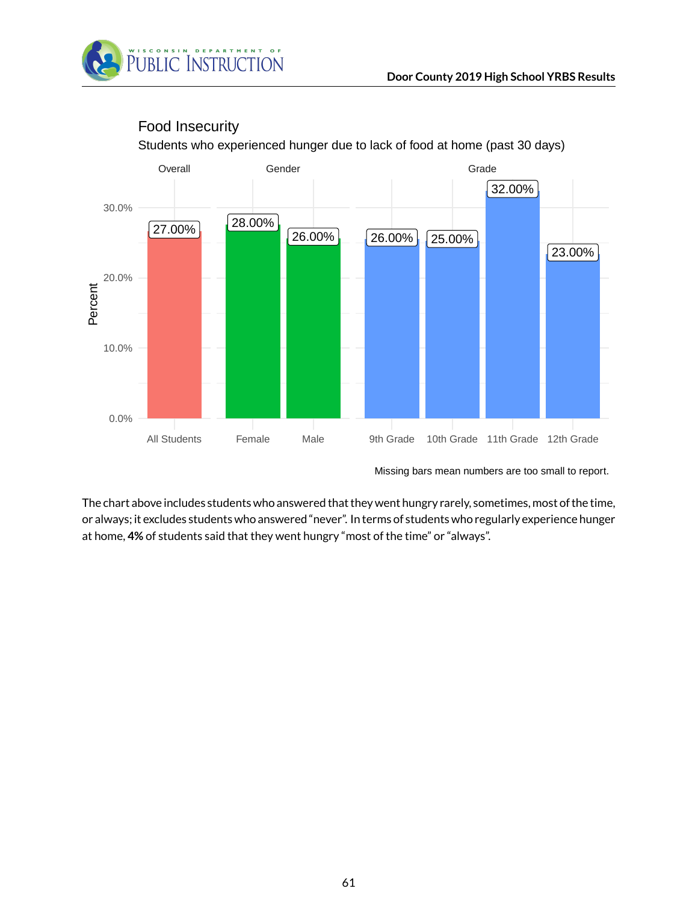## Food Insecurity

Students who experienced hunger due to lack of food at home (past 30 days)

| Category | Group | Percent |
|---|---|---|
| Overall | All Students | 27.00% |
| Gender | Female | 28.00% |
| Gender | Male | 26.00% |
| Grade | 9th Grade | 26.00% |
| Grade | 10th Grade | 25.00% |
| Grade | 11th Grade | 32.00% |
| Grade | 12th Grade | 23.00% |

Missing bars mean numbers are too small to report.

The chart above includes students who answered that they went hungry rarely, sometimes, most of the time, or always; it excludes students who answered "never". In terms of students who regularly experience hunger at home, **4%** of students said that they went hungry "most of the time" or "always".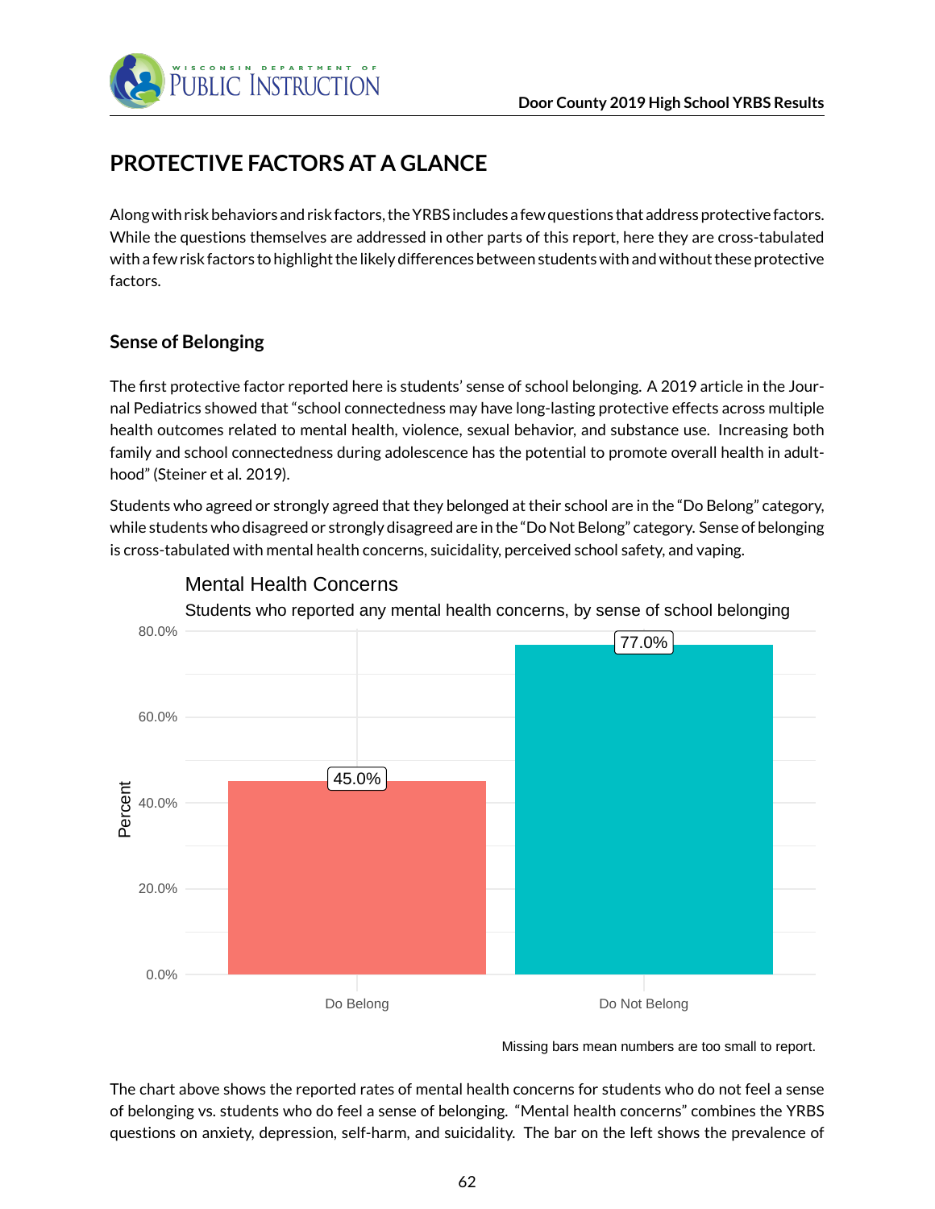# PROTECTIVE FACTORS AT A GLANCE

Along with risk behaviors and risk factors, the YRBS includes a few questions that address protective factors. While the questions themselves are addressed in other parts of this report, here they are cross-tabulated with a few risk factors to highlight the likely differences between students with and without these protective factors.

## Sense of Belonging

The first protective factor reported here is students' sense of school belonging. A 2019 article in the Journal Pediatrics showed that "school connectedness may have long-lasting protective effects across multiple health outcomes related to mental health, violence, sexual behavior, and substance use. Increasing both family and school connectedness during adolescence has the potential to promote overall health in adulthood" (Steiner et al. 2019).

Students who agreed or strongly agreed that they belonged at their school are in the "Do Belong" category, while students who disagreed or strongly disagreed are in the "Do Not Belong" category. Sense of belonging is cross-tabulated with mental health concerns, suicidality, perceived school safety, and vaping.

**Mental Health Concerns**

Students who reported any mental health concerns, by sense of school belonging

| Sense of Belonging | Percent |
|---|---|
| Do Belong | 45.0% |
| Do Not Belong | 77.0% |

Missing bars mean numbers are too small to report.

The chart above shows the reported rates of mental health concerns for students who do not feel a sense of belonging vs. students who do feel a sense of belonging. "Mental health concerns" combines the YRBS questions on anxiety, depression, self-harm, and suicidality. The bar on the left shows the prevalence of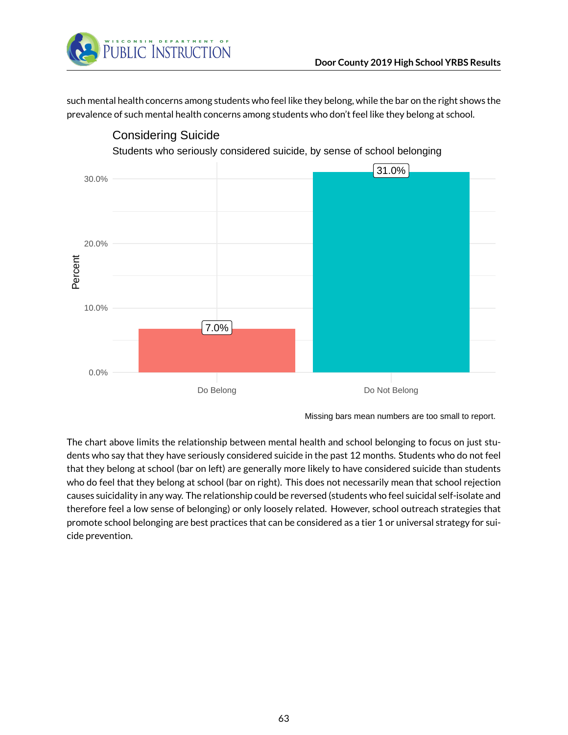such mental health concerns among students who feel like they belong, while the bar on the right shows the prevalence of such mental health concerns among students who don't feel like they belong at school.

Considering Suicide

Students who seriously considered suicide, by sense of school belonging

| | Percent |
|---|---|
| Do Belong | 7.0% |
| Do Not Belong | 31.0% |

Missing bars mean numbers are too small to report.

The chart above limits the relationship between mental health and school belonging to focus on just students who say that they have seriously considered suicide in the past 12 months. Students who do not feel that they belong at school (bar on left) are generally more likely to have considered suicide than students who do feel that they belong at school (bar on right). This does not necessarily mean that school rejection causes suicidality in any way. The relationship could be reversed (students who feel suicidal self-isolate and therefore feel a low sense of belonging) or only loosely related. However, school outreach strategies that promote school belonging are best practices that can be considered as a tier 1 or universal strategy for suicide prevention.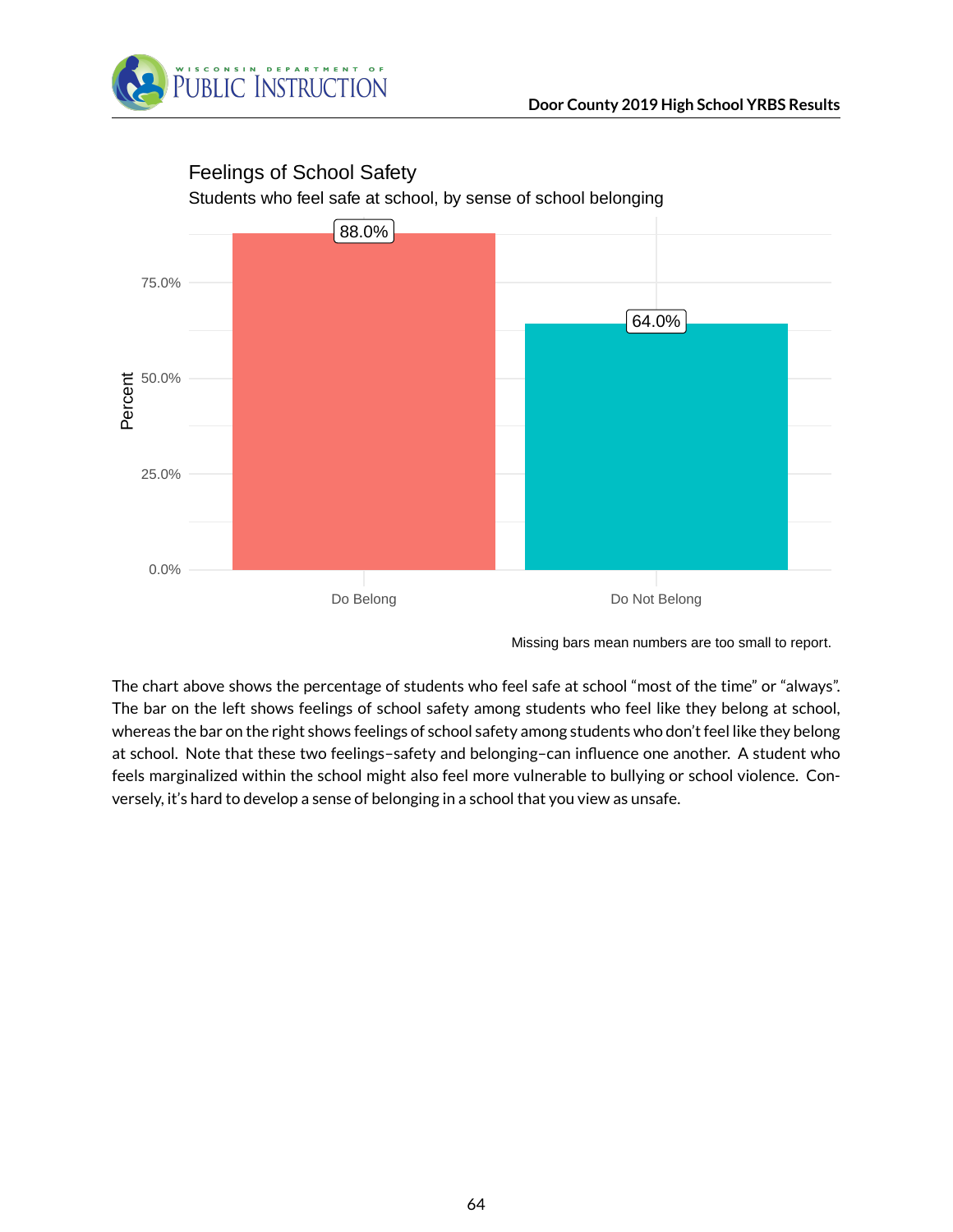## Feelings of School Safety

Students who feel safe at school, by sense of school belonging

| Sense of school belonging | Percent |
|---|---|
| Do Belong | 88.0% |
| Do Not Belong | 64.0% |

Missing bars mean numbers are too small to report.

The chart above shows the percentage of students who feel safe at school "most of the time" or "always". The bar on the left shows feelings of school safety among students who feel like they belong at school, whereas the bar on the right shows feelings of school safety among students who don't feel like they belong at school. Note that these two feelings–safety and belonging–can influence one another. A student who feels marginalized within the school might also feel more vulnerable to bullying or school violence. Conversely, it's hard to develop a sense of belonging in a school that you view as unsafe.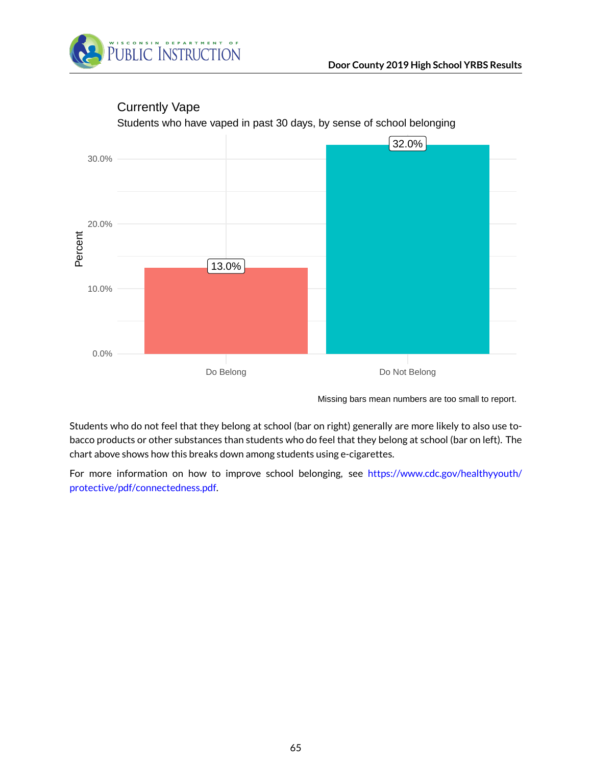## Currently Vape

Students who have vaped in past 30 days, by sense of school belonging

| | Percent |
|---|---|
| Do Belong | 13.0% |
| Do Not Belong | 32.0% |

Missing bars mean numbers are too small to report.

Students who do not feel that they belong at school (bar on right) generally are more likely to also use tobacco products or other substances than students who do feel that they belong at school (bar on left). The chart above shows how this breaks down among students using e-cigarettes.

For more information on how to improve school belonging, see https://www.cdc.gov/healthyyouth/protective/pdf/connectedness.pdf.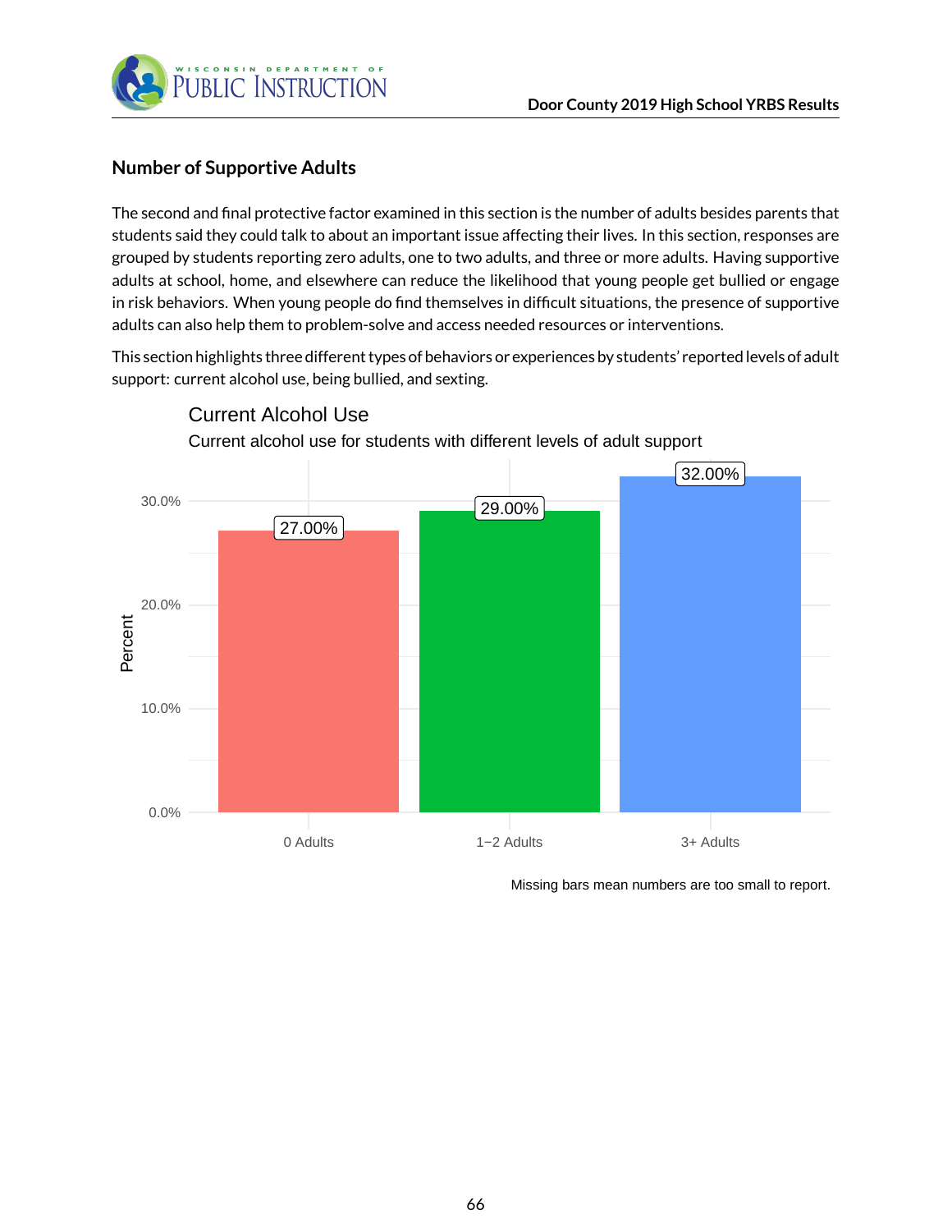## Number of Supportive Adults

The second and final protective factor examined in this section is the number of adults besides parents that students said they could talk to about an important issue affecting their lives. In this section, responses are grouped by students reporting zero adults, one to two adults, and three or more adults. Having supportive adults at school, home, and elsewhere can reduce the likelihood that young people get bullied or engage in risk behaviors. When young people do find themselves in difficult situations, the presence of supportive adults can also help them to problem-solve and access needed resources or interventions.

This section highlights three different types of behaviors or experiences by students' reported levels of adult support: current alcohol use, being bullied, and sexting.

### Current Alcohol Use

Current alcohol use for students with different levels of adult support

| Adult support | Percent |
|---|---|
| 0 Adults | 27.00% |
| 1−2 Adults | 29.00% |
| 3+ Adults | 32.00% |

Missing bars mean numbers are too small to report.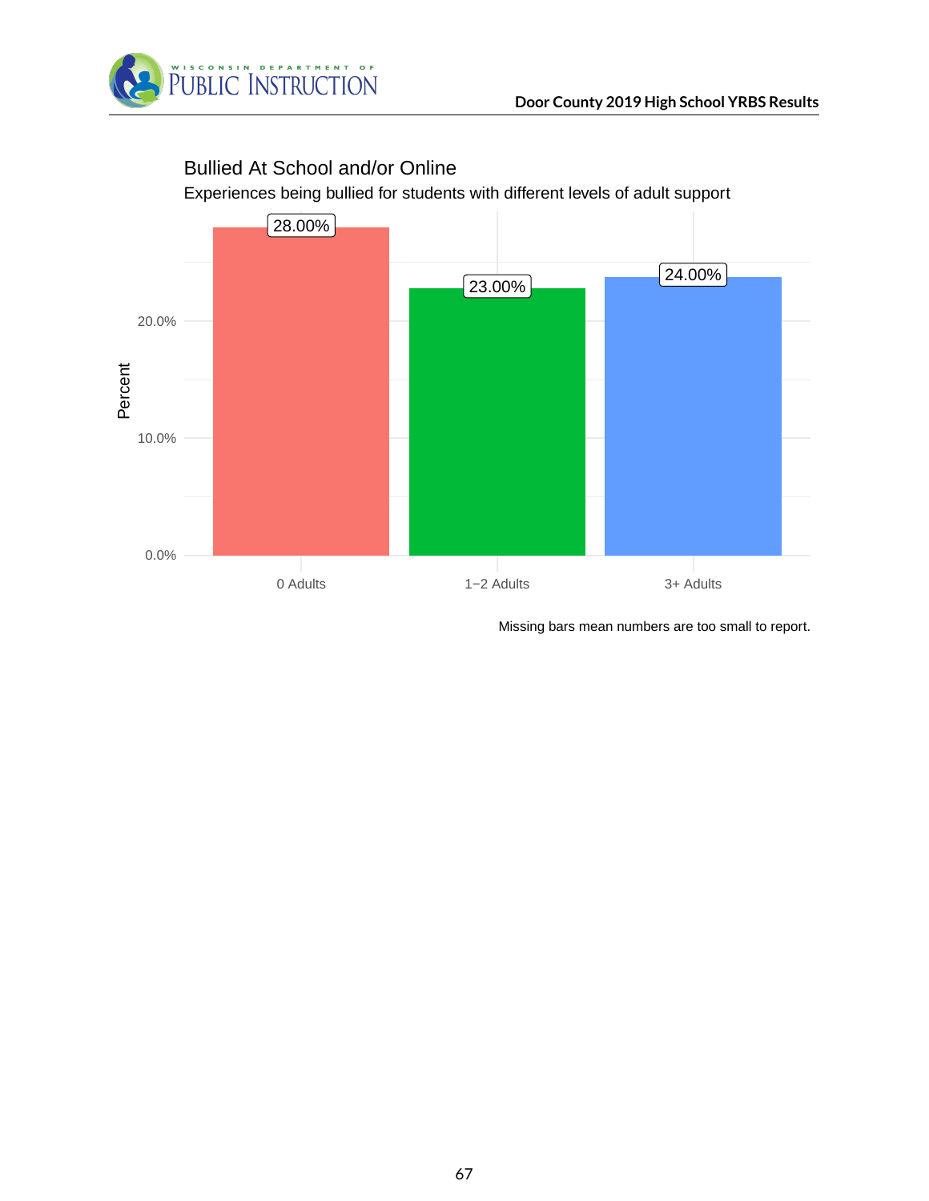## Bullied At School and/or Online

Experiences being bullied for students with different levels of adult support

| Adult support | Percent |
|---|---|
| 0 Adults | 28.00% |
| 1−2 Adults | 23.00% |
| 3+ Adults | 24.00% |

Missing bars mean numbers are too small to report.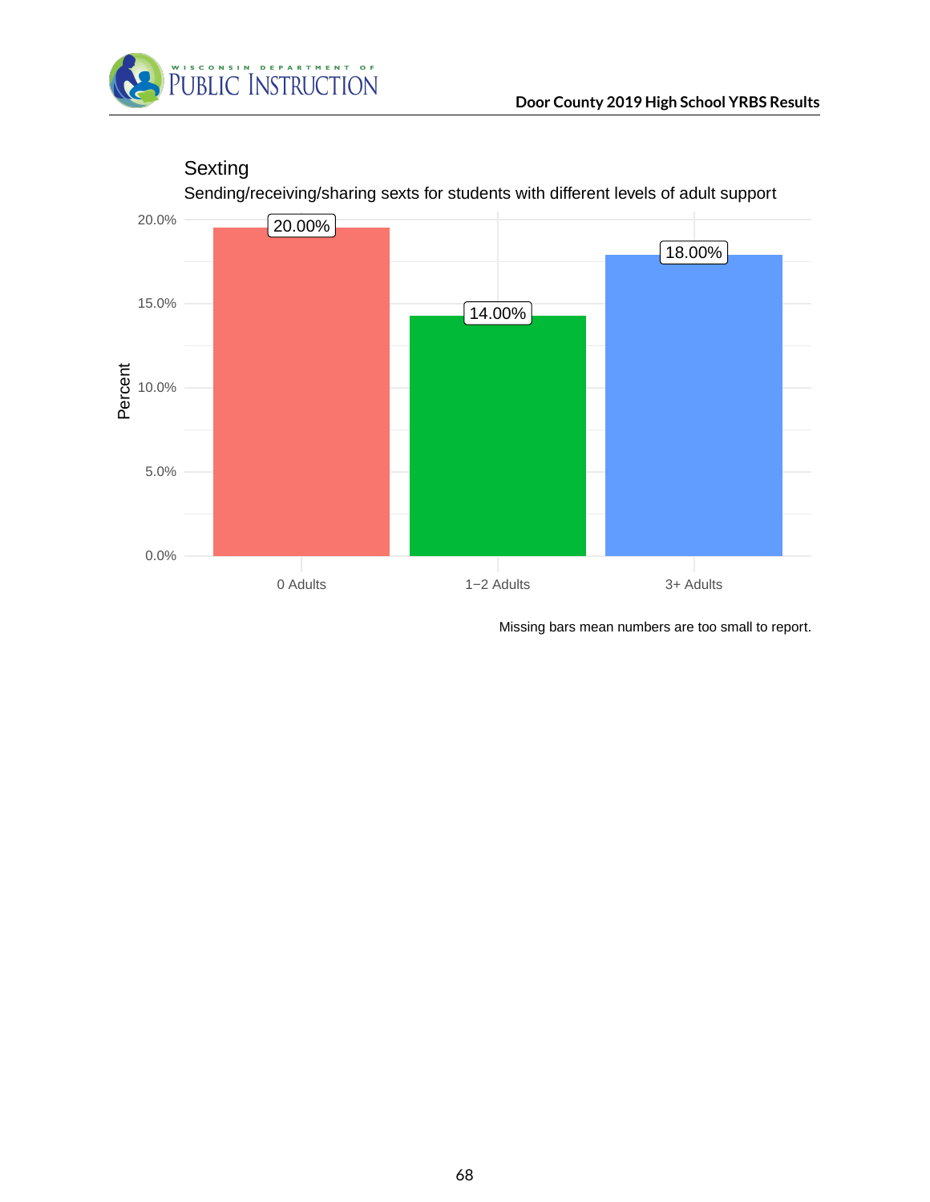## Sexting

Sending/receiving/sharing sexts for students with different levels of adult support

| Adult support | Percent |
|---|---|
| 0 Adults | 20.00% |
| 1−2 Adults | 14.00% |
| 3+ Adults | 18.00% |

Missing bars mean numbers are too small to report.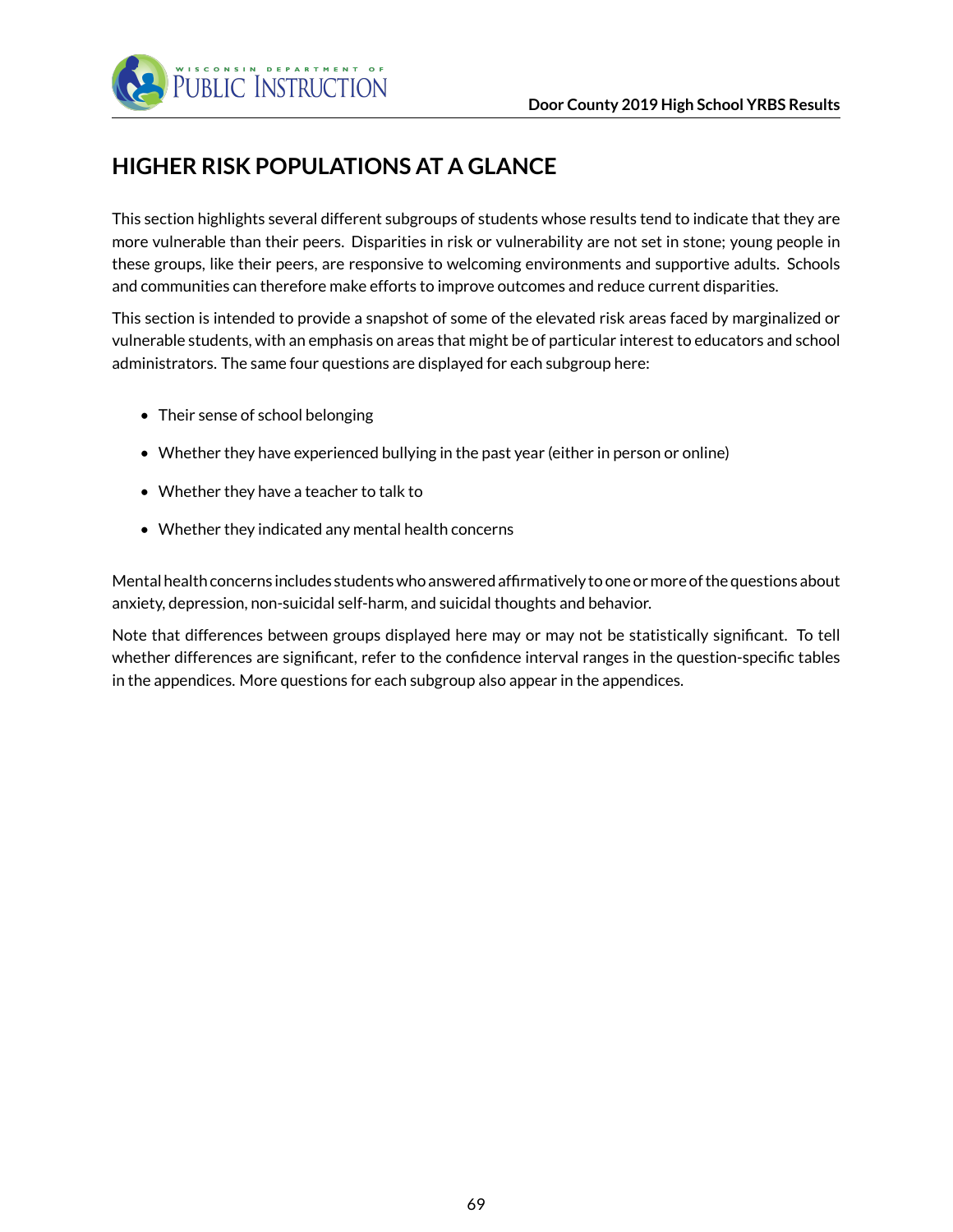# HIGHER RISK POPULATIONS AT A GLANCE

This section highlights several different subgroups of students whose results tend to indicate that they are more vulnerable than their peers. Disparities in risk or vulnerability are not set in stone; young people in these groups, like their peers, are responsive to welcoming environments and supportive adults. Schools and communities can therefore make efforts to improve outcomes and reduce current disparities.

This section is intended to provide a snapshot of some of the elevated risk areas faced by marginalized or vulnerable students, with an emphasis on areas that might be of particular interest to educators and school administrators. The same four questions are displayed for each subgroup here:

- Their sense of school belonging
- Whether they have experienced bullying in the past year (either in person or online)
- Whether they have a teacher to talk to
- Whether they indicated any mental health concerns

Mental health concerns includes students who answered affirmatively to one or more of the questions about anxiety, depression, non-suicidal self-harm, and suicidal thoughts and behavior.

Note that differences between groups displayed here may or may not be statistically significant. To tell whether differences are significant, refer to the confidence interval ranges in the question-specific tables in the appendices. More questions for each subgroup also appear in the appendices.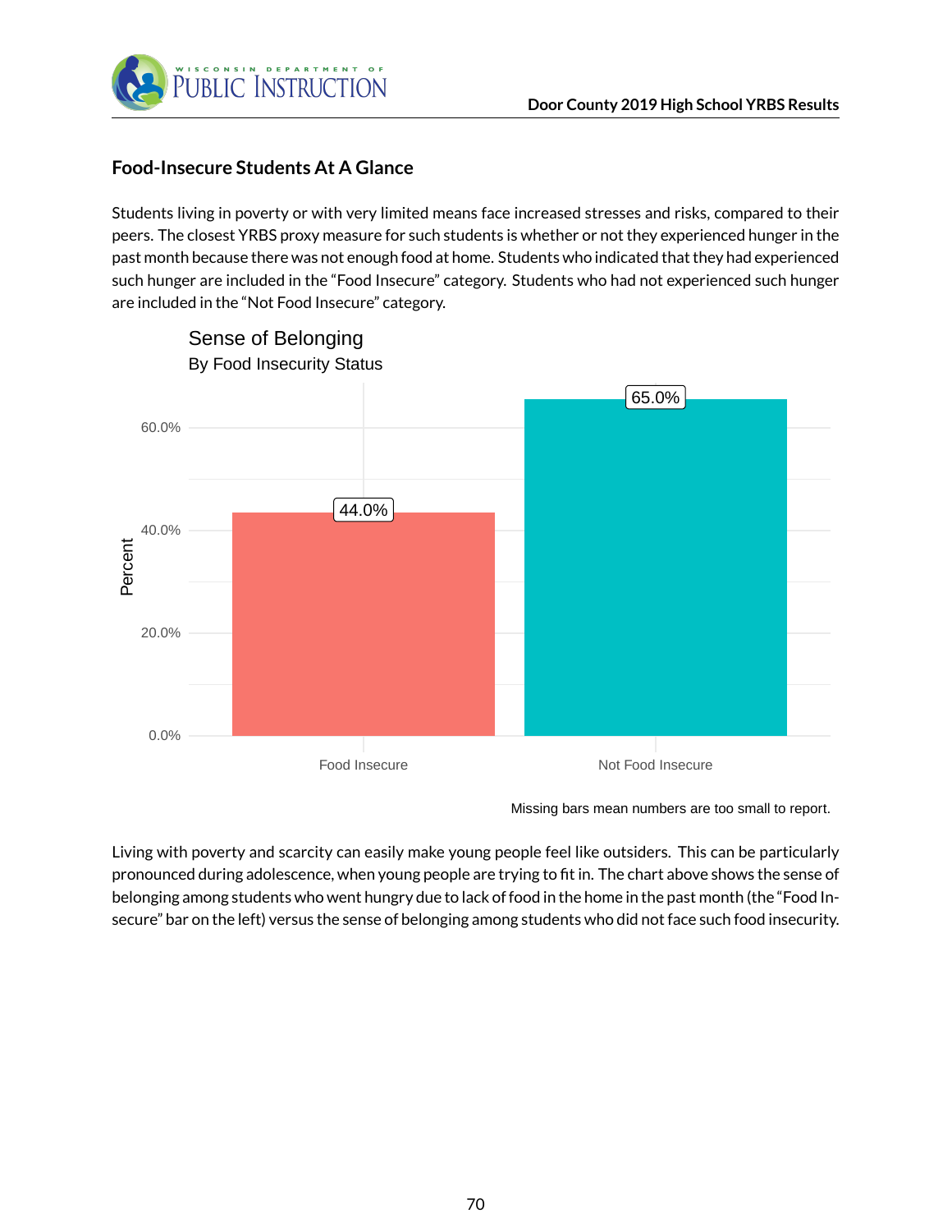## Food-Insecure Students At A Glance

Students living in poverty or with very limited means face increased stresses and risks, compared to their peers. The closest YRBS proxy measure for such students is whether or not they experienced hunger in the past month because there was not enough food at home. Students who indicated that they had experienced such hunger are included in the "Food Insecure" category. Students who had not experienced such hunger are included in the "Not Food Insecure" category.

Sense of Belonging
By Food Insecurity Status

| Food Insecurity Status | Percent |
|---|---|
| Food Insecure | 44.0% |
| Not Food Insecure | 65.0% |

Missing bars mean numbers are too small to report.

Living with poverty and scarcity can easily make young people feel like outsiders. This can be particularly pronounced during adolescence, when young people are trying to fit in. The chart above shows the sense of belonging among students who went hungry due to lack of food in the home in the past month (the "Food Insecure" bar on the left) versus the sense of belonging among students who did not face such food insecurity.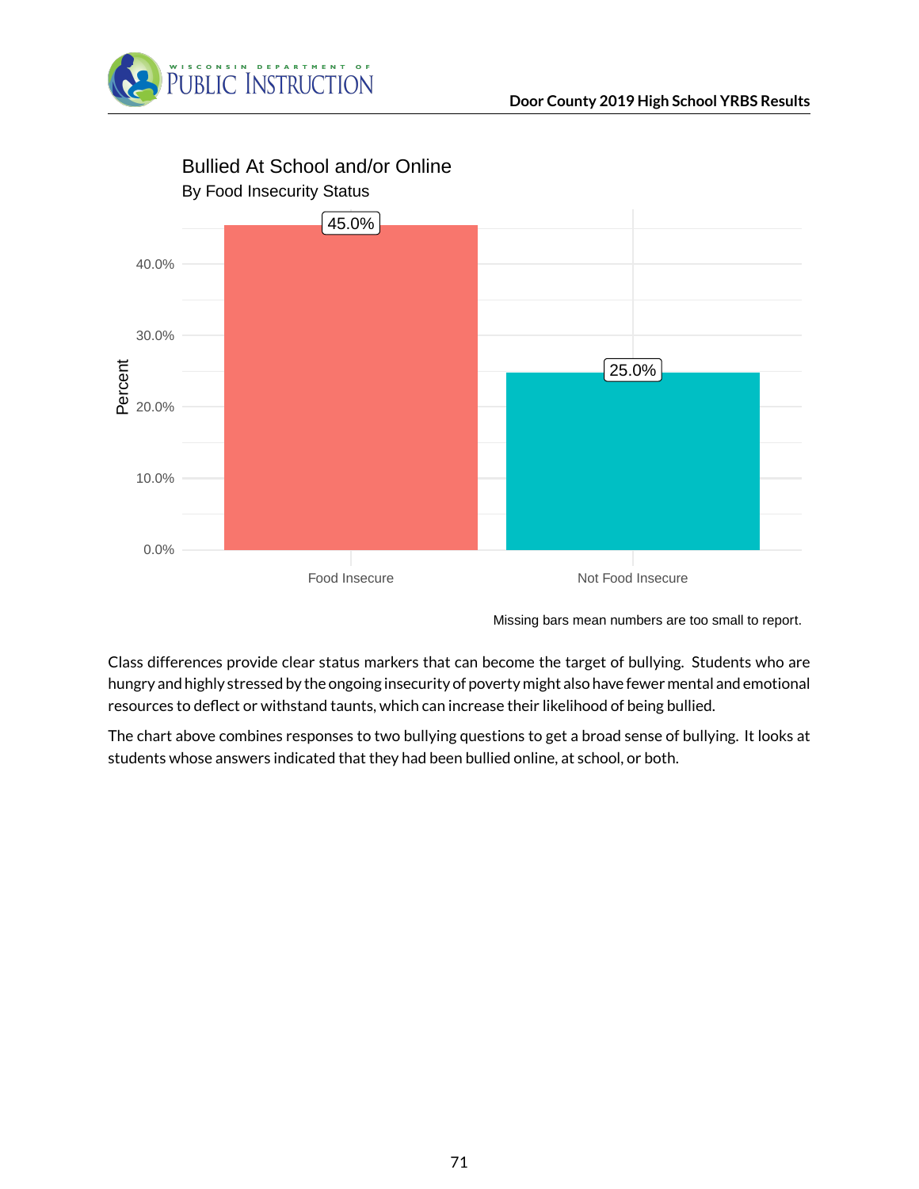## Bullied At School and/or Online

By Food Insecurity Status

| Food Insecurity Status | Percent |
|---|---|
| Food Insecure | 45.0% |
| Not Food Insecure | 25.0% |

Missing bars mean numbers are too small to report.

Class differences provide clear status markers that can become the target of bullying. Students who are hungry and highly stressed by the ongoing insecurity of poverty might also have fewer mental and emotional resources to deflect or withstand taunts, which can increase their likelihood of being bullied.

The chart above combines responses to two bullying questions to get a broad sense of bullying. It looks at students whose answers indicated that they had been bullied online, at school, or both.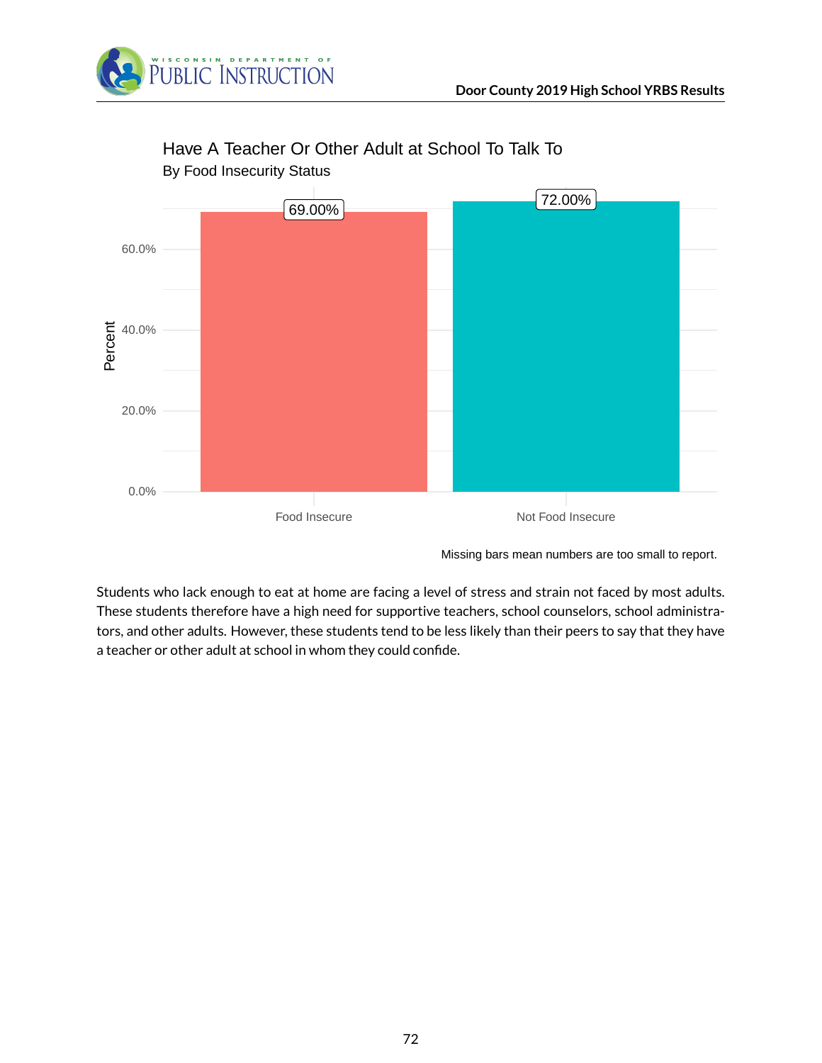## Have A Teacher Or Other Adult at School To Talk To

By Food Insecurity Status

| Food Insecurity Status | Percent |
|---|---|
| Food Insecure | 69.00% |
| Not Food Insecure | 72.00% |

Missing bars mean numbers are too small to report.

Students who lack enough to eat at home are facing a level of stress and strain not faced by most adults. These students therefore have a high need for supportive teachers, school counselors, school administrators, and other adults. However, these students tend to be less likely than their peers to say that they have a teacher or other adult at school in whom they could confide.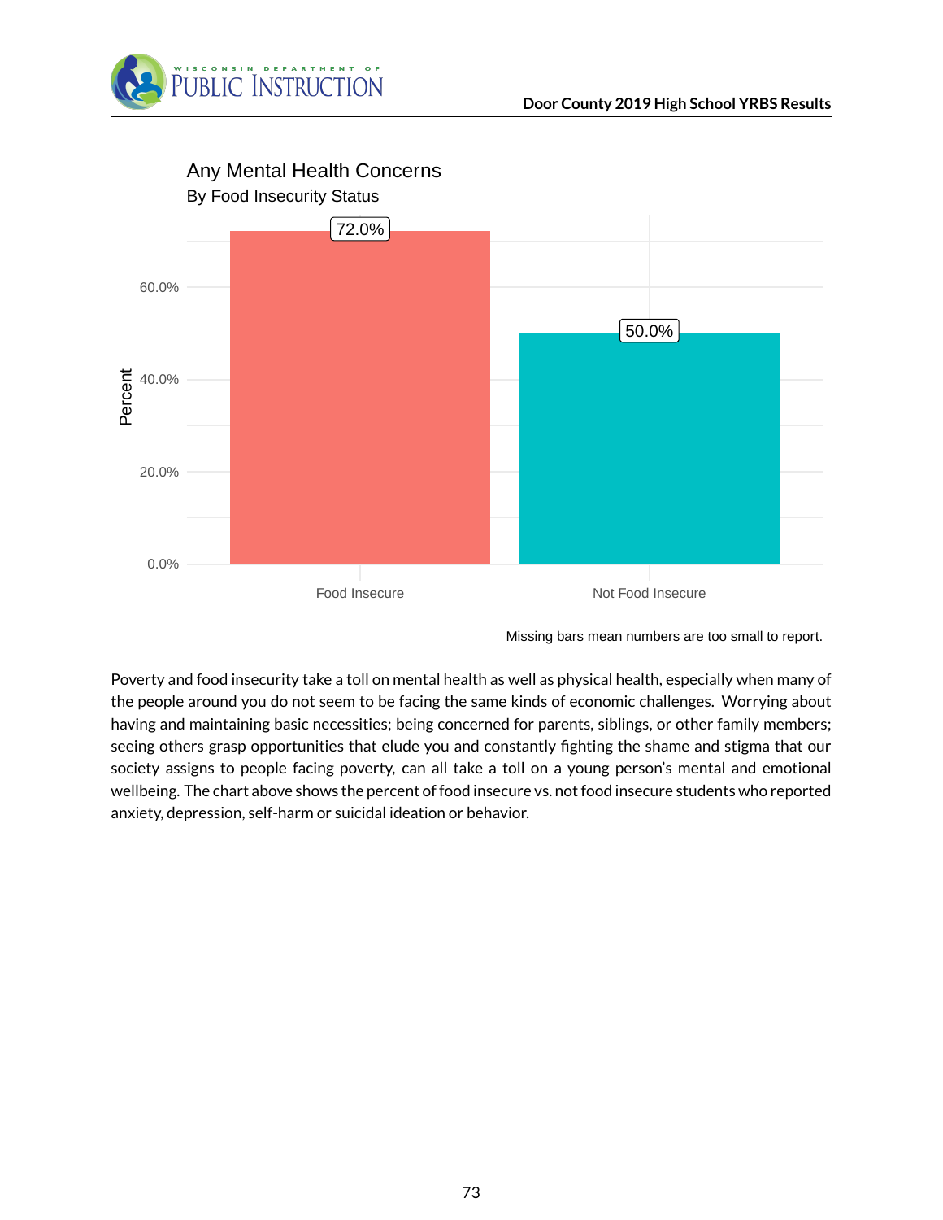## Any Mental Health Concerns

By Food Insecurity Status

| | Percent |
|---|---|
| Food Insecure | 72.0% |
| Not Food Insecure | 50.0% |

Missing bars mean numbers are too small to report.

Poverty and food insecurity take a toll on mental health as well as physical health, especially when many of the people around you do not seem to be facing the same kinds of economic challenges. Worrying about having and maintaining basic necessities; being concerned for parents, siblings, or other family members; seeing others grasp opportunities that elude you and constantly fighting the shame and stigma that our society assigns to people facing poverty, can all take a toll on a young person's mental and emotional wellbeing. The chart above shows the percent of food insecure vs. not food insecure students who reported anxiety, depression, self-harm or suicidal ideation or behavior.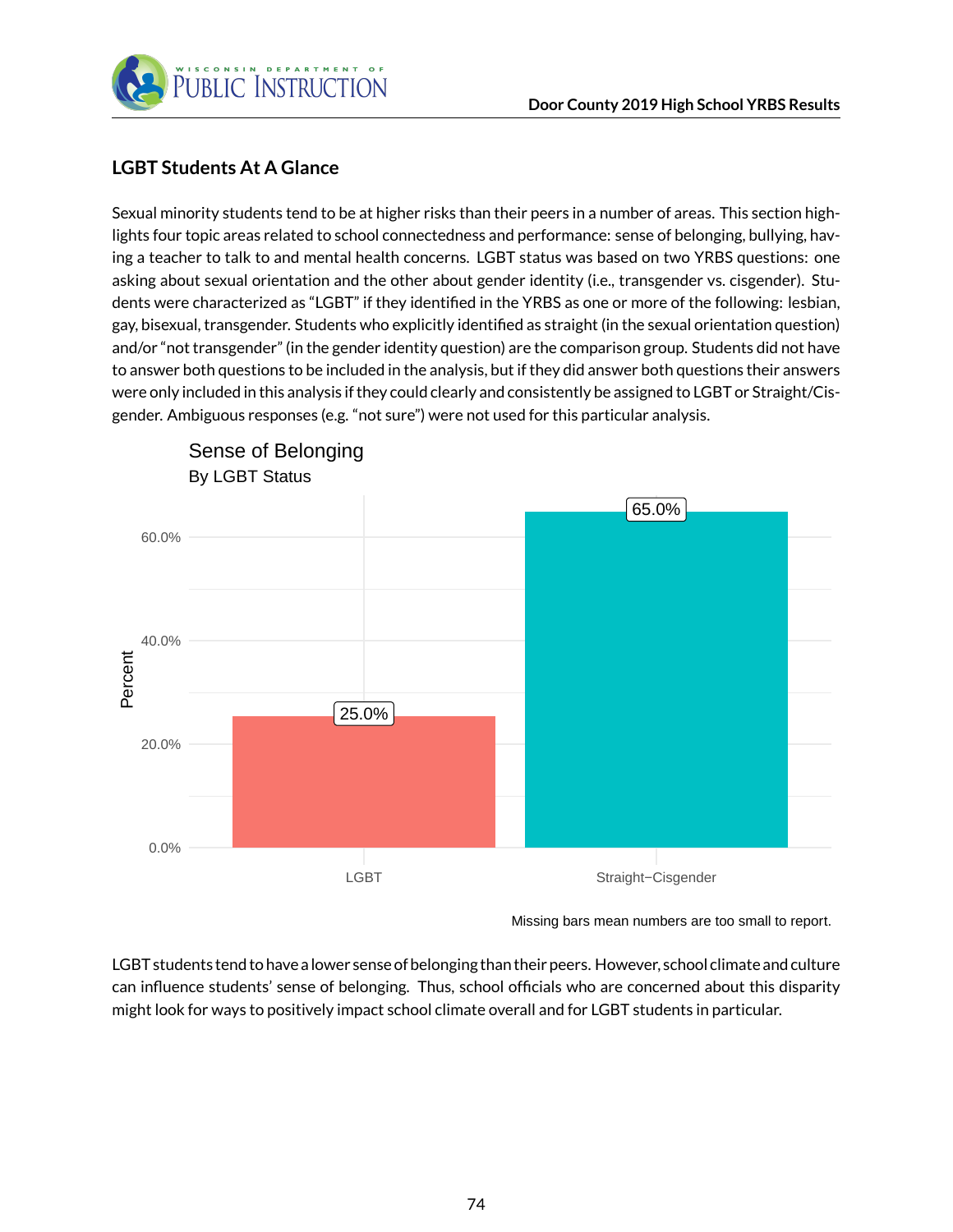## LGBT Students At A Glance

Sexual minority students tend to be at higher risks than their peers in a number of areas. This section highlights four topic areas related to school connectedness and performance: sense of belonging, bullying, having a teacher to talk to and mental health concerns. LGBT status was based on two YRBS questions: one asking about sexual orientation and the other about gender identity (i.e., transgender vs. cisgender). Students were characterized as "LGBT" if they identified in the YRBS as one or more of the following: lesbian, gay, bisexual, transgender. Students who explicitly identified as straight (in the sexual orientation question) and/or "not transgender" (in the gender identity question) are the comparison group. Students did not have to answer both questions to be included in the analysis, but if they did answer both questions their answers were only included in this analysis if they could clearly and consistently be assigned to LGBT or Straight/Cisgender. Ambiguous responses (e.g. "not sure") were not used for this particular analysis.

**Sense of Belonging**
By LGBT Status

| LGBT Status | Percent |
|---|---|
| LGBT | 25.0% |
| Straight−Cisgender | 65.0% |

Missing bars mean numbers are too small to report.

LGBT students tend to have a lower sense of belonging than their peers. However, school climate and culture can influence students' sense of belonging. Thus, school officials who are concerned about this disparity might look for ways to positively impact school climate overall and for LGBT students in particular.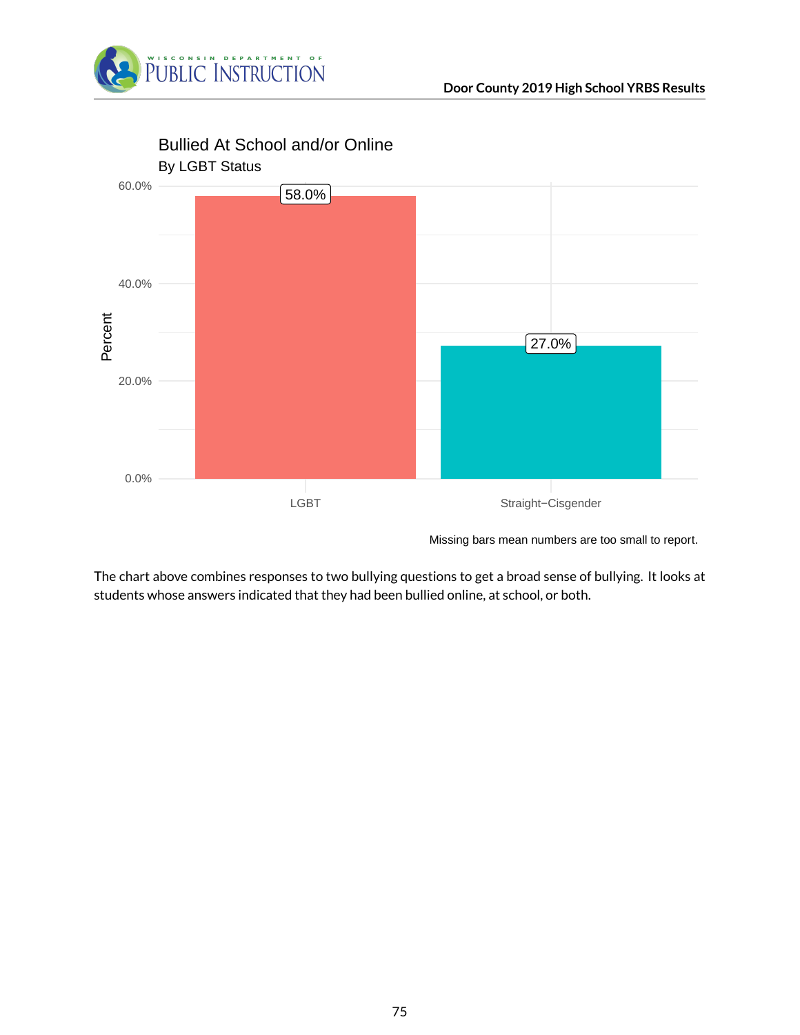## Bullied At School and/or Online

By LGBT Status

| LGBT Status | Percent |
|---|---|
| LGBT | 58.0% |
| Straight−Cisgender | 27.0% |

Missing bars mean numbers are too small to report.

The chart above combines responses to two bullying questions to get a broad sense of bullying. It looks at students whose answers indicated that they had been bullied online, at school, or both.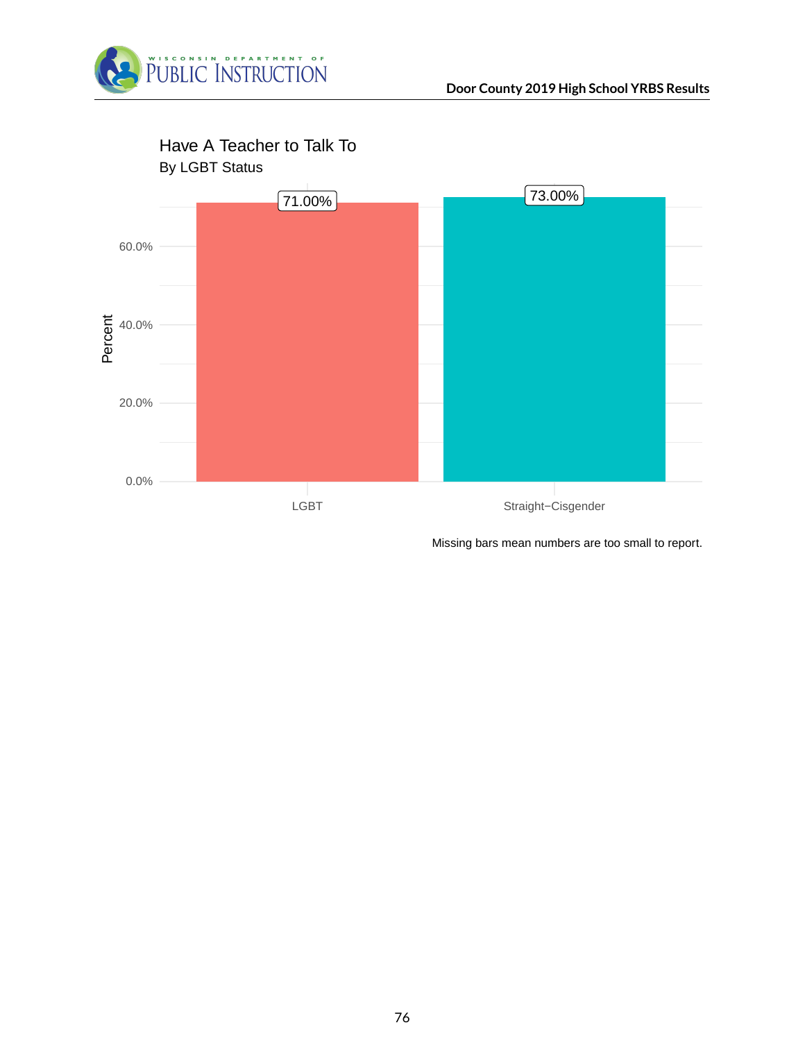## Have A Teacher to Talk To

By LGBT Status

| LGBT Status | Percent |
|---|---|
| LGBT | 71.00% |
| Straight−Cisgender | 73.00% |

Missing bars mean numbers are too small to report.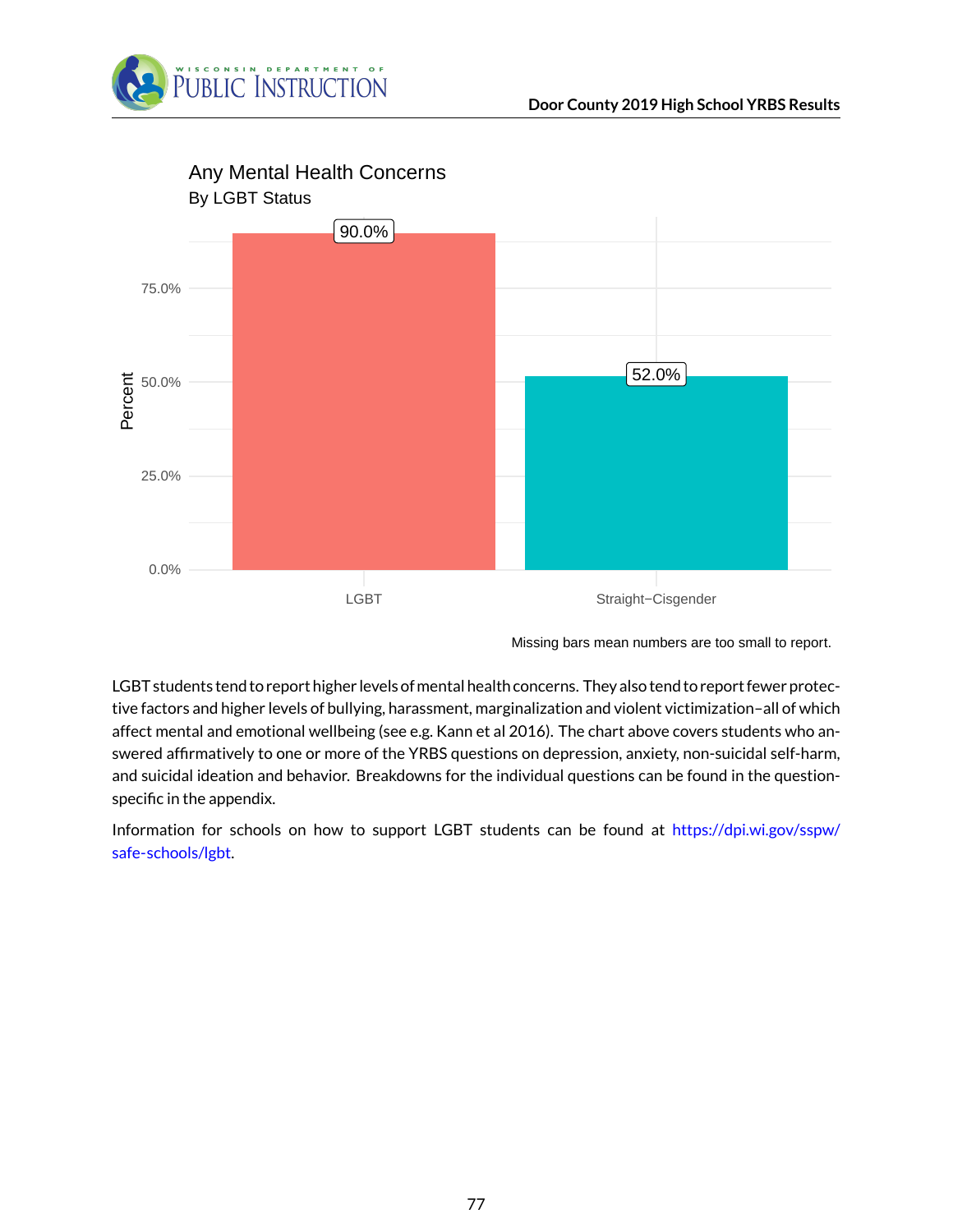## Any Mental Health Concerns

By LGBT Status

| Group | Percent |
|---|---|
| LGBT | 90.0% |
| Straight−Cisgender | 52.0% |

Missing bars mean numbers are too small to report.

LGBT students tend to report higher levels of mental health concerns. They also tend to report fewer protective factors and higher levels of bullying, harassment, marginalization and violent victimization–all of which affect mental and emotional wellbeing (see e.g. Kann et al 2016). The chart above covers students who answered affirmatively to one or more of the YRBS questions on depression, anxiety, non-suicidal self-harm, and suicidal ideation and behavior. Breakdowns for the individual questions can be found in the question-specific in the appendix.

Information for schools on how to support LGBT students can be found at https://dpi.wi.gov/sspw/safe-schools/lgbt.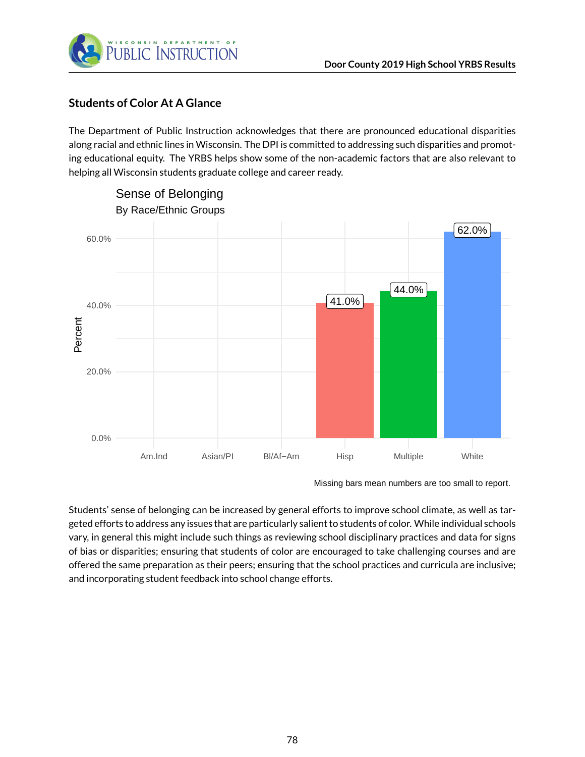## Students of Color At A Glance

The Department of Public Instruction acknowledges that there are pronounced educational disparities along racial and ethnic lines in Wisconsin. The DPI is committed to addressing such disparities and promoting educational equity. The YRBS helps show some of the non-academic factors that are also relevant to helping all Wisconsin students graduate college and career ready.

**Sense of Belonging**
By Race/Ethnic Groups

| Group | Percent |
|---|---|
| Am.Ind | |
| Asian/PI | |
| Bl/Af−Am | |
| Hisp | 41.0% |
| Multiple | 44.0% |
| White | 62.0% |

Missing bars mean numbers are too small to report.

Students' sense of belonging can be increased by general efforts to improve school climate, as well as targeted efforts to address any issues that are particularly salient to students of color. While individual schools vary, in general this might include such things as reviewing school disciplinary practices and data for signs of bias or disparities; ensuring that students of color are encouraged to take challenging courses and are offered the same preparation as their peers; ensuring that the school practices and curricula are inclusive; and incorporating student feedback into school change efforts.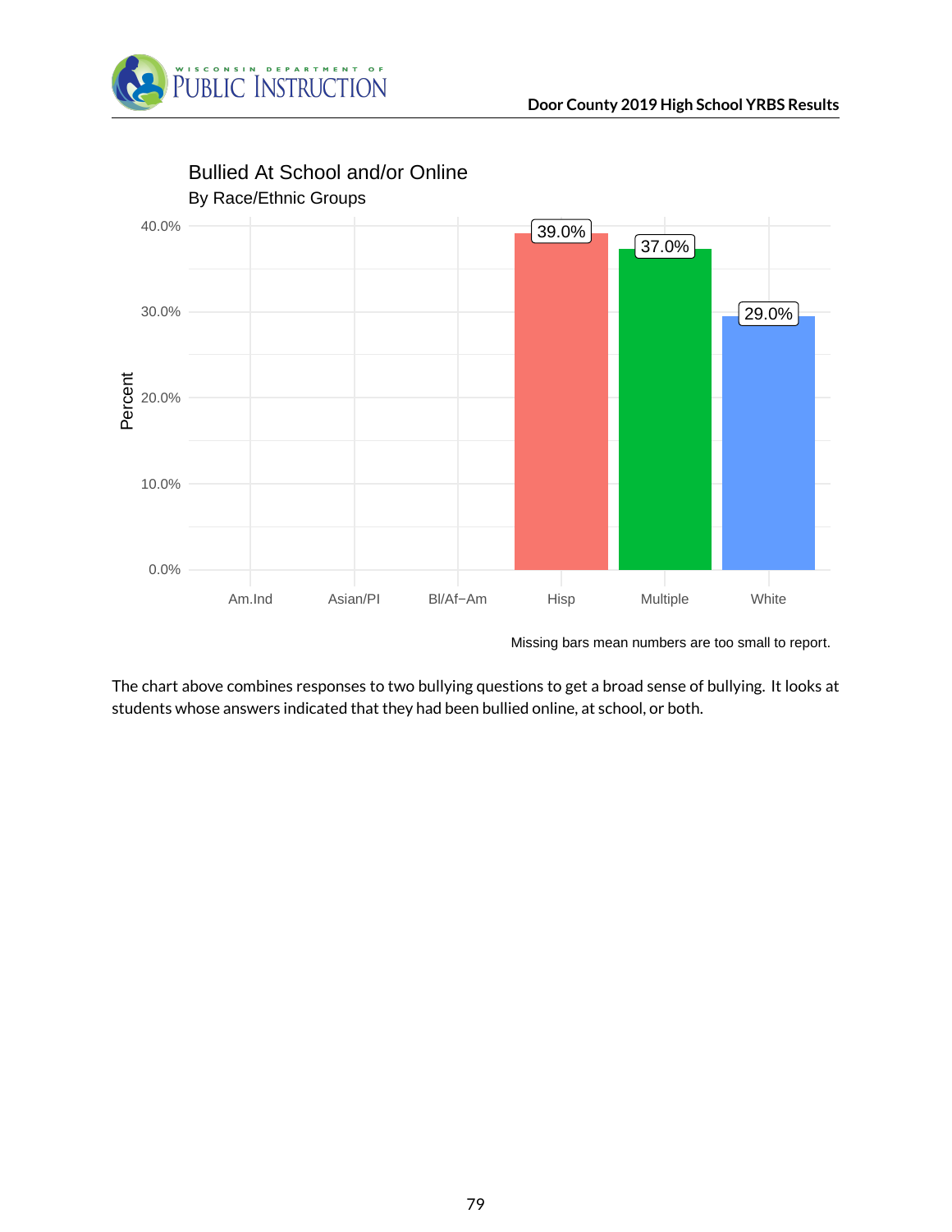## Bullied At School and/or Online

By Race/Ethnic Groups

| Group | Percent |
| --- | --- |
| Am.Ind | |
| Asian/PI | |
| Bl/Af−Am | |
| Hisp | 39.0% |
| Multiple | 37.0% |
| White | 29.0% |

Missing bars mean numbers are too small to report.

The chart above combines responses to two bullying questions to get a broad sense of bullying. It looks at students whose answers indicated that they had been bullied online, at school, or both.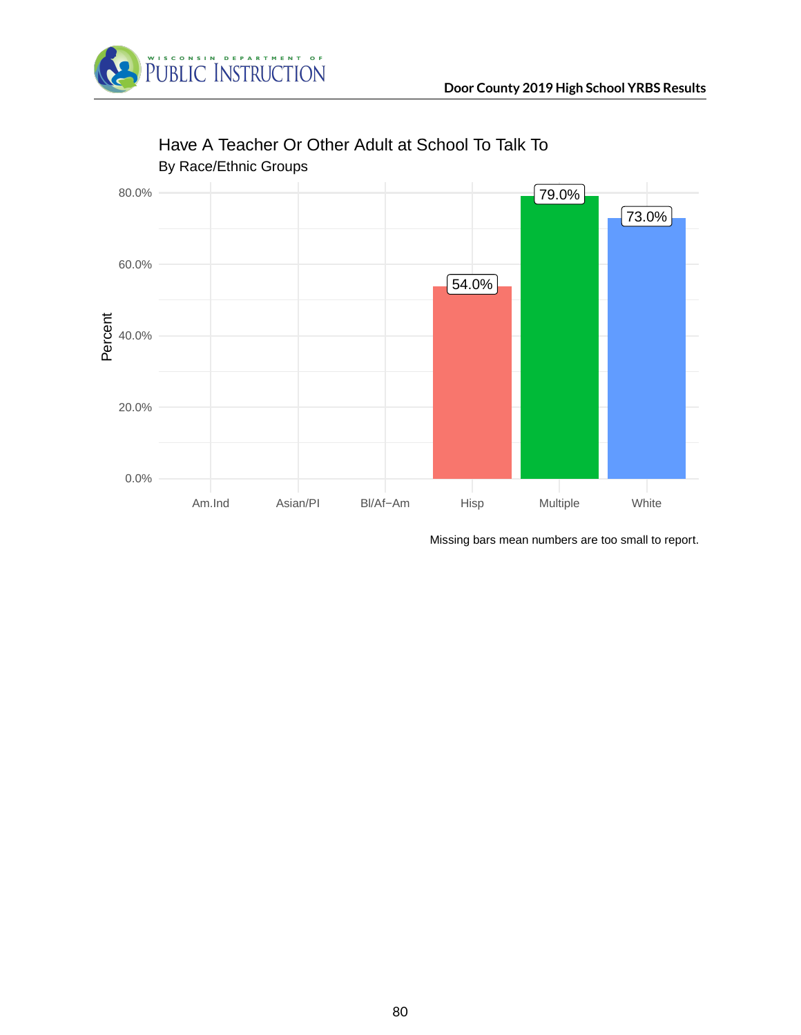## Have A Teacher Or Other Adult at School To Talk To

By Race/Ethnic Groups

| Group | Percent |
|---|---|
| Am.Ind | |
| Asian/PI | |
| Bl/Af−Am | |
| Hisp | 54.0% |
| Multiple | 79.0% |
| White | 73.0% |

Missing bars mean numbers are too small to report.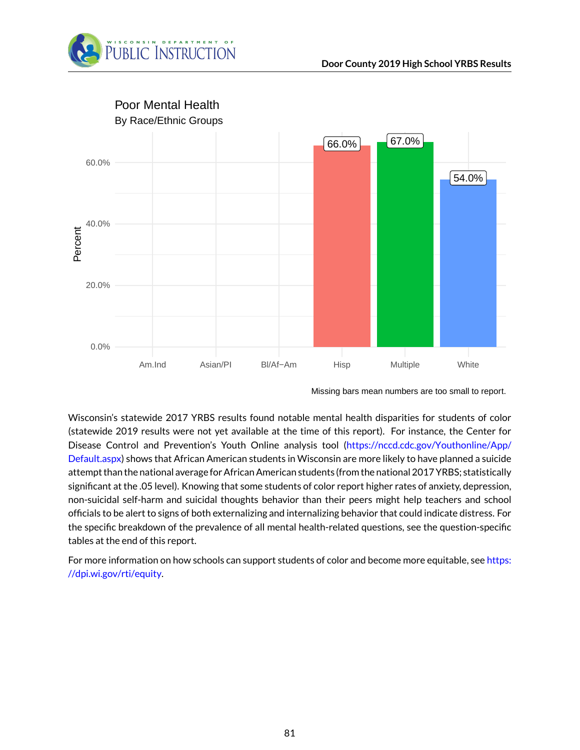## Poor Mental Health

By Race/Ethnic Groups

| Group | Percent |
|---|---|
| Am.Ind | |
| Asian/PI | |
| Bl/Af−Am | |
| Hisp | 66.0% |
| Multiple | 67.0% |
| White | 54.0% |

Missing bars mean numbers are too small to report.

Wisconsin's statewide 2017 YRBS results found notable mental health disparities for students of color (statewide 2019 results were not yet available at the time of this report). For instance, the Center for Disease Control and Prevention's Youth Online analysis tool (https://nccd.cdc.gov/Youthonline/App/Default.aspx) shows that African American students in Wisconsin are more likely to have planned a suicide attempt than the national average for African American students (from the national 2017 YRBS; statistically significant at the .05 level). Knowing that some students of color report higher rates of anxiety, depression, non-suicidal self-harm and suicidal thoughts behavior than their peers might help teachers and school officials to be alert to signs of both externalizing and internalizing behavior that could indicate distress. For the specific breakdown of the prevalence of all mental health-related questions, see the question-specific tables at the end of this report.

For more information on how schools can support students of color and become more equitable, see https://dpi.wi.gov/rti/equity.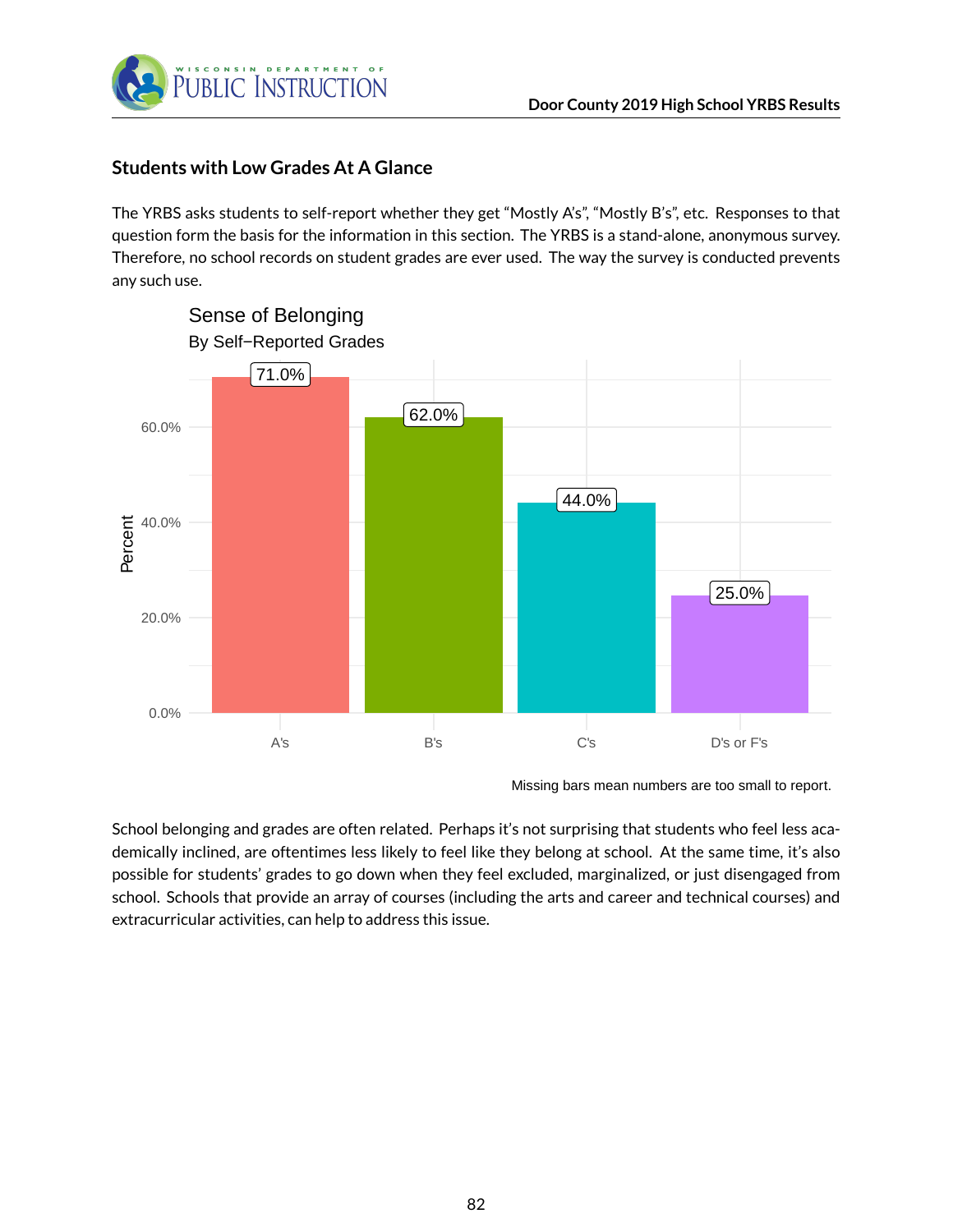## Students with Low Grades At A Glance

The YRBS asks students to self-report whether they get "Mostly A's", "Mostly B's", etc. Responses to that question form the basis for the information in this section. The YRBS is a stand-alone, anonymous survey. Therefore, no school records on student grades are ever used. The way the survey is conducted prevents any such use.

**Sense of Belonging**
By Self−Reported Grades

| Grades | Percent |
|---|---|
| A's | 71.0% |
| B's | 62.0% |
| C's | 44.0% |
| D's or F's | 25.0% |

Missing bars mean numbers are too small to report.

School belonging and grades are often related. Perhaps it's not surprising that students who feel less academically inclined, are oftentimes less likely to feel like they belong at school. At the same time, it's also possible for students' grades to go down when they feel excluded, marginalized, or just disengaged from school. Schools that provide an array of courses (including the arts and career and technical courses) and extracurricular activities, can help to address this issue.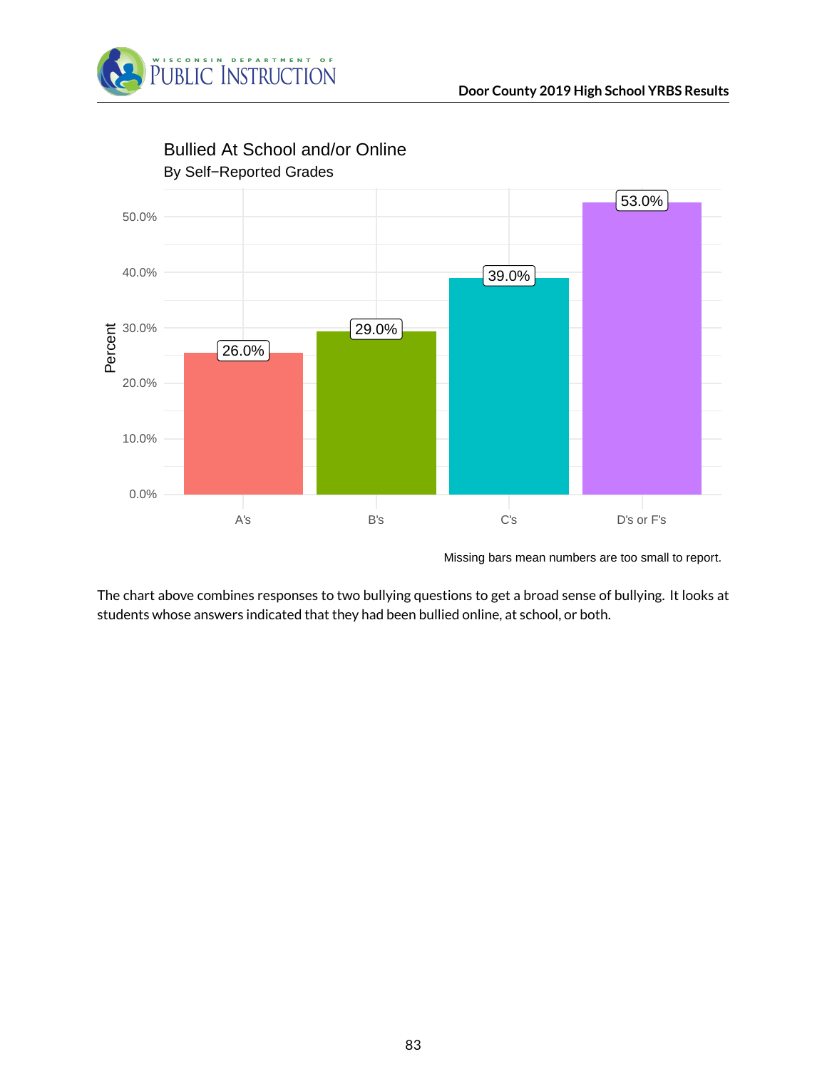## Bullied At School and/or Online

By Self−Reported Grades

| Grades | Percent |
|---|---|
| A's | 26.0% |
| B's | 29.0% |
| C's | 39.0% |
| D's or F's | 53.0% |

Missing bars mean numbers are too small to report.

The chart above combines responses to two bullying questions to get a broad sense of bullying. It looks at students whose answers indicated that they had been bullied online, at school, or both.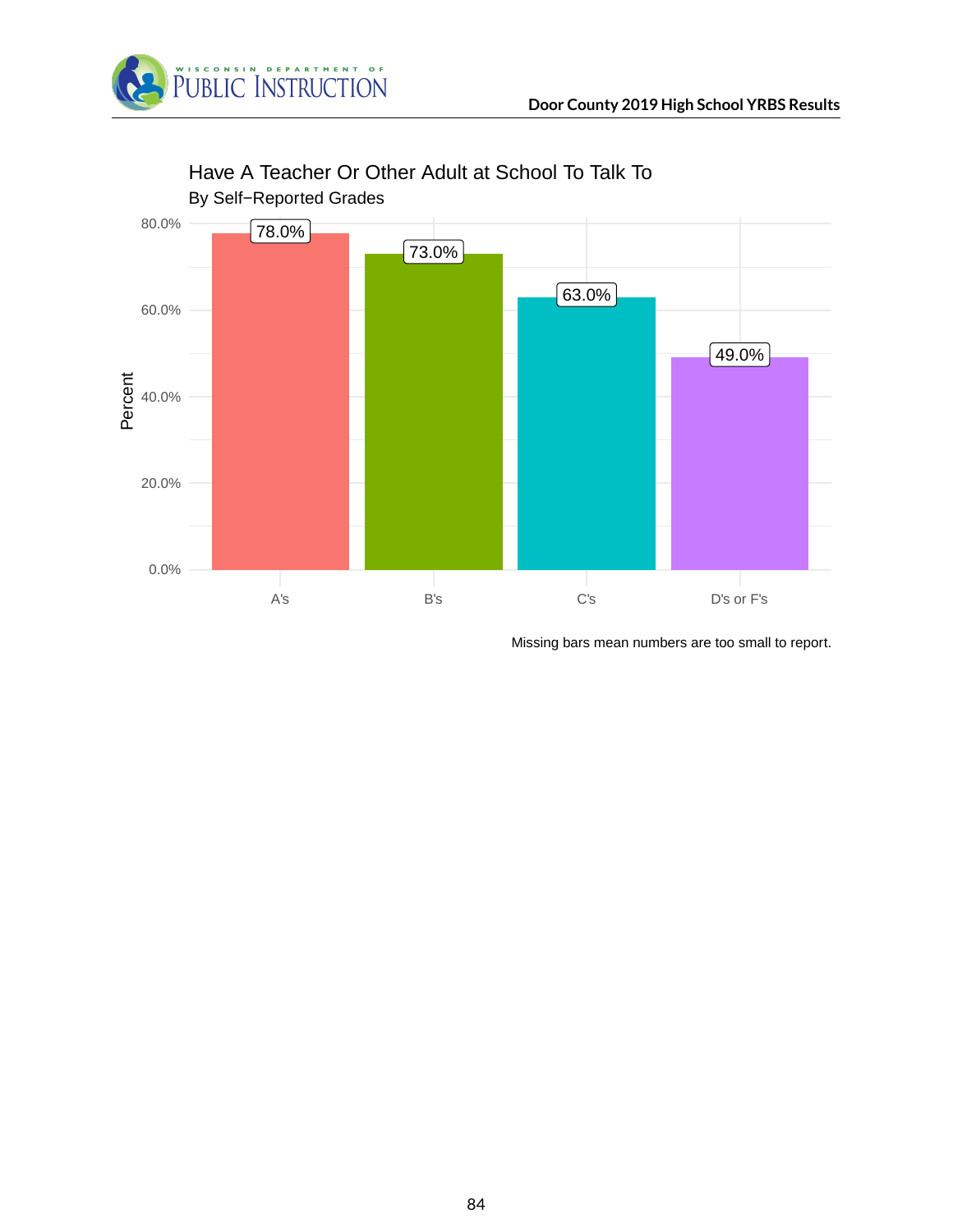## Have A Teacher Or Other Adult at School To Talk To

By Self−Reported Grades

| Grades | Percent |
|---|---|
| A's | 78.0% |
| B's | 73.0% |
| C's | 63.0% |
| D's or F's | 49.0% |

Missing bars mean numbers are too small to report.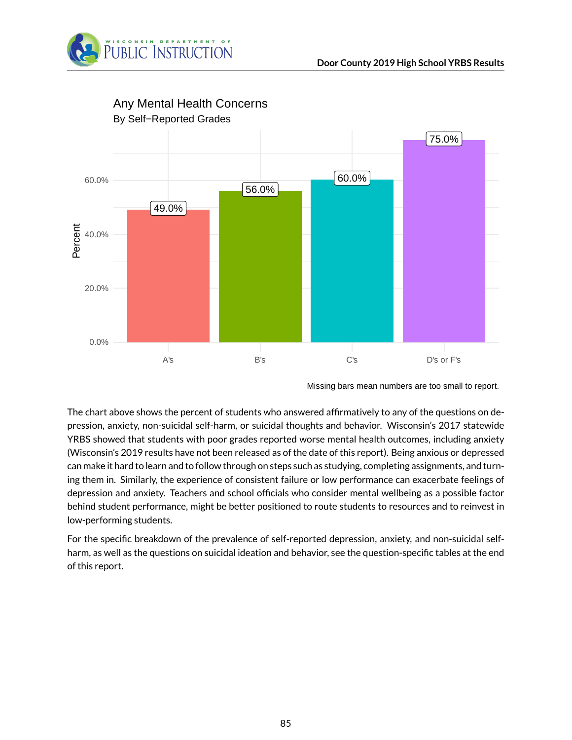## Any Mental Health Concerns

By Self−Reported Grades

| Grades | Percent |
|---|---|
| A's | 49.0% |
| B's | 56.0% |
| C's | 60.0% |
| D's or F's | 75.0% |

Missing bars mean numbers are too small to report.

The chart above shows the percent of students who answered affirmatively to any of the questions on depression, anxiety, non-suicidal self-harm, or suicidal thoughts and behavior. Wisconsin's 2017 statewide YRBS showed that students with poor grades reported worse mental health outcomes, including anxiety (Wisconsin's 2019 results have not been released as of the date of this report). Being anxious or depressed can make it hard to learn and to follow through on steps such as studying, completing assignments, and turning them in. Similarly, the experience of consistent failure or low performance can exacerbate feelings of depression and anxiety. Teachers and school officials who consider mental wellbeing as a possible factor behind student performance, might be better positioned to route students to resources and to reinvest in low-performing students.

For the specific breakdown of the prevalence of self-reported depression, anxiety, and non-suicidal self-harm, as well as the questions on suicidal ideation and behavior, see the question-specific tables at the end of this report.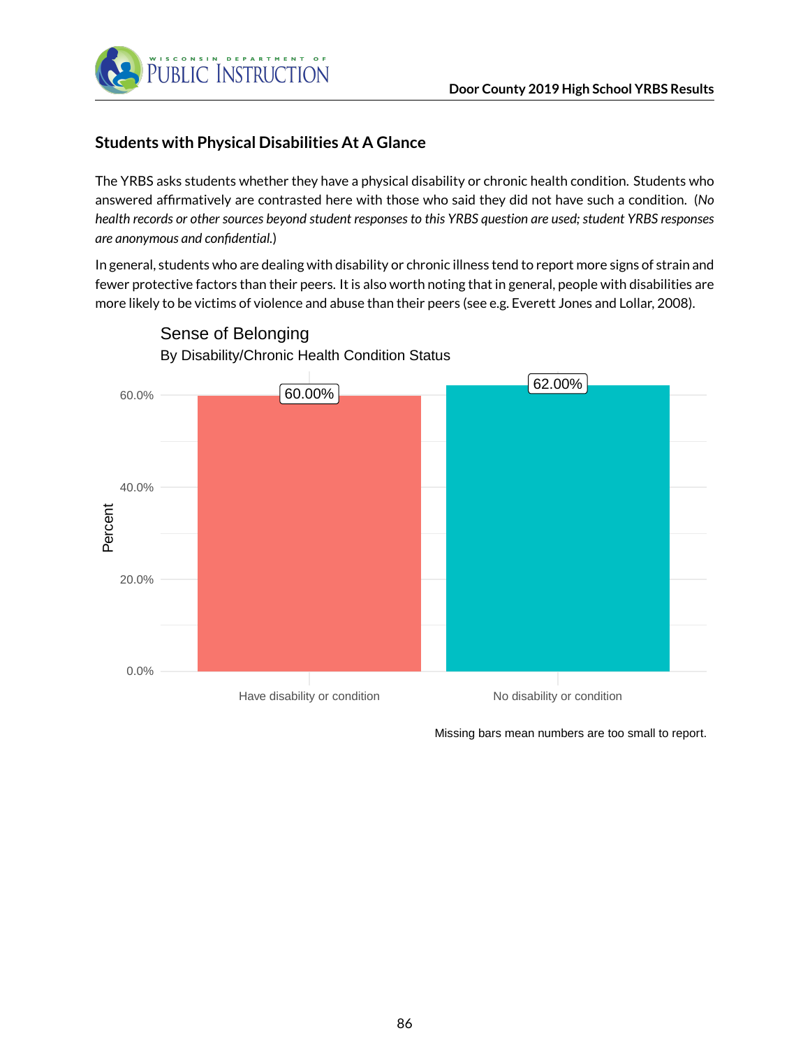## Students with Physical Disabilities At A Glance

The YRBS asks students whether they have a physical disability or chronic health condition. Students who answered affirmatively are contrasted here with those who said they did not have such a condition. (*No health records or other sources beyond student responses to this YRBS question are used; student YRBS responses are anonymous and confidential.*)

In general, students who are dealing with disability or chronic illness tend to report more signs of strain and fewer protective factors than their peers. It is also worth noting that in general, people with disabilities are more likely to be victims of violence and abuse than their peers (see e.g. Everett Jones and Lollar, 2008).

**Sense of Belonging**
By Disability/Chronic Health Condition Status

| | Percent |
|---|---|
| Have disability or condition | 60.00% |
| No disability or condition | 62.00% |

Missing bars mean numbers are too small to report.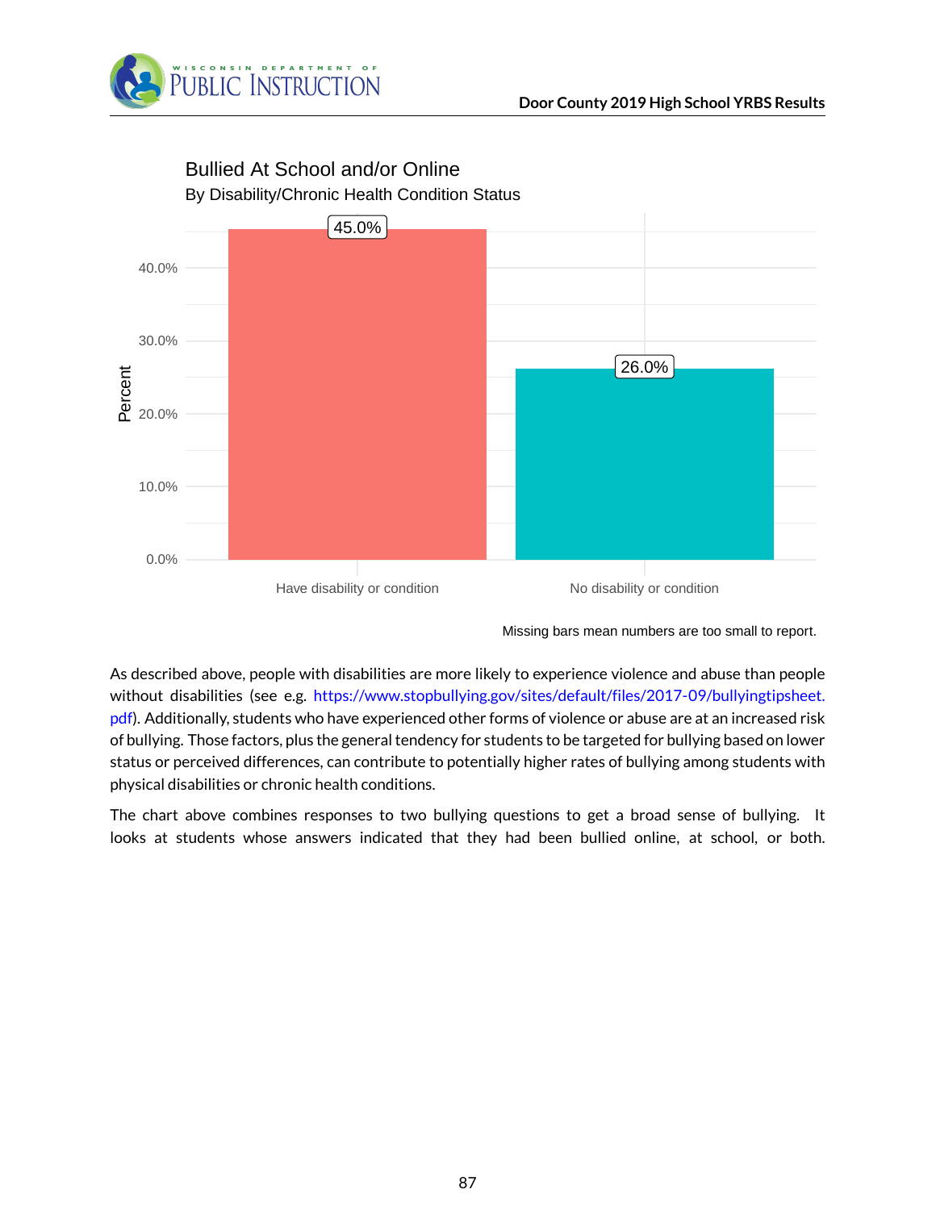## Bullied At School and/or Online

By Disability/Chronic Health Condition Status

| | Percent |
|---|---|
| Have disability or condition | 45.0% |
| No disability or condition | 26.0% |

Missing bars mean numbers are too small to report.

As described above, people with disabilities are more likely to experience violence and abuse than people without disabilities (see e.g. https://www.stopbullying.gov/sites/default/files/2017-09/bullyingtipsheet.pdf). Additionally, students who have experienced other forms of violence or abuse are at an increased risk of bullying. Those factors, plus the general tendency for students to be targeted for bullying based on lower status or perceived differences, can contribute to potentially higher rates of bullying among students with physical disabilities or chronic health conditions.

The chart above combines responses to two bullying questions to get a broad sense of bullying. It looks at students whose answers indicated that they had been bullied online, at school, or both.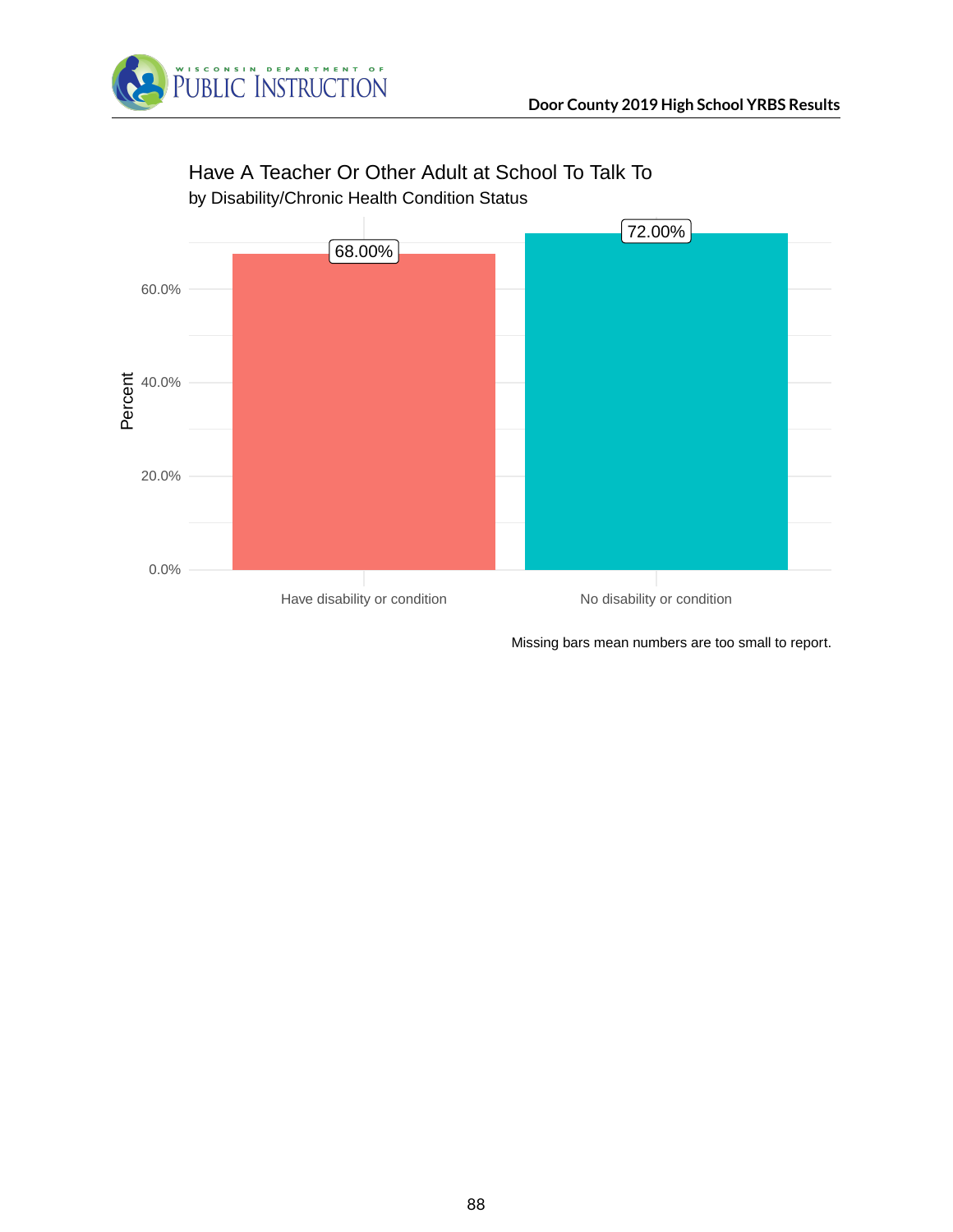## Have A Teacher Or Other Adult at School To Talk To

by Disability/Chronic Health Condition Status

| Group | Percent |
|---|---|
| Have disability or condition | 68.00% |
| No disability or condition | 72.00% |

Missing bars mean numbers are too small to report.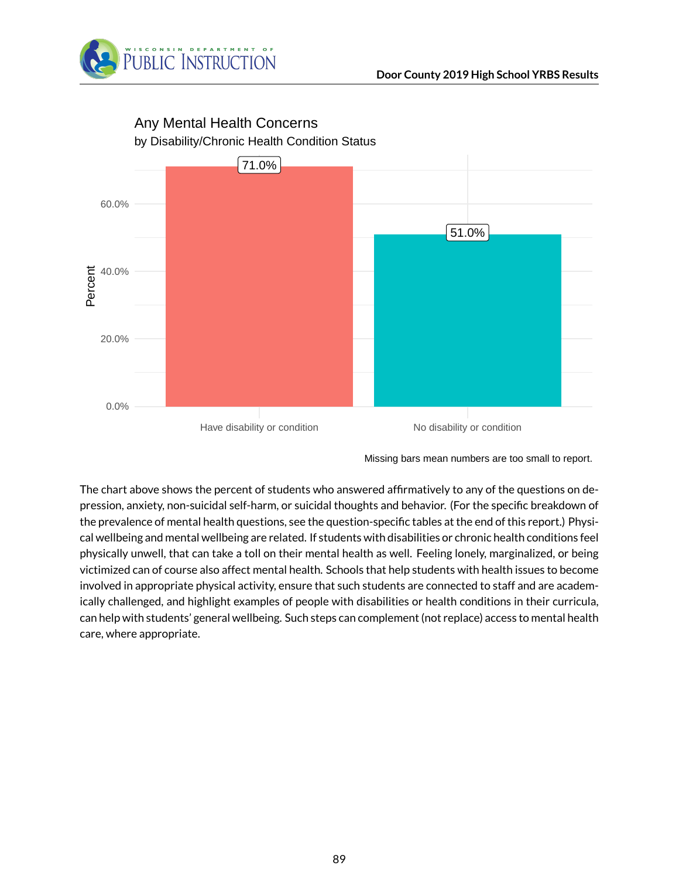## Any Mental Health Concerns

by Disability/Chronic Health Condition Status

| Status | Percent |
|---|---|
| Have disability or condition | 71.0% |
| No disability or condition | 51.0% |

Missing bars mean numbers are too small to report.

The chart above shows the percent of students who answered affirmatively to any of the questions on depression, anxiety, non-suicidal self-harm, or suicidal thoughts and behavior. (For the specific breakdown of the prevalence of mental health questions, see the question-specific tables at the end of this report.) Physical wellbeing and mental wellbeing are related. If students with disabilities or chronic health conditions feel physically unwell, that can take a toll on their mental health as well. Feeling lonely, marginalized, or being victimized can of course also affect mental health. Schools that help students with health issues to become involved in appropriate physical activity, ensure that such students are connected to staff and are academically challenged, and highlight examples of people with disabilities or health conditions in their curricula, can help with students' general wellbeing. Such steps can complement (not replace) access to mental health care, where appropriate.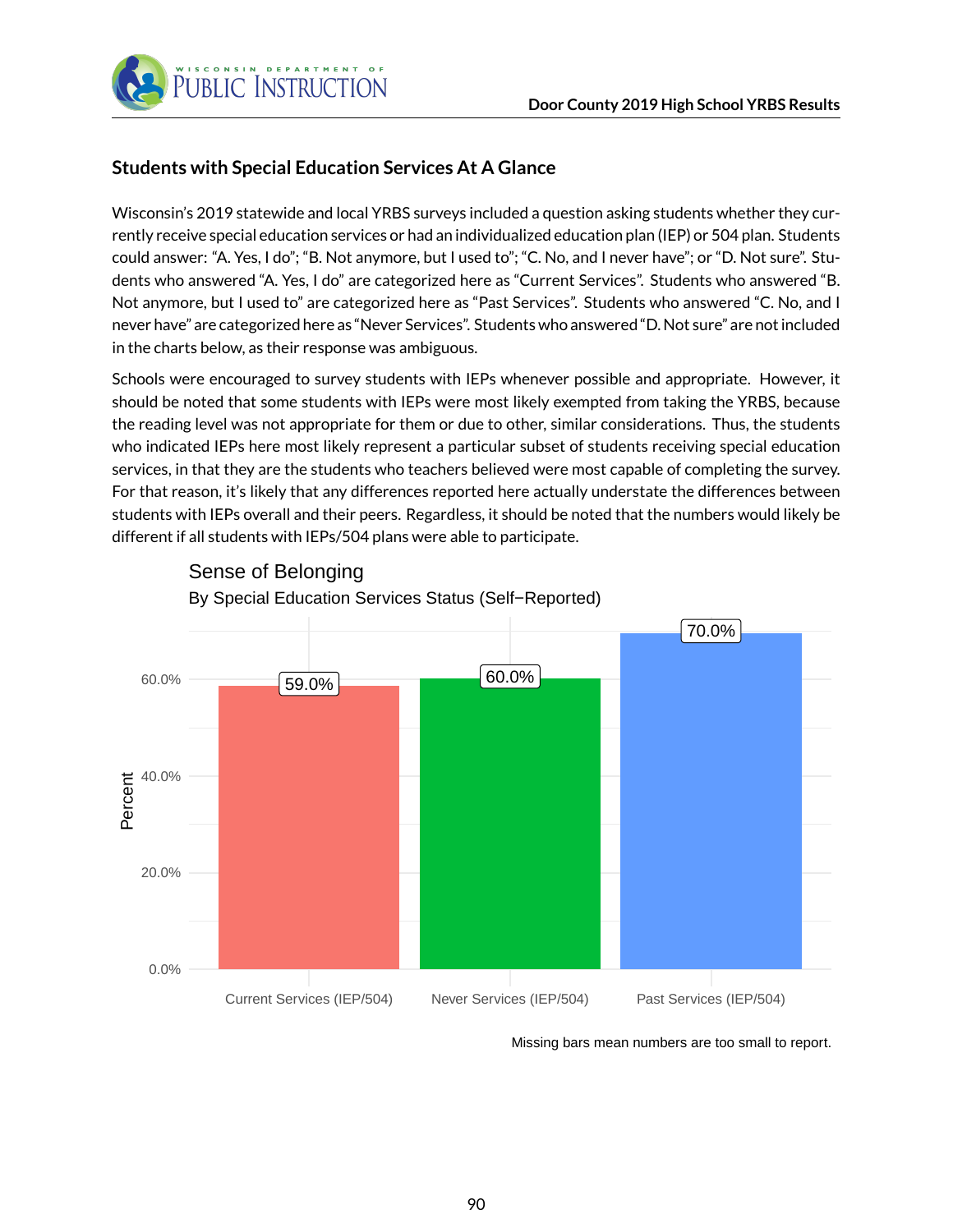## Students with Special Education Services At A Glance

Wisconsin's 2019 statewide and local YRBS surveys included a question asking students whether they currently receive special education services or had an individualized education plan (IEP) or 504 plan. Students could answer: "A. Yes, I do"; "B. Not anymore, but I used to"; "C. No, and I never have"; or "D. Not sure". Students who answered "A. Yes, I do" are categorized here as "Current Services". Students who answered "B. Not anymore, but I used to" are categorized here as "Past Services". Students who answered "C. No, and I never have" are categorized here as "Never Services". Students who answered "D. Not sure" are not included in the charts below, as their response was ambiguous.

Schools were encouraged to survey students with IEPs whenever possible and appropriate. However, it should be noted that some students with IEPs were most likely exempted from taking the YRBS, because the reading level was not appropriate for them or due to other, similar considerations. Thus, the students who indicated IEPs here most likely represent a particular subset of students receiving special education services, in that they are the students who teachers believed were most capable of completing the survey. For that reason, it's likely that any differences reported here actually understate the differences between students with IEPs overall and their peers. Regardless, it should be noted that the numbers would likely be different if all students with IEPs/504 plans were able to participate.

### Sense of Belonging

By Special Education Services Status (Self−Reported)

| Special Education Services Status | Percent |
|---|---|
| Current Services (IEP/504) | 59.0% |
| Never Services (IEP/504) | 60.0% |
| Past Services (IEP/504) | 70.0% |

Missing bars mean numbers are too small to report.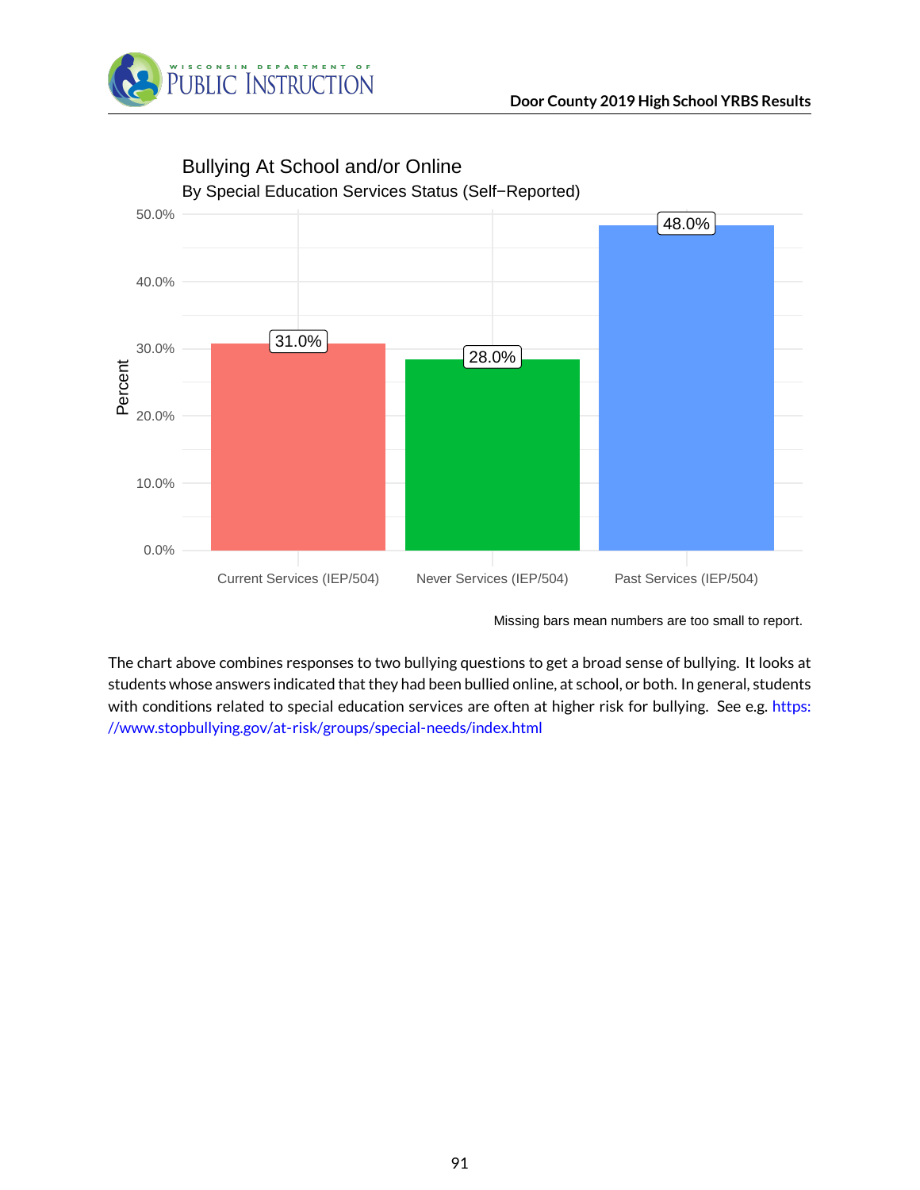## Bullying At School and/or Online

By Special Education Services Status (Self−Reported)

| Special Education Services Status | Percent |
|---|---|
| Current Services (IEP/504) | 31.0% |
| Never Services (IEP/504) | 28.0% |
| Past Services (IEP/504) | 48.0% |

Missing bars mean numbers are too small to report.

The chart above combines responses to two bullying questions to get a broad sense of bullying. It looks at students whose answers indicated that they had been bullied online, at school, or both. In general, students with conditions related to special education services are often at higher risk for bullying. See e.g. https://www.stopbullying.gov/at-risk/groups/special-needs/index.html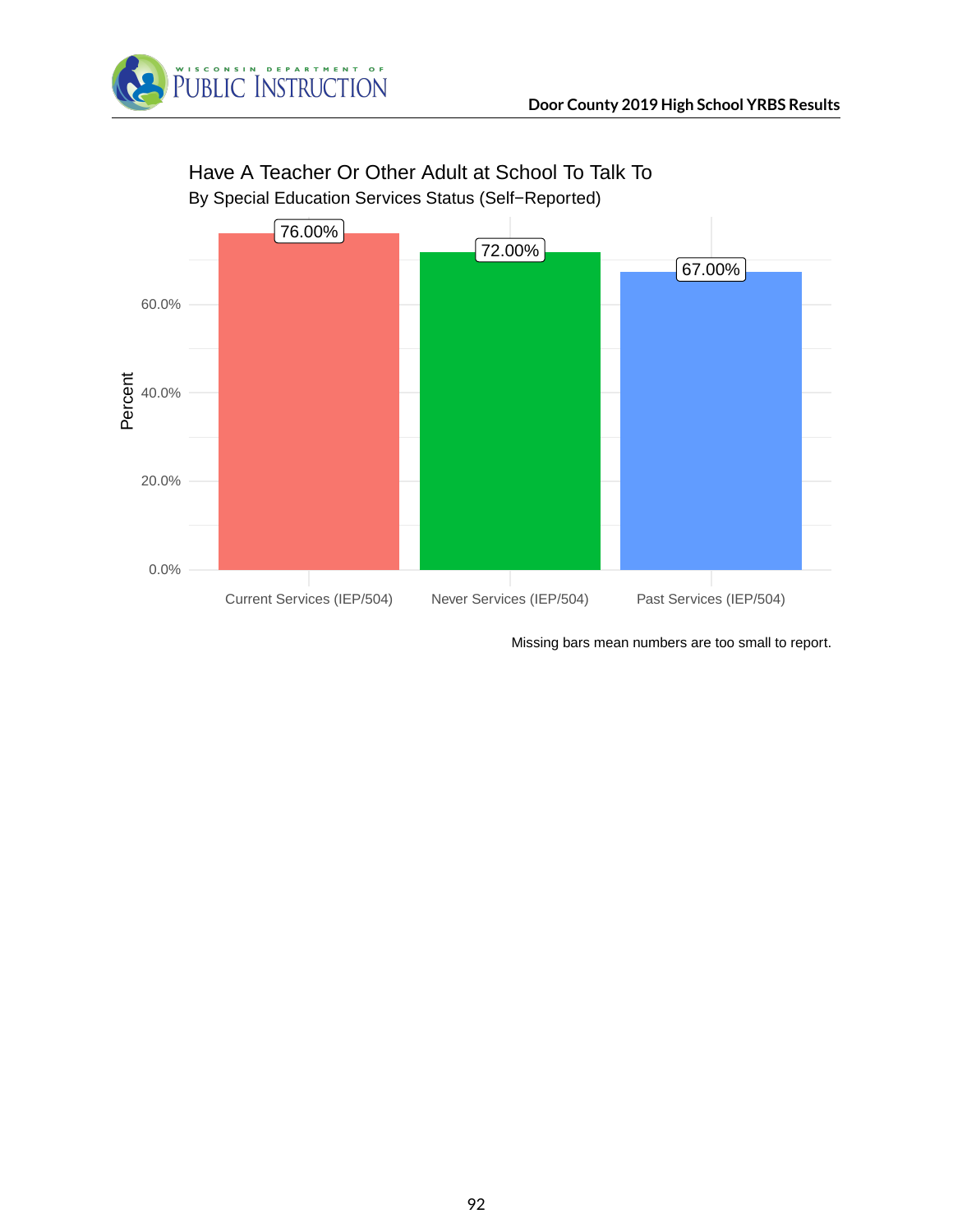## Have A Teacher Or Other Adult at School To Talk To

By Special Education Services Status (Self−Reported)

| Special Education Services Status | Percent |
|---|---|
| Current Services (IEP/504) | 76.00% |
| Never Services (IEP/504) | 72.00% |
| Past Services (IEP/504) | 67.00% |

Missing bars mean numbers are too small to report.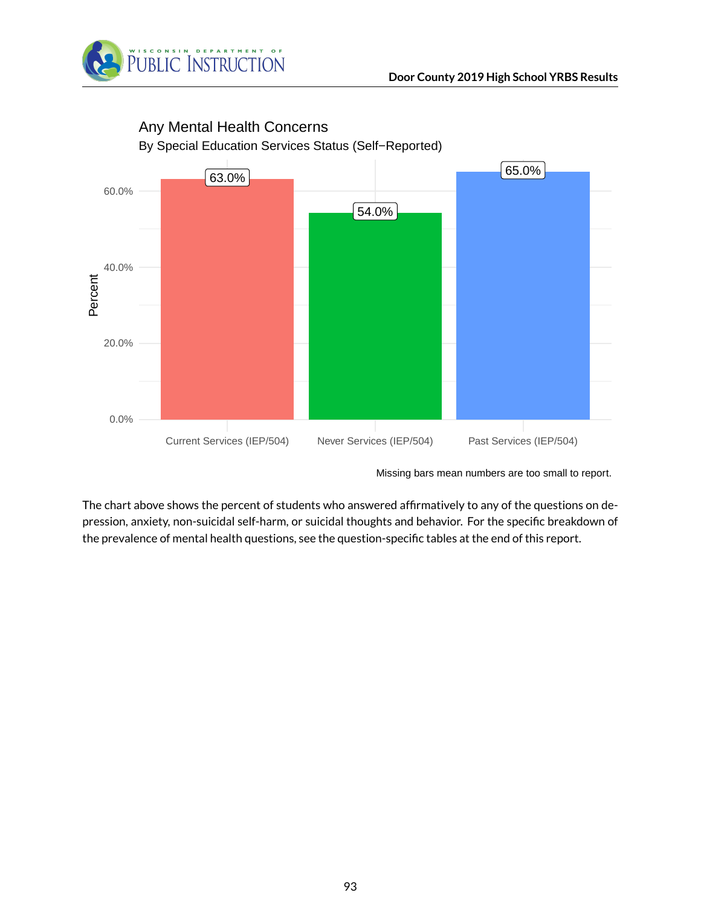## Any Mental Health Concerns

By Special Education Services Status (Self−Reported)

| Special Education Services Status | Percent |
|---|---|
| Current Services (IEP/504) | 63.0% |
| Never Services (IEP/504) | 54.0% |
| Past Services (IEP/504) | 65.0% |

Missing bars mean numbers are too small to report.

The chart above shows the percent of students who answered affirmatively to any of the questions on depression, anxiety, non-suicidal self-harm, or suicidal thoughts and behavior. For the specific breakdown of the prevalence of mental health questions, see the question-specific tables at the end of this report.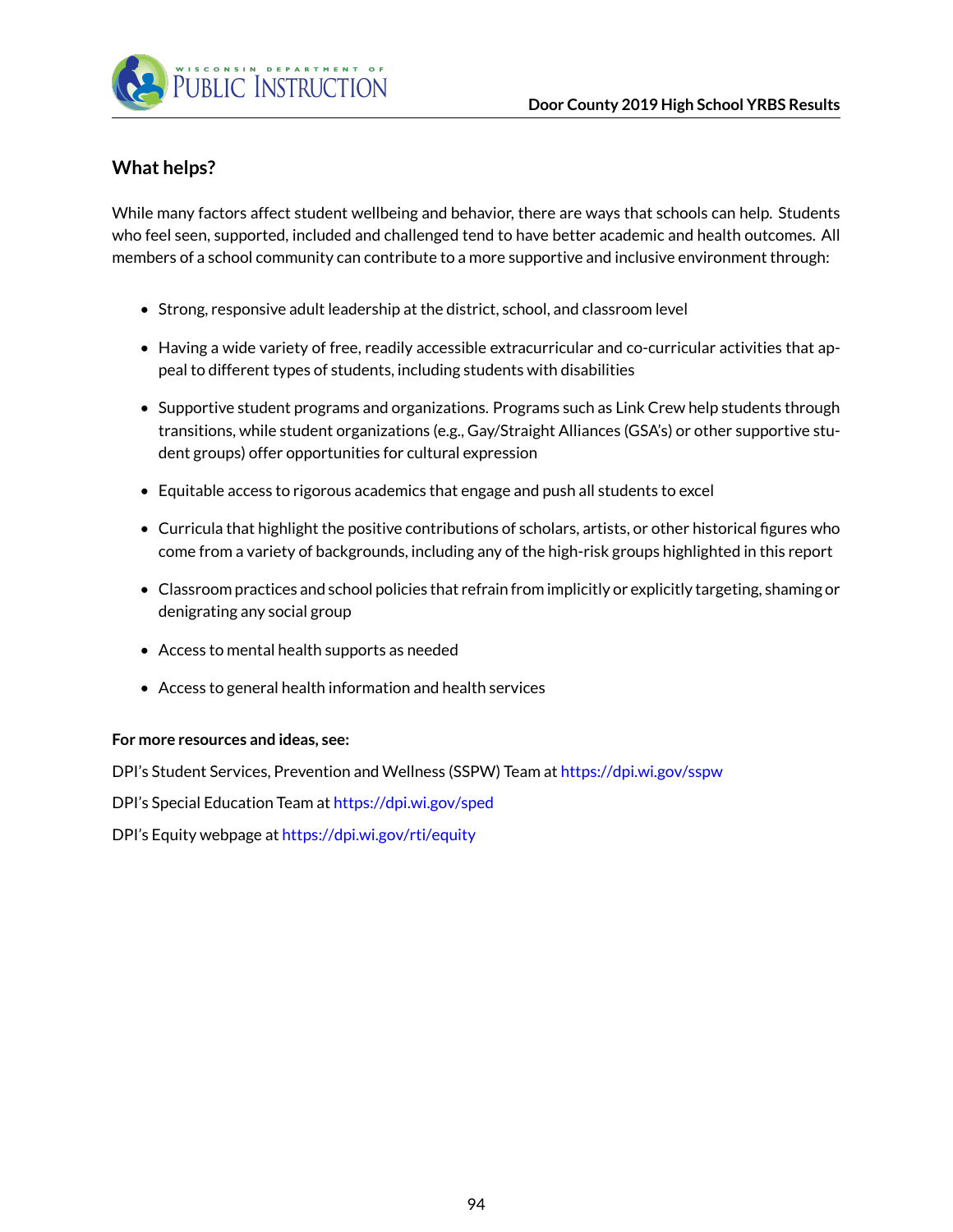## What helps?

While many factors affect student wellbeing and behavior, there are ways that schools can help. Students who feel seen, supported, included and challenged tend to have better academic and health outcomes. All members of a school community can contribute to a more supportive and inclusive environment through:

- Strong, responsive adult leadership at the district, school, and classroom level
- Having a wide variety of free, readily accessible extracurricular and co-curricular activities that appeal to different types of students, including students with disabilities
- Supportive student programs and organizations. Programs such as Link Crew help students through transitions, while student organizations (e.g., Gay/Straight Alliances (GSA's) or other supportive student groups) offer opportunities for cultural expression
- Equitable access to rigorous academics that engage and push all students to excel
- Curricula that highlight the positive contributions of scholars, artists, or other historical figures who come from a variety of backgrounds, including any of the high-risk groups highlighted in this report
- Classroom practices and school policies that refrain from implicitly or explicitly targeting, shaming or denigrating any social group
- Access to mental health supports as needed
- Access to general health information and health services

**For more resources and ideas, see:**

DPI's Student Services, Prevention and Wellness (SSPW) Team at https://dpi.wi.gov/sspw

DPI's Special Education Team at https://dpi.wi.gov/sped

DPI's Equity webpage at https://dpi.wi.gov/rti/equity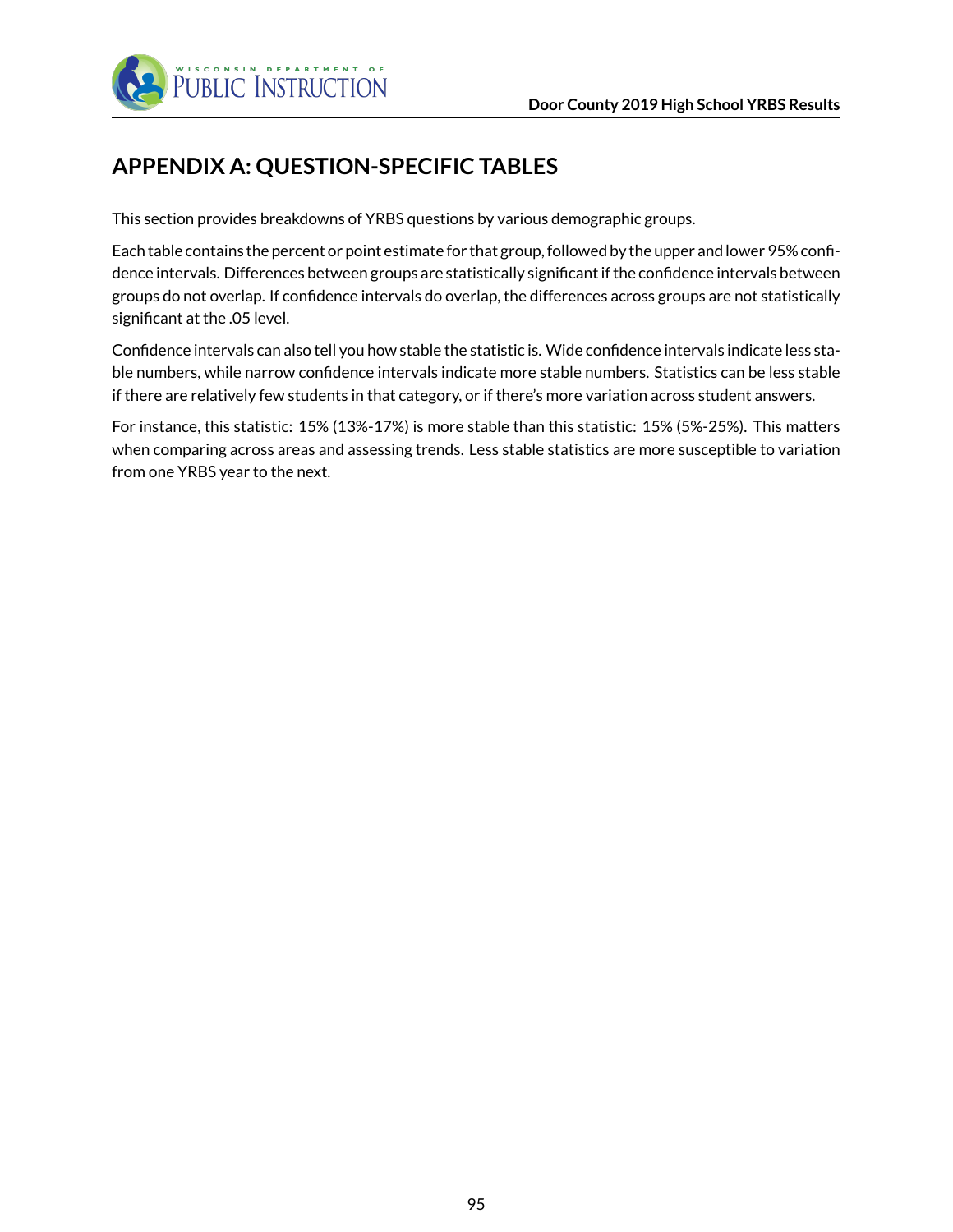# APPENDIX A: QUESTION-SPECIFIC TABLES

This section provides breakdowns of YRBS questions by various demographic groups.

Each table contains the percent or point estimate for that group, followed by the upper and lower 95% confidence intervals. Differences between groups are statistically significant if the confidence intervals between groups do not overlap. If confidence intervals do overlap, the differences across groups are not statistically significant at the .05 level.

Confidence intervals can also tell you how stable the statistic is. Wide confidence intervals indicate less stable numbers, while narrow confidence intervals indicate more stable numbers. Statistics can be less stable if there are relatively few students in that category, or if there's more variation across student answers.

For instance, this statistic: 15% (13%-17%) is more stable than this statistic: 15% (5%-25%). This matters when comparing across areas and assessing trends. Less stable statistics are more susceptible to variation from one YRBS year to the next.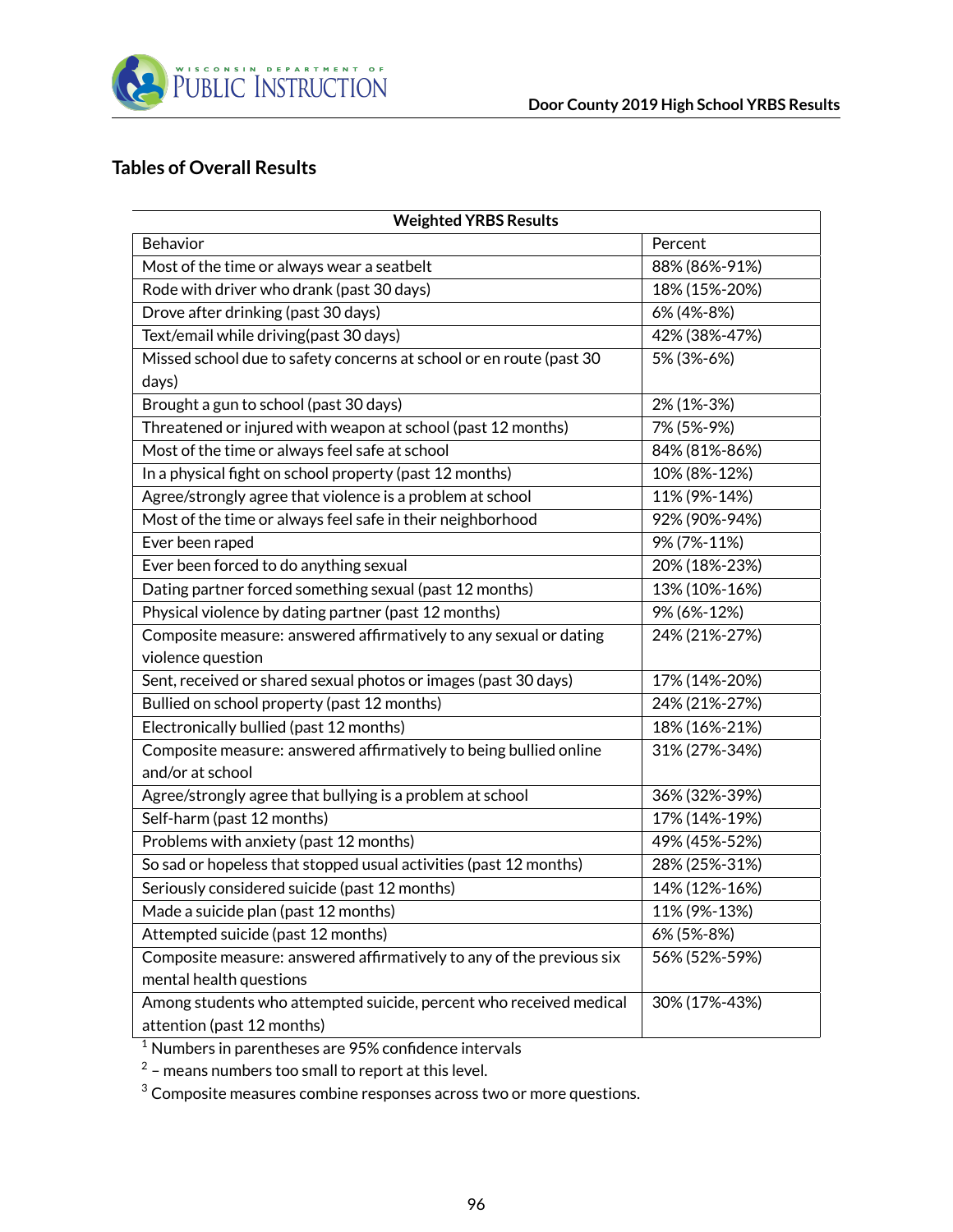## Tables of Overall Results

| Weighted YRBS Results | |
|---|---|
| Behavior | Percent |
| Most of the time or always wear a seatbelt | 88% (86%-91%) |
| Rode with driver who drank (past 30 days) | 18% (15%-20%) |
| Drove after drinking (past 30 days) | 6% (4%-8%) |
| Text/email while driving(past 30 days) | 42% (38%-47%) |
| Missed school due to safety concerns at school or en route (past 30 days) | 5% (3%-6%) |
| Brought a gun to school (past 30 days) | 2% (1%-3%) |
| Threatened or injured with weapon at school (past 12 months) | 7% (5%-9%) |
| Most of the time or always feel safe at school | 84% (81%-86%) |
| In a physical fight on school property (past 12 months) | 10% (8%-12%) |
| Agree/strongly agree that violence is a problem at school | 11% (9%-14%) |
| Most of the time or always feel safe in their neighborhood | 92% (90%-94%) |
| Ever been raped | 9% (7%-11%) |
| Ever been forced to do anything sexual | 20% (18%-23%) |
| Dating partner forced something sexual (past 12 months) | 13% (10%-16%) |
| Physical violence by dating partner (past 12 months) | 9% (6%-12%) |
| Composite measure: answered affirmatively to any sexual or dating violence question | 24% (21%-27%) |
| Sent, received or shared sexual photos or images (past 30 days) | 17% (14%-20%) |
| Bullied on school property (past 12 months) | 24% (21%-27%) |
| Electronically bullied (past 12 months) | 18% (16%-21%) |
| Composite measure: answered affirmatively to being bullied online and/or at school | 31% (27%-34%) |
| Agree/strongly agree that bullying is a problem at school | 36% (32%-39%) |
| Self-harm (past 12 months) | 17% (14%-19%) |
| Problems with anxiety (past 12 months) | 49% (45%-52%) |
| So sad or hopeless that stopped usual activities (past 12 months) | 28% (25%-31%) |
| Seriously considered suicide (past 12 months) | 14% (12%-16%) |
| Made a suicide plan (past 12 months) | 11% (9%-13%) |
| Attempted suicide (past 12 months) | 6% (5%-8%) |
| Composite measure: answered affirmatively to any of the previous six mental health questions | 56% (52%-59%) |
| Among students who attempted suicide, percent who received medical attention (past 12 months) | 30% (17%-43%) |

[1] Numbers in parentheses are 95% confidence intervals

[2] – means numbers too small to report at this level.

[3] Composite measures combine responses across two or more questions.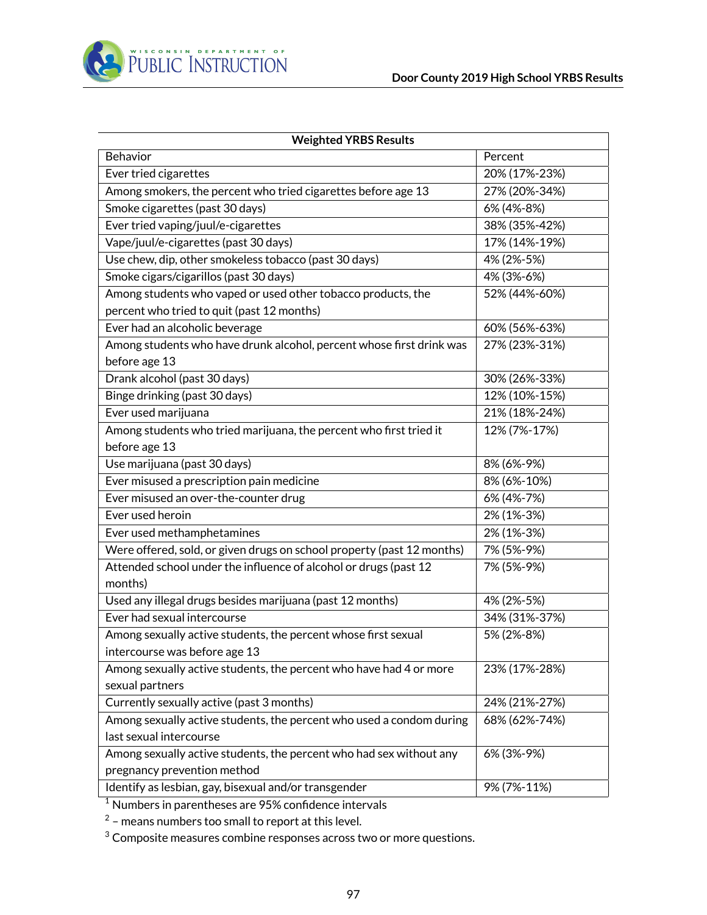| Weighted YRBS Results | |
|---|---|
| Behavior | Percent |
| Ever tried cigarettes | 20% (17%-23%) |
| Among smokers, the percent who tried cigarettes before age 13 | 27% (20%-34%) |
| Smoke cigarettes (past 30 days) | 6% (4%-8%) |
| Ever tried vaping/juul/e-cigarettes | 38% (35%-42%) |
| Vape/juul/e-cigarettes (past 30 days) | 17% (14%-19%) |
| Use chew, dip, other smokeless tobacco (past 30 days) | 4% (2%-5%) |
| Smoke cigars/cigarillos (past 30 days) | 4% (3%-6%) |
| Among students who vaped or used other tobacco products, the percent who tried to quit (past 12 months) | 52% (44%-60%) |
| Ever had an alcoholic beverage | 60% (56%-63%) |
| Among students who have drunk alcohol, percent whose first drink was before age 13 | 27% (23%-31%) |
| Drank alcohol (past 30 days) | 30% (26%-33%) |
| Binge drinking (past 30 days) | 12% (10%-15%) |
| Ever used marijuana | 21% (18%-24%) |
| Among students who tried marijuana, the percent who first tried it before age 13 | 12% (7%-17%) |
| Use marijuana (past 30 days) | 8% (6%-9%) |
| Ever misused a prescription pain medicine | 8% (6%-10%) |
| Ever misused an over-the-counter drug | 6% (4%-7%) |
| Ever used heroin | 2% (1%-3%) |
| Ever used methamphetamines | 2% (1%-3%) |
| Were offered, sold, or given drugs on school property (past 12 months) | 7% (5%-9%) |
| Attended school under the influence of alcohol or drugs (past 12 months) | 7% (5%-9%) |
| Used any illegal drugs besides marijuana (past 12 months) | 4% (2%-5%) |
| Ever had sexual intercourse | 34% (31%-37%) |
| Among sexually active students, the percent whose first sexual intercourse was before age 13 | 5% (2%-8%) |
| Among sexually active students, the percent who have had 4 or more sexual partners | 23% (17%-28%) |
| Currently sexually active (past 3 months) | 24% (21%-27%) |
| Among sexually active students, the percent who used a condom during last sexual intercourse | 68% (62%-74%) |
| Among sexually active students, the percent who had sex without any pregnancy prevention method | 6% (3%-9%) |
| Identify as lesbian, gay, bisexual and/or transgender | 9% (7%-11%) |

[1] Numbers in parentheses are 95% confidence intervals

[2] – means numbers too small to report at this level.

[3] Composite measures combine responses across two or more questions.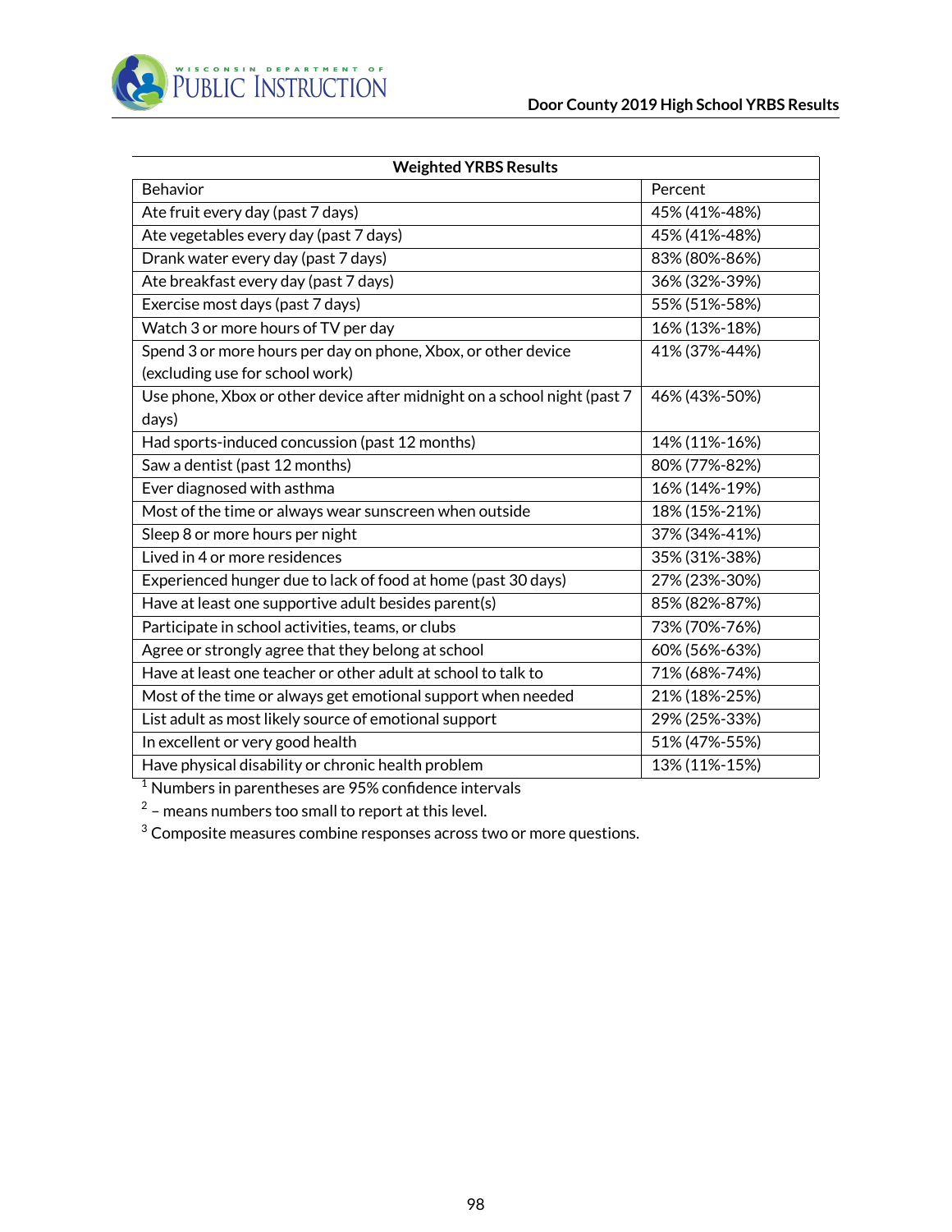| Weighted YRBS Results | |
|---|---|
| Behavior | Percent |
| Ate fruit every day (past 7 days) | 45% (41%-48%) |
| Ate vegetables every day (past 7 days) | 45% (41%-48%) |
| Drank water every day (past 7 days) | 83% (80%-86%) |
| Ate breakfast every day (past 7 days) | 36% (32%-39%) |
| Exercise most days (past 7 days) | 55% (51%-58%) |
| Watch 3 or more hours of TV per day | 16% (13%-18%) |
| Spend 3 or more hours per day on phone, Xbox, or other device (excluding use for school work) | 41% (37%-44%) |
| Use phone, Xbox or other device after midnight on a school night (past 7 days) | 46% (43%-50%) |
| Had sports-induced concussion (past 12 months) | 14% (11%-16%) |
| Saw a dentist (past 12 months) | 80% (77%-82%) |
| Ever diagnosed with asthma | 16% (14%-19%) |
| Most of the time or always wear sunscreen when outside | 18% (15%-21%) |
| Sleep 8 or more hours per night | 37% (34%-41%) |
| Lived in 4 or more residences | 35% (31%-38%) |
| Experienced hunger due to lack of food at home (past 30 days) | 27% (23%-30%) |
| Have at least one supportive adult besides parent(s) | 85% (82%-87%) |
| Participate in school activities, teams, or clubs | 73% (70%-76%) |
| Agree or strongly agree that they belong at school | 60% (56%-63%) |
| Have at least one teacher or other adult at school to talk to | 71% (68%-74%) |
| Most of the time or always get emotional support when needed | 21% (18%-25%) |
| List adult as most likely source of emotional support | 29% (25%-33%) |
| In excellent or very good health | 51% (47%-55%) |
| Have physical disability or chronic health problem | 13% (11%-15%) |

[1] Numbers in parentheses are 95% confidence intervals

[2] – means numbers too small to report at this level.

[3] Composite measures combine responses across two or more questions.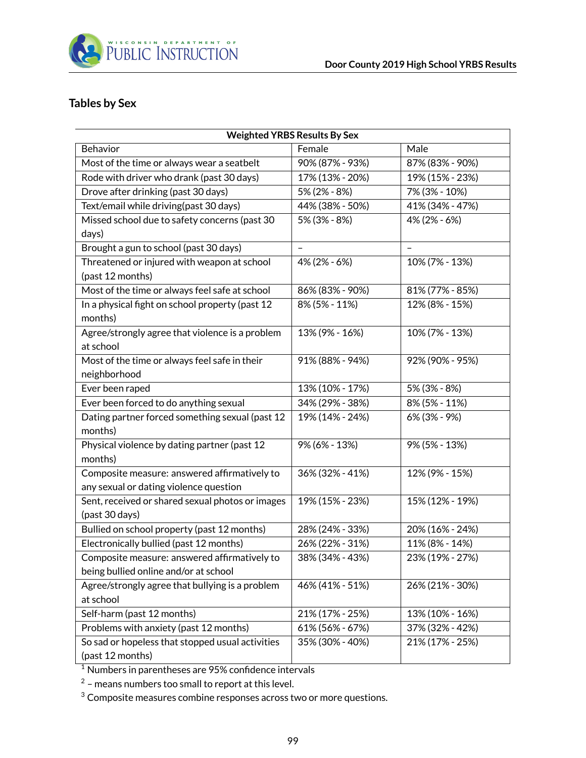## Tables by Sex

| Weighted YRBS Results By Sex | | |
|---|---|---|
| Behavior | Female | Male |
| Most of the time or always wear a seatbelt | 90% (87% - 93%) | 87% (83% - 90%) |
| Rode with driver who drank (past 30 days) | 17% (13% - 20%) | 19% (15% - 23%) |
| Drove after drinking (past 30 days) | 5% (2% - 8%) | 7% (3% - 10%) |
| Text/email while driving(past 30 days) | 44% (38% - 50%) | 41% (34% - 47%) |
| Missed school due to safety concerns (past 30 days) | 5% (3% - 8%) | 4% (2% - 6%) |
| Brought a gun to school (past 30 days) | – | – |
| Threatened or injured with weapon at school (past 12 months) | 4% (2% - 6%) | 10% (7% - 13%) |
| Most of the time or always feel safe at school | 86% (83% - 90%) | 81% (77% - 85%) |
| In a physical fight on school property (past 12 months) | 8% (5% - 11%) | 12% (8% - 15%) |
| Agree/strongly agree that violence is a problem at school | 13% (9% - 16%) | 10% (7% - 13%) |
| Most of the time or always feel safe in their neighborhood | 91% (88% - 94%) | 92% (90% - 95%) |
| Ever been raped | 13% (10% - 17%) | 5% (3% - 8%) |
| Ever been forced to do anything sexual | 34% (29% - 38%) | 8% (5% - 11%) |
| Dating partner forced something sexual (past 12 months) | 19% (14% - 24%) | 6% (3% - 9%) |
| Physical violence by dating partner (past 12 months) | 9% (6% - 13%) | 9% (5% - 13%) |
| Composite measure: answered affirmatively to any sexual or dating violence question | 36% (32% - 41%) | 12% (9% - 15%) |
| Sent, received or shared sexual photos or images (past 30 days) | 19% (15% - 23%) | 15% (12% - 19%) |
| Bullied on school property (past 12 months) | 28% (24% - 33%) | 20% (16% - 24%) |
| Electronically bullied (past 12 months) | 26% (22% - 31%) | 11% (8% - 14%) |
| Composite measure: answered affirmatively to being bullied online and/or at school | 38% (34% - 43%) | 23% (19% - 27%) |
| Agree/strongly agree that bullying is a problem at school | 46% (41% - 51%) | 26% (21% - 30%) |
| Self-harm (past 12 months) | 21% (17% - 25%) | 13% (10% - 16%) |
| Problems with anxiety (past 12 months) | 61% (56% - 67%) | 37% (32% - 42%) |
| So sad or hopeless that stopped usual activities (past 12 months) | 35% (30% - 40%) | 21% (17% - 25%) |

[1] Numbers in parentheses are 95% confidence intervals

[2] – means numbers too small to report at this level.

[3] Composite measures combine responses across two or more questions.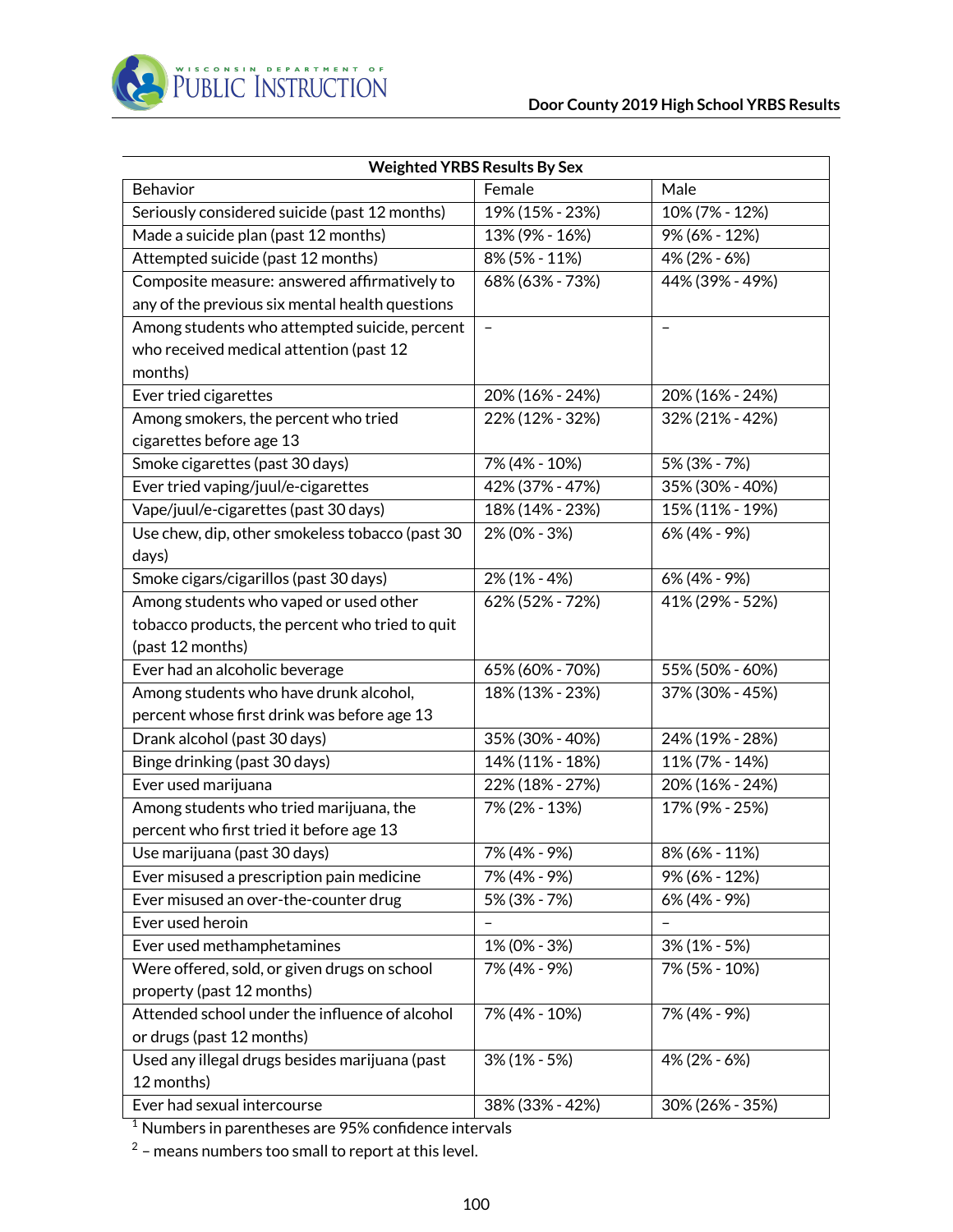| Weighted YRBS Results By Sex | | |
|---|---|---|
| Behavior | Female | Male |
| Seriously considered suicide (past 12 months) | 19% (15% - 23%) | 10% (7% - 12%) |
| Made a suicide plan (past 12 months) | 13% (9% - 16%) | 9% (6% - 12%) |
| Attempted suicide (past 12 months) | 8% (5% - 11%) | 4% (2% - 6%) |
| Composite measure: answered affirmatively to any of the previous six mental health questions | 68% (63% - 73%) | 44% (39% - 49%) |
| Among students who attempted suicide, percent who received medical attention (past 12 months) | – | – |
| Ever tried cigarettes | 20% (16% - 24%) | 20% (16% - 24%) |
| Among smokers, the percent who tried cigarettes before age 13 | 22% (12% - 32%) | 32% (21% - 42%) |
| Smoke cigarettes (past 30 days) | 7% (4% - 10%) | 5% (3% - 7%) |
| Ever tried vaping/juul/e-cigarettes | 42% (37% - 47%) | 35% (30% - 40%) |
| Vape/juul/e-cigarettes (past 30 days) | 18% (14% - 23%) | 15% (11% - 19%) |
| Use chew, dip, other smokeless tobacco (past 30 days) | 2% (0% - 3%) | 6% (4% - 9%) |
| Smoke cigars/cigarillos (past 30 days) | 2% (1% - 4%) | 6% (4% - 9%) |
| Among students who vaped or used other tobacco products, the percent who tried to quit (past 12 months) | 62% (52% - 72%) | 41% (29% - 52%) |
| Ever had an alcoholic beverage | 65% (60% - 70%) | 55% (50% - 60%) |
| Among students who have drunk alcohol, percent whose first drink was before age 13 | 18% (13% - 23%) | 37% (30% - 45%) |
| Drank alcohol (past 30 days) | 35% (30% - 40%) | 24% (19% - 28%) |
| Binge drinking (past 30 days) | 14% (11% - 18%) | 11% (7% - 14%) |
| Ever used marijuana | 22% (18% - 27%) | 20% (16% - 24%) |
| Among students who tried marijuana, the percent who first tried it before age 13 | 7% (2% - 13%) | 17% (9% - 25%) |
| Use marijuana (past 30 days) | 7% (4% - 9%) | 8% (6% - 11%) |
| Ever misused a prescription pain medicine | 7% (4% - 9%) | 9% (6% - 12%) |
| Ever misused an over-the-counter drug | 5% (3% - 7%) | 6% (4% - 9%) |
| Ever used heroin | – | – |
| Ever used methamphetamines | 1% (0% - 3%) | 3% (1% - 5%) |
| Were offered, sold, or given drugs on school property (past 12 months) | 7% (4% - 9%) | 7% (5% - 10%) |
| Attended school under the influence of alcohol or drugs (past 12 months) | 7% (4% - 10%) | 7% (4% - 9%) |
| Used any illegal drugs besides marijuana (past 12 months) | 3% (1% - 5%) | 4% (2% - 6%) |
| Ever had sexual intercourse | 38% (33% - 42%) | 30% (26% - 35%) |

[1] Numbers in parentheses are 95% confidence intervals

[2] – means numbers too small to report at this level.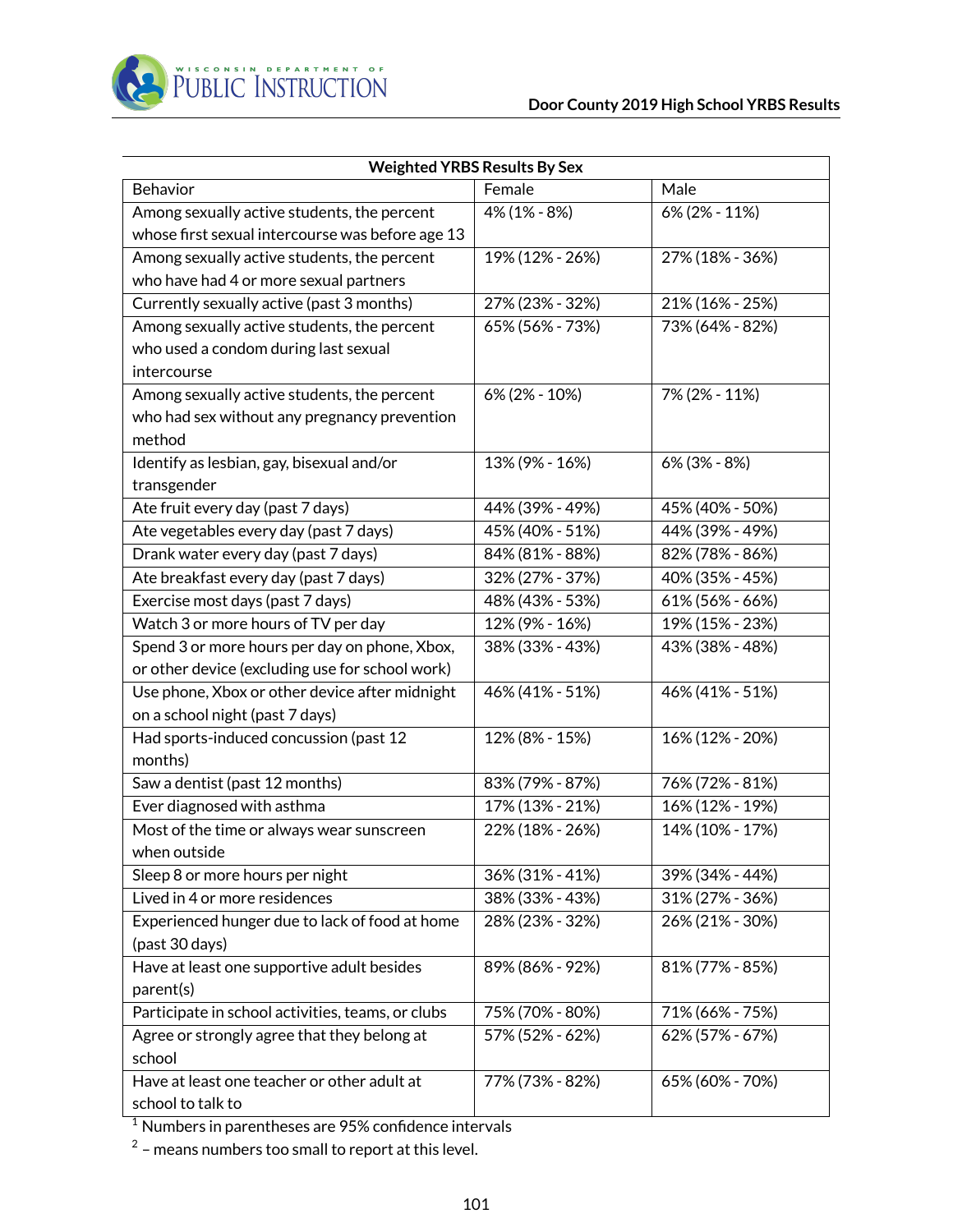| Weighted YRBS Results By Sex | | |
|---|---|---|
| Behavior | Female | Male |
| Among sexually active students, the percent whose first sexual intercourse was before age 13 | 4% (1% - 8%) | 6% (2% - 11%) |
| Among sexually active students, the percent who have had 4 or more sexual partners | 19% (12% - 26%) | 27% (18% - 36%) |
| Currently sexually active (past 3 months) | 27% (23% - 32%) | 21% (16% - 25%) |
| Among sexually active students, the percent who used a condom during last sexual intercourse | 65% (56% - 73%) | 73% (64% - 82%) |
| Among sexually active students, the percent who had sex without any pregnancy prevention method | 6% (2% - 10%) | 7% (2% - 11%) |
| Identify as lesbian, gay, bisexual and/or transgender | 13% (9% - 16%) | 6% (3% - 8%) |
| Ate fruit every day (past 7 days) | 44% (39% - 49%) | 45% (40% - 50%) |
| Ate vegetables every day (past 7 days) | 45% (40% - 51%) | 44% (39% - 49%) |
| Drank water every day (past 7 days) | 84% (81% - 88%) | 82% (78% - 86%) |
| Ate breakfast every day (past 7 days) | 32% (27% - 37%) | 40% (35% - 45%) |
| Exercise most days (past 7 days) | 48% (43% - 53%) | 61% (56% - 66%) |
| Watch 3 or more hours of TV per day | 12% (9% - 16%) | 19% (15% - 23%) |
| Spend 3 or more hours per day on phone, Xbox, or other device (excluding use for school work) | 38% (33% - 43%) | 43% (38% - 48%) |
| Use phone, Xbox or other device after midnight on a school night (past 7 days) | 46% (41% - 51%) | 46% (41% - 51%) |
| Had sports-induced concussion (past 12 months) | 12% (8% - 15%) | 16% (12% - 20%) |
| Saw a dentist (past 12 months) | 83% (79% - 87%) | 76% (72% - 81%) |
| Ever diagnosed with asthma | 17% (13% - 21%) | 16% (12% - 19%) |
| Most of the time or always wear sunscreen when outside | 22% (18% - 26%) | 14% (10% - 17%) |
| Sleep 8 or more hours per night | 36% (31% - 41%) | 39% (34% - 44%) |
| Lived in 4 or more residences | 38% (33% - 43%) | 31% (27% - 36%) |
| Experienced hunger due to lack of food at home (past 30 days) | 28% (23% - 32%) | 26% (21% - 30%) |
| Have at least one supportive adult besides parent(s) | 89% (86% - 92%) | 81% (77% - 85%) |
| Participate in school activities, teams, or clubs | 75% (70% - 80%) | 71% (66% - 75%) |
| Agree or strongly agree that they belong at school | 57% (52% - 62%) | 62% (57% - 67%) |
| Have at least one teacher or other adult at school to talk to | 77% (73% - 82%) | 65% (60% - 70%) |

[1] Numbers in parentheses are 95% confidence intervals

[2] – means numbers too small to report at this level.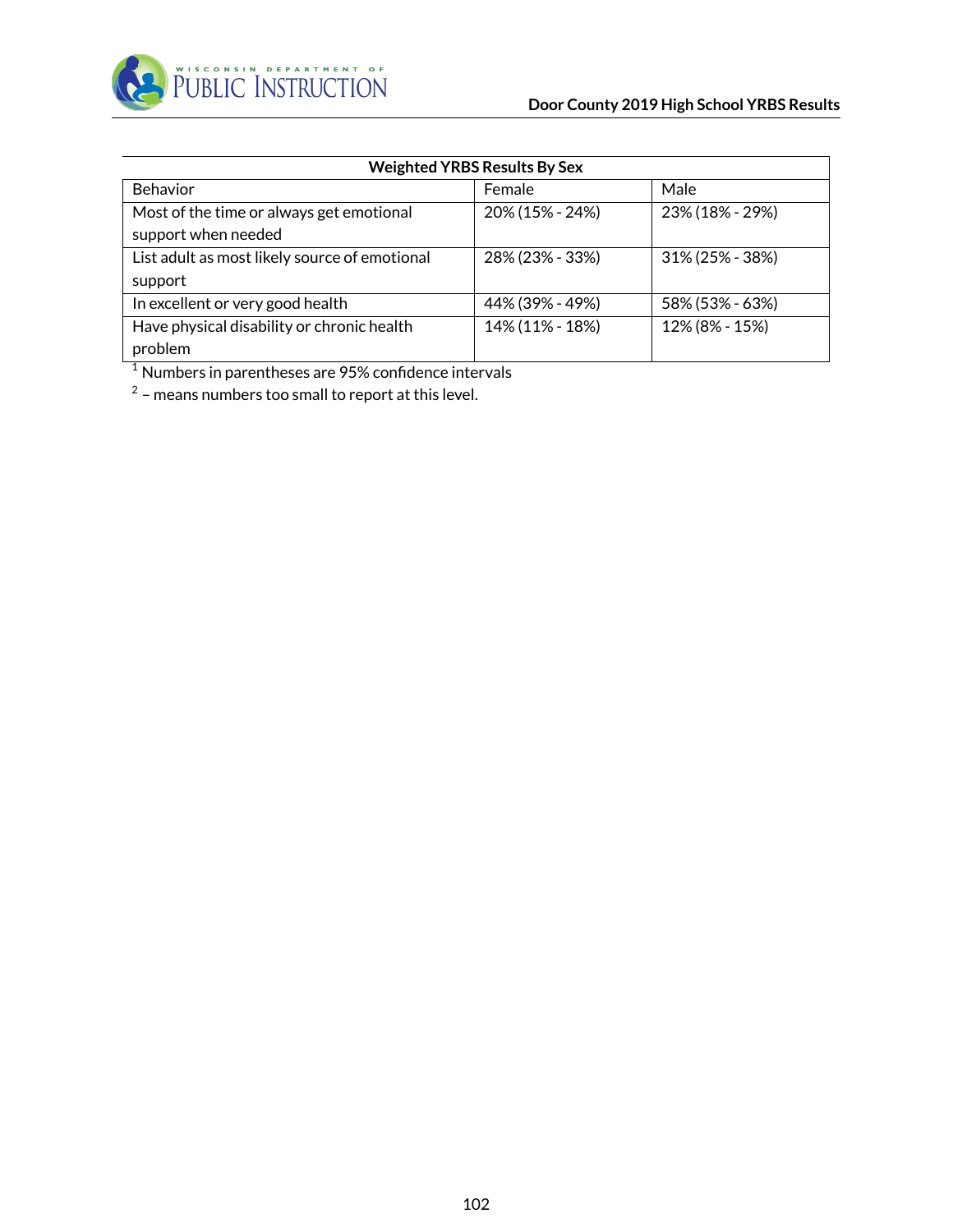| Weighted YRBS Results By Sex | | |
|---|---|---|
| Behavior | Female | Male |
| Most of the time or always get emotional support when needed | 20% (15% - 24%) | 23% (18% - 29%) |
| List adult as most likely source of emotional support | 28% (23% - 33%) | 31% (25% - 38%) |
| In excellent or very good health | 44% (39% - 49%) | 58% (53% - 63%) |
| Have physical disability or chronic health problem | 14% (11% - 18%) | 12% (8% - 15%) |

[1] Numbers in parentheses are 95% confidence intervals

[2] – means numbers too small to report at this level.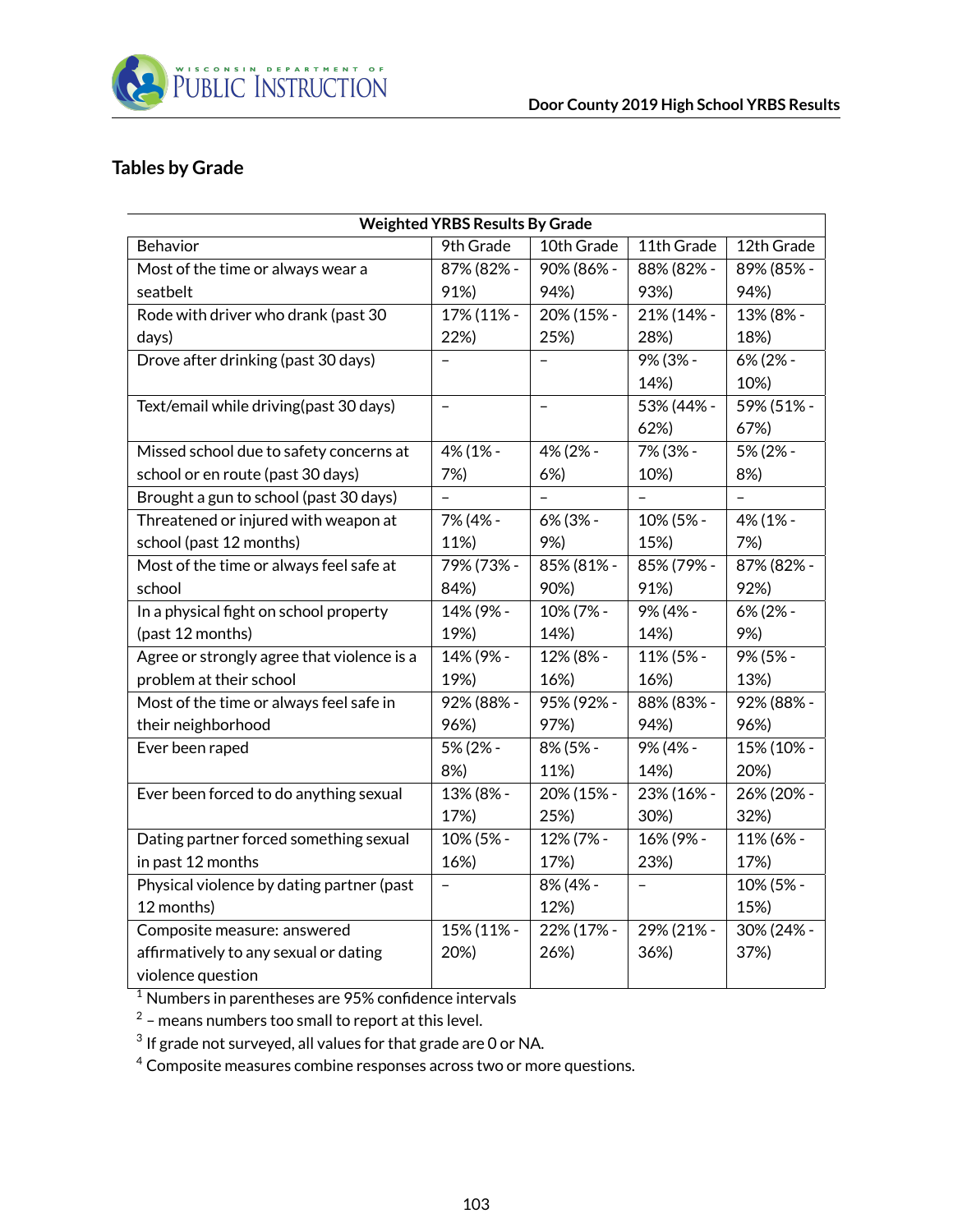## Tables by Grade

| Weighted YRBS Results By Grade | | | | |
|---|---|---|---|---|
| Behavior | 9th Grade | 10th Grade | 11th Grade | 12th Grade |
| Most of the time or always wear a seatbelt | 87% (82% - 91%) | 90% (86% - 94%) | 88% (82% - 93%) | 89% (85% - 94%) |
| Rode with driver who drank (past 30 days) | 17% (11% - 22%) | 20% (15% - 25%) | 21% (14% - 28%) | 13% (8% - 18%) |
| Drove after drinking (past 30 days) | – | – | 9% (3% - 14%) | 6% (2% - 10%) |
| Text/email while driving(past 30 days) | – | – | 53% (44% - 62%) | 59% (51% - 67%) |
| Missed school due to safety concerns at school or en route (past 30 days) | 4% (1% - 7%) | 4% (2% - 6%) | 7% (3% - 10%) | 5% (2% - 8%) |
| Brought a gun to school (past 30 days) | – | – | – | – |
| Threatened or injured with weapon at school (past 12 months) | 7% (4% - 11%) | 6% (3% - 9%) | 10% (5% - 15%) | 4% (1% - 7%) |
| Most of the time or always feel safe at school | 79% (73% - 84%) | 85% (81% - 90%) | 85% (79% - 91%) | 87% (82% - 92%) |
| In a physical fight on school property (past 12 months) | 14% (9% - 19%) | 10% (7% - 14%) | 9% (4% - 14%) | 6% (2% - 9%) |
| Agree or strongly agree that violence is a problem at their school | 14% (9% - 19%) | 12% (8% - 16%) | 11% (5% - 16%) | 9% (5% - 13%) |
| Most of the time or always feel safe in their neighborhood | 92% (88% - 96%) | 95% (92% - 97%) | 88% (83% - 94%) | 92% (88% - 96%) |
| Ever been raped | 5% (2% - 8%) | 8% (5% - 11%) | 9% (4% - 14%) | 15% (10% - 20%) |
| Ever been forced to do anything sexual | 13% (8% - 17%) | 20% (15% - 25%) | 23% (16% - 30%) | 26% (20% - 32%) |
| Dating partner forced something sexual in past 12 months | 10% (5% - 16%) | 12% (7% - 17%) | 16% (9% - 23%) | 11% (6% - 17%) |
| Physical violence by dating partner (past 12 months) | – | 8% (4% - 12%) | – | 10% (5% - 15%) |
| Composite measure: answered affirmatively to any sexual or dating violence question | 15% (11% - 20%) | 22% (17% - 26%) | 29% (21% - 36%) | 30% (24% - 37%) |

[1] Numbers in parentheses are 95% confidence intervals

[2] – means numbers too small to report at this level.

[3] If grade not surveyed, all values for that grade are 0 or NA.

[4] Composite measures combine responses across two or more questions.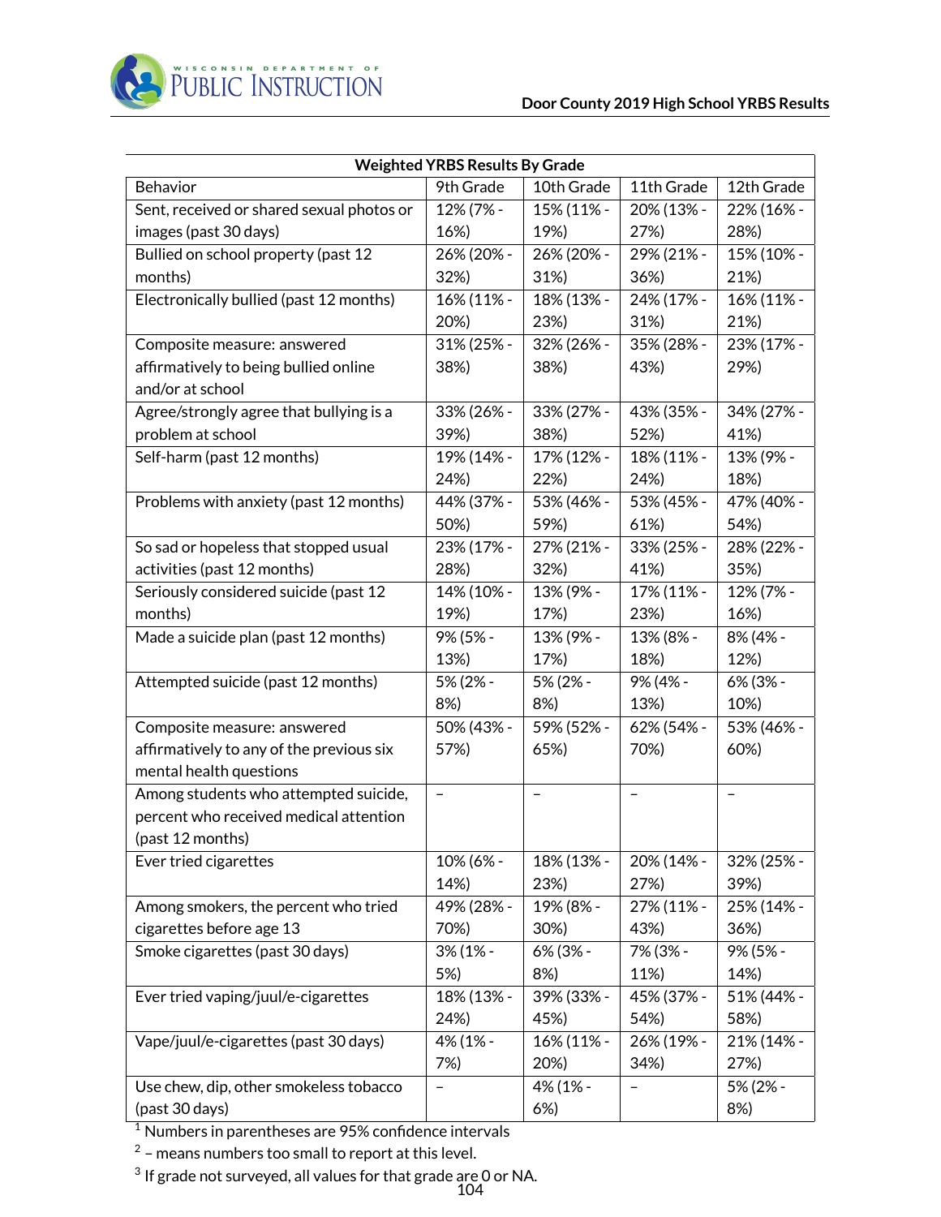Door County 2019 High School YRBS Results

| Weighted YRBS Results By Grade | | | | |
|---|---|---|---|---|
| Behavior | 9th Grade | 10th Grade | 11th Grade | 12th Grade |
| Sent, received or shared sexual photos or images (past 30 days) | 12% (7% - 16%) | 15% (11% - 19%) | 20% (13% - 27%) | 22% (16% - 28%) |
| Bullied on school property (past 12 months) | 26% (20% - 32%) | 26% (20% - 31%) | 29% (21% - 36%) | 15% (10% - 21%) |
| Electronically bullied (past 12 months) | 16% (11% - 20%) | 18% (13% - 23%) | 24% (17% - 31%) | 16% (11% - 21%) |
| Composite measure: answered affirmatively to being bullied online and/or at school | 31% (25% - 38%) | 32% (26% - 38%) | 35% (28% - 43%) | 23% (17% - 29%) |
| Agree/strongly agree that bullying is a problem at school | 33% (26% - 39%) | 33% (27% - 38%) | 43% (35% - 52%) | 34% (27% - 41%) |
| Self-harm (past 12 months) | 19% (14% - 24%) | 17% (12% - 22%) | 18% (11% - 24%) | 13% (9% - 18%) |
| Problems with anxiety (past 12 months) | 44% (37% - 50%) | 53% (46% - 59%) | 53% (45% - 61%) | 47% (40% - 54%) |
| So sad or hopeless that stopped usual activities (past 12 months) | 23% (17% - 28%) | 27% (21% - 32%) | 33% (25% - 41%) | 28% (22% - 35%) |
| Seriously considered suicide (past 12 months) | 14% (10% - 19%) | 13% (9% - 17%) | 17% (11% - 23%) | 12% (7% - 16%) |
| Made a suicide plan (past 12 months) | 9% (5% - 13%) | 13% (9% - 17%) | 13% (8% - 18%) | 8% (4% - 12%) |
| Attempted suicide (past 12 months) | 5% (2% - 8%) | 5% (2% - 8%) | 9% (4% - 13%) | 6% (3% - 10%) |
| Composite measure: answered affirmatively to any of the previous six mental health questions | 50% (43% - 57%) | 59% (52% - 65%) | 62% (54% - 70%) | 53% (46% - 60%) |
| Among students who attempted suicide, percent who received medical attention (past 12 months) | – | – | – | – |
| Ever tried cigarettes | 10% (6% - 14%) | 18% (13% - 23%) | 20% (14% - 27%) | 32% (25% - 39%) |
| Among smokers, the percent who tried cigarettes before age 13 | 49% (28% - 70%) | 19% (8% - 30%) | 27% (11% - 43%) | 25% (14% - 36%) |
| Smoke cigarettes (past 30 days) | 3% (1% - 5%) | 6% (3% - 8%) | 7% (3% - 11%) | 9% (5% - 14%) |
| Ever tried vaping/juul/e-cigarettes | 18% (13% - 24%) | 39% (33% - 45%) | 45% (37% - 54%) | 51% (44% - 58%) |
| Vape/juul/e-cigarettes (past 30 days) | 4% (1% - 7%) | 16% (11% - 20%) | 26% (19% - 34%) | 21% (14% - 27%) |
| Use chew, dip, other smokeless tobacco (past 30 days) | – | 4% (1% - 6%) | – | 5% (2% - 8%) |

[1] Numbers in parentheses are 95% confidence intervals

[2] – means numbers too small to report at this level.

[3] If grade not surveyed, all values for that grade are 0 or NA.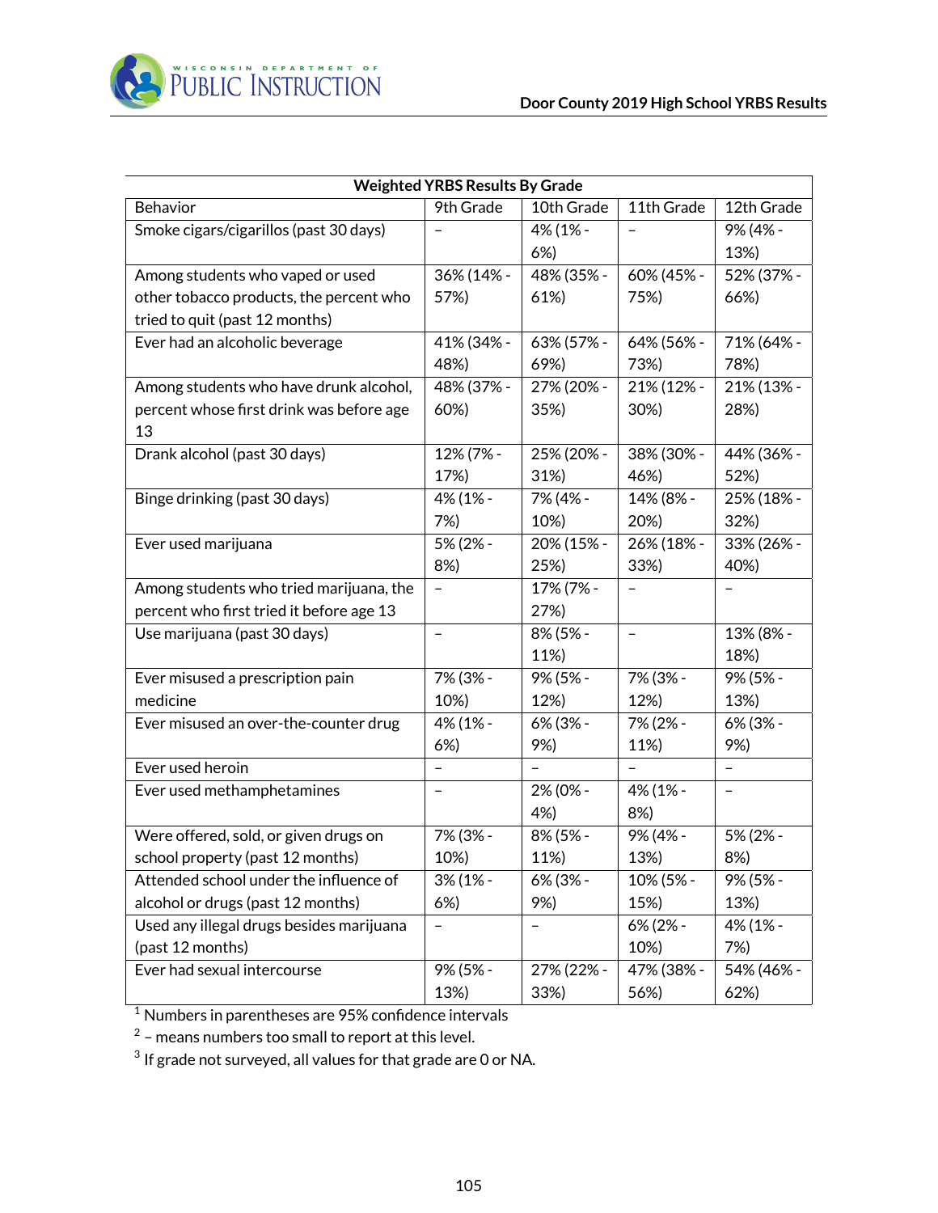Door County 2019 High School YRBS Results

| Weighted YRBS Results By Grade | | | | |
|---|---|---|---|---|
| Behavior | 9th Grade | 10th Grade | 11th Grade | 12th Grade |
| Smoke cigars/cigarillos (past 30 days) | – | 4% (1% - 6%) | – | 9% (4% - 13%) |
| Among students who vaped or used other tobacco products, the percent who tried to quit (past 12 months) | 36% (14% - 57%) | 48% (35% - 61%) | 60% (45% - 75%) | 52% (37% - 66%) |
| Ever had an alcoholic beverage | 41% (34% - 48%) | 63% (57% - 69%) | 64% (56% - 73%) | 71% (64% - 78%) |
| Among students who have drunk alcohol, percent whose first drink was before age 13 | 48% (37% - 60%) | 27% (20% - 35%) | 21% (12% - 30%) | 21% (13% - 28%) |
| Drank alcohol (past 30 days) | 12% (7% - 17%) | 25% (20% - 31%) | 38% (30% - 46%) | 44% (36% - 52%) |
| Binge drinking (past 30 days) | 4% (1% - 7%) | 7% (4% - 10%) | 14% (8% - 20%) | 25% (18% - 32%) |
| Ever used marijuana | 5% (2% - 8%) | 20% (15% - 25%) | 26% (18% - 33%) | 33% (26% - 40%) |
| Among students who tried marijuana, the percent who first tried it before age 13 | – | 17% (7% - 27%) | – | – |
| Use marijuana (past 30 days) | – | 8% (5% - 11%) | – | 13% (8% - 18%) |
| Ever misused a prescription pain medicine | 7% (3% - 10%) | 9% (5% - 12%) | 7% (3% - 12%) | 9% (5% - 13%) |
| Ever misused an over-the-counter drug | 4% (1% - 6%) | 6% (3% - 9%) | 7% (2% - 11%) | 6% (3% - 9%) |
| Ever used heroin | – | – | – | – |
| Ever used methamphetamines | – | 2% (0% - 4%) | 4% (1% - 8%) | – |
| Were offered, sold, or given drugs on school property (past 12 months) | 7% (3% - 10%) | 8% (5% - 11%) | 9% (4% - 13%) | 5% (2% - 8%) |
| Attended school under the influence of alcohol or drugs (past 12 months) | 3% (1% - 6%) | 6% (3% - 9%) | 10% (5% - 15%) | 9% (5% - 13%) |
| Used any illegal drugs besides marijuana (past 12 months) | – | – | 6% (2% - 10%) | 4% (1% - 7%) |
| Ever had sexual intercourse | 9% (5% - 13%) | 27% (22% - 33%) | 47% (38% - 56%) | 54% (46% - 62%) |

[1] Numbers in parentheses are 95% confidence intervals

[2] – means numbers too small to report at this level.

[3] If grade not surveyed, all values for that grade are 0 or NA.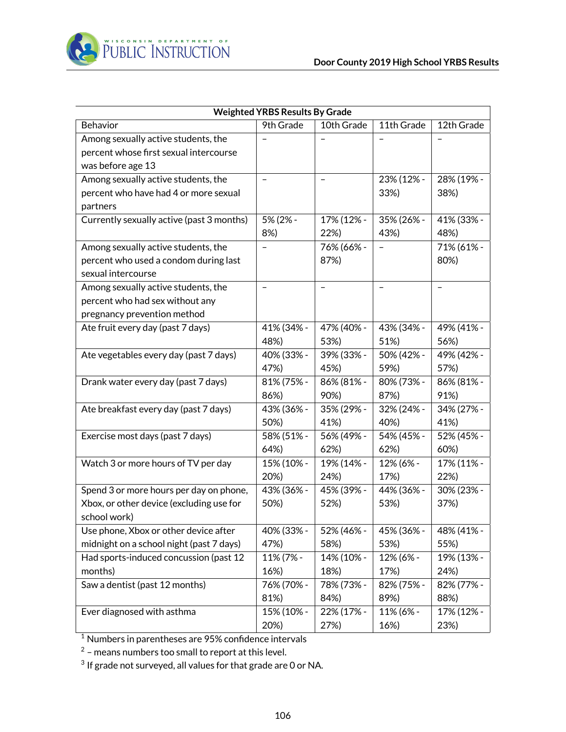| Weighted YRBS Results By Grade | | | | |
|---|---|---|---|---|
| Behavior | 9th Grade | 10th Grade | 11th Grade | 12th Grade |
| Among sexually active students, the percent whose first sexual intercourse was before age 13 | – | – | – | – |
| Among sexually active students, the percent who have had 4 or more sexual partners | – | – | 23% (12% - 33%) | 28% (19% - 38%) |
| Currently sexually active (past 3 months) | 5% (2% - 8%) | 17% (12% - 22%) | 35% (26% - 43%) | 41% (33% - 48%) |
| Among sexually active students, the percent who used a condom during last sexual intercourse | – | 76% (66% - 87%) | – | 71% (61% - 80%) |
| Among sexually active students, the percent who had sex without any pregnancy prevention method | – | – | – | – |
| Ate fruit every day (past 7 days) | 41% (34% - 48%) | 47% (40% - 53%) | 43% (34% - 51%) | 49% (41% - 56%) |
| Ate vegetables every day (past 7 days) | 40% (33% - 47%) | 39% (33% - 45%) | 50% (42% - 59%) | 49% (42% - 57%) |
| Drank water every day (past 7 days) | 81% (75% - 86%) | 86% (81% - 90%) | 80% (73% - 87%) | 86% (81% - 91%) |
| Ate breakfast every day (past 7 days) | 43% (36% - 50%) | 35% (29% - 41%) | 32% (24% - 40%) | 34% (27% - 41%) |
| Exercise most days (past 7 days) | 58% (51% - 64%) | 56% (49% - 62%) | 54% (45% - 62%) | 52% (45% - 60%) |
| Watch 3 or more hours of TV per day | 15% (10% - 20%) | 19% (14% - 24%) | 12% (6% - 17%) | 17% (11% - 22%) |
| Spend 3 or more hours per day on phone, Xbox, or other device (excluding use for school work) | 43% (36% - 50%) | 45% (39% - 52%) | 44% (36% - 53%) | 30% (23% - 37%) |
| Use phone, Xbox or other device after midnight on a school night (past 7 days) | 40% (33% - 47%) | 52% (46% - 58%) | 45% (36% - 53%) | 48% (41% - 55%) |
| Had sports-induced concussion (past 12 months) | 11% (7% - 16%) | 14% (10% - 18%) | 12% (6% - 17%) | 19% (13% - 24%) |
| Saw a dentist (past 12 months) | 76% (70% - 81%) | 78% (73% - 84%) | 82% (75% - 89%) | 82% (77% - 88%) |
| Ever diagnosed with asthma | 15% (10% - 20%) | 22% (17% - 27%) | 11% (6% - 16%) | 17% (12% - 23%) |

[1] Numbers in parentheses are 95% confidence intervals

[2] – means numbers too small to report at this level.

[3] If grade not surveyed, all values for that grade are 0 or NA.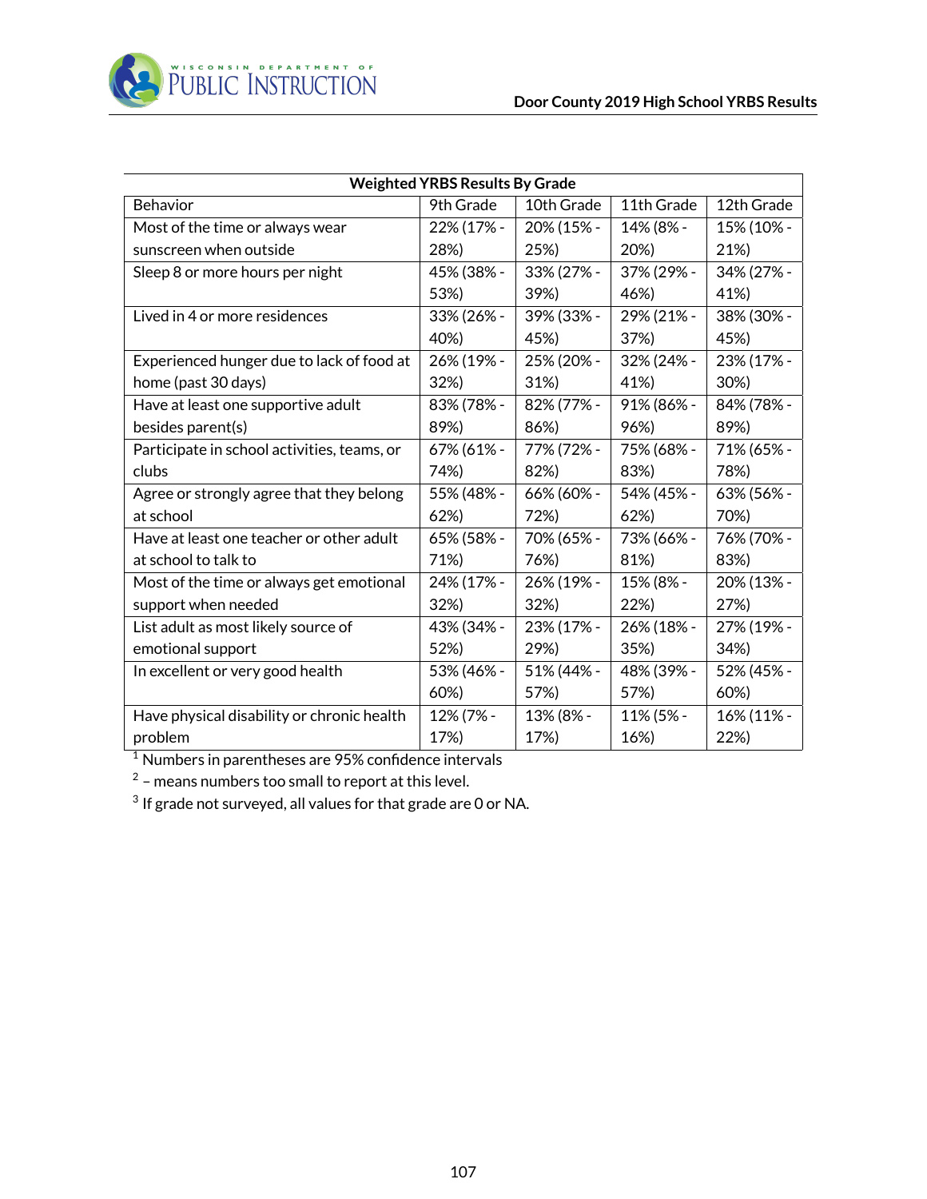Door County 2019 High School YRBS Results

| Weighted YRBS Results By Grade | | | | |
|---|---|---|---|---|
| Behavior | 9th Grade | 10th Grade | 11th Grade | 12th Grade |
| Most of the time or always wear sunscreen when outside | 22% (17% - 28%) | 20% (15% - 25%) | 14% (8% - 20%) | 15% (10% - 21%) |
| Sleep 8 or more hours per night | 45% (38% - 53%) | 33% (27% - 39%) | 37% (29% - 46%) | 34% (27% - 41%) |
| Lived in 4 or more residences | 33% (26% - 40%) | 39% (33% - 45%) | 29% (21% - 37%) | 38% (30% - 45%) |
| Experienced hunger due to lack of food at home (past 30 days) | 26% (19% - 32%) | 25% (20% - 31%) | 32% (24% - 41%) | 23% (17% - 30%) |
| Have at least one supportive adult besides parent(s) | 83% (78% - 89%) | 82% (77% - 86%) | 91% (86% - 96%) | 84% (78% - 89%) |
| Participate in school activities, teams, or clubs | 67% (61% - 74%) | 77% (72% - 82%) | 75% (68% - 83%) | 71% (65% - 78%) |
| Agree or strongly agree that they belong at school | 55% (48% - 62%) | 66% (60% - 72%) | 54% (45% - 62%) | 63% (56% - 70%) |
| Have at least one teacher or other adult at school to talk to | 65% (58% - 71%) | 70% (65% - 76%) | 73% (66% - 81%) | 76% (70% - 83%) |
| Most of the time or always get emotional support when needed | 24% (17% - 32%) | 26% (19% - 32%) | 15% (8% - 22%) | 20% (13% - 27%) |
| List adult as most likely source of emotional support | 43% (34% - 52%) | 23% (17% - 29%) | 26% (18% - 35%) | 27% (19% - 34%) |
| In excellent or very good health | 53% (46% - 60%) | 51% (44% - 57%) | 48% (39% - 57%) | 52% (45% - 60%) |
| Have physical disability or chronic health problem | 12% (7% - 17%) | 13% (8% - 17%) | 11% (5% - 16%) | 16% (11% - 22%) |

[1] Numbers in parentheses are 95% confidence intervals

[2] – means numbers too small to report at this level.

[3] If grade not surveyed, all values for that grade are 0 or NA.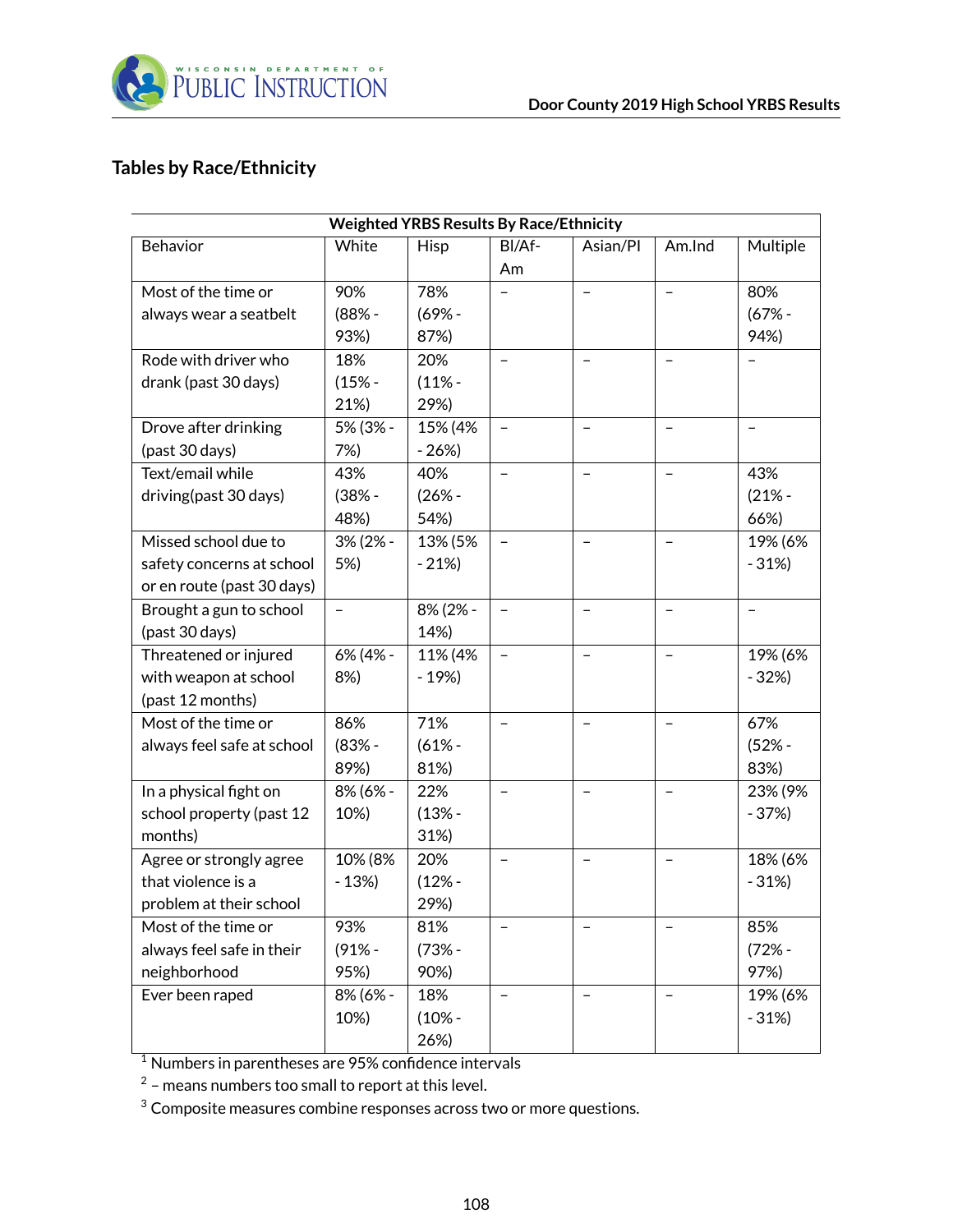## Tables by Race/Ethnicity

| Weighted YRBS Results By Race/Ethnicity | | | | | | |
|---|---|---|---|---|---|---|
| Behavior | White | Hisp | Bl/Af-Am | Asian/PI | Am.Ind | Multiple |
| Most of the time or always wear a seatbelt | 90% (88% - 93%) | 78% (69% - 87%) | – | – | – | 80% (67% - 94%) |
| Rode with driver who drank (past 30 days) | 18% (15% - 21%) | 20% (11% - 29%) | – | – | – | – |
| Drove after drinking (past 30 days) | 5% (3% - 7%) | 15% (4% - 26%) | – | – | – | – |
| Text/email while driving(past 30 days) | 43% (38% - 48%) | 40% (26% - 54%) | – | – | – | 43% (21% - 66%) |
| Missed school due to safety concerns at school or en route (past 30 days) | 3% (2% - 5%) | 13% (5% - 21%) | – | – | – | 19% (6% - 31%) |
| Brought a gun to school (past 30 days) | – | 8% (2% - 14%) | – | – | – | – |
| Threatened or injured with weapon at school (past 12 months) | 6% (4% - 8%) | 11% (4% - 19%) | – | – | – | 19% (6% - 32%) |
| Most of the time or always feel safe at school | 86% (83% - 89%) | 71% (61% - 81%) | – | – | – | 67% (52% - 83%) |
| In a physical fight on school property (past 12 months) | 8% (6% - 10%) | 22% (13% - 31%) | – | – | – | 23% (9% - 37%) |
| Agree or strongly agree that violence is a problem at their school | 10% (8% - 13%) | 20% (12% - 29%) | – | – | – | 18% (6% - 31%) |
| Most of the time or always feel safe in their neighborhood | 93% (91% - 95%) | 81% (73% - 90%) | – | – | – | 85% (72% - 97%) |
| Ever been raped | 8% (6% - 10%) | 18% (10% - 26%) | – | – | – | 19% (6% - 31%) |

[1] Numbers in parentheses are 95% confidence intervals

[2] – means numbers too small to report at this level.

[3] Composite measures combine responses across two or more questions.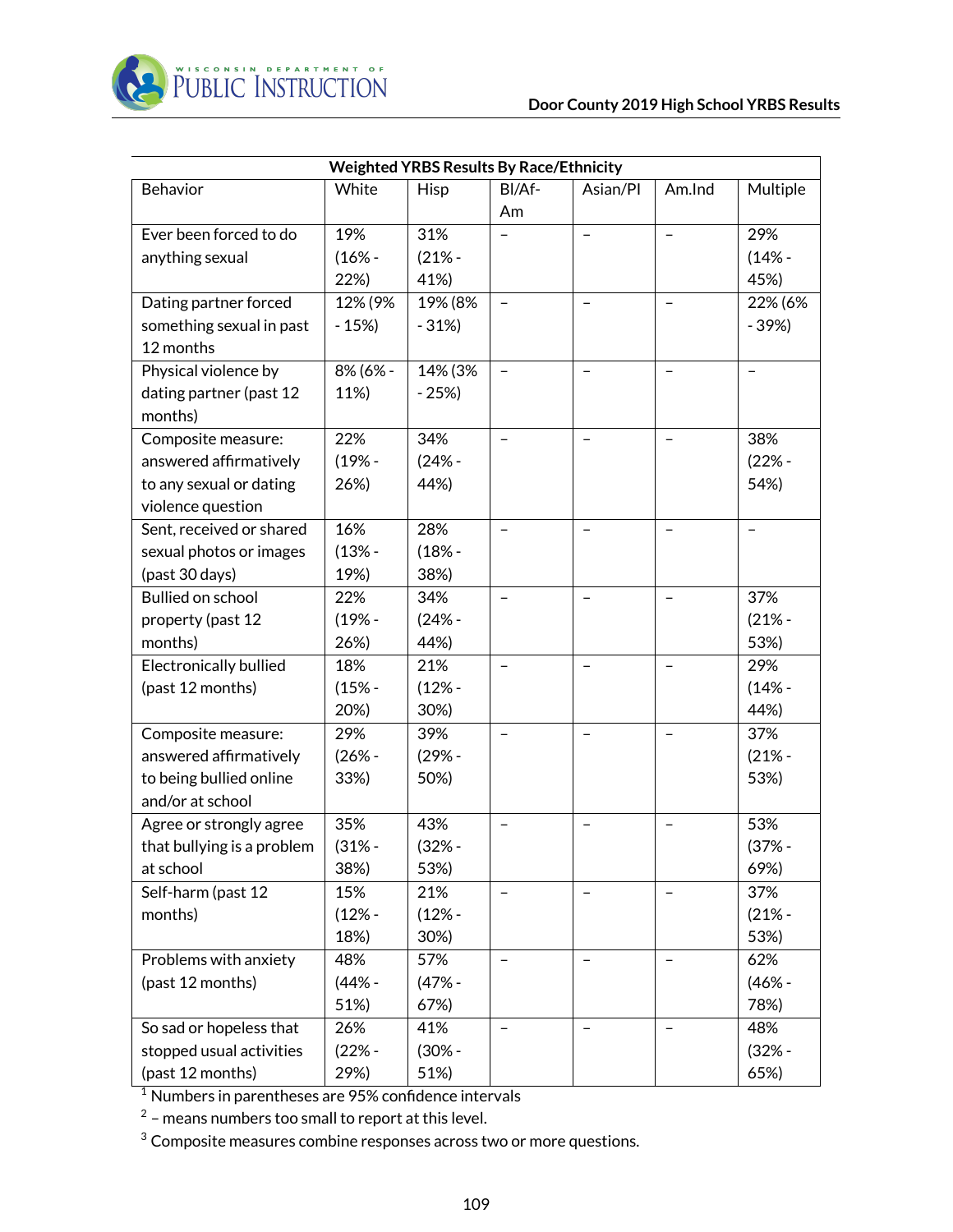| Weighted YRBS Results By Race/Ethnicity | | | | | | |
|---|---|---|---|---|---|---|
| Behavior | White | Hisp | Bl/Af-Am | Asian/PI | Am.Ind | Multiple |
| Ever been forced to do anything sexual | 19% (16% - 22%) | 31% (21% - 41%) | – | – | – | 29% (14% - 45%) |
| Dating partner forced something sexual in past 12 months | 12% (9% - 15%) | 19% (8% - 31%) | – | – | – | 22% (6% - 39%) |
| Physical violence by dating partner (past 12 months) | 8% (6% - 11%) | 14% (3% - 25%) | – | – | – | – |
| Composite measure: answered affirmatively to any sexual or dating violence question | 22% (19% - 26%) | 34% (24% - 44%) | – | – | – | 38% (22% - 54%) |
| Sent, received or shared sexual photos or images (past 30 days) | 16% (13% - 19%) | 28% (18% - 38%) | – | – | – | – |
| Bullied on school property (past 12 months) | 22% (19% - 26%) | 34% (24% - 44%) | – | – | – | 37% (21% - 53%) |
| Electronically bullied (past 12 months) | 18% (15% - 20%) | 21% (12% - 30%) | – | – | – | 29% (14% - 44%) |
| Composite measure: answered affirmatively to being bullied online and/or at school | 29% (26% - 33%) | 39% (29% - 50%) | – | – | – | 37% (21% - 53%) |
| Agree or strongly agree that bullying is a problem at school | 35% (31% - 38%) | 43% (32% - 53%) | – | – | – | 53% (37% - 69%) |
| Self-harm (past 12 months) | 15% (12% - 18%) | 21% (12% - 30%) | – | – | – | 37% (21% - 53%) |
| Problems with anxiety (past 12 months) | 48% (44% - 51%) | 57% (47% - 67%) | – | – | – | 62% (46% - 78%) |
| So sad or hopeless that stopped usual activities (past 12 months) | 26% (22% - 29%) | 41% (30% - 51%) | – | – | – | 48% (32% - 65%) |

[1] Numbers in parentheses are 95% confidence intervals

[2] – means numbers too small to report at this level.

[3] Composite measures combine responses across two or more questions.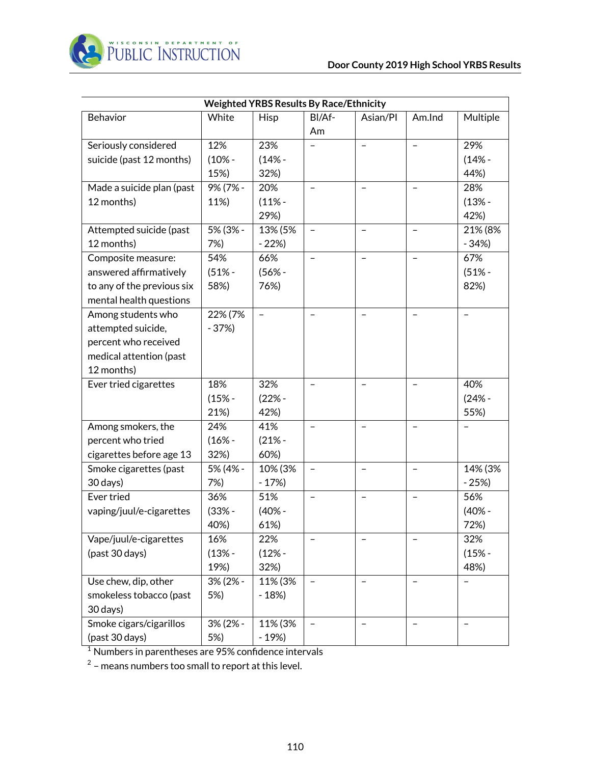| Weighted YRBS Results By Race/Ethnicity | | | | | | |
|---|---|---|---|---|---|---|
| Behavior | White | Hisp | Bl/Af-Am | Asian/PI | Am.Ind | Multiple |
| Seriously considered suicide (past 12 months) | 12% (10% - 15%) | 23% (14% - 32%) | – | – | – | 29% (14% - 44%) |
| Made a suicide plan (past 12 months) | 9% (7% - 11%) | 20% (11% - 29%) | – | – | – | 28% (13% - 42%) |
| Attempted suicide (past 12 months) | 5% (3% - 7%) | 13% (5% - 22%) | – | – | – | 21% (8% - 34%) |
| Composite measure: answered affirmatively to any of the previous six mental health questions | 54% (51% - 58%) | 66% (56% - 76%) | – | – | – | 67% (51% - 82%) |
| Among students who attempted suicide, percent who received medical attention (past 12 months) | 22% (7% - 37%) | – | – | – | – | – |
| Ever tried cigarettes | 18% (15% - 21%) | 32% (22% - 42%) | – | – | – | 40% (24% - 55%) |
| Among smokers, the percent who tried cigarettes before age 13 | 24% (16% - 32%) | 41% (21% - 60%) | – | – | – | – |
| Smoke cigarettes (past 30 days) | 5% (4% - 7%) | 10% (3% - 17%) | – | – | – | 14% (3% - 25%) |
| Ever tried vaping/juul/e-cigarettes | 36% (33% - 40%) | 51% (40% - 61%) | – | – | – | 56% (40% - 72%) |
| Vape/juul/e-cigarettes (past 30 days) | 16% (13% - 19%) | 22% (12% - 32%) | – | – | – | 32% (15% - 48%) |
| Use chew, dip, other smokeless tobacco (past 30 days) | 3% (2% - 5%) | 11% (3% - 18%) | – | – | – | – |
| Smoke cigars/cigarillos (past 30 days) | 3% (2% - 5%) | 11% (3% - 19%) | – | – | – | – |

[1] Numbers in parentheses are 95% confidence intervals

[2] – means numbers too small to report at this level.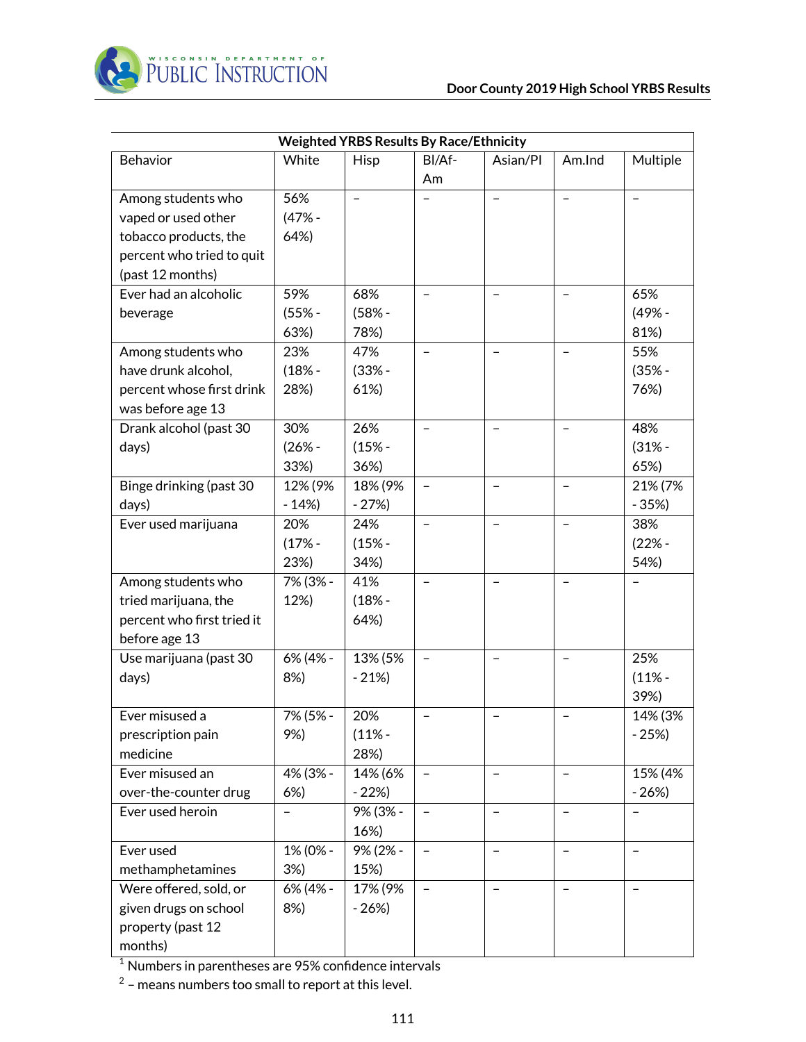| Weighted YRBS Results By Race/Ethnicity | | | | | | |
|---|---|---|---|---|---|---|
| Behavior | White | Hisp | Bl/Af-Am | Asian/PI | Am.Ind | Multiple |
| Among students who vaped or used other tobacco products, the percent who tried to quit (past 12 months) | 56% (47% - 64%) | – | – | – | – | – |
| Ever had an alcoholic beverage | 59% (55% - 63%) | 68% (58% - 78%) | – | – | – | 65% (49% - 81%) |
| Among students who have drunk alcohol, percent whose first drink was before age 13 | 23% (18% - 28%) | 47% (33% - 61%) | – | – | – | 55% (35% - 76%) |
| Drank alcohol (past 30 days) | 30% (26% - 33%) | 26% (15% - 36%) | – | – | – | 48% (31% - 65%) |
| Binge drinking (past 30 days) | 12% (9% - 14%) | 18% (9% - 27%) | – | – | – | 21% (7% - 35%) |
| Ever used marijuana | 20% (17% - 23%) | 24% (15% - 34%) | – | – | – | 38% (22% - 54%) |
| Among students who tried marijuana, the percent who first tried it before age 13 | 7% (3% - 12%) | 41% (18% - 64%) | – | – | – | – |
| Use marijuana (past 30 days) | 6% (4% - 8%) | 13% (5% - 21%) | – | – | – | 25% (11% - 39%) |
| Ever misused a prescription pain medicine | 7% (5% - 9%) | 20% (11% - 28%) | – | – | – | 14% (3% - 25%) |
| Ever misused an over-the-counter drug | 4% (3% - 6%) | 14% (6% - 22%) | – | – | – | 15% (4% - 26%) |
| Ever used heroin | – | 9% (3% - 16%) | – | – | – | – |
| Ever used methamphetamines | 1% (0% - 3%) | 9% (2% - 15%) | – | – | – | – |
| Were offered, sold, or given drugs on school property (past 12 months) | 6% (4% - 8%) | 17% (9% - 26%) | – | – | – | – |

[1] Numbers in parentheses are 95% confidence intervals

[2] – means numbers too small to report at this level.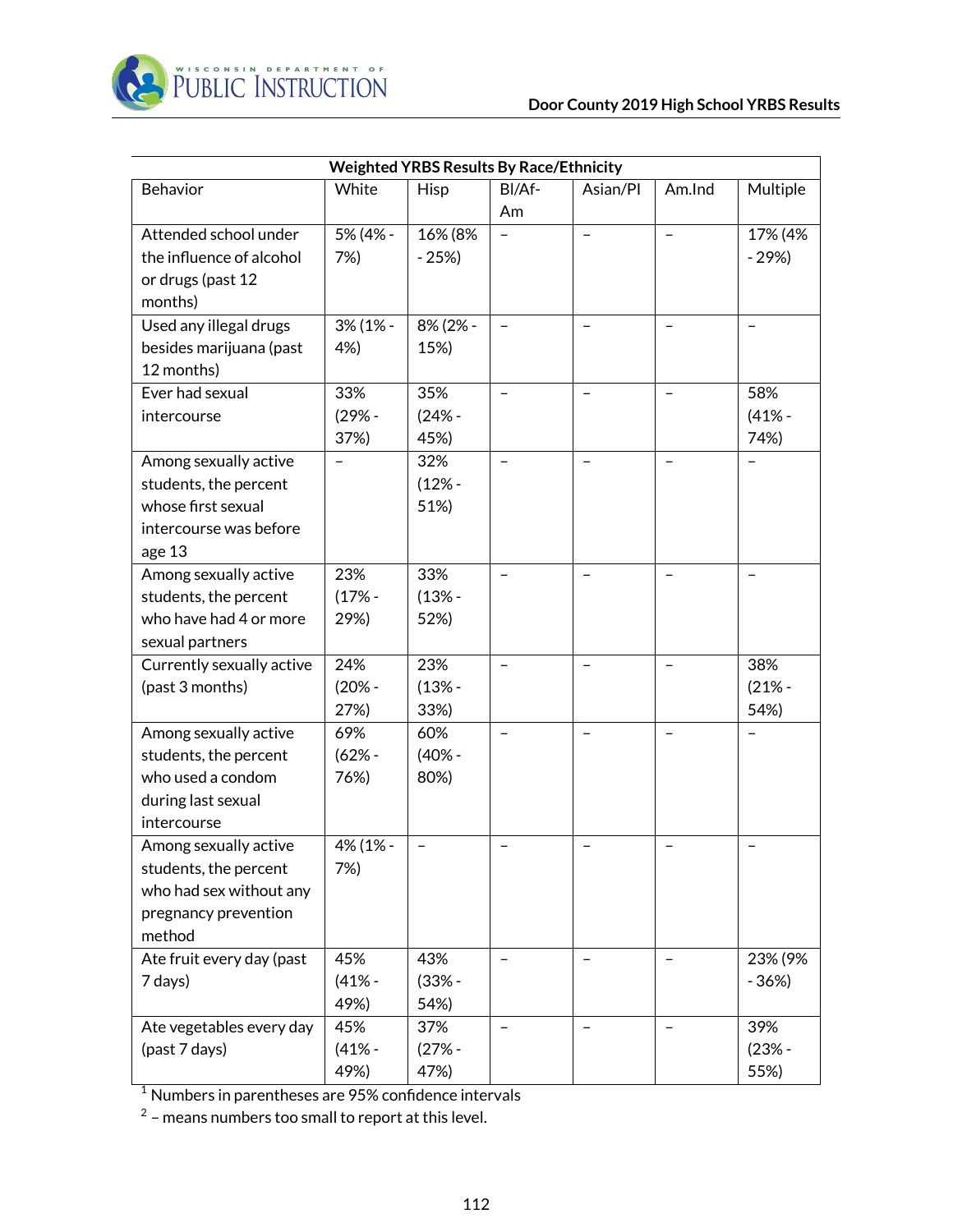| Weighted YRBS Results By Race/Ethnicity | | | | | | |
|---|---|---|---|---|---|---|
| Behavior | White | Hisp | Bl/Af-Am | Asian/PI | Am.Ind | Multiple |
| Attended school under the influence of alcohol or drugs (past 12 months) | 5% (4% - 7%) | 16% (8% - 25%) | – | – | – | 17% (4% - 29%) |
| Used any illegal drugs besides marijuana (past 12 months) | 3% (1% - 4%) | 8% (2% - 15%) | – | – | – | – |
| Ever had sexual intercourse | 33% (29% - 37%) | 35% (24% - 45%) | – | – | – | 58% (41% - 74%) |
| Among sexually active students, the percent whose first sexual intercourse was before age 13 | – | 32% (12% - 51%) | – | – | – | – |
| Among sexually active students, the percent who have had 4 or more sexual partners | 23% (17% - 29%) | 33% (13% - 52%) | – | – | – | – |
| Currently sexually active (past 3 months) | 24% (20% - 27%) | 23% (13% - 33%) | – | – | – | 38% (21% - 54%) |
| Among sexually active students, the percent who used a condom during last sexual intercourse | 69% (62% - 76%) | 60% (40% - 80%) | – | – | – | – |
| Among sexually active students, the percent who had sex without any pregnancy prevention method | 4% (1% - 7%) | – | – | – | – | – |
| Ate fruit every day (past 7 days) | 45% (41% - 49%) | 43% (33% - 54%) | – | – | – | 23% (9% - 36%) |
| Ate vegetables every day (past 7 days) | 45% (41% - 49%) | 37% (27% - 47%) | – | – | – | 39% (23% - 55%) |

[1] Numbers in parentheses are 95% confidence intervals

[2] – means numbers too small to report at this level.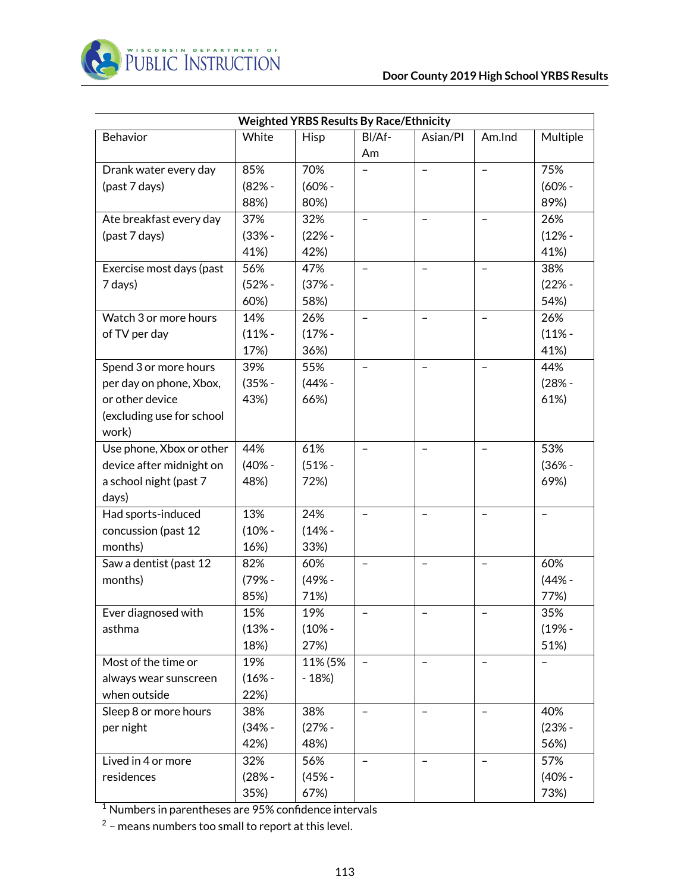| Weighted YRBS Results By Race/Ethnicity | | | | | | |
|---|---|---|---|---|---|---|
| Behavior | White | Hisp | Bl/Af-Am | Asian/PI | Am.Ind | Multiple |
| Drank water every day (past 7 days) | 85% (82% - 88%) | 70% (60% - 80%) | – | – | – | 75% (60% - 89%) |
| Ate breakfast every day (past 7 days) | 37% (33% - 41%) | 32% (22% - 42%) | – | – | – | 26% (12% - 41%) |
| Exercise most days (past 7 days) | 56% (52% - 60%) | 47% (37% - 58%) | – | – | – | 38% (22% - 54%) |
| Watch 3 or more hours of TV per day | 14% (11% - 17%) | 26% (17% - 36%) | – | – | – | 26% (11% - 41%) |
| Spend 3 or more hours per day on phone, Xbox, or other device (excluding use for school work) | 39% (35% - 43%) | 55% (44% - 66%) | – | – | – | 44% (28% - 61%) |
| Use phone, Xbox or other device after midnight on a school night (past 7 days) | 44% (40% - 48%) | 61% (51% - 72%) | – | – | – | 53% (36% - 69%) |
| Had sports-induced concussion (past 12 months) | 13% (10% - 16%) | 24% (14% - 33%) | – | – | – | – |
| Saw a dentist (past 12 months) | 82% (79% - 85%) | 60% (49% - 71%) | – | – | – | 60% (44% - 77%) |
| Ever diagnosed with asthma | 15% (13% - 18%) | 19% (10% - 27%) | – | – | – | 35% (19% - 51%) |
| Most of the time or always wear sunscreen when outside | 19% (16% - 22%) | 11% (5% - 18%) | – | – | – | – |
| Sleep 8 or more hours per night | 38% (34% - 42%) | 38% (27% - 48%) | – | – | – | 40% (23% - 56%) |
| Lived in 4 or more residences | 32% (28% - 35%) | 56% (45% - 67%) | – | – | – | 57% (40% - 73%) |

[1] Numbers in parentheses are 95% confidence intervals

[2] – means numbers too small to report at this level.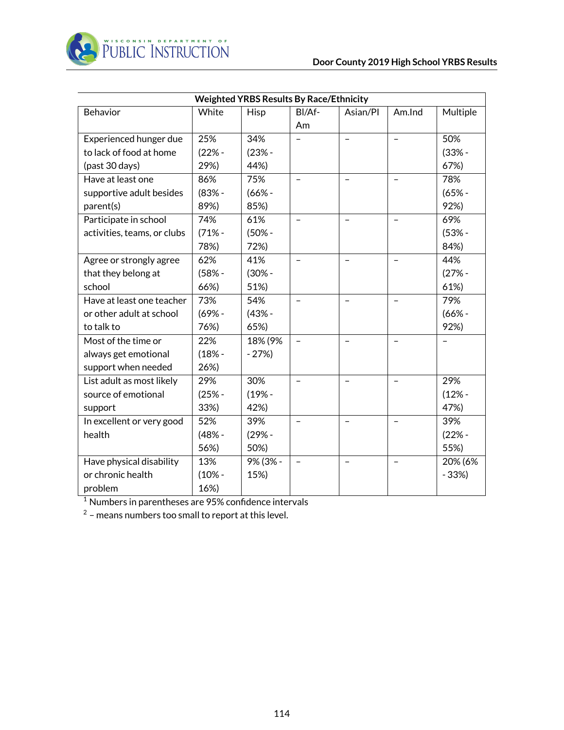| Weighted YRBS Results By Race/Ethnicity | | | | | | |
|---|---|---|---|---|---|---|
| Behavior | White | Hisp | Bl/Af-Am | Asian/PI | Am.Ind | Multiple |
| Experienced hunger due to lack of food at home (past 30 days) | 25% (22% - 29%) | 34% (23% - 44%) | – | – | – | 50% (33% - 67%) |
| Have at least one supportive adult besides parent(s) | 86% (83% - 89%) | 75% (66% - 85%) | – | – | – | 78% (65% - 92%) |
| Participate in school activities, teams, or clubs | 74% (71% - 78%) | 61% (50% - 72%) | – | – | – | 69% (53% - 84%) |
| Agree or strongly agree that they belong at school | 62% (58% - 66%) | 41% (30% - 51%) | – | – | – | 44% (27% - 61%) |
| Have at least one teacher or other adult at school to talk to | 73% (69% - 76%) | 54% (43% - 65%) | – | – | – | 79% (66% - 92%) |
| Most of the time or always get emotional support when needed | 22% (18% - 26%) | 18% (9% - 27%) | – | – | – | – |
| List adult as most likely source of emotional support | 29% (25% - 33%) | 30% (19% - 42%) | – | – | – | 29% (12% - 47%) |
| In excellent or very good health | 52% (48% - 56%) | 39% (29% - 50%) | – | – | – | 39% (22% - 55%) |
| Have physical disability or chronic health problem | 13% (10% - 16%) | 9% (3% - 15%) | – | – | – | 20% (6% - 33%) |

[1] Numbers in parentheses are 95% confidence intervals

[2] – means numbers too small to report at this level.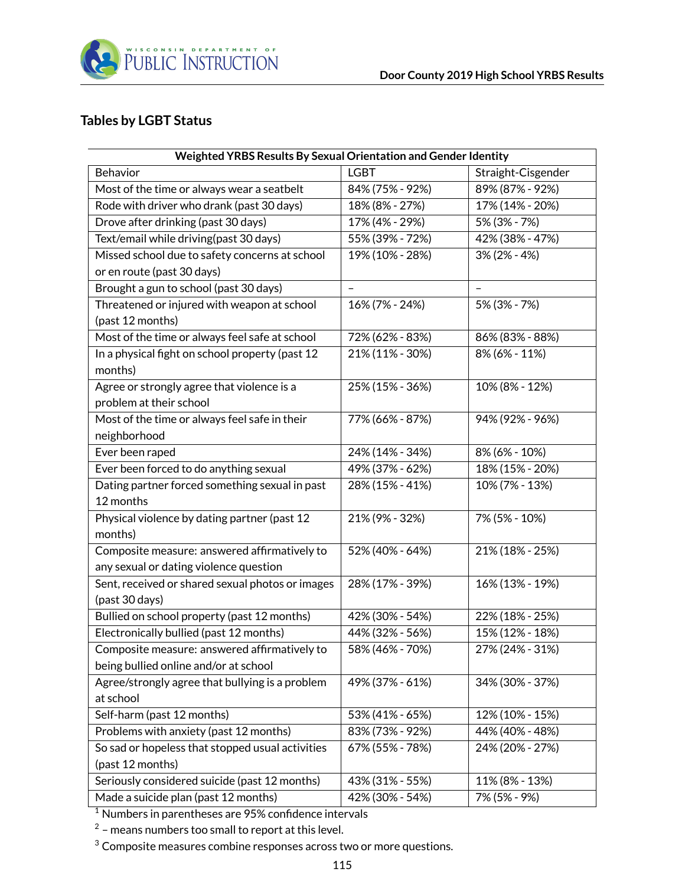## Tables by LGBT Status

| Weighted YRBS Results By Sexual Orientation and Gender Identity | | |
|---|---|---|
| Behavior | LGBT | Straight-Cisgender |
| Most of the time or always wear a seatbelt | 84% (75% - 92%) | 89% (87% - 92%) |
| Rode with driver who drank (past 30 days) | 18% (8% - 27%) | 17% (14% - 20%) |
| Drove after drinking (past 30 days) | 17% (4% - 29%) | 5% (3% - 7%) |
| Text/email while driving(past 30 days) | 55% (39% - 72%) | 42% (38% - 47%) |
| Missed school due to safety concerns at school or en route (past 30 days) | 19% (10% - 28%) | 3% (2% - 4%) |
| Brought a gun to school (past 30 days) | – | – |
| Threatened or injured with weapon at school (past 12 months) | 16% (7% - 24%) | 5% (3% - 7%) |
| Most of the time or always feel safe at school | 72% (62% - 83%) | 86% (83% - 88%) |
| In a physical fight on school property (past 12 months) | 21% (11% - 30%) | 8% (6% - 11%) |
| Agree or strongly agree that violence is a problem at their school | 25% (15% - 36%) | 10% (8% - 12%) |
| Most of the time or always feel safe in their neighborhood | 77% (66% - 87%) | 94% (92% - 96%) |
| Ever been raped | 24% (14% - 34%) | 8% (6% - 10%) |
| Ever been forced to do anything sexual | 49% (37% - 62%) | 18% (15% - 20%) |
| Dating partner forced something sexual in past 12 months | 28% (15% - 41%) | 10% (7% - 13%) |
| Physical violence by dating partner (past 12 months) | 21% (9% - 32%) | 7% (5% - 10%) |
| Composite measure: answered affirmatively to any sexual or dating violence question | 52% (40% - 64%) | 21% (18% - 25%) |
| Sent, received or shared sexual photos or images (past 30 days) | 28% (17% - 39%) | 16% (13% - 19%) |
| Bullied on school property (past 12 months) | 42% (30% - 54%) | 22% (18% - 25%) |
| Electronically bullied (past 12 months) | 44% (32% - 56%) | 15% (12% - 18%) |
| Composite measure: answered affirmatively to being bullied online and/or at school | 58% (46% - 70%) | 27% (24% - 31%) |
| Agree/strongly agree that bullying is a problem at school | 49% (37% - 61%) | 34% (30% - 37%) |
| Self-harm (past 12 months) | 53% (41% - 65%) | 12% (10% - 15%) |
| Problems with anxiety (past 12 months) | 83% (73% - 92%) | 44% (40% - 48%) |
| So sad or hopeless that stopped usual activities (past 12 months) | 67% (55% - 78%) | 24% (20% - 27%) |
| Seriously considered suicide (past 12 months) | 43% (31% - 55%) | 11% (8% - 13%) |
| Made a suicide plan (past 12 months) | 42% (30% - 54%) | 7% (5% - 9%) |

[1] Numbers in parentheses are 95% confidence intervals

[2] – means numbers too small to report at this level.

[3] Composite measures combine responses across two or more questions.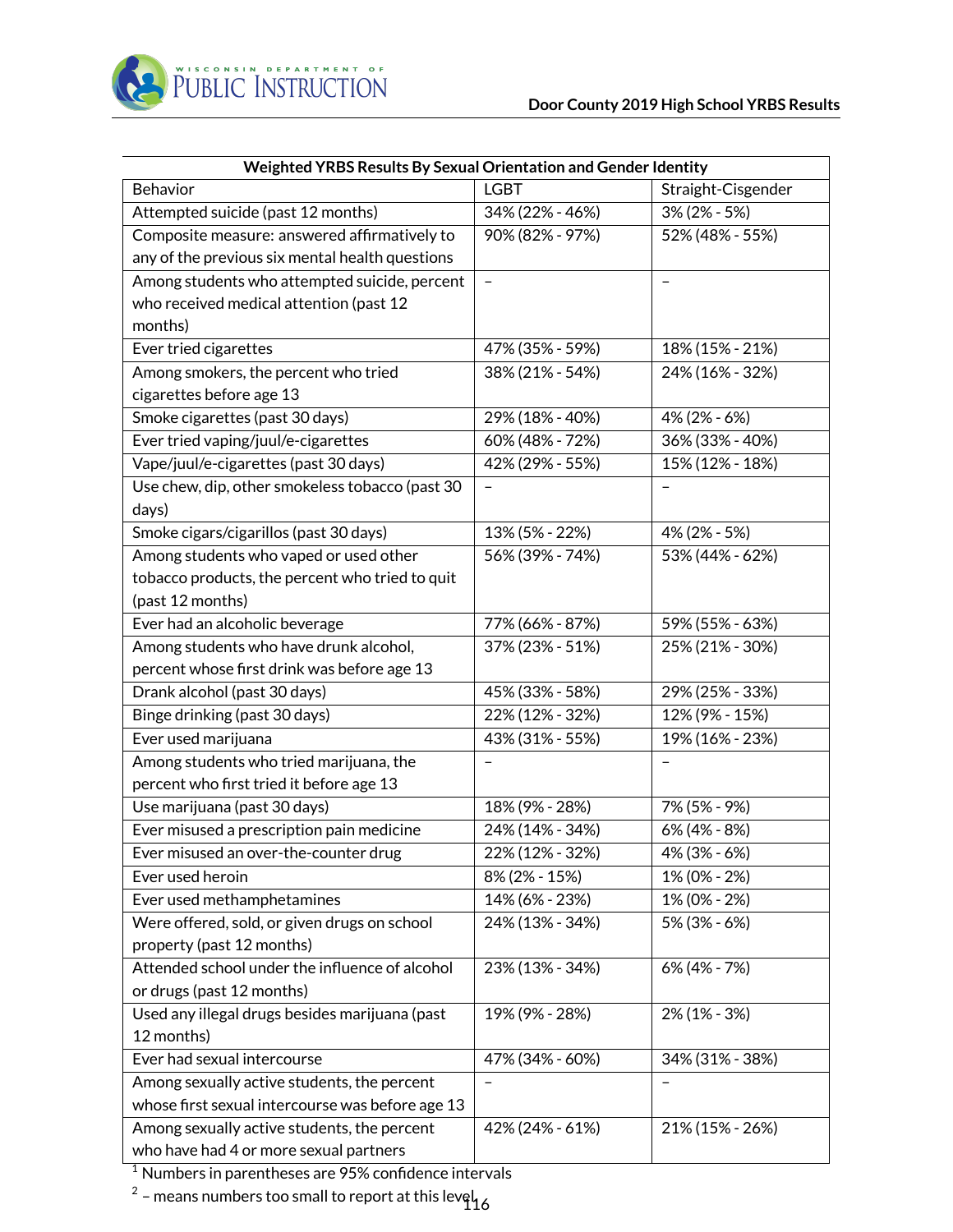| Weighted YRBS Results By Sexual Orientation and Gender Identity | | |
|---|---|---|
| Behavior | LGBT | Straight-Cisgender |
| Attempted suicide (past 12 months) | 34% (22% - 46%) | 3% (2% - 5%) |
| Composite measure: answered affirmatively to any of the previous six mental health questions | 90% (82% - 97%) | 52% (48% - 55%) |
| Among students who attempted suicide, percent who received medical attention (past 12 months) | – | – |
| Ever tried cigarettes | 47% (35% - 59%) | 18% (15% - 21%) |
| Among smokers, the percent who tried cigarettes before age 13 | 38% (21% - 54%) | 24% (16% - 32%) |
| Smoke cigarettes (past 30 days) | 29% (18% - 40%) | 4% (2% - 6%) |
| Ever tried vaping/juul/e-cigarettes | 60% (48% - 72%) | 36% (33% - 40%) |
| Vape/juul/e-cigarettes (past 30 days) | 42% (29% - 55%) | 15% (12% - 18%) |
| Use chew, dip, other smokeless tobacco (past 30 days) | – | – |
| Smoke cigars/cigarillos (past 30 days) | 13% (5% - 22%) | 4% (2% - 5%) |
| Among students who vaped or used other tobacco products, the percent who tried to quit (past 12 months) | 56% (39% - 74%) | 53% (44% - 62%) |
| Ever had an alcoholic beverage | 77% (66% - 87%) | 59% (55% - 63%) |
| Among students who have drunk alcohol, percent whose first drink was before age 13 | 37% (23% - 51%) | 25% (21% - 30%) |
| Drank alcohol (past 30 days) | 45% (33% - 58%) | 29% (25% - 33%) |
| Binge drinking (past 30 days) | 22% (12% - 32%) | 12% (9% - 15%) |
| Ever used marijuana | 43% (31% - 55%) | 19% (16% - 23%) |
| Among students who tried marijuana, the percent who first tried it before age 13 | – | – |
| Use marijuana (past 30 days) | 18% (9% - 28%) | 7% (5% - 9%) |
| Ever misused a prescription pain medicine | 24% (14% - 34%) | 6% (4% - 8%) |
| Ever misused an over-the-counter drug | 22% (12% - 32%) | 4% (3% - 6%) |
| Ever used heroin | 8% (2% - 15%) | 1% (0% - 2%) |
| Ever used methamphetamines | 14% (6% - 23%) | 1% (0% - 2%) |
| Were offered, sold, or given drugs on school property (past 12 months) | 24% (13% - 34%) | 5% (3% - 6%) |
| Attended school under the influence of alcohol or drugs (past 12 months) | 23% (13% - 34%) | 6% (4% - 7%) |
| Used any illegal drugs besides marijuana (past 12 months) | 19% (9% - 28%) | 2% (1% - 3%) |
| Ever had sexual intercourse | 47% (34% - 60%) | 34% (31% - 38%) |
| Among sexually active students, the percent whose first sexual intercourse was before age 13 | – | – |
| Among sexually active students, the percent who have had 4 or more sexual partners | 42% (24% - 61%) | 21% (15% - 26%) |

[1] Numbers in parentheses are 95% confidence intervals

[2] – means numbers too small to report at this level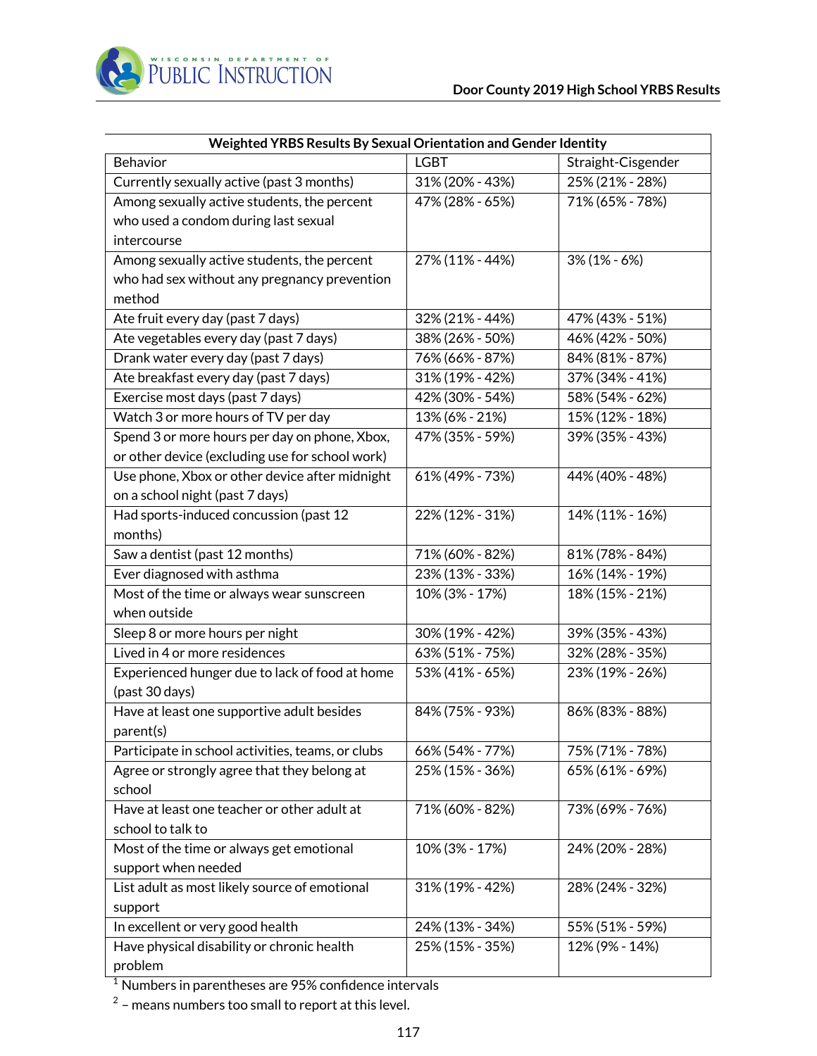| Weighted YRBS Results By Sexual Orientation and Gender Identity | | |
|---|---|---|
| Behavior | LGBT | Straight-Cisgender |
| Currently sexually active (past 3 months) | 31% (20% - 43%) | 25% (21% - 28%) |
| Among sexually active students, the percent who used a condom during last sexual intercourse | 47% (28% - 65%) | 71% (65% - 78%) |
| Among sexually active students, the percent who had sex without any pregnancy prevention method | 27% (11% - 44%) | 3% (1% - 6%) |
| Ate fruit every day (past 7 days) | 32% (21% - 44%) | 47% (43% - 51%) |
| Ate vegetables every day (past 7 days) | 38% (26% - 50%) | 46% (42% - 50%) |
| Drank water every day (past 7 days) | 76% (66% - 87%) | 84% (81% - 87%) |
| Ate breakfast every day (past 7 days) | 31% (19% - 42%) | 37% (34% - 41%) |
| Exercise most days (past 7 days) | 42% (30% - 54%) | 58% (54% - 62%) |
| Watch 3 or more hours of TV per day | 13% (6% - 21%) | 15% (12% - 18%) |
| Spend 3 or more hours per day on phone, Xbox, or other device (excluding use for school work) | 47% (35% - 59%) | 39% (35% - 43%) |
| Use phone, Xbox or other device after midnight on a school night (past 7 days) | 61% (49% - 73%) | 44% (40% - 48%) |
| Had sports-induced concussion (past 12 months) | 22% (12% - 31%) | 14% (11% - 16%) |
| Saw a dentist (past 12 months) | 71% (60% - 82%) | 81% (78% - 84%) |
| Ever diagnosed with asthma | 23% (13% - 33%) | 16% (14% - 19%) |
| Most of the time or always wear sunscreen when outside | 10% (3% - 17%) | 18% (15% - 21%) |
| Sleep 8 or more hours per night | 30% (19% - 42%) | 39% (35% - 43%) |
| Lived in 4 or more residences | 63% (51% - 75%) | 32% (28% - 35%) |
| Experienced hunger due to lack of food at home (past 30 days) | 53% (41% - 65%) | 23% (19% - 26%) |
| Have at least one supportive adult besides parent(s) | 84% (75% - 93%) | 86% (83% - 88%) |
| Participate in school activities, teams, or clubs | 66% (54% - 77%) | 75% (71% - 78%) |
| Agree or strongly agree that they belong at school | 25% (15% - 36%) | 65% (61% - 69%) |
| Have at least one teacher or other adult at school to talk to | 71% (60% - 82%) | 73% (69% - 76%) |
| Most of the time or always get emotional support when needed | 10% (3% - 17%) | 24% (20% - 28%) |
| List adult as most likely source of emotional support | 31% (19% - 42%) | 28% (24% - 32%) |
| In excellent or very good health | 24% (13% - 34%) | 55% (51% - 59%) |
| Have physical disability or chronic health problem | 25% (15% - 35%) | 12% (9% - 14%) |

[1] Numbers in parentheses are 95% confidence intervals

[2] – means numbers too small to report at this level.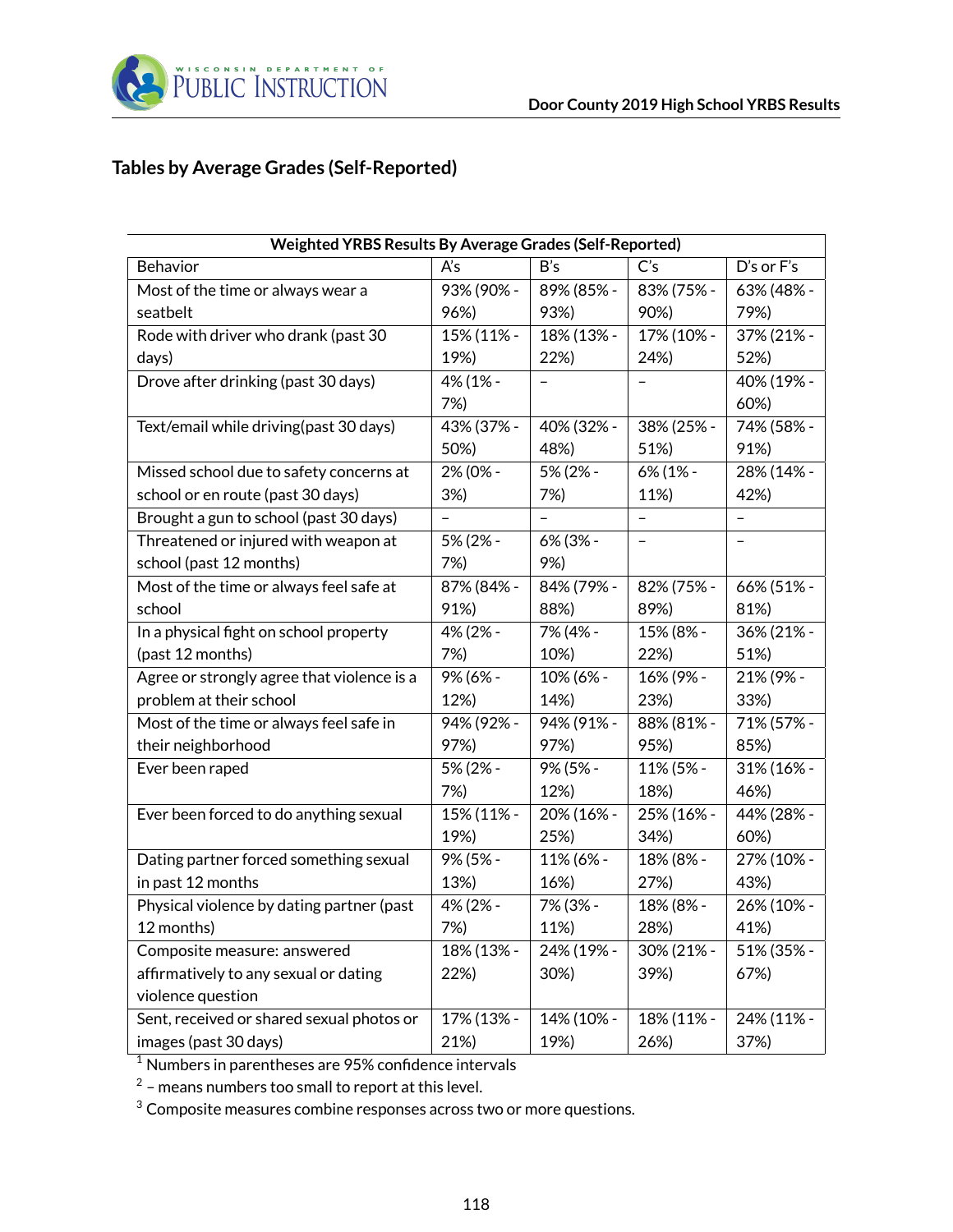## Tables by Average Grades (Self-Reported)

| Weighted YRBS Results By Average Grades (Self-Reported) | | | | |
|---|---|---|---|---|
| Behavior | A's | B's | C's | D's or F's |
| Most of the time or always wear a seatbelt | 93% (90% - 96%) | 89% (85% - 93%) | 83% (75% - 90%) | 63% (48% - 79%) |
| Rode with driver who drank (past 30 days) | 15% (11% - 19%) | 18% (13% - 22%) | 17% (10% - 24%) | 37% (21% - 52%) |
| Drove after drinking (past 30 days) | 4% (1% - 7%) | – | – | 40% (19% - 60%) |
| Text/email while driving(past 30 days) | 43% (37% - 50%) | 40% (32% - 48%) | 38% (25% - 51%) | 74% (58% - 91%) |
| Missed school due to safety concerns at school or en route (past 30 days) | 2% (0% - 3%) | 5% (2% - 7%) | 6% (1% - 11%) | 28% (14% - 42%) |
| Brought a gun to school (past 30 days) | – | – | – | – |
| Threatened or injured with weapon at school (past 12 months) | 5% (2% - 7%) | 6% (3% - 9%) | – | – |
| Most of the time or always feel safe at school | 87% (84% - 91%) | 84% (79% - 88%) | 82% (75% - 89%) | 66% (51% - 81%) |
| In a physical fight on school property (past 12 months) | 4% (2% - 7%) | 7% (4% - 10%) | 15% (8% - 22%) | 36% (21% - 51%) |
| Agree or strongly agree that violence is a problem at their school | 9% (6% - 12%) | 10% (6% - 14%) | 16% (9% - 23%) | 21% (9% - 33%) |
| Most of the time or always feel safe in their neighborhood | 94% (92% - 97%) | 94% (91% - 97%) | 88% (81% - 95%) | 71% (57% - 85%) |
| Ever been raped | 5% (2% - 7%) | 9% (5% - 12%) | 11% (5% - 18%) | 31% (16% - 46%) |
| Ever been forced to do anything sexual | 15% (11% - 19%) | 20% (16% - 25%) | 25% (16% - 34%) | 44% (28% - 60%) |
| Dating partner forced something sexual in past 12 months | 9% (5% - 13%) | 11% (6% - 16%) | 18% (8% - 27%) | 27% (10% - 43%) |
| Physical violence by dating partner (past 12 months) | 4% (2% - 7%) | 7% (3% - 11%) | 18% (8% - 28%) | 26% (10% - 41%) |
| Composite measure: answered affirmatively to any sexual or dating violence question | 18% (13% - 22%) | 24% (19% - 30%) | 30% (21% - 39%) | 51% (35% - 67%) |
| Sent, received or shared sexual photos or images (past 30 days) | 17% (13% - 21%) | 14% (10% - 19%) | 18% (11% - 26%) | 24% (11% - 37%) |

[1] Numbers in parentheses are 95% confidence intervals

[2] – means numbers too small to report at this level.

[3] Composite measures combine responses across two or more questions.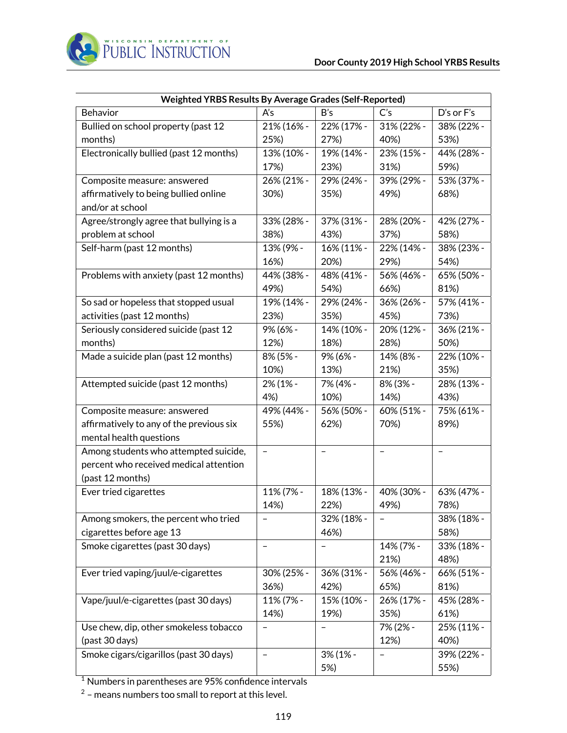| Weighted YRBS Results By Average Grades (Self-Reported) | | | | |
|---|---|---|---|---|
| Behavior | A's | B's | C's | D's or F's |
| Bullied on school property (past 12 months) | 21% (16% - 25%) | 22% (17% - 27%) | 31% (22% - 40%) | 38% (22% - 53%) |
| Electronically bullied (past 12 months) | 13% (10% - 17%) | 19% (14% - 23%) | 23% (15% - 31%) | 44% (28% - 59%) |
| Composite measure: answered affirmatively to being bullied online and/or at school | 26% (21% - 30%) | 29% (24% - 35%) | 39% (29% - 49%) | 53% (37% - 68%) |
| Agree/strongly agree that bullying is a problem at school | 33% (28% - 38%) | 37% (31% - 43%) | 28% (20% - 37%) | 42% (27% - 58%) |
| Self-harm (past 12 months) | 13% (9% - 16%) | 16% (11% - 20%) | 22% (14% - 29%) | 38% (23% - 54%) |
| Problems with anxiety (past 12 months) | 44% (38% - 49%) | 48% (41% - 54%) | 56% (46% - 66%) | 65% (50% - 81%) |
| So sad or hopeless that stopped usual activities (past 12 months) | 19% (14% - 23%) | 29% (24% - 35%) | 36% (26% - 45%) | 57% (41% - 73%) |
| Seriously considered suicide (past 12 months) | 9% (6% - 12%) | 14% (10% - 18%) | 20% (12% - 28%) | 36% (21% - 50%) |
| Made a suicide plan (past 12 months) | 8% (5% - 10%) | 9% (6% - 13%) | 14% (8% - 21%) | 22% (10% - 35%) |
| Attempted suicide (past 12 months) | 2% (1% - 4%) | 7% (4% - 10%) | 8% (3% - 14%) | 28% (13% - 43%) |
| Composite measure: answered affirmatively to any of the previous six mental health questions | 49% (44% - 55%) | 56% (50% - 62%) | 60% (51% - 70%) | 75% (61% - 89%) |
| Among students who attempted suicide, percent who received medical attention (past 12 months) | – | – | – | – |
| Ever tried cigarettes | 11% (7% - 14%) | 18% (13% - 22%) | 40% (30% - 49%) | 63% (47% - 78%) |
| Among smokers, the percent who tried cigarettes before age 13 | – | 32% (18% - 46%) | – | 38% (18% - 58%) |
| Smoke cigarettes (past 30 days) | – | – | 14% (7% - 21%) | 33% (18% - 48%) |
| Ever tried vaping/juul/e-cigarettes | 30% (25% - 36%) | 36% (31% - 42%) | 56% (46% - 65%) | 66% (51% - 81%) |
| Vape/juul/e-cigarettes (past 30 days) | 11% (7% - 14%) | 15% (10% - 19%) | 26% (17% - 35%) | 45% (28% - 61%) |
| Use chew, dip, other smokeless tobacco (past 30 days) | – | – | 7% (2% - 12%) | 25% (11% - 40%) |
| Smoke cigars/cigarillos (past 30 days) | – | 3% (1% - 5%) | – | 39% (22% - 55%) |

[1] Numbers in parentheses are 95% confidence intervals

[2] – means numbers too small to report at this level.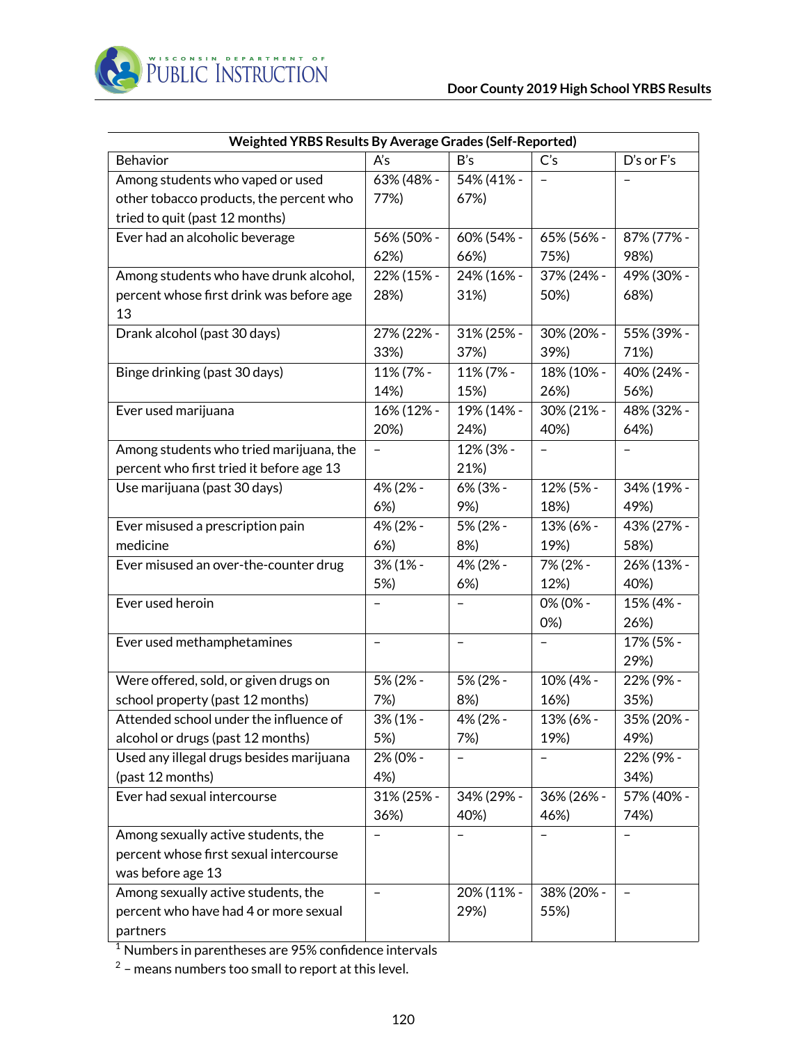| Weighted YRBS Results By Average Grades (Self-Reported) | | | | |
|---|---|---|---|---|
| Behavior | A's | B's | C's | D's or F's |
| Among students who vaped or used other tobacco products, the percent who tried to quit (past 12 months) | 63% (48% - 77%) | 54% (41% - 67%) | – | – |
| Ever had an alcoholic beverage | 56% (50% - 62%) | 60% (54% - 66%) | 65% (56% - 75%) | 87% (77% - 98%) |
| Among students who have drunk alcohol, percent whose first drink was before age 13 | 22% (15% - 28%) | 24% (16% - 31%) | 37% (24% - 50%) | 49% (30% - 68%) |
| Drank alcohol (past 30 days) | 27% (22% - 33%) | 31% (25% - 37%) | 30% (20% - 39%) | 55% (39% - 71%) |
| Binge drinking (past 30 days) | 11% (7% - 14%) | 11% (7% - 15%) | 18% (10% - 26%) | 40% (24% - 56%) |
| Ever used marijuana | 16% (12% - 20%) | 19% (14% - 24%) | 30% (21% - 40%) | 48% (32% - 64%) |
| Among students who tried marijuana, the percent who first tried it before age 13 | – | 12% (3% - 21%) | – | – |
| Use marijuana (past 30 days) | 4% (2% - 6%) | 6% (3% - 9%) | 12% (5% - 18%) | 34% (19% - 49%) |
| Ever misused a prescription pain medicine | 4% (2% - 6%) | 5% (2% - 8%) | 13% (6% - 19%) | 43% (27% - 58%) |
| Ever misused an over-the-counter drug | 3% (1% - 5%) | 4% (2% - 6%) | 7% (2% - 12%) | 26% (13% - 40%) |
| Ever used heroin | – | – | 0% (0% - 0%) | 15% (4% - 26%) |
| Ever used methamphetamines | – | – | – | 17% (5% - 29%) |
| Were offered, sold, or given drugs on school property (past 12 months) | 5% (2% - 7%) | 5% (2% - 8%) | 10% (4% - 16%) | 22% (9% - 35%) |
| Attended school under the influence of alcohol or drugs (past 12 months) | 3% (1% - 5%) | 4% (2% - 7%) | 13% (6% - 19%) | 35% (20% - 49%) |
| Used any illegal drugs besides marijuana (past 12 months) | 2% (0% - 4%) | – | – | 22% (9% - 34%) |
| Ever had sexual intercourse | 31% (25% - 36%) | 34% (29% - 40%) | 36% (26% - 46%) | 57% (40% - 74%) |
| Among sexually active students, the percent whose first sexual intercourse was before age 13 | – | – | – | – |
| Among sexually active students, the percent who have had 4 or more sexual partners | – | 20% (11% - 29%) | 38% (20% - 55%) | – |

[1] Numbers in parentheses are 95% confidence intervals

[2] – means numbers too small to report at this level.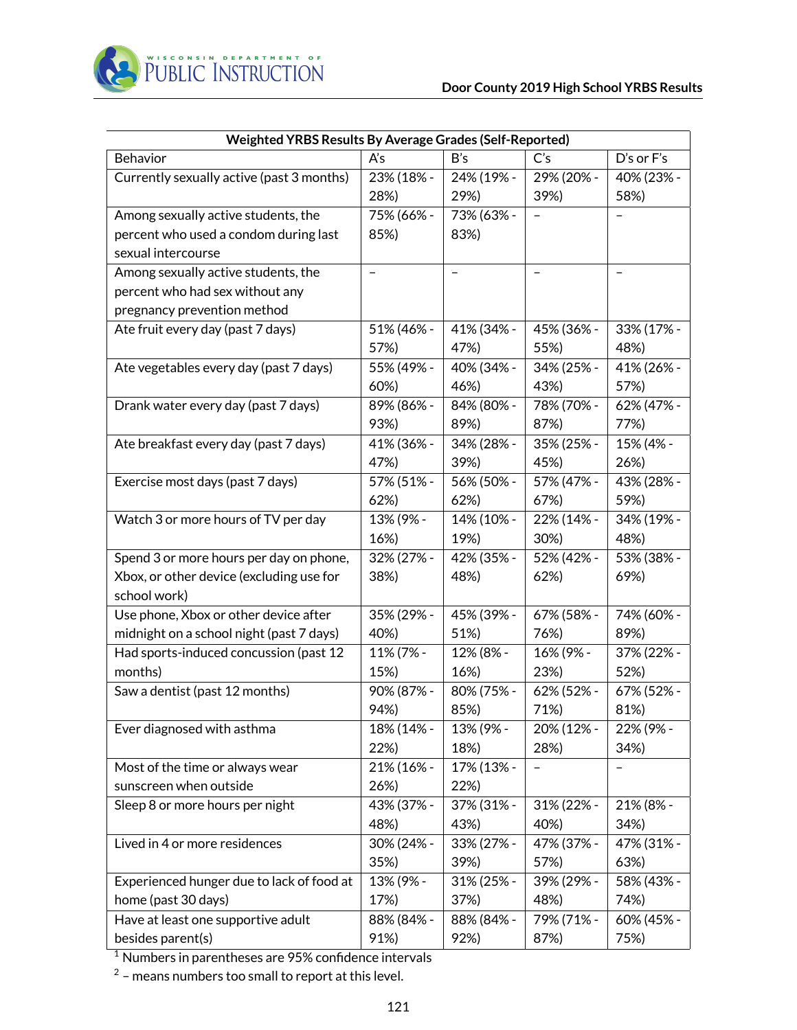| Weighted YRBS Results By Average Grades (Self-Reported) | | | | |
|---|---|---|---|---|
| Behavior | A's | B's | C's | D's or F's |
| Currently sexually active (past 3 months) | 23% (18% - 28%) | 24% (19% - 29%) | 29% (20% - 39%) | 40% (23% - 58%) |
| Among sexually active students, the percent who used a condom during last sexual intercourse | 75% (66% - 85%) | 73% (63% - 83%) | – | – |
| Among sexually active students, the percent who had sex without any pregnancy prevention method | – | – | – | – |
| Ate fruit every day (past 7 days) | 51% (46% - 57%) | 41% (34% - 47%) | 45% (36% - 55%) | 33% (17% - 48%) |
| Ate vegetables every day (past 7 days) | 55% (49% - 60%) | 40% (34% - 46%) | 34% (25% - 43%) | 41% (26% - 57%) |
| Drank water every day (past 7 days) | 89% (86% - 93%) | 84% (80% - 89%) | 78% (70% - 87%) | 62% (47% - 77%) |
| Ate breakfast every day (past 7 days) | 41% (36% - 47%) | 34% (28% - 39%) | 35% (25% - 45%) | 15% (4% - 26%) |
| Exercise most days (past 7 days) | 57% (51% - 62%) | 56% (50% - 62%) | 57% (47% - 67%) | 43% (28% - 59%) |
| Watch 3 or more hours of TV per day | 13% (9% - 16%) | 14% (10% - 19%) | 22% (14% - 30%) | 34% (19% - 48%) |
| Spend 3 or more hours per day on phone, Xbox, or other device (excluding use for school work) | 32% (27% - 38%) | 42% (35% - 48%) | 52% (42% - 62%) | 53% (38% - 69%) |
| Use phone, Xbox or other device after midnight on a school night (past 7 days) | 35% (29% - 40%) | 45% (39% - 51%) | 67% (58% - 76%) | 74% (60% - 89%) |
| Had sports-induced concussion (past 12 months) | 11% (7% - 15%) | 12% (8% - 16%) | 16% (9% - 23%) | 37% (22% - 52%) |
| Saw a dentist (past 12 months) | 90% (87% - 94%) | 80% (75% - 85%) | 62% (52% - 71%) | 67% (52% - 81%) |
| Ever diagnosed with asthma | 18% (14% - 22%) | 13% (9% - 18%) | 20% (12% - 28%) | 22% (9% - 34%) |
| Most of the time or always wear sunscreen when outside | 21% (16% - 26%) | 17% (13% - 22%) | – | – |
| Sleep 8 or more hours per night | 43% (37% - 48%) | 37% (31% - 43%) | 31% (22% - 40%) | 21% (8% - 34%) |
| Lived in 4 or more residences | 30% (24% - 35%) | 33% (27% - 39%) | 47% (37% - 57%) | 47% (31% - 63%) |
| Experienced hunger due to lack of food at home (past 30 days) | 13% (9% - 17%) | 31% (25% - 37%) | 39% (29% - 48%) | 58% (43% - 74%) |
| Have at least one supportive adult besides parent(s) | 88% (84% - 91%) | 88% (84% - 92%) | 79% (71% - 87%) | 60% (45% - 75%) |

[1] Numbers in parentheses are 95% confidence intervals

[2] – means numbers too small to report at this level.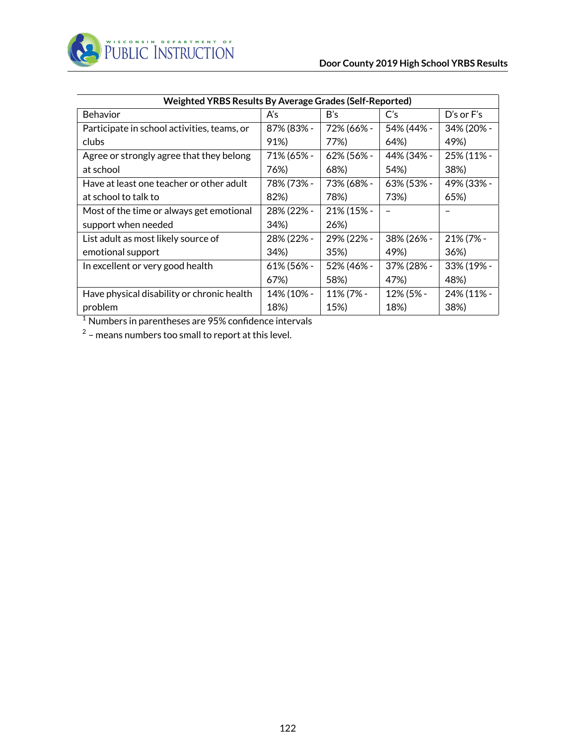| Weighted YRBS Results By Average Grades (Self-Reported) | | | | |
|---|---|---|---|---|
| Behavior | A's | B's | C's | D's or F's |
| Participate in school activities, teams, or clubs | 87% (83% - 91%) | 72% (66% - 77%) | 54% (44% - 64%) | 34% (20% - 49%) |
| Agree or strongly agree that they belong at school | 71% (65% - 76%) | 62% (56% - 68%) | 44% (34% - 54%) | 25% (11% - 38%) |
| Have at least one teacher or other adult at school to talk to | 78% (73% - 82%) | 73% (68% - 78%) | 63% (53% - 73%) | 49% (33% - 65%) |
| Most of the time or always get emotional support when needed | 28% (22% - 34%) | 21% (15% - 26%) | – | – |
| List adult as most likely source of emotional support | 28% (22% - 34%) | 29% (22% - 35%) | 38% (26% - 49%) | 21% (7% - 36%) |
| In excellent or very good health | 61% (56% - 67%) | 52% (46% - 58%) | 37% (28% - 47%) | 33% (19% - 48%) |
| Have physical disability or chronic health problem | 14% (10% - 18%) | 11% (7% - 15%) | 12% (5% - 18%) | 24% (11% - 38%) |

[1] Numbers in parentheses are 95% confidence intervals

[2] – means numbers too small to report at this level.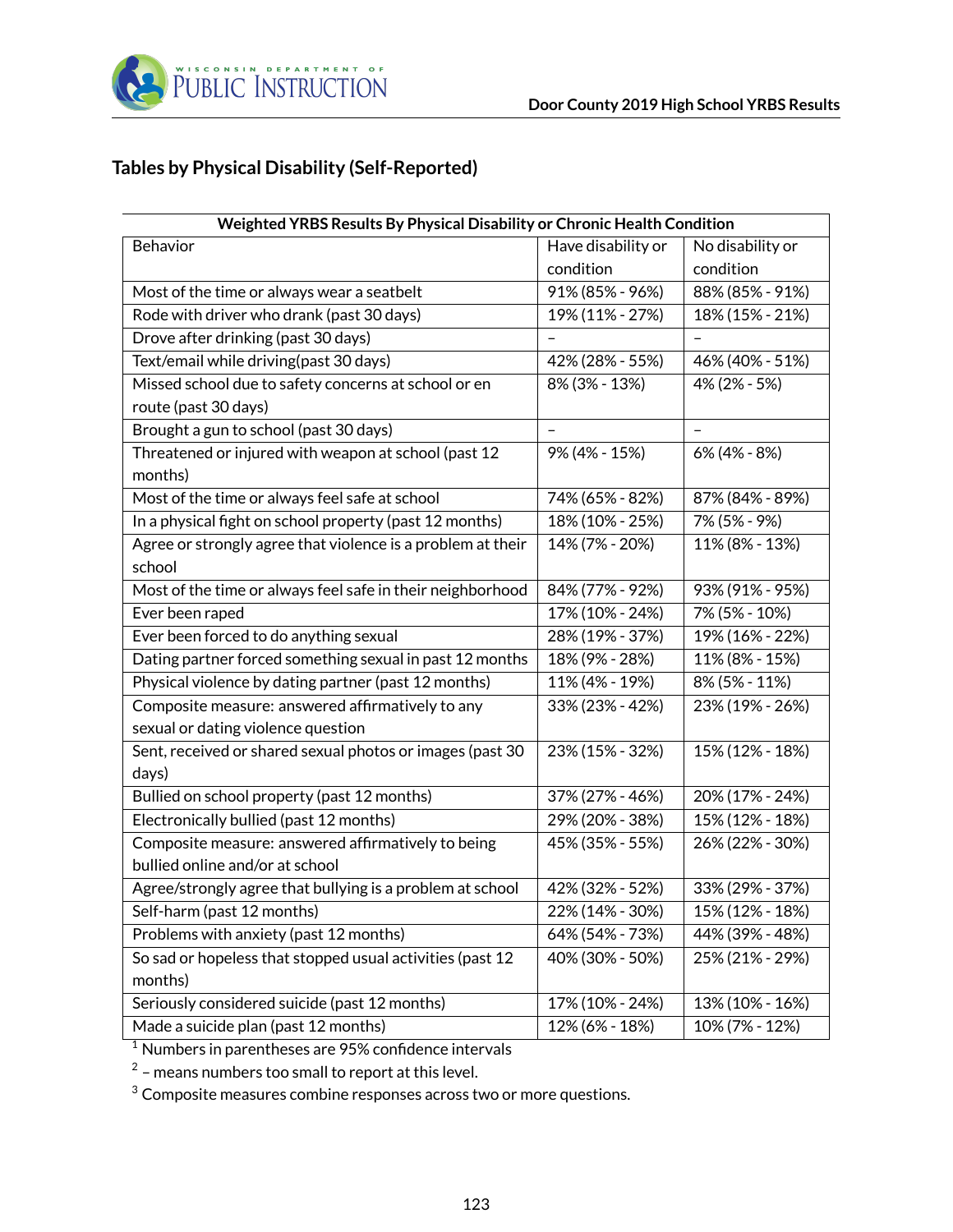## Tables by Physical Disability (Self-Reported)

| Weighted YRBS Results By Physical Disability or Chronic Health Condition | | |
|---|---|---|
| Behavior | Have disability or condition | No disability or condition |
| Most of the time or always wear a seatbelt | 91% (85% - 96%) | 88% (85% - 91%) |
| Rode with driver who drank (past 30 days) | 19% (11% - 27%) | 18% (15% - 21%) |
| Drove after drinking (past 30 days) | – | – |
| Text/email while driving(past 30 days) | 42% (28% - 55%) | 46% (40% - 51%) |
| Missed school due to safety concerns at school or en route (past 30 days) | 8% (3% - 13%) | 4% (2% - 5%) |
| Brought a gun to school (past 30 days) | – | – |
| Threatened or injured with weapon at school (past 12 months) | 9% (4% - 15%) | 6% (4% - 8%) |
| Most of the time or always feel safe at school | 74% (65% - 82%) | 87% (84% - 89%) |
| In a physical fight on school property (past 12 months) | 18% (10% - 25%) | 7% (5% - 9%) |
| Agree or strongly agree that violence is a problem at their school | 14% (7% - 20%) | 11% (8% - 13%) |
| Most of the time or always feel safe in their neighborhood | 84% (77% - 92%) | 93% (91% - 95%) |
| Ever been raped | 17% (10% - 24%) | 7% (5% - 10%) |
| Ever been forced to do anything sexual | 28% (19% - 37%) | 19% (16% - 22%) |
| Dating partner forced something sexual in past 12 months | 18% (9% - 28%) | 11% (8% - 15%) |
| Physical violence by dating partner (past 12 months) | 11% (4% - 19%) | 8% (5% - 11%) |
| Composite measure: answered affirmatively to any sexual or dating violence question | 33% (23% - 42%) | 23% (19% - 26%) |
| Sent, received or shared sexual photos or images (past 30 days) | 23% (15% - 32%) | 15% (12% - 18%) |
| Bullied on school property (past 12 months) | 37% (27% - 46%) | 20% (17% - 24%) |
| Electronically bullied (past 12 months) | 29% (20% - 38%) | 15% (12% - 18%) |
| Composite measure: answered affirmatively to being bullied online and/or at school | 45% (35% - 55%) | 26% (22% - 30%) |
| Agree/strongly agree that bullying is a problem at school | 42% (32% - 52%) | 33% (29% - 37%) |
| Self-harm (past 12 months) | 22% (14% - 30%) | 15% (12% - 18%) |
| Problems with anxiety (past 12 months) | 64% (54% - 73%) | 44% (39% - 48%) |
| So sad or hopeless that stopped usual activities (past 12 months) | 40% (30% - 50%) | 25% (21% - 29%) |
| Seriously considered suicide (past 12 months) | 17% (10% - 24%) | 13% (10% - 16%) |
| Made a suicide plan (past 12 months) | 12% (6% - 18%) | 10% (7% - 12%) |

[1] Numbers in parentheses are 95% confidence intervals

[2] – means numbers too small to report at this level.

[3] Composite measures combine responses across two or more questions.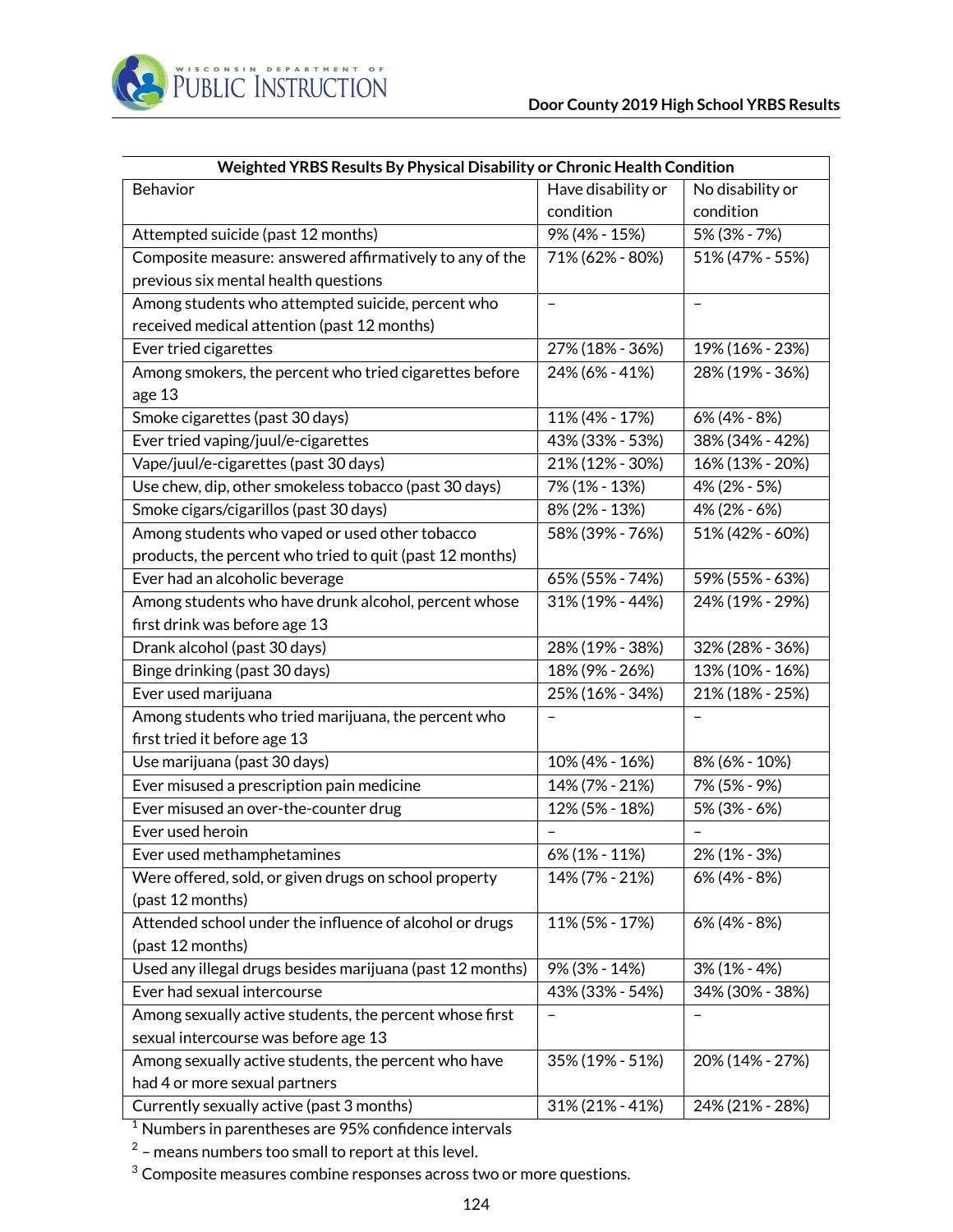| Weighted YRBS Results By Physical Disability or Chronic Health Condition | | |
|---|---|---|
| Behavior | Have disability or condition | No disability or condition |
| Attempted suicide (past 12 months) | 9% (4% - 15%) | 5% (3% - 7%) |
| Composite measure: answered affirmatively to any of the previous six mental health questions | 71% (62% - 80%) | 51% (47% - 55%) |
| Among students who attempted suicide, percent who received medical attention (past 12 months) | – | – |
| Ever tried cigarettes | 27% (18% - 36%) | 19% (16% - 23%) |
| Among smokers, the percent who tried cigarettes before age 13 | 24% (6% - 41%) | 28% (19% - 36%) |
| Smoke cigarettes (past 30 days) | 11% (4% - 17%) | 6% (4% - 8%) |
| Ever tried vaping/juul/e-cigarettes | 43% (33% - 53%) | 38% (34% - 42%) |
| Vape/juul/e-cigarettes (past 30 days) | 21% (12% - 30%) | 16% (13% - 20%) |
| Use chew, dip, other smokeless tobacco (past 30 days) | 7% (1% - 13%) | 4% (2% - 5%) |
| Smoke cigars/cigarillos (past 30 days) | 8% (2% - 13%) | 4% (2% - 6%) |
| Among students who vaped or used other tobacco products, the percent who tried to quit (past 12 months) | 58% (39% - 76%) | 51% (42% - 60%) |
| Ever had an alcoholic beverage | 65% (55% - 74%) | 59% (55% - 63%) |
| Among students who have drunk alcohol, percent whose first drink was before age 13 | 31% (19% - 44%) | 24% (19% - 29%) |
| Drank alcohol (past 30 days) | 28% (19% - 38%) | 32% (28% - 36%) |
| Binge drinking (past 30 days) | 18% (9% - 26%) | 13% (10% - 16%) |
| Ever used marijuana | 25% (16% - 34%) | 21% (18% - 25%) |
| Among students who tried marijuana, the percent who first tried it before age 13 | – | – |
| Use marijuana (past 30 days) | 10% (4% - 16%) | 8% (6% - 10%) |
| Ever misused a prescription pain medicine | 14% (7% - 21%) | 7% (5% - 9%) |
| Ever misused an over-the-counter drug | 12% (5% - 18%) | 5% (3% - 6%) |
| Ever used heroin | – | – |
| Ever used methamphetamines | 6% (1% - 11%) | 2% (1% - 3%) |
| Were offered, sold, or given drugs on school property (past 12 months) | 14% (7% - 21%) | 6% (4% - 8%) |
| Attended school under the influence of alcohol or drugs (past 12 months) | 11% (5% - 17%) | 6% (4% - 8%) |
| Used any illegal drugs besides marijuana (past 12 months) | 9% (3% - 14%) | 3% (1% - 4%) |
| Ever had sexual intercourse | 43% (33% - 54%) | 34% (30% - 38%) |
| Among sexually active students, the percent whose first sexual intercourse was before age 13 | – | – |
| Among sexually active students, the percent who have had 4 or more sexual partners | 35% (19% - 51%) | 20% (14% - 27%) |
| Currently sexually active (past 3 months) | 31% (21% - 41%) | 24% (21% - 28%) |

[1] Numbers in parentheses are 95% confidence intervals

[2] – means numbers too small to report at this level.

[3] Composite measures combine responses across two or more questions.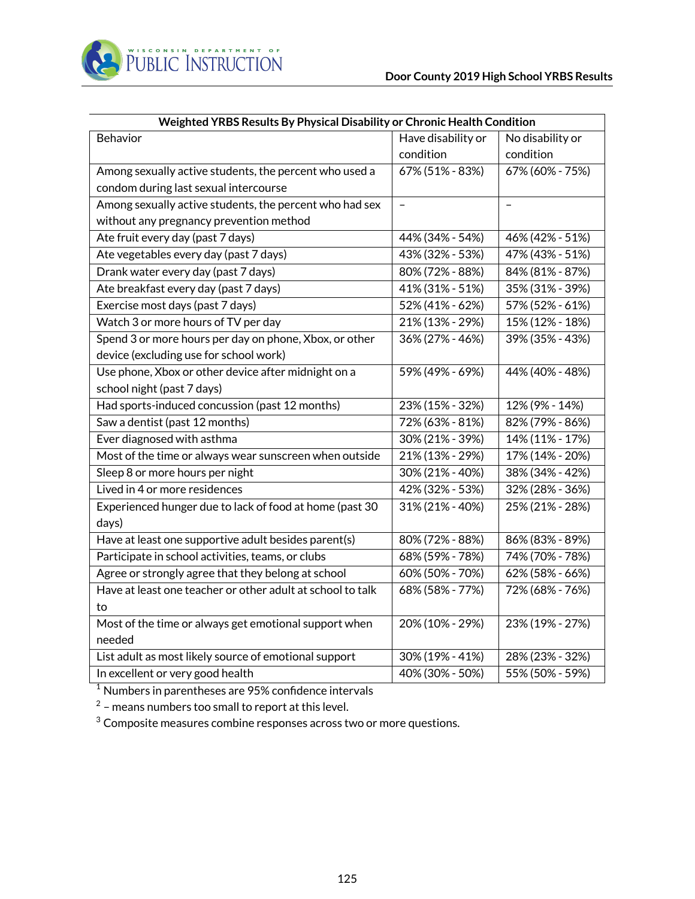| Weighted YRBS Results By Physical Disability or Chronic Health Condition | | |
|---|---|---|
| Behavior | Have disability or condition | No disability or condition |
| Among sexually active students, the percent who used a condom during last sexual intercourse | 67% (51% - 83%) | 67% (60% - 75%) |
| Among sexually active students, the percent who had sex without any pregnancy prevention method | – | – |
| Ate fruit every day (past 7 days) | 44% (34% - 54%) | 46% (42% - 51%) |
| Ate vegetables every day (past 7 days) | 43% (32% - 53%) | 47% (43% - 51%) |
| Drank water every day (past 7 days) | 80% (72% - 88%) | 84% (81% - 87%) |
| Ate breakfast every day (past 7 days) | 41% (31% - 51%) | 35% (31% - 39%) |
| Exercise most days (past 7 days) | 52% (41% - 62%) | 57% (52% - 61%) |
| Watch 3 or more hours of TV per day | 21% (13% - 29%) | 15% (12% - 18%) |
| Spend 3 or more hours per day on phone, Xbox, or other device (excluding use for school work) | 36% (27% - 46%) | 39% (35% - 43%) |
| Use phone, Xbox or other device after midnight on a school night (past 7 days) | 59% (49% - 69%) | 44% (40% - 48%) |
| Had sports-induced concussion (past 12 months) | 23% (15% - 32%) | 12% (9% - 14%) |
| Saw a dentist (past 12 months) | 72% (63% - 81%) | 82% (79% - 86%) |
| Ever diagnosed with asthma | 30% (21% - 39%) | 14% (11% - 17%) |
| Most of the time or always wear sunscreen when outside | 21% (13% - 29%) | 17% (14% - 20%) |
| Sleep 8 or more hours per night | 30% (21% - 40%) | 38% (34% - 42%) |
| Lived in 4 or more residences | 42% (32% - 53%) | 32% (28% - 36%) |
| Experienced hunger due to lack of food at home (past 30 days) | 31% (21% - 40%) | 25% (21% - 28%) |
| Have at least one supportive adult besides parent(s) | 80% (72% - 88%) | 86% (83% - 89%) |
| Participate in school activities, teams, or clubs | 68% (59% - 78%) | 74% (70% - 78%) |
| Agree or strongly agree that they belong at school | 60% (50% - 70%) | 62% (58% - 66%) |
| Have at least one teacher or other adult at school to talk to | 68% (58% - 77%) | 72% (68% - 76%) |
| Most of the time or always get emotional support when needed | 20% (10% - 29%) | 23% (19% - 27%) |
| List adult as most likely source of emotional support | 30% (19% - 41%) | 28% (23% - 32%) |
| In excellent or very good health | 40% (30% - 50%) | 55% (50% - 59%) |

[1] Numbers in parentheses are 95% confidence intervals

[2] – means numbers too small to report at this level.

[3] Composite measures combine responses across two or more questions.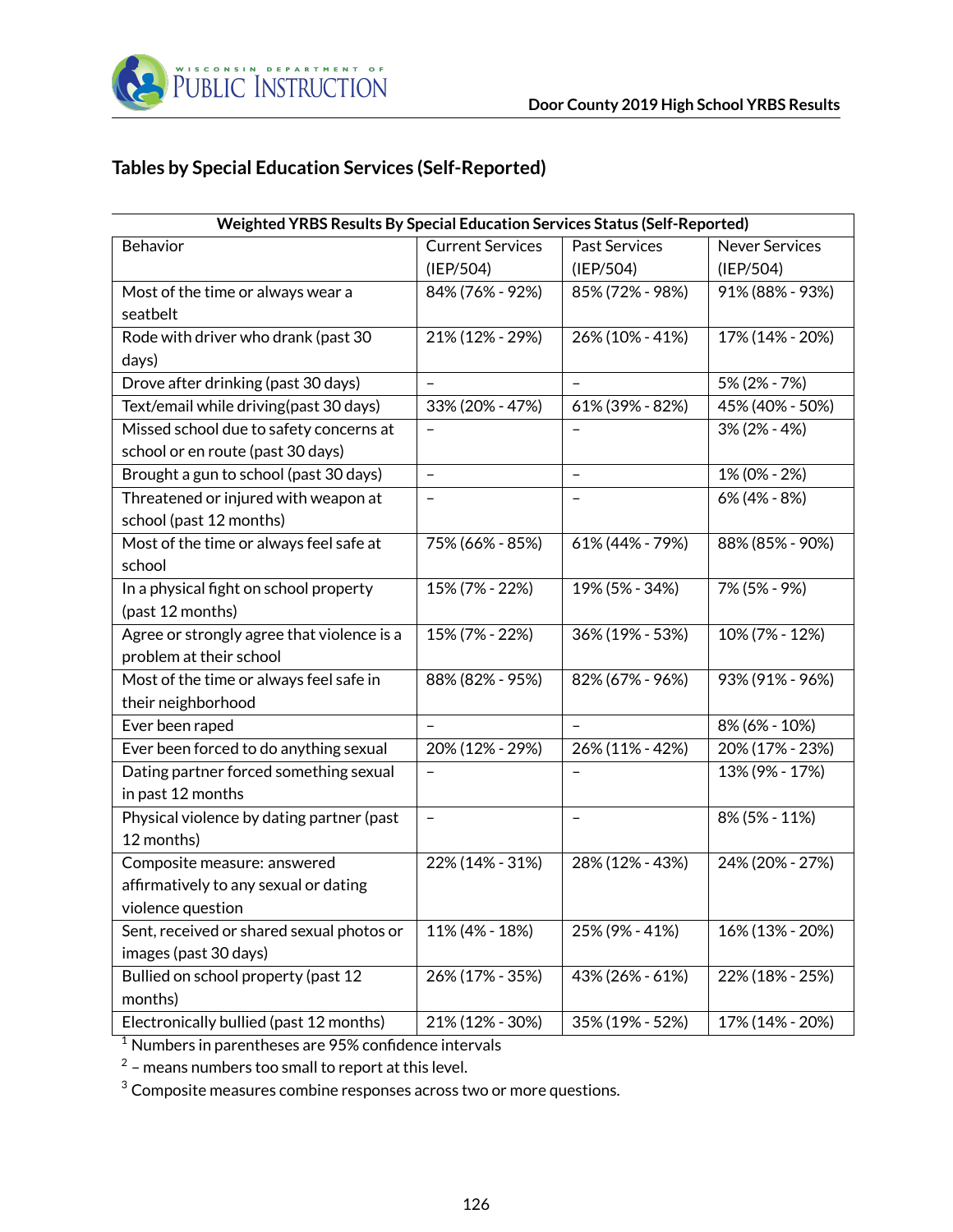## Tables by Special Education Services (Self-Reported)

| Weighted YRBS Results By Special Education Services Status (Self-Reported) | | | |
|---|---|---|---|
| Behavior | Current Services (IEP/504) | Past Services (IEP/504) | Never Services (IEP/504) |
| Most of the time or always wear a seatbelt | 84% (76% - 92%) | 85% (72% - 98%) | 91% (88% - 93%) |
| Rode with driver who drank (past 30 days) | 21% (12% - 29%) | 26% (10% - 41%) | 17% (14% - 20%) |
| Drove after drinking (past 30 days) | – | – | 5% (2% - 7%) |
| Text/email while driving(past 30 days) | 33% (20% - 47%) | 61% (39% - 82%) | 45% (40% - 50%) |
| Missed school due to safety concerns at school or en route (past 30 days) | – | – | 3% (2% - 4%) |
| Brought a gun to school (past 30 days) | – | – | 1% (0% - 2%) |
| Threatened or injured with weapon at school (past 12 months) | – | – | 6% (4% - 8%) |
| Most of the time or always feel safe at school | 75% (66% - 85%) | 61% (44% - 79%) | 88% (85% - 90%) |
| In a physical fight on school property (past 12 months) | 15% (7% - 22%) | 19% (5% - 34%) | 7% (5% - 9%) |
| Agree or strongly agree that violence is a problem at their school | 15% (7% - 22%) | 36% (19% - 53%) | 10% (7% - 12%) |
| Most of the time or always feel safe in their neighborhood | 88% (82% - 95%) | 82% (67% - 96%) | 93% (91% - 96%) |
| Ever been raped | – | – | 8% (6% - 10%) |
| Ever been forced to do anything sexual | 20% (12% - 29%) | 26% (11% - 42%) | 20% (17% - 23%) |
| Dating partner forced something sexual in past 12 months | – | – | 13% (9% - 17%) |
| Physical violence by dating partner (past 12 months) | – | – | 8% (5% - 11%) |
| Composite measure: answered affirmatively to any sexual or dating violence question | 22% (14% - 31%) | 28% (12% - 43%) | 24% (20% - 27%) |
| Sent, received or shared sexual photos or images (past 30 days) | 11% (4% - 18%) | 25% (9% - 41%) | 16% (13% - 20%) |
| Bullied on school property (past 12 months) | 26% (17% - 35%) | 43% (26% - 61%) | 22% (18% - 25%) |
| Electronically bullied (past 12 months) | 21% (12% - 30%) | 35% (19% - 52%) | 17% (14% - 20%) |

[1] Numbers in parentheses are 95% confidence intervals

[2] – means numbers too small to report at this level.

[3] Composite measures combine responses across two or more questions.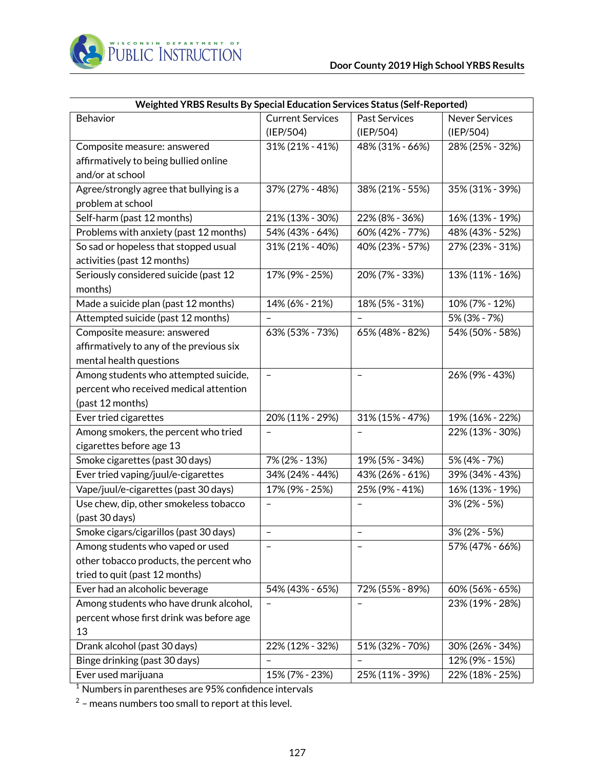| Weighted YRBS Results By Special Education Services Status (Self-Reported) | | | |
|---|---|---|---|
| Behavior | Current Services (IEP/504) | Past Services (IEP/504) | Never Services (IEP/504) |
| Composite measure: answered affirmatively to being bullied online and/or at school | 31% (21% - 41%) | 48% (31% - 66%) | 28% (25% - 32%) |
| Agree/strongly agree that bullying is a problem at school | 37% (27% - 48%) | 38% (21% - 55%) | 35% (31% - 39%) |
| Self-harm (past 12 months) | 21% (13% - 30%) | 22% (8% - 36%) | 16% (13% - 19%) |
| Problems with anxiety (past 12 months) | 54% (43% - 64%) | 60% (42% - 77%) | 48% (43% - 52%) |
| So sad or hopeless that stopped usual activities (past 12 months) | 31% (21% - 40%) | 40% (23% - 57%) | 27% (23% - 31%) |
| Seriously considered suicide (past 12 months) | 17% (9% - 25%) | 20% (7% - 33%) | 13% (11% - 16%) |
| Made a suicide plan (past 12 months) | 14% (6% - 21%) | 18% (5% - 31%) | 10% (7% - 12%) |
| Attempted suicide (past 12 months) | – | – | 5% (3% - 7%) |
| Composite measure: answered affirmatively to any of the previous six mental health questions | 63% (53% - 73%) | 65% (48% - 82%) | 54% (50% - 58%) |
| Among students who attempted suicide, percent who received medical attention (past 12 months) | – | – | 26% (9% - 43%) |
| Ever tried cigarettes | 20% (11% - 29%) | 31% (15% - 47%) | 19% (16% - 22%) |
| Among smokers, the percent who tried cigarettes before age 13 | – | – | 22% (13% - 30%) |
| Smoke cigarettes (past 30 days) | 7% (2% - 13%) | 19% (5% - 34%) | 5% (4% - 7%) |
| Ever tried vaping/juul/e-cigarettes | 34% (24% - 44%) | 43% (26% - 61%) | 39% (34% - 43%) |
| Vape/juul/e-cigarettes (past 30 days) | 17% (9% - 25%) | 25% (9% - 41%) | 16% (13% - 19%) |
| Use chew, dip, other smokeless tobacco (past 30 days) | – | – | 3% (2% - 5%) |
| Smoke cigars/cigarillos (past 30 days) | – | – | 3% (2% - 5%) |
| Among students who vaped or used other tobacco products, the percent who tried to quit (past 12 months) | – | – | 57% (47% - 66%) |
| Ever had an alcoholic beverage | 54% (43% - 65%) | 72% (55% - 89%) | 60% (56% - 65%) |
| Among students who have drunk alcohol, percent whose first drink was before age 13 | – | – | 23% (19% - 28%) |
| Drank alcohol (past 30 days) | 22% (12% - 32%) | 51% (32% - 70%) | 30% (26% - 34%) |
| Binge drinking (past 30 days) | – | – | 12% (9% - 15%) |
| Ever used marijuana | 15% (7% - 23%) | 25% (11% - 39%) | 22% (18% - 25%) |

[1] Numbers in parentheses are 95% confidence intervals

[2] – means numbers too small to report at this level.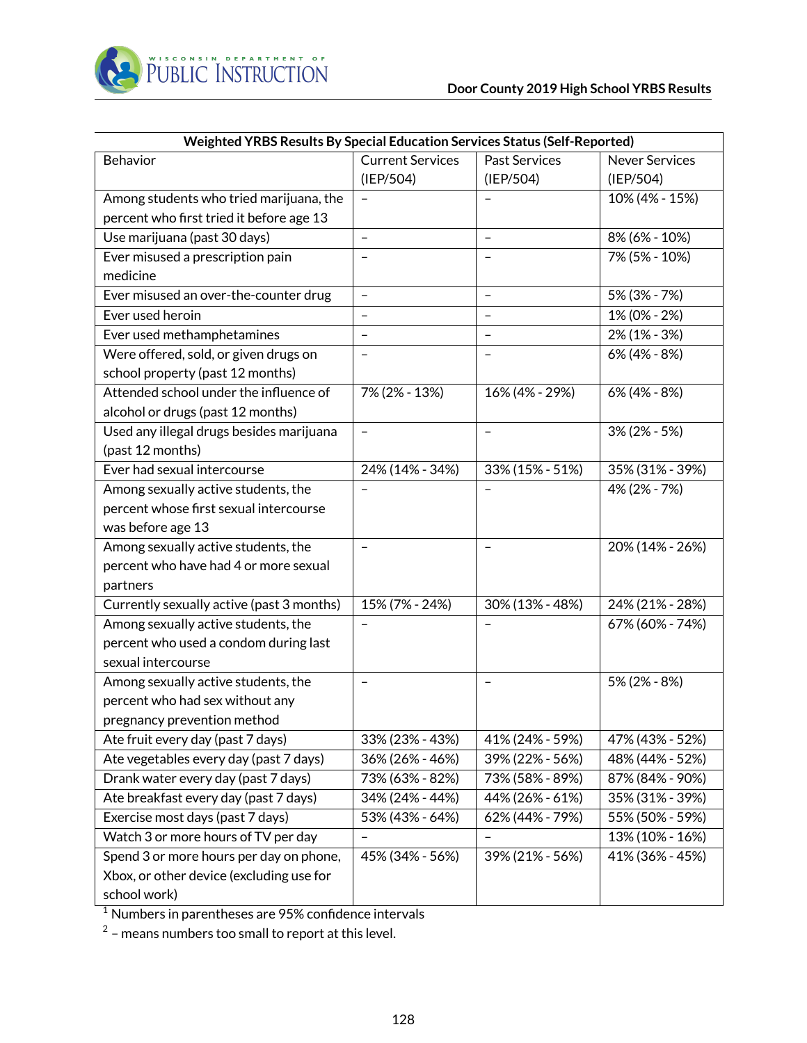| Weighted YRBS Results By Special Education Services Status (Self-Reported) | | | |
|---|---|---|---|
| Behavior | Current Services (IEP/504) | Past Services (IEP/504) | Never Services (IEP/504) |
| Among students who tried marijuana, the percent who first tried it before age 13 | – | – | 10% (4% - 15%) |
| Use marijuana (past 30 days) | – | – | 8% (6% - 10%) |
| Ever misused a prescription pain medicine | – | – | 7% (5% - 10%) |
| Ever misused an over-the-counter drug | – | – | 5% (3% - 7%) |
| Ever used heroin | – | – | 1% (0% - 2%) |
| Ever used methamphetamines | – | – | 2% (1% - 3%) |
| Were offered, sold, or given drugs on school property (past 12 months) | – | – | 6% (4% - 8%) |
| Attended school under the influence of alcohol or drugs (past 12 months) | 7% (2% - 13%) | 16% (4% - 29%) | 6% (4% - 8%) |
| Used any illegal drugs besides marijuana (past 12 months) | – | – | 3% (2% - 5%) |
| Ever had sexual intercourse | 24% (14% - 34%) | 33% (15% - 51%) | 35% (31% - 39%) |
| Among sexually active students, the percent whose first sexual intercourse was before age 13 | – | – | 4% (2% - 7%) |
| Among sexually active students, the percent who have had 4 or more sexual partners | – | – | 20% (14% - 26%) |
| Currently sexually active (past 3 months) | 15% (7% - 24%) | 30% (13% - 48%) | 24% (21% - 28%) |
| Among sexually active students, the percent who used a condom during last sexual intercourse | – | – | 67% (60% - 74%) |
| Among sexually active students, the percent who had sex without any pregnancy prevention method | – | – | 5% (2% - 8%) |
| Ate fruit every day (past 7 days) | 33% (23% - 43%) | 41% (24% - 59%) | 47% (43% - 52%) |
| Ate vegetables every day (past 7 days) | 36% (26% - 46%) | 39% (22% - 56%) | 48% (44% - 52%) |
| Drank water every day (past 7 days) | 73% (63% - 82%) | 73% (58% - 89%) | 87% (84% - 90%) |
| Ate breakfast every day (past 7 days) | 34% (24% - 44%) | 44% (26% - 61%) | 35% (31% - 39%) |
| Exercise most days (past 7 days) | 53% (43% - 64%) | 62% (44% - 79%) | 55% (50% - 59%) |
| Watch 3 or more hours of TV per day | – | – | 13% (10% - 16%) |
| Spend 3 or more hours per day on phone, Xbox, or other device (excluding use for school work) | 45% (34% - 56%) | 39% (21% - 56%) | 41% (36% - 45%) |

[1] Numbers in parentheses are 95% confidence intervals

[2] – means numbers too small to report at this level.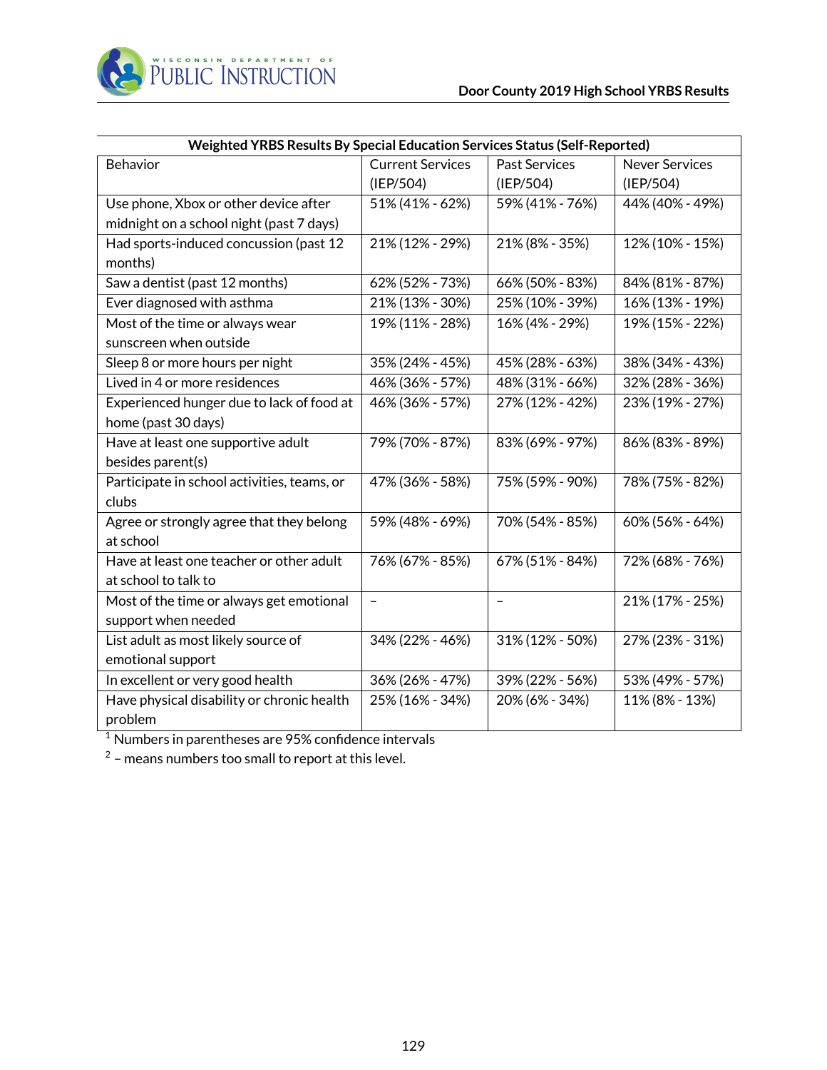| Weighted YRBS Results By Special Education Services Status (Self-Reported) | | | |
|---|---|---|---|
| Behavior | Current Services (IEP/504) | Past Services (IEP/504) | Never Services (IEP/504) |
| Use phone, Xbox or other device after midnight on a school night (past 7 days) | 51% (41% - 62%) | 59% (41% - 76%) | 44% (40% - 49%) |
| Had sports-induced concussion (past 12 months) | 21% (12% - 29%) | 21% (8% - 35%) | 12% (10% - 15%) |
| Saw a dentist (past 12 months) | 62% (52% - 73%) | 66% (50% - 83%) | 84% (81% - 87%) |
| Ever diagnosed with asthma | 21% (13% - 30%) | 25% (10% - 39%) | 16% (13% - 19%) |
| Most of the time or always wear sunscreen when outside | 19% (11% - 28%) | 16% (4% - 29%) | 19% (15% - 22%) |
| Sleep 8 or more hours per night | 35% (24% - 45%) | 45% (28% - 63%) | 38% (34% - 43%) |
| Lived in 4 or more residences | 46% (36% - 57%) | 48% (31% - 66%) | 32% (28% - 36%) |
| Experienced hunger due to lack of food at home (past 30 days) | 46% (36% - 57%) | 27% (12% - 42%) | 23% (19% - 27%) |
| Have at least one supportive adult besides parent(s) | 79% (70% - 87%) | 83% (69% - 97%) | 86% (83% - 89%) |
| Participate in school activities, teams, or clubs | 47% (36% - 58%) | 75% (59% - 90%) | 78% (75% - 82%) |
| Agree or strongly agree that they belong at school | 59% (48% - 69%) | 70% (54% - 85%) | 60% (56% - 64%) |
| Have at least one teacher or other adult at school to talk to | 76% (67% - 85%) | 67% (51% - 84%) | 72% (68% - 76%) |
| Most of the time or always get emotional support when needed | – | – | 21% (17% - 25%) |
| List adult as most likely source of emotional support | 34% (22% - 46%) | 31% (12% - 50%) | 27% (23% - 31%) |
| In excellent or very good health | 36% (26% - 47%) | 39% (22% - 56%) | 53% (49% - 57%) |
| Have physical disability or chronic health problem | 25% (16% - 34%) | 20% (6% - 34%) | 11% (8% - 13%) |

[1] Numbers in parentheses are 95% confidence intervals

[2] – means numbers too small to report at this level.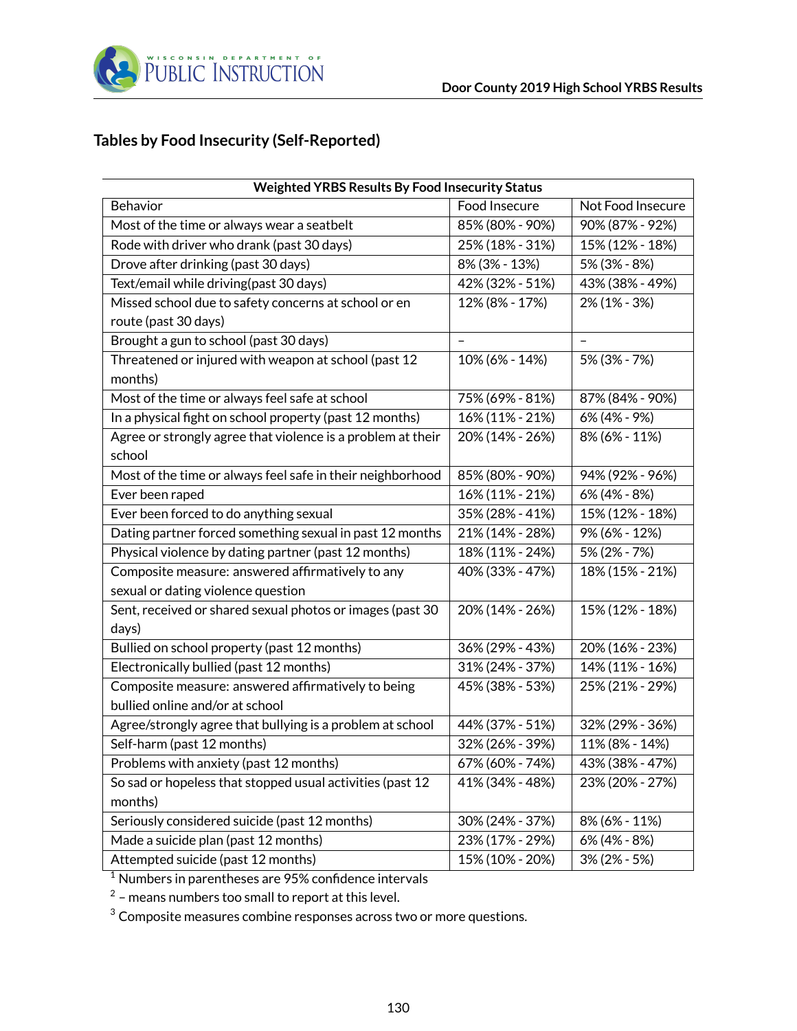## Tables by Food Insecurity (Self-Reported)

| Weighted YRBS Results By Food Insecurity Status | | |
|---|---|---|
| Behavior | Food Insecure | Not Food Insecure |
| Most of the time or always wear a seatbelt | 85% (80% - 90%) | 90% (87% - 92%) |
| Rode with driver who drank (past 30 days) | 25% (18% - 31%) | 15% (12% - 18%) |
| Drove after drinking (past 30 days) | 8% (3% - 13%) | 5% (3% - 8%) |
| Text/email while driving(past 30 days) | 42% (32% - 51%) | 43% (38% - 49%) |
| Missed school due to safety concerns at school or en route (past 30 days) | 12% (8% - 17%) | 2% (1% - 3%) |
| Brought a gun to school (past 30 days) | – | – |
| Threatened or injured with weapon at school (past 12 months) | 10% (6% - 14%) | 5% (3% - 7%) |
| Most of the time or always feel safe at school | 75% (69% - 81%) | 87% (84% - 90%) |
| In a physical fight on school property (past 12 months) | 16% (11% - 21%) | 6% (4% - 9%) |
| Agree or strongly agree that violence is a problem at their school | 20% (14% - 26%) | 8% (6% - 11%) |
| Most of the time or always feel safe in their neighborhood | 85% (80% - 90%) | 94% (92% - 96%) |
| Ever been raped | 16% (11% - 21%) | 6% (4% - 8%) |
| Ever been forced to do anything sexual | 35% (28% - 41%) | 15% (12% - 18%) |
| Dating partner forced something sexual in past 12 months | 21% (14% - 28%) | 9% (6% - 12%) |
| Physical violence by dating partner (past 12 months) | 18% (11% - 24%) | 5% (2% - 7%) |
| Composite measure: answered affirmatively to any sexual or dating violence question | 40% (33% - 47%) | 18% (15% - 21%) |
| Sent, received or shared sexual photos or images (past 30 days) | 20% (14% - 26%) | 15% (12% - 18%) |
| Bullied on school property (past 12 months) | 36% (29% - 43%) | 20% (16% - 23%) |
| Electronically bullied (past 12 months) | 31% (24% - 37%) | 14% (11% - 16%) |
| Composite measure: answered affirmatively to being bullied online and/or at school | 45% (38% - 53%) | 25% (21% - 29%) |
| Agree/strongly agree that bullying is a problem at school | 44% (37% - 51%) | 32% (29% - 36%) |
| Self-harm (past 12 months) | 32% (26% - 39%) | 11% (8% - 14%) |
| Problems with anxiety (past 12 months) | 67% (60% - 74%) | 43% (38% - 47%) |
| So sad or hopeless that stopped usual activities (past 12 months) | 41% (34% - 48%) | 23% (20% - 27%) |
| Seriously considered suicide (past 12 months) | 30% (24% - 37%) | 8% (6% - 11%) |
| Made a suicide plan (past 12 months) | 23% (17% - 29%) | 6% (4% - 8%) |
| Attempted suicide (past 12 months) | 15% (10% - 20%) | 3% (2% - 5%) |

[1] Numbers in parentheses are 95% confidence intervals

[2] – means numbers too small to report at this level.

[3] Composite measures combine responses across two or more questions.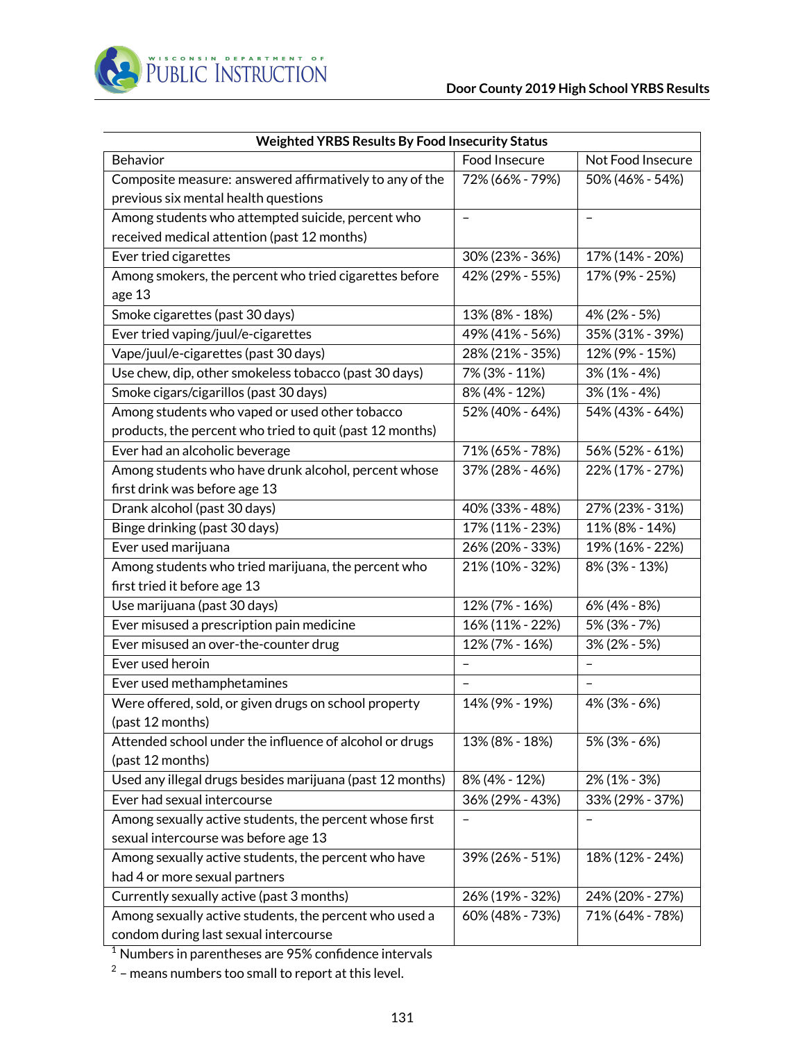| Weighted YRBS Results By Food Insecurity Status | | |
|---|---|---|
| Behavior | Food Insecure | Not Food Insecure |
| Composite measure: answered affirmatively to any of the previous six mental health questions | 72% (66% - 79%) | 50% (46% - 54%) |
| Among students who attempted suicide, percent who received medical attention (past 12 months) | – | – |
| Ever tried cigarettes | 30% (23% - 36%) | 17% (14% - 20%) |
| Among smokers, the percent who tried cigarettes before age 13 | 42% (29% - 55%) | 17% (9% - 25%) |
| Smoke cigarettes (past 30 days) | 13% (8% - 18%) | 4% (2% - 5%) |
| Ever tried vaping/juul/e-cigarettes | 49% (41% - 56%) | 35% (31% - 39%) |
| Vape/juul/e-cigarettes (past 30 days) | 28% (21% - 35%) | 12% (9% - 15%) |
| Use chew, dip, other smokeless tobacco (past 30 days) | 7% (3% - 11%) | 3% (1% - 4%) |
| Smoke cigars/cigarillos (past 30 days) | 8% (4% - 12%) | 3% (1% - 4%) |
| Among students who vaped or used other tobacco products, the percent who tried to quit (past 12 months) | 52% (40% - 64%) | 54% (43% - 64%) |
| Ever had an alcoholic beverage | 71% (65% - 78%) | 56% (52% - 61%) |
| Among students who have drunk alcohol, percent whose first drink was before age 13 | 37% (28% - 46%) | 22% (17% - 27%) |
| Drank alcohol (past 30 days) | 40% (33% - 48%) | 27% (23% - 31%) |
| Binge drinking (past 30 days) | 17% (11% - 23%) | 11% (8% - 14%) |
| Ever used marijuana | 26% (20% - 33%) | 19% (16% - 22%) |
| Among students who tried marijuana, the percent who first tried it before age 13 | 21% (10% - 32%) | 8% (3% - 13%) |
| Use marijuana (past 30 days) | 12% (7% - 16%) | 6% (4% - 8%) |
| Ever misused a prescription pain medicine | 16% (11% - 22%) | 5% (3% - 7%) |
| Ever misused an over-the-counter drug | 12% (7% - 16%) | 3% (2% - 5%) |
| Ever used heroin | – | – |
| Ever used methamphetamines | – | – |
| Were offered, sold, or given drugs on school property (past 12 months) | 14% (9% - 19%) | 4% (3% - 6%) |
| Attended school under the influence of alcohol or drugs (past 12 months) | 13% (8% - 18%) | 5% (3% - 6%) |
| Used any illegal drugs besides marijuana (past 12 months) | 8% (4% - 12%) | 2% (1% - 3%) |
| Ever had sexual intercourse | 36% (29% - 43%) | 33% (29% - 37%) |
| Among sexually active students, the percent whose first sexual intercourse was before age 13 | – | – |
| Among sexually active students, the percent who have had 4 or more sexual partners | 39% (26% - 51%) | 18% (12% - 24%) |
| Currently sexually active (past 3 months) | 26% (19% - 32%) | 24% (20% - 27%) |
| Among sexually active students, the percent who used a condom during last sexual intercourse | 60% (48% - 73%) | 71% (64% - 78%) |

[1] Numbers in parentheses are 95% confidence intervals

[2] – means numbers too small to report at this level.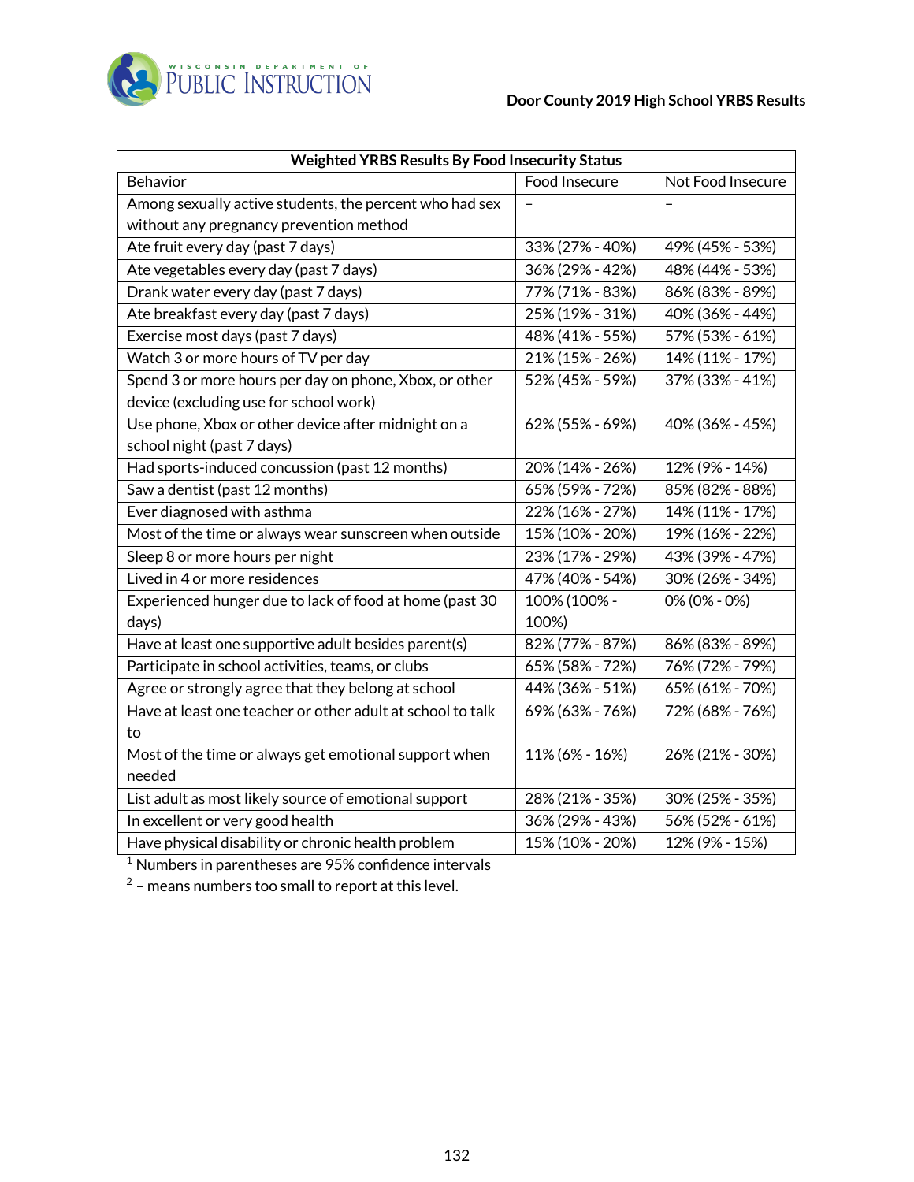| Weighted YRBS Results By Food Insecurity Status | | |
|---|---|---|
| Behavior | Food Insecure | Not Food Insecure |
| Among sexually active students, the percent who had sex without any pregnancy prevention method | – | – |
| Ate fruit every day (past 7 days) | 33% (27% - 40%) | 49% (45% - 53%) |
| Ate vegetables every day (past 7 days) | 36% (29% - 42%) | 48% (44% - 53%) |
| Drank water every day (past 7 days) | 77% (71% - 83%) | 86% (83% - 89%) |
| Ate breakfast every day (past 7 days) | 25% (19% - 31%) | 40% (36% - 44%) |
| Exercise most days (past 7 days) | 48% (41% - 55%) | 57% (53% - 61%) |
| Watch 3 or more hours of TV per day | 21% (15% - 26%) | 14% (11% - 17%) |
| Spend 3 or more hours per day on phone, Xbox, or other device (excluding use for school work) | 52% (45% - 59%) | 37% (33% - 41%) |
| Use phone, Xbox or other device after midnight on a school night (past 7 days) | 62% (55% - 69%) | 40% (36% - 45%) |
| Had sports-induced concussion (past 12 months) | 20% (14% - 26%) | 12% (9% - 14%) |
| Saw a dentist (past 12 months) | 65% (59% - 72%) | 85% (82% - 88%) |
| Ever diagnosed with asthma | 22% (16% - 27%) | 14% (11% - 17%) |
| Most of the time or always wear sunscreen when outside | 15% (10% - 20%) | 19% (16% - 22%) |
| Sleep 8 or more hours per night | 23% (17% - 29%) | 43% (39% - 47%) |
| Lived in 4 or more residences | 47% (40% - 54%) | 30% (26% - 34%) |
| Experienced hunger due to lack of food at home (past 30 days) | 100% (100% - 100%) | 0% (0% - 0%) |
| Have at least one supportive adult besides parent(s) | 82% (77% - 87%) | 86% (83% - 89%) |
| Participate in school activities, teams, or clubs | 65% (58% - 72%) | 76% (72% - 79%) |
| Agree or strongly agree that they belong at school | 44% (36% - 51%) | 65% (61% - 70%) |
| Have at least one teacher or other adult at school to talk to | 69% (63% - 76%) | 72% (68% - 76%) |
| Most of the time or always get emotional support when needed | 11% (6% - 16%) | 26% (21% - 30%) |
| List adult as most likely source of emotional support | 28% (21% - 35%) | 30% (25% - 35%) |
| In excellent or very good health | 36% (29% - 43%) | 56% (52% - 61%) |
| Have physical disability or chronic health problem | 15% (10% - 20%) | 12% (9% - 15%) |

[1] Numbers in parentheses are 95% confidence intervals

[2] – means numbers too small to report at this level.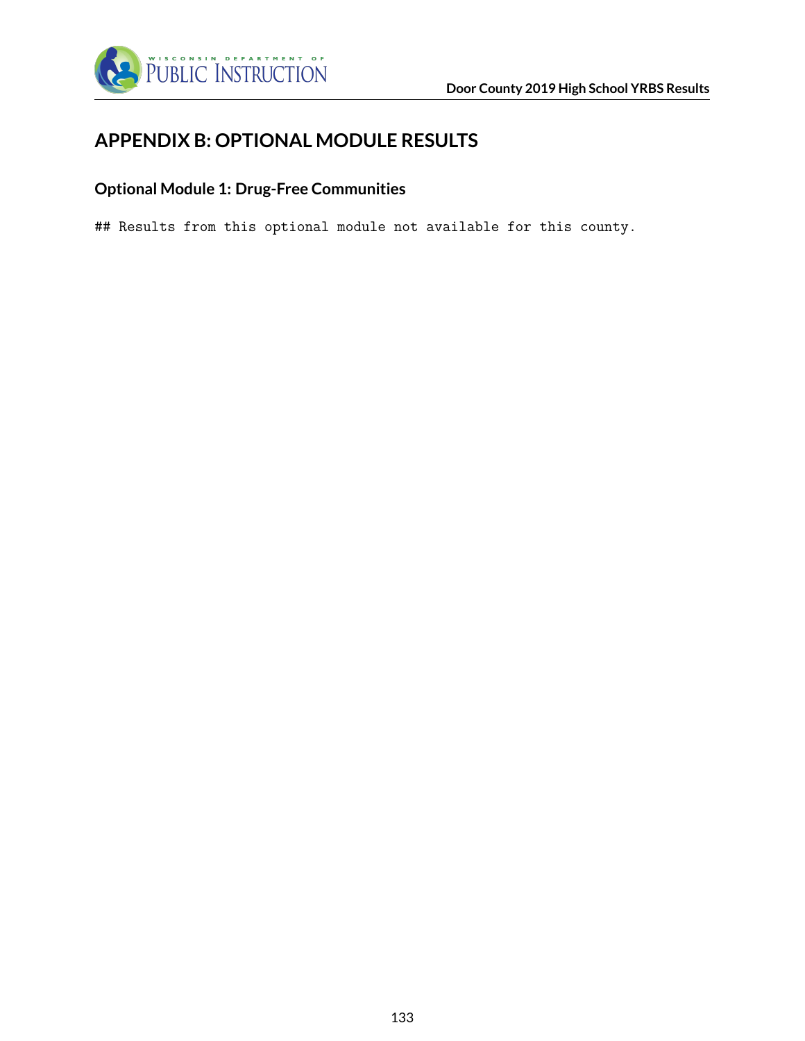# APPENDIX B: OPTIONAL MODULE RESULTS

## Optional Module 1: Drug-Free Communities

```
## Results from this optional module not available for this county.
```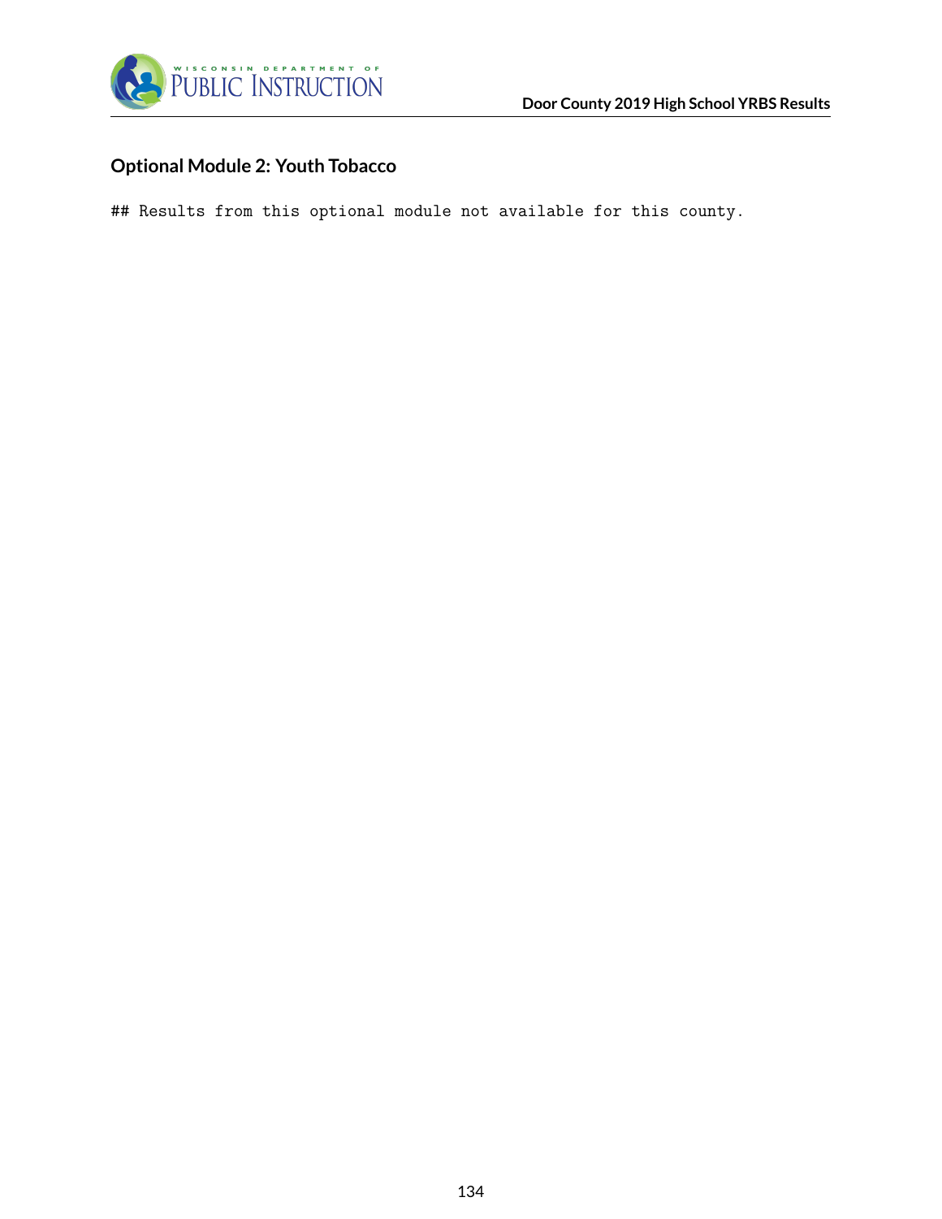## Optional Module 2: Youth Tobacco

```
## Results from this optional module not available for this county.
```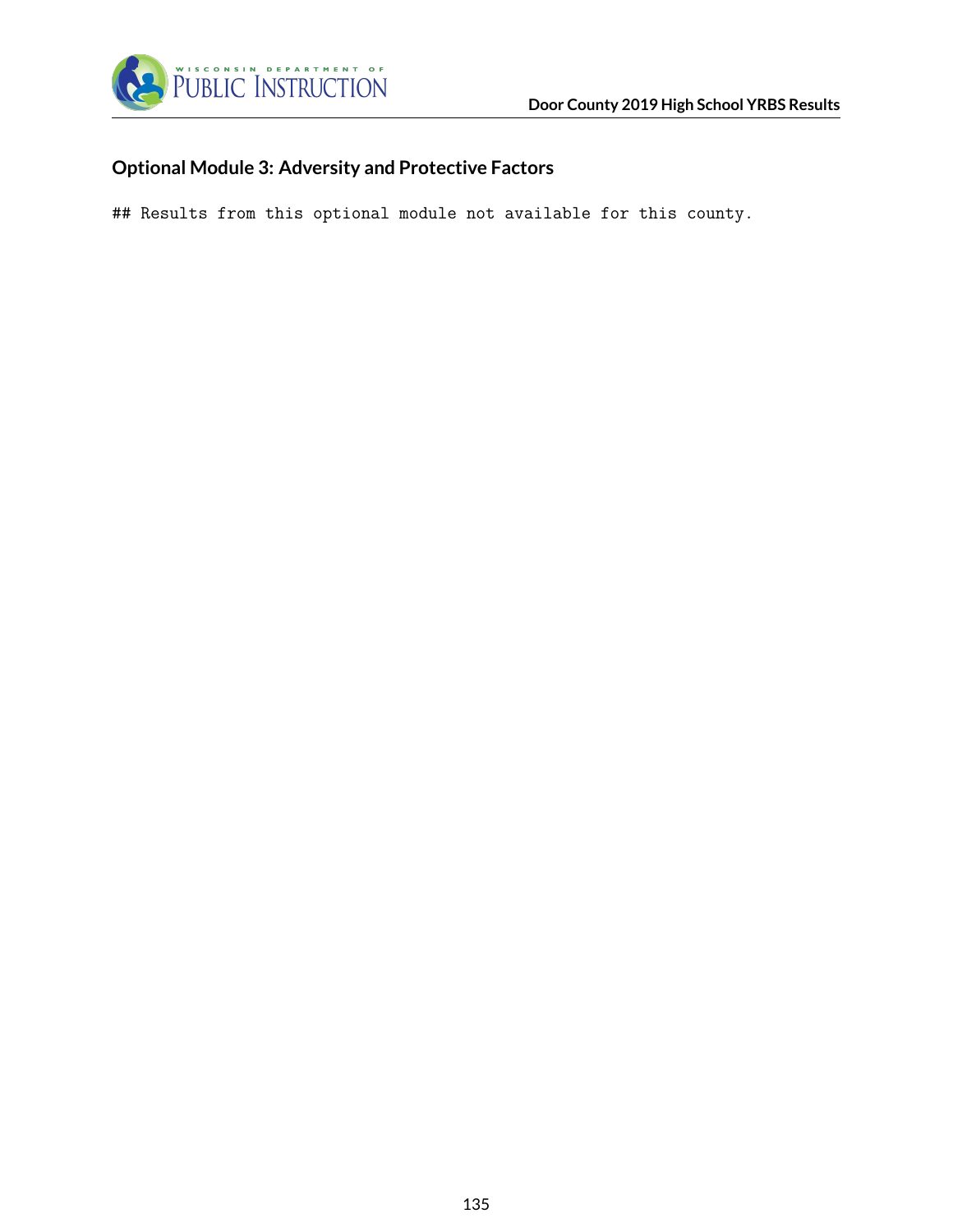## Optional Module 3: Adversity and Protective Factors

```
## Results from this optional module not available for this county.
```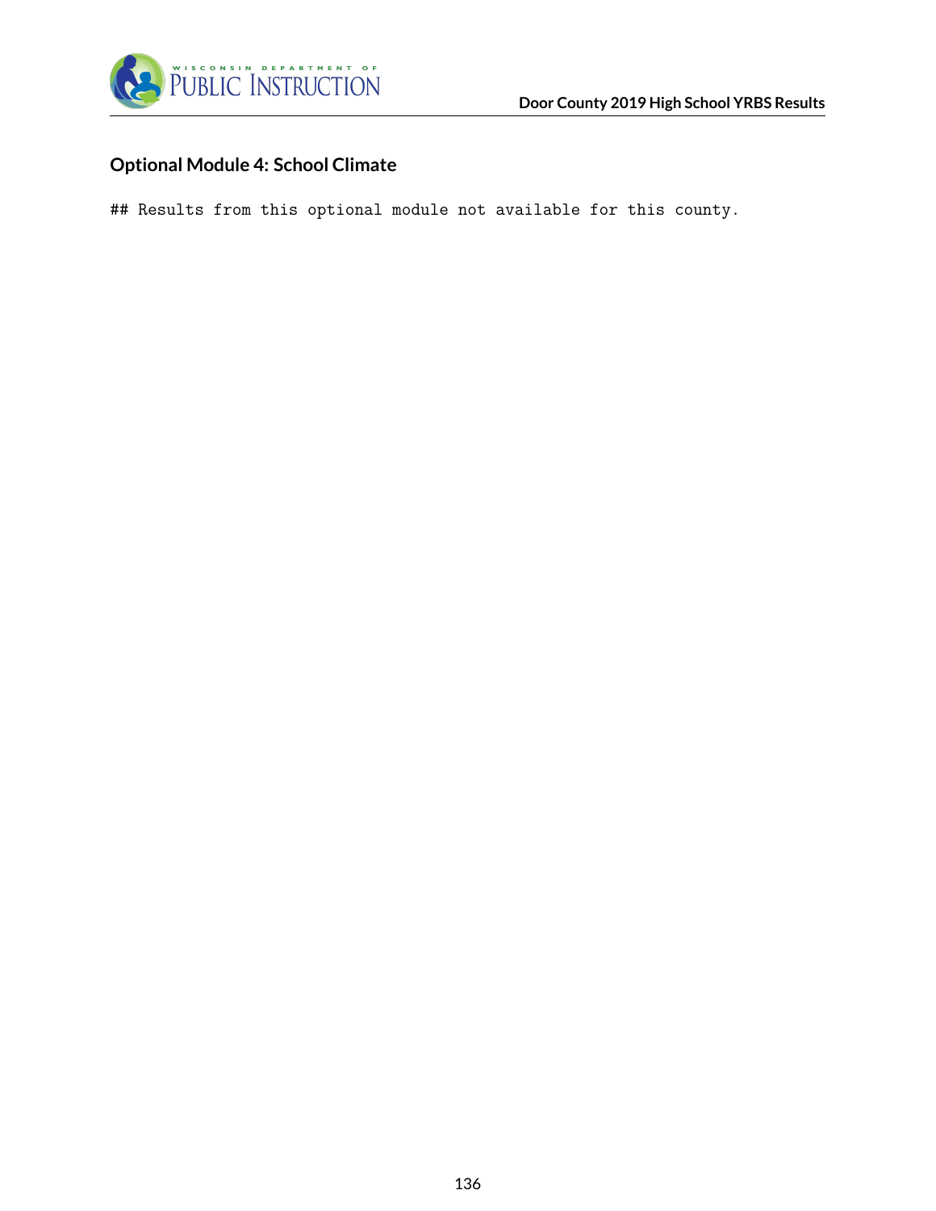## Optional Module 4: School Climate

```
## Results from this optional module not available for this county.
```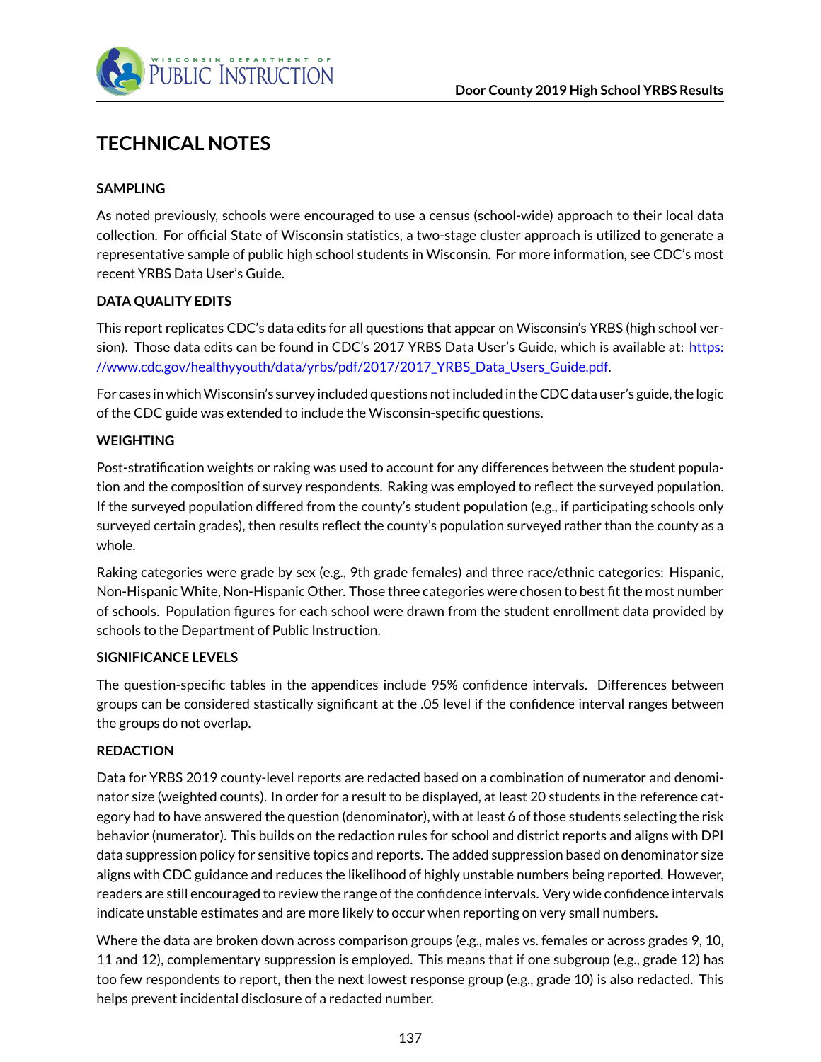# TECHNICAL NOTES

**SAMPLING**

As noted previously, schools were encouraged to use a census (school-wide) approach to their local data collection. For official State of Wisconsin statistics, a two-stage cluster approach is utilized to generate a representative sample of public high school students in Wisconsin. For more information, see CDC's most recent YRBS Data User's Guide.

**DATA QUALITY EDITS**

This report replicates CDC's data edits for all questions that appear on Wisconsin's YRBS (high school version). Those data edits can be found in CDC's 2017 YRBS Data User's Guide, which is available at: https://www.cdc.gov/healthyyouth/data/yrbs/pdf/2017/2017_YRBS_Data_Users_Guide.pdf.

For cases in which Wisconsin's survey included questions not included in the CDC data user's guide, the logic of the CDC guide was extended to include the Wisconsin-specific questions.

**WEIGHTING**

Post-stratification weights or raking was used to account for any differences between the student population and the composition of survey respondents. Raking was employed to reflect the surveyed population. If the surveyed population differed from the county's student population (e.g., if participating schools only surveyed certain grades), then results reflect the county's population surveyed rather than the county as a whole.

Raking categories were grade by sex (e.g., 9th grade females) and three race/ethnic categories: Hispanic, Non-Hispanic White, Non-Hispanic Other. Those three categories were chosen to best fit the most number of schools. Population figures for each school were drawn from the student enrollment data provided by schools to the Department of Public Instruction.

**SIGNIFICANCE LEVELS**

The question-specific tables in the appendices include 95% confidence intervals. Differences between groups can be considered stastically significant at the .05 level if the confidence interval ranges between the groups do not overlap.

**REDACTION**

Data for YRBS 2019 county-level reports are redacted based on a combination of numerator and denominator size (weighted counts). In order for a result to be displayed, at least 20 students in the reference category had to have answered the question (denominator), with at least 6 of those students selecting the risk behavior (numerator). This builds on the redaction rules for school and district reports and aligns with DPI data suppression policy for sensitive topics and reports. The added suppression based on denominator size aligns with CDC guidance and reduces the likelihood of highly unstable numbers being reported. However, readers are still encouraged to review the range of the confidence intervals. Very wide confidence intervals indicate unstable estimates and are more likely to occur when reporting on very small numbers.

Where the data are broken down across comparison groups (e.g., males vs. females or across grades 9, 10, 11 and 12), complementary suppression is employed. This means that if one subgroup (e.g., grade 12) has too few respondents to report, then the next lowest response group (e.g., grade 10) is also redacted. This helps prevent incidental disclosure of a redacted number.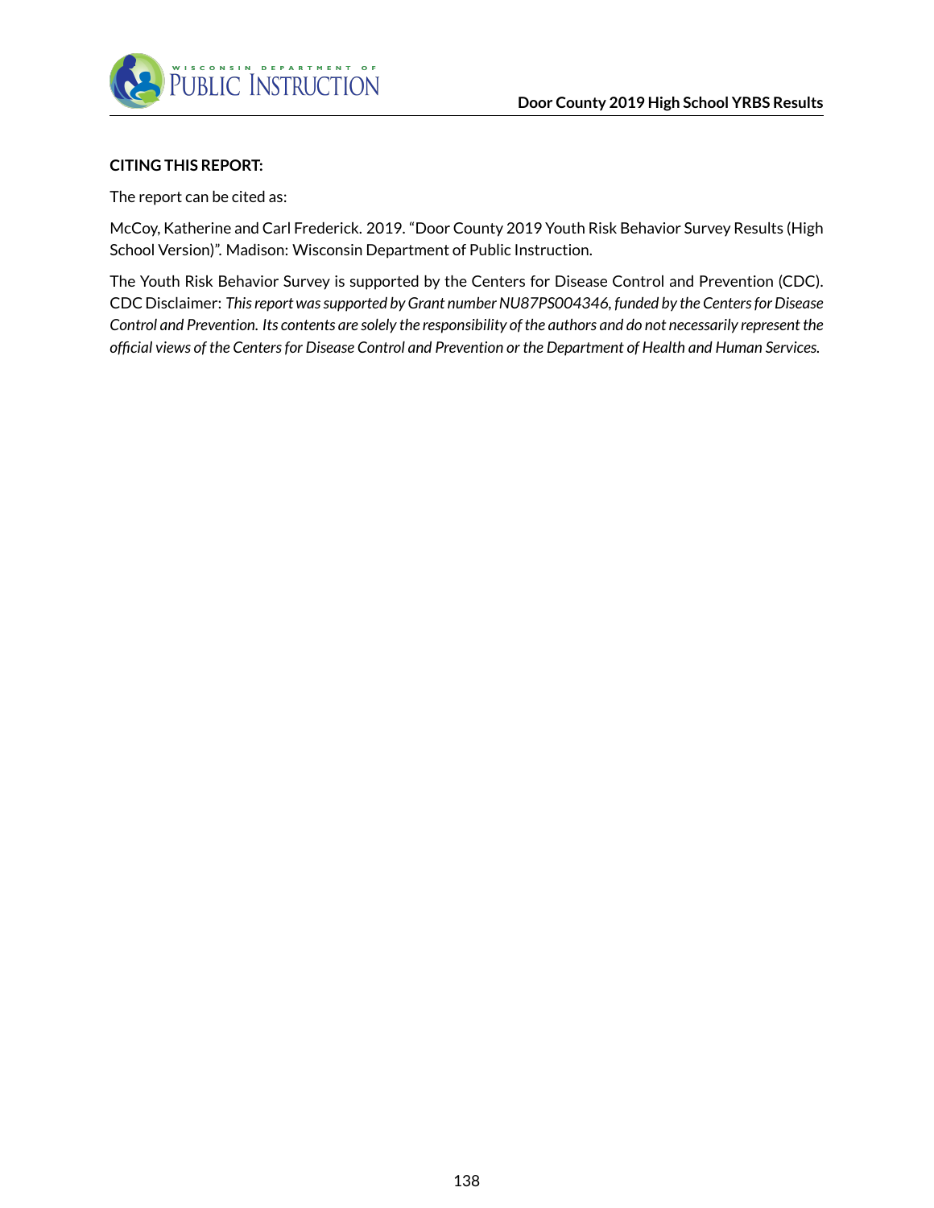**CITING THIS REPORT:**

The report can be cited as:

McCoy, Katherine and Carl Frederick. 2019. "Door County 2019 Youth Risk Behavior Survey Results (High School Version)". Madison: Wisconsin Department of Public Instruction.

The Youth Risk Behavior Survey is supported by the Centers for Disease Control and Prevention (CDC). CDC Disclaimer: *This report was supported by Grant number NU87PS004346, funded by the Centers for Disease Control and Prevention. Its contents are solely the responsibility of the authors and do not necessarily represent the official views of the Centers for Disease Control and Prevention or the Department of Health and Human Services.*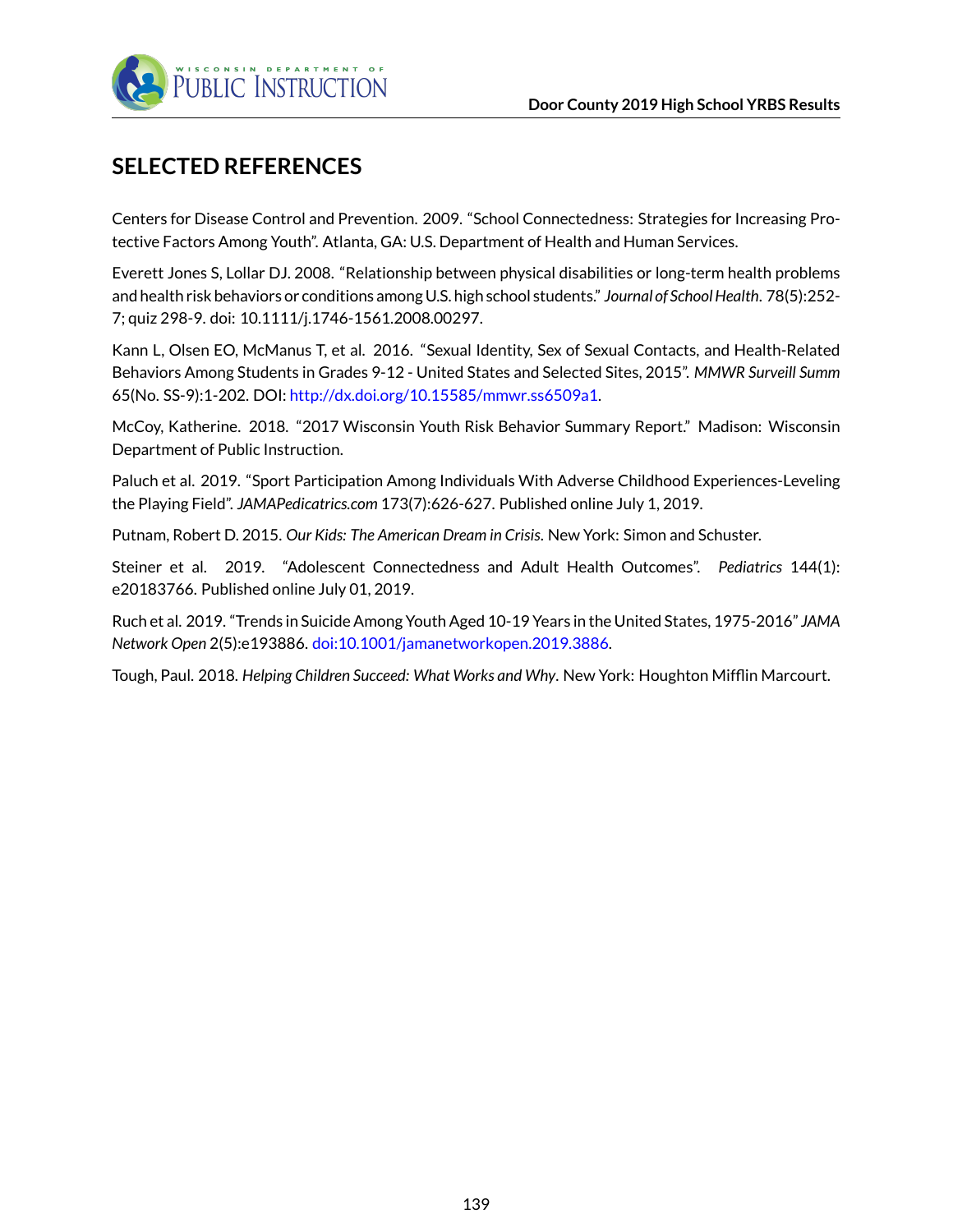## SELECTED REFERENCES

Centers for Disease Control and Prevention. 2009. "School Connectedness: Strategies for Increasing Protective Factors Among Youth". Atlanta, GA: U.S. Department of Health and Human Services.

Everett Jones S, Lollar DJ. 2008. "Relationship between physical disabilities or long-term health problems and health risk behaviors or conditions among U.S. high school students." *Journal of School Health*. 78(5):252-7; quiz 298-9. doi: 10.1111/j.1746-1561.2008.00297.

Kann L, Olsen EO, McManus T, et al. 2016. "Sexual Identity, Sex of Sexual Contacts, and Health-Related Behaviors Among Students in Grades 9-12 - United States and Selected Sites, 2015". *MMWR Surveill Summ* 65(No. SS-9):1-202. DOI: http://dx.doi.org/10.15585/mmwr.ss6509a1.

McCoy, Katherine. 2018. "2017 Wisconsin Youth Risk Behavior Summary Report." Madison: Wisconsin Department of Public Instruction.

Paluch et al. 2019. "Sport Participation Among Individuals With Adverse Childhood Experiences-Leveling the Playing Field". *JAMAPedicatrics.com* 173(7):626-627. Published online July 1, 2019.

Putnam, Robert D. 2015. *Our Kids: The American Dream in Crisis*. New York: Simon and Schuster.

Steiner et al. 2019. "Adolescent Connectedness and Adult Health Outcomes". *Pediatrics* 144(1): e20183766. Published online July 01, 2019.

Ruch et al. 2019. "Trends in Suicide Among Youth Aged 10-19 Years in the United States, 1975-2016" *JAMA Network Open* 2(5):e193886. doi:10.1001/jamanetworkopen.2019.3886.

Tough, Paul. 2018. *Helping Children Succeed: What Works and Why*. New York: Houghton Mifflin Marcourt.